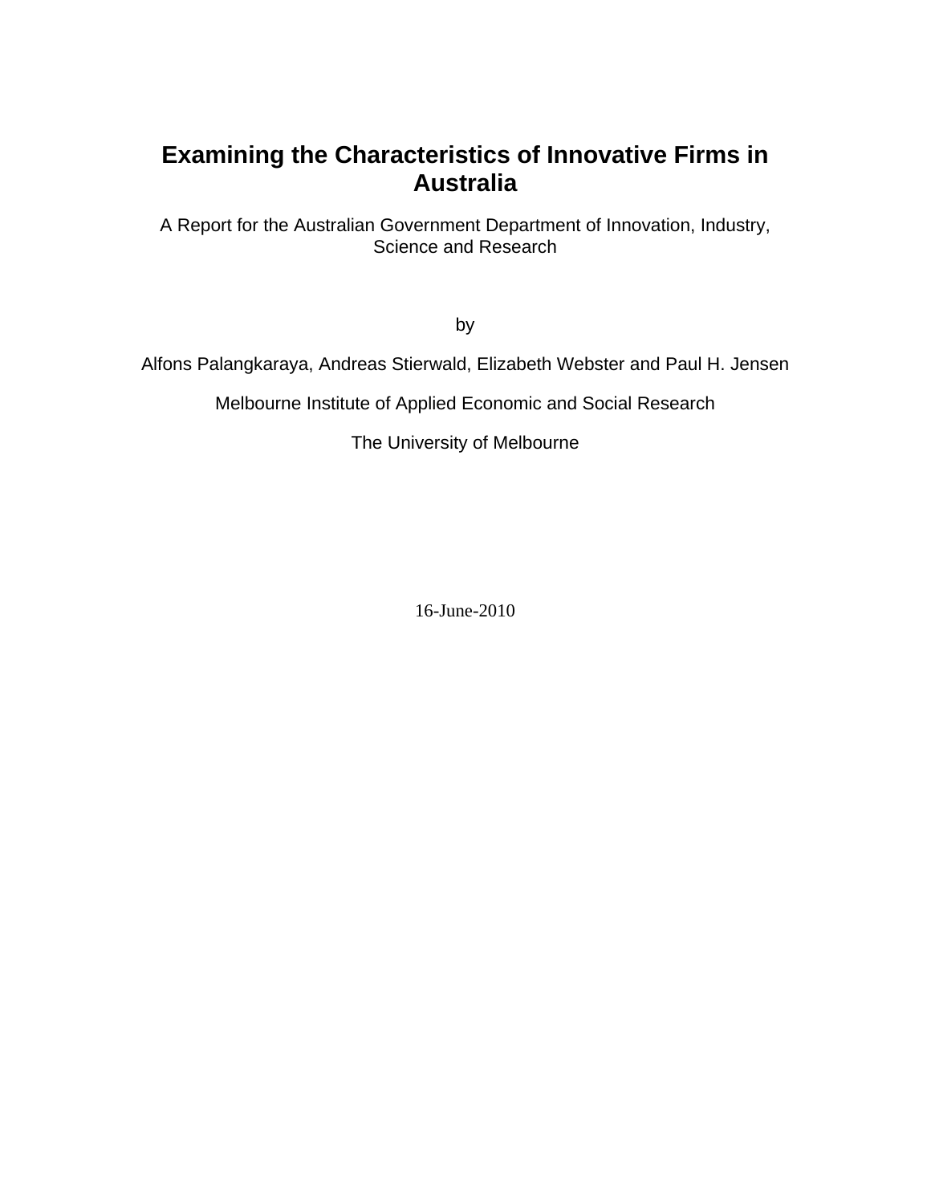# Examining the Characteristics of Innovative Firms in Australia

A Report for the Australian Government Department of Innovation, Industry, Science and Research

by

Alfons Palangkaraya, Andreas Stierwald, Elizabeth Webster and Paul H. Jensen

Melbourne Institute of Applied Economic and Social Research

The University of Melbourne

16-June-2010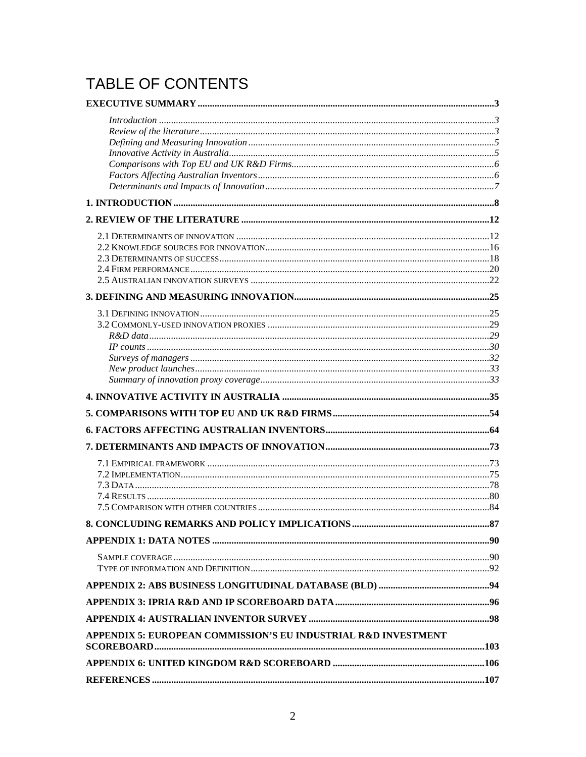# TABLE OF CONTENTS

**EXECUTIVE SUMMARY** .......... 3

- *Introduction* .......... 3
- *Review of the literature* .......... 3
- *Defining and Measuring Innovation* .......... 5
- *Innovative Activity in Australia* .......... 5
- *Comparisons with Top EU and UK R&D Firms* .......... 6
- *Factors Affecting Australian Inventors* .......... 6
- *Determinants and Impacts of Innovation* .......... 7

**1. INTRODUCTION** .......... 8

**2. REVIEW OF THE LITERATURE** .......... 12

- 2.1 Determinants of innovation .......... 12
- 2.2 Knowledge sources for innovation .......... 16
- 2.3 Determinants of success .......... 18
- 2.4 Firm performance .......... 20
- 2.5 Australian innovation surveys .......... 22

**3. DEFINING AND MEASURING INNOVATION** .......... 25

- 3.1 Defining innovation .......... 25
- 3.2 Commonly-used innovation proxies .......... 29
  - *R&D data* .......... 29
  - *IP counts* .......... 30
  - *Surveys of managers* .......... 32
  - *New product launches* .......... 33
  - *Summary of innovation proxy coverage* .......... 33

**4. INNOVATIVE ACTIVITY IN AUSTRALIA** .......... 35

**5. COMPARISONS WITH TOP EU AND UK R&D FIRMS** .......... 54

**6. FACTORS AFFECTING AUSTRALIAN INVENTORS** .......... 64

**7. DETERMINANTS AND IMPACTS OF INNOVATION** .......... 73

- 7.1 Empirical framework .......... 73
- 7.2 Implementation .......... 75
- 7.3 Data .......... 78
- 7.4 Results .......... 80
- 7.5 Comparison with other countries .......... 84

**8. CONCLUDING REMARKS AND POLICY IMPLICATIONS** .......... 87

**APPENDIX 1: DATA NOTES** .......... 90

- Sample coverage .......... 90
- Type of information and Definition .......... 92

**APPENDIX 2: ABS BUSINESS LONGITUDINAL DATABASE (BLD)** .......... 94

**APPENDIX 3: IPRIA R&D AND IP SCOREBOARD DATA** .......... 96

**APPENDIX 4: AUSTRALIAN INVENTOR SURVEY** .......... 98

**APPENDIX 5: EUROPEAN COMMISSION'S EU INDUSTRIAL R&D INVESTMENT SCOREBOARD** .......... 103

**APPENDIX 6: UNITED KINGDOM R&D SCOREBOARD** .......... 106

**REFERENCES** .......... 107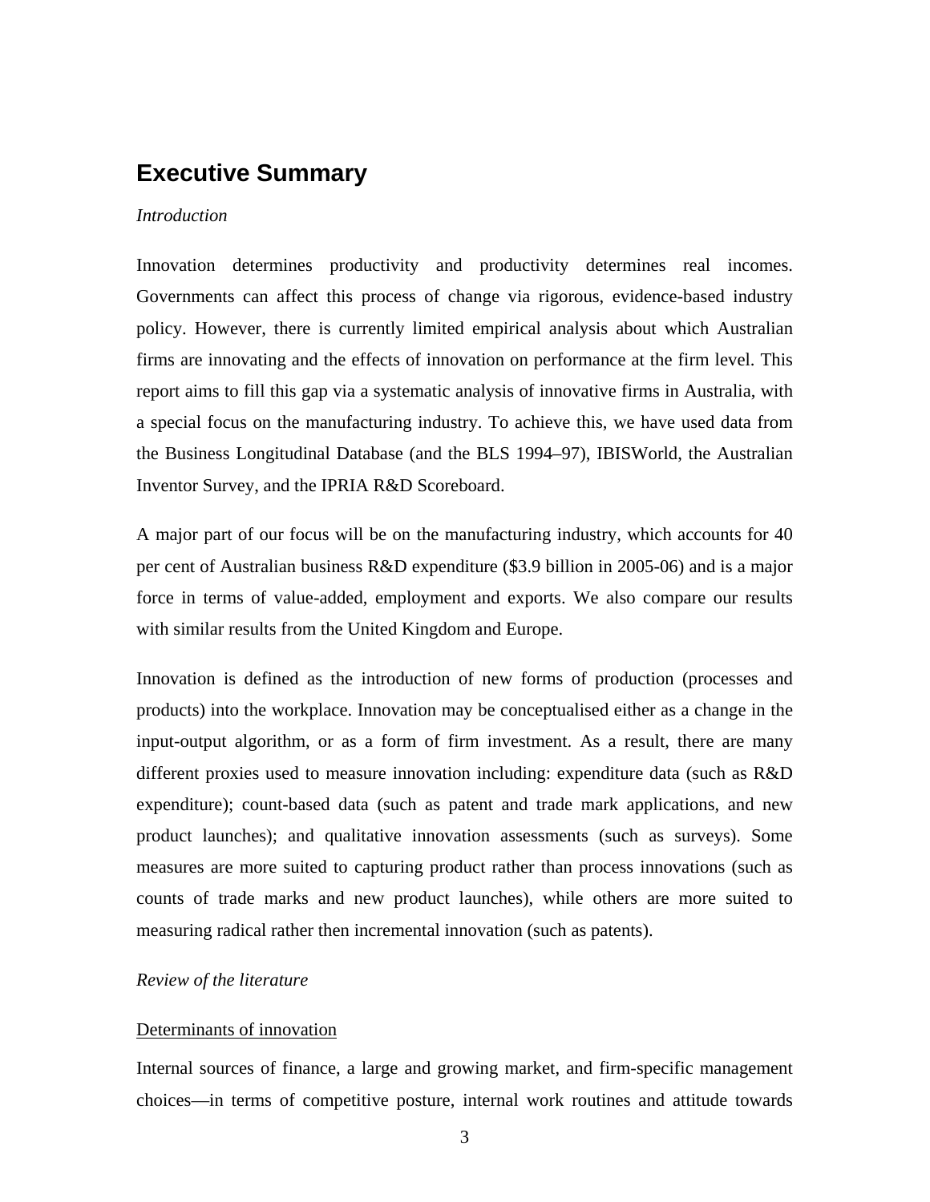## Executive Summary

*Introduction*

Innovation determines productivity and productivity determines real incomes. Governments can affect this process of change via rigorous, evidence-based industry policy. However, there is currently limited empirical analysis about which Australian firms are innovating and the effects of innovation on performance at the firm level. This report aims to fill this gap via a systematic analysis of innovative firms in Australia, with a special focus on the manufacturing industry. To achieve this, we have used data from the Business Longitudinal Database (and the BLS 1994–97), IBISWorld, the Australian Inventor Survey, and the IPRIA R&D Scoreboard.

A major part of our focus will be on the manufacturing industry, which accounts for 40 per cent of Australian business R&D expenditure ($3.9 billion in 2005-06) and is a major force in terms of value-added, employment and exports. We also compare our results with similar results from the United Kingdom and Europe.

Innovation is defined as the introduction of new forms of production (processes and products) into the workplace. Innovation may be conceptualised either as a change in the input-output algorithm, or as a form of firm investment. As a result, there are many different proxies used to measure innovation including: expenditure data (such as R&D expenditure); count-based data (such as patent and trade mark applications, and new product launches); and qualitative innovation assessments (such as surveys). Some measures are more suited to capturing product rather than process innovations (such as counts of trade marks and new product launches), while others are more suited to measuring radical rather then incremental innovation (such as patents).

*Review of the literature*

<u>Determinants of innovation</u>

Internal sources of finance, a large and growing market, and firm-specific management choices—in terms of competitive posture, internal work routines and attitude towards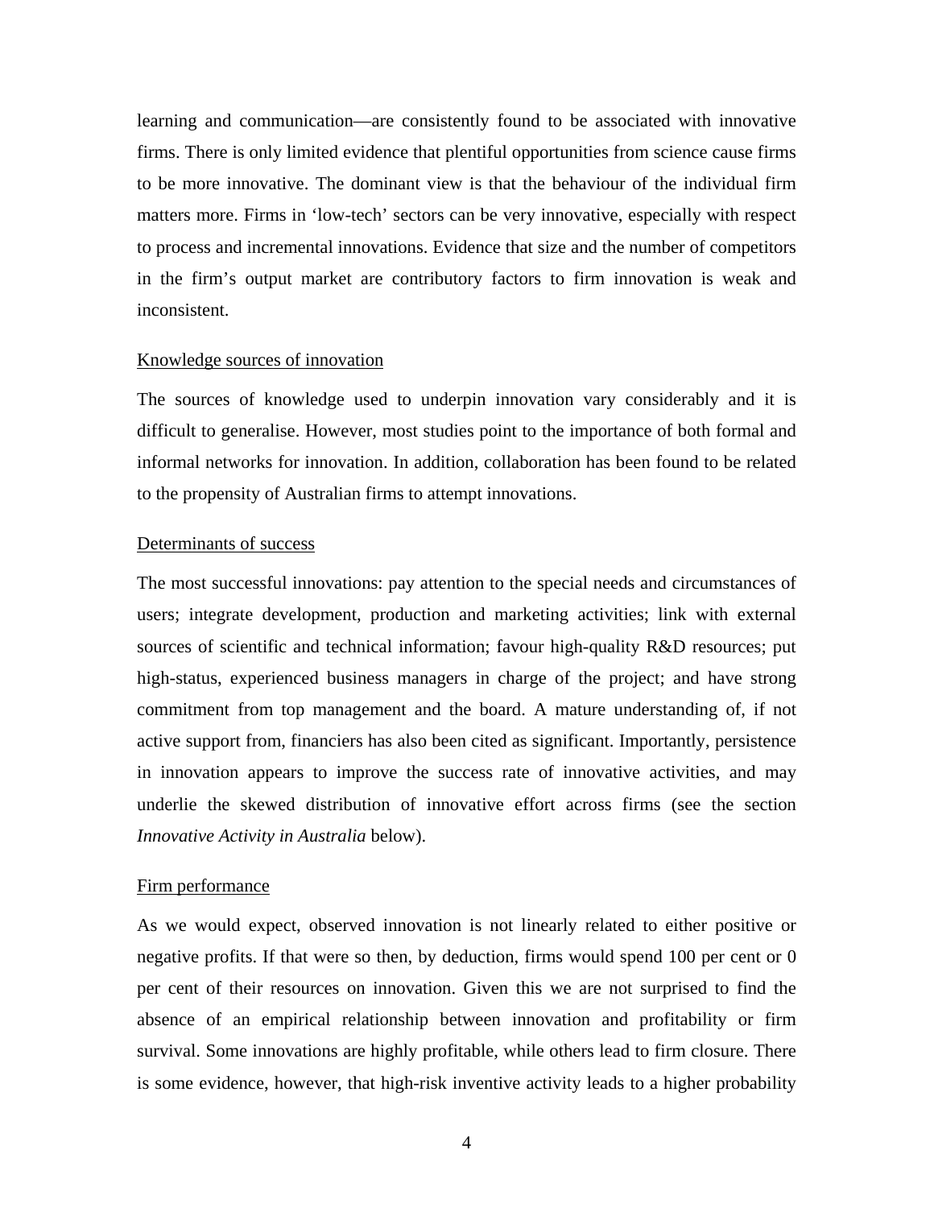learning and communication—are consistently found to be associated with innovative firms. There is only limited evidence that plentiful opportunities from science cause firms to be more innovative. The dominant view is that the behaviour of the individual firm matters more. Firms in 'low-tech' sectors can be very innovative, especially with respect to process and incremental innovations. Evidence that size and the number of competitors in the firm's output market are contributory factors to firm innovation is weak and inconsistent.

Knowledge sources of innovation

The sources of knowledge used to underpin innovation vary considerably and it is difficult to generalise. However, most studies point to the importance of both formal and informal networks for innovation. In addition, collaboration has been found to be related to the propensity of Australian firms to attempt innovations.

Determinants of success

The most successful innovations: pay attention to the special needs and circumstances of users; integrate development, production and marketing activities; link with external sources of scientific and technical information; favour high-quality R&D resources; put high-status, experienced business managers in charge of the project; and have strong commitment from top management and the board. A mature understanding of, if not active support from, financiers has also been cited as significant. Importantly, persistence in innovation appears to improve the success rate of innovative activities, and may underlie the skewed distribution of innovative effort across firms (see the section *Innovative Activity in Australia* below).

Firm performance

As we would expect, observed innovation is not linearly related to either positive or negative profits. If that were so then, by deduction, firms would spend 100 per cent or 0 per cent of their resources on innovation. Given this we are not surprised to find the absence of an empirical relationship between innovation and profitability or firm survival. Some innovations are highly profitable, while others lead to firm closure. There is some evidence, however, that high-risk inventive activity leads to a higher probability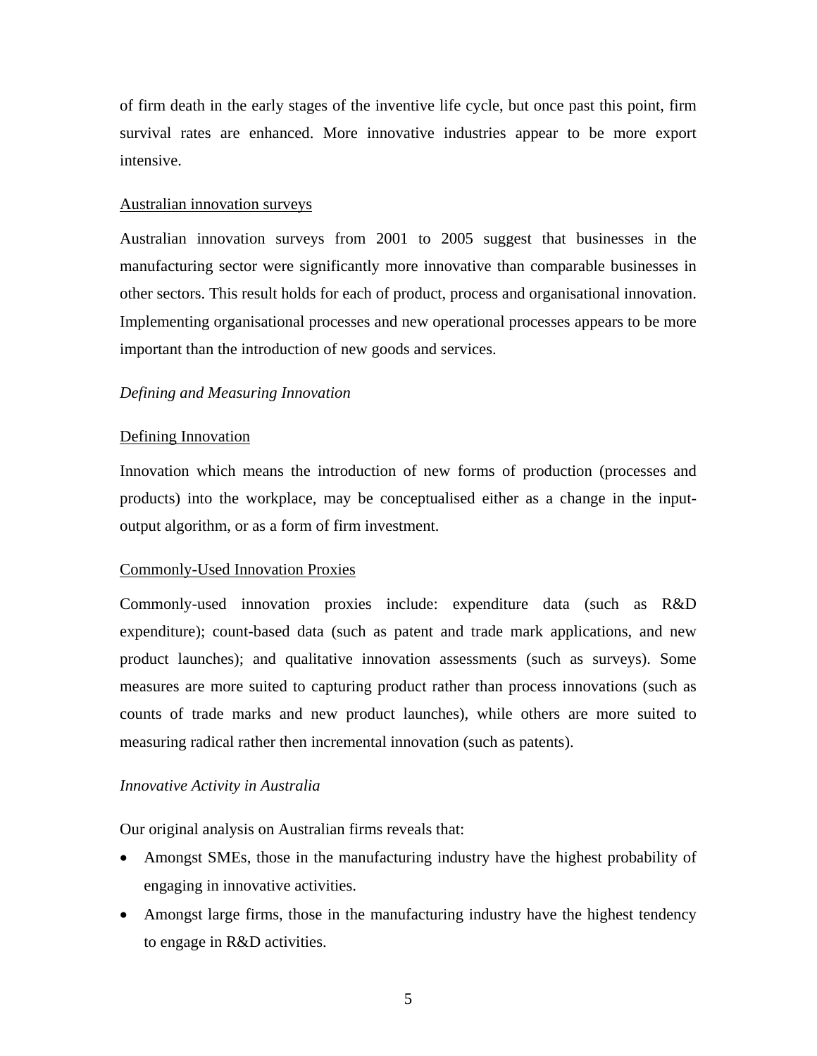of firm death in the early stages of the inventive life cycle, but once past this point, firm survival rates are enhanced. More innovative industries appear to be more export intensive.

Australian innovation surveys

Australian innovation surveys from 2001 to 2005 suggest that businesses in the manufacturing sector were significantly more innovative than comparable businesses in other sectors. This result holds for each of product, process and organisational innovation. Implementing organisational processes and new operational processes appears to be more important than the introduction of new goods and services.

*Defining and Measuring Innovation*

Defining Innovation

Innovation which means the introduction of new forms of production (processes and products) into the workplace, may be conceptualised either as a change in the input-output algorithm, or as a form of firm investment.

Commonly-Used Innovation Proxies

Commonly-used innovation proxies include: expenditure data (such as R&D expenditure); count-based data (such as patent and trade mark applications, and new product launches); and qualitative innovation assessments (such as surveys). Some measures are more suited to capturing product rather than process innovations (such as counts of trade marks and new product launches), while others are more suited to measuring radical rather then incremental innovation (such as patents).

*Innovative Activity in Australia*

Our original analysis on Australian firms reveals that:

- Amongst SMEs, those in the manufacturing industry have the highest probability of engaging in innovative activities.
- Amongst large firms, those in the manufacturing industry have the highest tendency to engage in R&D activities.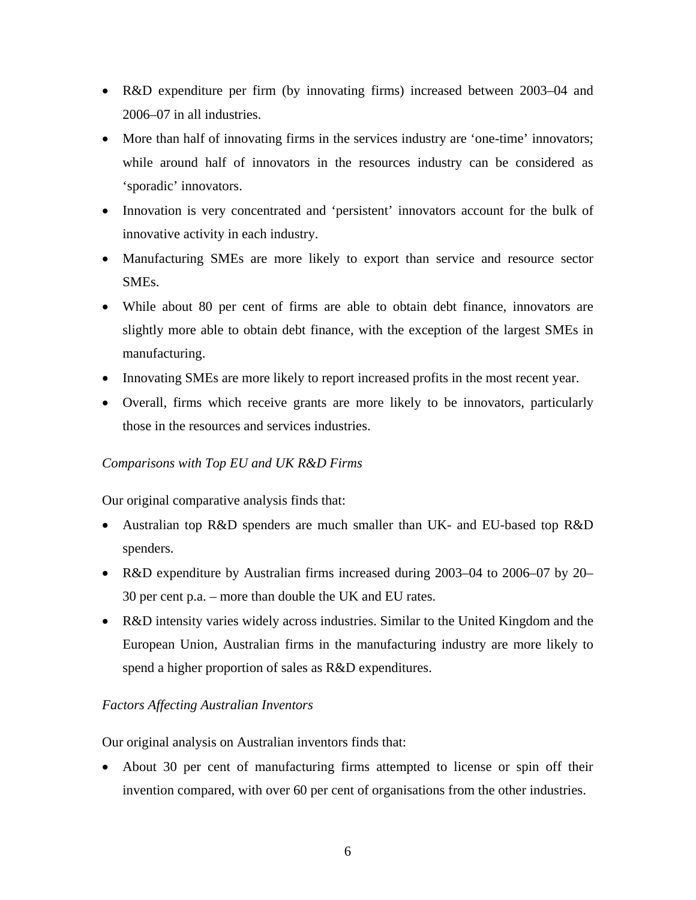- R&D expenditure per firm (by innovating firms) increased between 2003–04 and 2006–07 in all industries.
- More than half of innovating firms in the services industry are 'one-time' innovators; while around half of innovators in the resources industry can be considered as 'sporadic' innovators.
- Innovation is very concentrated and 'persistent' innovators account for the bulk of innovative activity in each industry.
- Manufacturing SMEs are more likely to export than service and resource sector SMEs.
- While about 80 per cent of firms are able to obtain debt finance, innovators are slightly more able to obtain debt finance, with the exception of the largest SMEs in manufacturing.
- Innovating SMEs are more likely to report increased profits in the most recent year.
- Overall, firms which receive grants are more likely to be innovators, particularly those in the resources and services industries.

*Comparisons with Top EU and UK R&D Firms*

Our original comparative analysis finds that:

- Australian top R&D spenders are much smaller than UK- and EU-based top R&D spenders.
- R&D expenditure by Australian firms increased during 2003–04 to 2006–07 by 20–30 per cent p.a. – more than double the UK and EU rates.
- R&D intensity varies widely across industries. Similar to the United Kingdom and the European Union, Australian firms in the manufacturing industry are more likely to spend a higher proportion of sales as R&D expenditures.

*Factors Affecting Australian Inventors*

Our original analysis on Australian inventors finds that:

- About 30 per cent of manufacturing firms attempted to license or spin off their invention compared, with over 60 per cent of organisations from the other industries.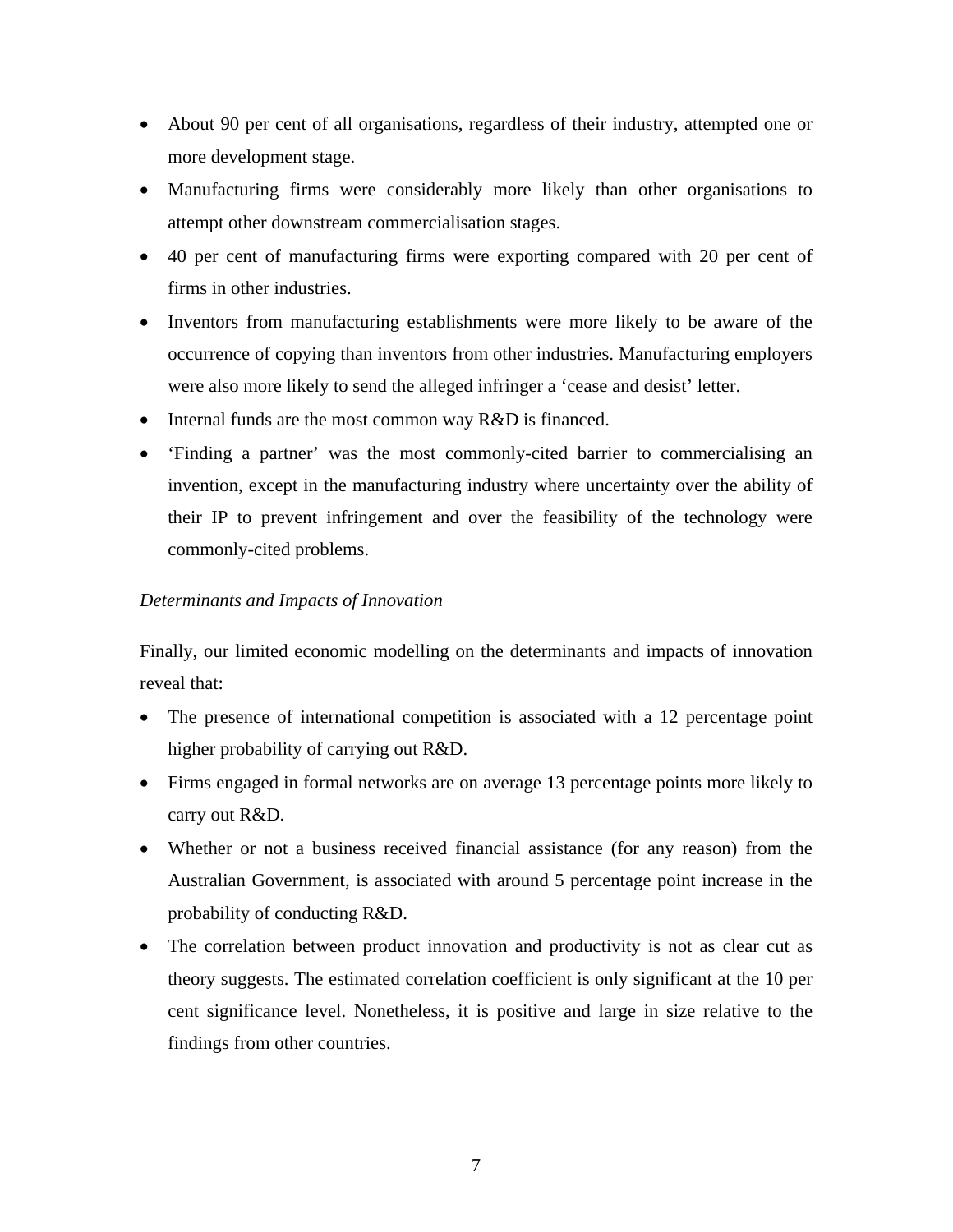- About 90 per cent of all organisations, regardless of their industry, attempted one or more development stage.
- Manufacturing firms were considerably more likely than other organisations to attempt other downstream commercialisation stages.
- 40 per cent of manufacturing firms were exporting compared with 20 per cent of firms in other industries.
- Inventors from manufacturing establishments were more likely to be aware of the occurrence of copying than inventors from other industries. Manufacturing employers were also more likely to send the alleged infringer a 'cease and desist' letter.
- Internal funds are the most common way R&D is financed.
- 'Finding a partner' was the most commonly-cited barrier to commercialising an invention, except in the manufacturing industry where uncertainty over the ability of their IP to prevent infringement and over the feasibility of the technology were commonly-cited problems.

*Determinants and Impacts of Innovation*

Finally, our limited economic modelling on the determinants and impacts of innovation reveal that:

- The presence of international competition is associated with a 12 percentage point higher probability of carrying out R&D.
- Firms engaged in formal networks are on average 13 percentage points more likely to carry out R&D.
- Whether or not a business received financial assistance (for any reason) from the Australian Government, is associated with around 5 percentage point increase in the probability of conducting R&D.
- The correlation between product innovation and productivity is not as clear cut as theory suggests. The estimated correlation coefficient is only significant at the 10 per cent significance level. Nonetheless, it is positive and large in size relative to the findings from other countries.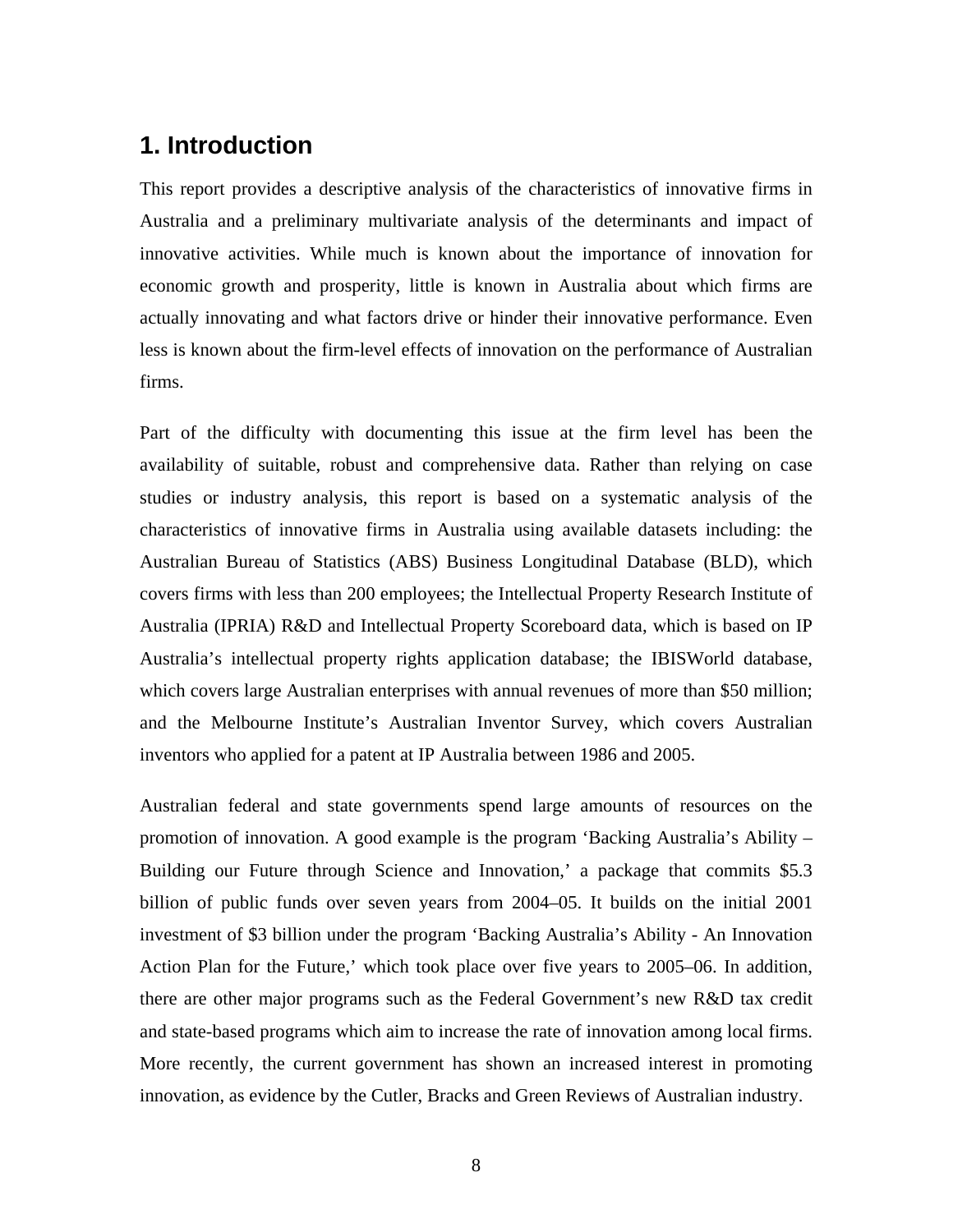## 1. Introduction

This report provides a descriptive analysis of the characteristics of innovative firms in Australia and a preliminary multivariate analysis of the determinants and impact of innovative activities. While much is known about the importance of innovation for economic growth and prosperity, little is known in Australia about which firms are actually innovating and what factors drive or hinder their innovative performance. Even less is known about the firm-level effects of innovation on the performance of Australian firms.

Part of the difficulty with documenting this issue at the firm level has been the availability of suitable, robust and comprehensive data. Rather than relying on case studies or industry analysis, this report is based on a systematic analysis of the characteristics of innovative firms in Australia using available datasets including: the Australian Bureau of Statistics (ABS) Business Longitudinal Database (BLD), which covers firms with less than 200 employees; the Intellectual Property Research Institute of Australia (IPRIA) R&D and Intellectual Property Scoreboard data, which is based on IP Australia's intellectual property rights application database; the IBISWorld database, which covers large Australian enterprises with annual revenues of more than $50 million; and the Melbourne Institute's Australian Inventor Survey, which covers Australian inventors who applied for a patent at IP Australia between 1986 and 2005.

Australian federal and state governments spend large amounts of resources on the promotion of innovation. A good example is the program 'Backing Australia's Ability – Building our Future through Science and Innovation,' a package that commits $5.3 billion of public funds over seven years from 2004–05. It builds on the initial 2001 investment of $3 billion under the program 'Backing Australia's Ability - An Innovation Action Plan for the Future,' which took place over five years to 2005–06. In addition, there are other major programs such as the Federal Government's new R&D tax credit and state-based programs which aim to increase the rate of innovation among local firms. More recently, the current government has shown an increased interest in promoting innovation, as evidence by the Cutler, Bracks and Green Reviews of Australian industry.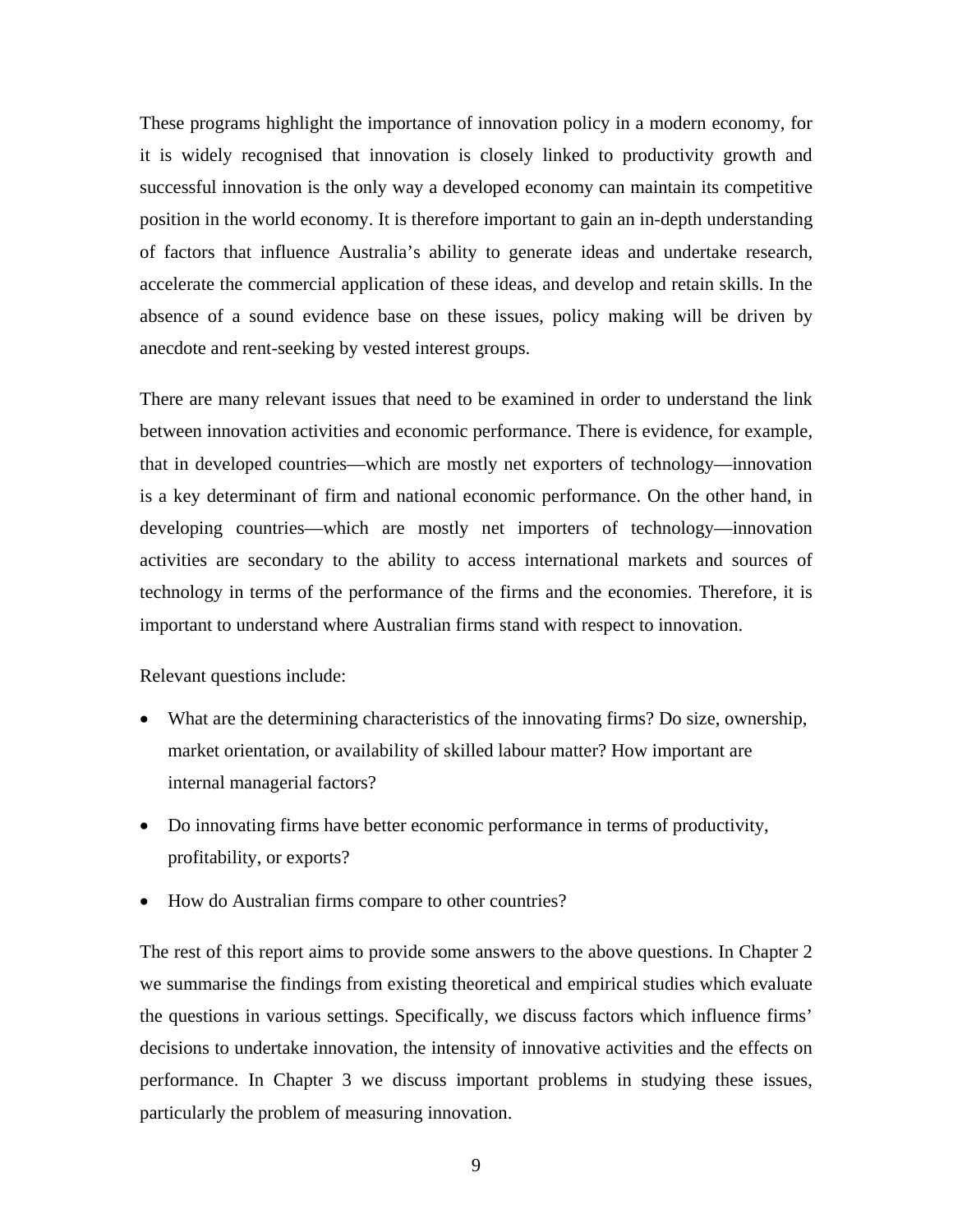These programs highlight the importance of innovation policy in a modern economy, for it is widely recognised that innovation is closely linked to productivity growth and successful innovation is the only way a developed economy can maintain its competitive position in the world economy. It is therefore important to gain an in-depth understanding of factors that influence Australia's ability to generate ideas and undertake research, accelerate the commercial application of these ideas, and develop and retain skills. In the absence of a sound evidence base on these issues, policy making will be driven by anecdote and rent-seeking by vested interest groups.

There are many relevant issues that need to be examined in order to understand the link between innovation activities and economic performance. There is evidence, for example, that in developed countries—which are mostly net exporters of technology—innovation is a key determinant of firm and national economic performance. On the other hand, in developing countries—which are mostly net importers of technology—innovation activities are secondary to the ability to access international markets and sources of technology in terms of the performance of the firms and the economies. Therefore, it is important to understand where Australian firms stand with respect to innovation.

Relevant questions include:

- What are the determining characteristics of the innovating firms? Do size, ownership, market orientation, or availability of skilled labour matter? How important are internal managerial factors?
- Do innovating firms have better economic performance in terms of productivity, profitability, or exports?
- How do Australian firms compare to other countries?

The rest of this report aims to provide some answers to the above questions. In Chapter 2 we summarise the findings from existing theoretical and empirical studies which evaluate the questions in various settings. Specifically, we discuss factors which influence firms' decisions to undertake innovation, the intensity of innovative activities and the effects on performance. In Chapter 3 we discuss important problems in studying these issues, particularly the problem of measuring innovation.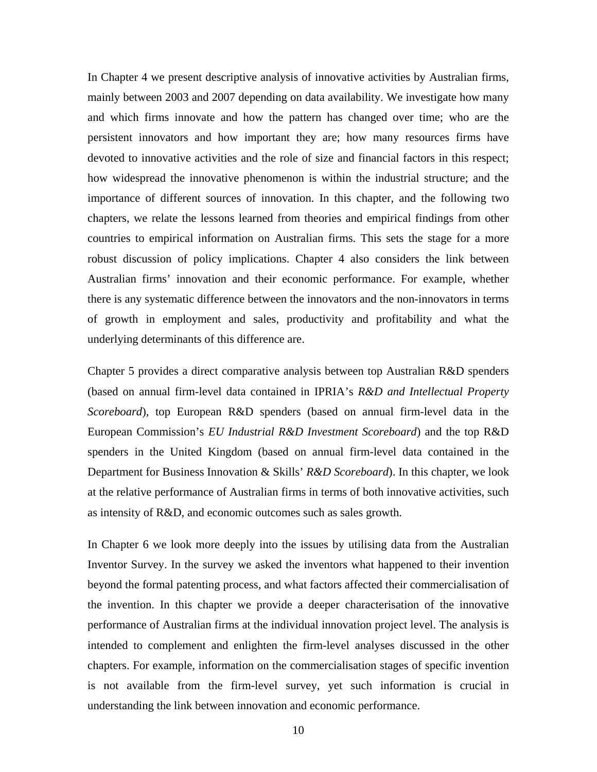In Chapter 4 we present descriptive analysis of innovative activities by Australian firms, mainly between 2003 and 2007 depending on data availability. We investigate how many and which firms innovate and how the pattern has changed over time; who are the persistent innovators and how important they are; how many resources firms have devoted to innovative activities and the role of size and financial factors in this respect; how widespread the innovative phenomenon is within the industrial structure; and the importance of different sources of innovation. In this chapter, and the following two chapters, we relate the lessons learned from theories and empirical findings from other countries to empirical information on Australian firms. This sets the stage for a more robust discussion of policy implications. Chapter 4 also considers the link between Australian firms' innovation and their economic performance. For example, whether there is any systematic difference between the innovators and the non-innovators in terms of growth in employment and sales, productivity and profitability and what the underlying determinants of this difference are.

Chapter 5 provides a direct comparative analysis between top Australian R&D spenders (based on annual firm-level data contained in IPRIA's *R&D and Intellectual Property Scoreboard*), top European R&D spenders (based on annual firm-level data in the European Commission's *EU Industrial R&D Investment Scoreboard*) and the top R&D spenders in the United Kingdom (based on annual firm-level data contained in the Department for Business Innovation & Skills' *R&D Scoreboard*). In this chapter, we look at the relative performance of Australian firms in terms of both innovative activities, such as intensity of R&D, and economic outcomes such as sales growth.

In Chapter 6 we look more deeply into the issues by utilising data from the Australian Inventor Survey. In the survey we asked the inventors what happened to their invention beyond the formal patenting process, and what factors affected their commercialisation of the invention. In this chapter we provide a deeper characterisation of the innovative performance of Australian firms at the individual innovation project level. The analysis is intended to complement and enlighten the firm-level analyses discussed in the other chapters. For example, information on the commercialisation stages of specific invention is not available from the firm-level survey, yet such information is crucial in understanding the link between innovation and economic performance.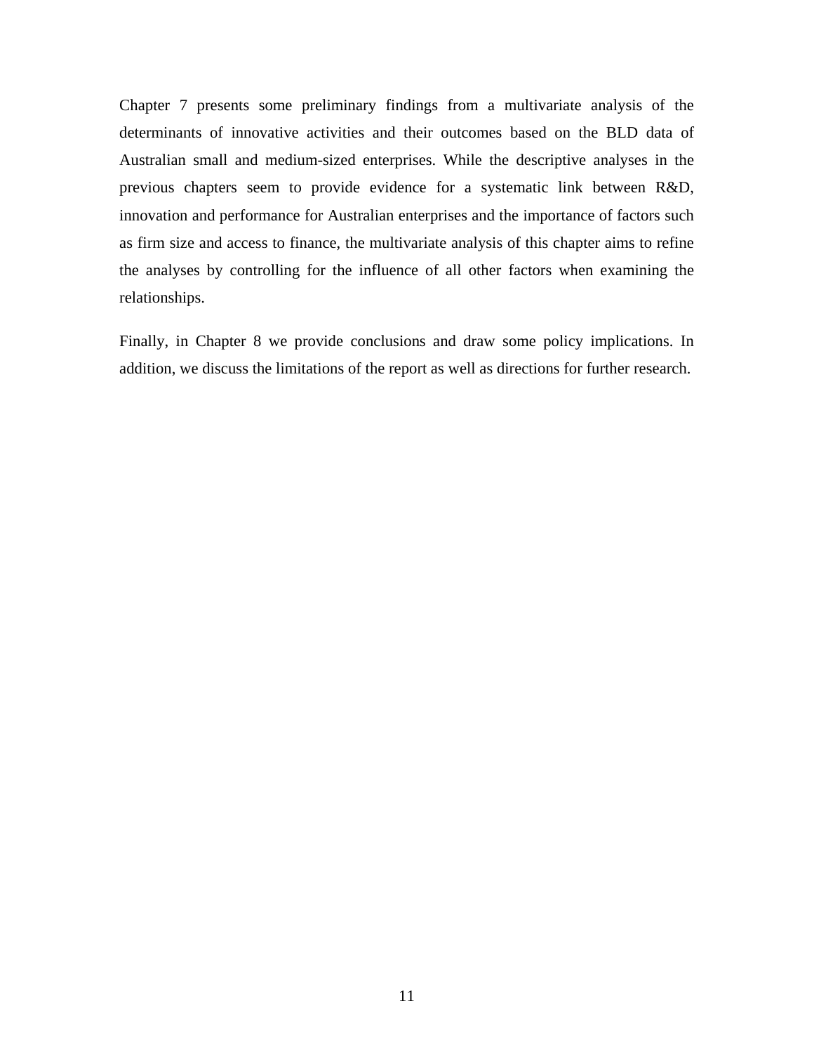Chapter 7 presents some preliminary findings from a multivariate analysis of the determinants of innovative activities and their outcomes based on the BLD data of Australian small and medium-sized enterprises. While the descriptive analyses in the previous chapters seem to provide evidence for a systematic link between R&D, innovation and performance for Australian enterprises and the importance of factors such as firm size and access to finance, the multivariate analysis of this chapter aims to refine the analyses by controlling for the influence of all other factors when examining the relationships.

Finally, in Chapter 8 we provide conclusions and draw some policy implications. In addition, we discuss the limitations of the report as well as directions for further research.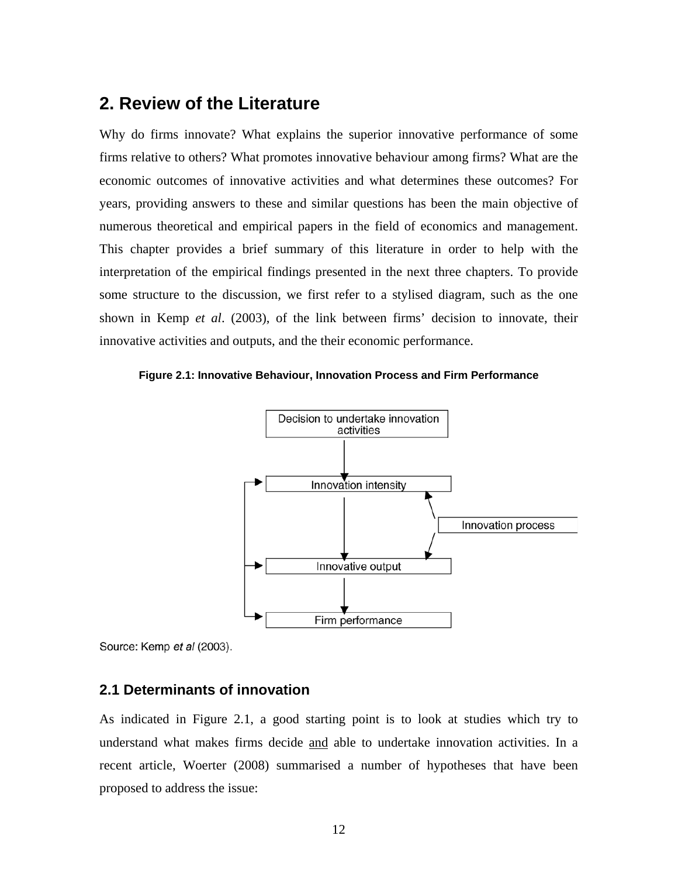## 2. Review of the Literature

Why do firms innovate? What explains the superior innovative performance of some firms relative to others? What promotes innovative behaviour among firms? What are the economic outcomes of innovative activities and what determines these outcomes? For years, providing answers to these and similar questions has been the main objective of numerous theoretical and empirical papers in the field of economics and management. This chapter provides a brief summary of this literature in order to help with the interpretation of the empirical findings presented in the next three chapters. To provide some structure to the discussion, we first refer to a stylised diagram, such as the one shown in Kemp *et al*. (2003), of the link between firms' decision to innovate, their innovative activities and outputs, and the their economic performance.

**Figure 2.1: Innovative Behaviour, Innovation Process and Firm Performance**

Decision to undertake innovation activities

Innovation intensity

Innovation process

Innovative output

Firm performance

Source: Kemp *et al* (2003).

### 2.1 Determinants of innovation

As indicated in Figure 2.1, a good starting point is to look at studies which try to understand what makes firms decide and able to undertake innovation activities. In a recent article, Woerter (2008) summarised a number of hypotheses that have been proposed to address the issue: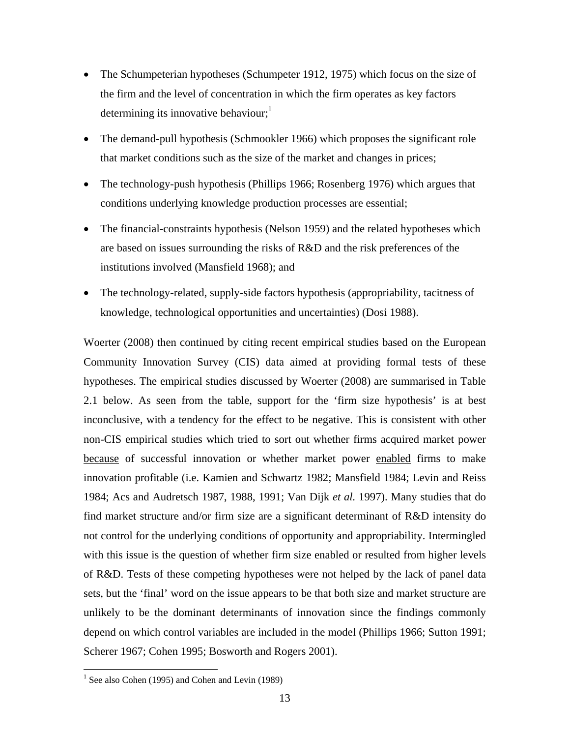- The Schumpeterian hypotheses (Schumpeter 1912, 1975) which focus on the size of the firm and the level of concentration in which the firm operates as key factors determining its innovative behaviour;[1]
- The demand-pull hypothesis (Schmookler 1966) which proposes the significant role that market conditions such as the size of the market and changes in prices;
- The technology-push hypothesis (Phillips 1966; Rosenberg 1976) which argues that conditions underlying knowledge production processes are essential;
- The financial-constraints hypothesis (Nelson 1959) and the related hypotheses which are based on issues surrounding the risks of R&D and the risk preferences of the institutions involved (Mansfield 1968); and
- The technology-related, supply-side factors hypothesis (appropriability, tacitness of knowledge, technological opportunities and uncertainties) (Dosi 1988).

Woerter (2008) then continued by citing recent empirical studies based on the European Community Innovation Survey (CIS) data aimed at providing formal tests of these hypotheses. The empirical studies discussed by Woerter (2008) are summarised in Table 2.1 below. As seen from the table, support for the 'firm size hypothesis' is at best inconclusive, with a tendency for the effect to be negative. This is consistent with other non-CIS empirical studies which tried to sort out whether firms acquired market power <u>because</u> of successful innovation or whether market power <u>enabled</u> firms to make innovation profitable (i.e. Kamien and Schwartz 1982; Mansfield 1984; Levin and Reiss 1984; Acs and Audretsch 1987, 1988, 1991; Van Dijk *et al.* 1997). Many studies that do find market structure and/or firm size are a significant determinant of R&D intensity do not control for the underlying conditions of opportunity and appropriability. Intermingled with this issue is the question of whether firm size enabled or resulted from higher levels of R&D. Tests of these competing hypotheses were not helped by the lack of panel data sets, but the 'final' word on the issue appears to be that both size and market structure are unlikely to be the dominant determinants of innovation since the findings commonly depend on which control variables are included in the model (Phillips 1966; Sutton 1991; Scherer 1967; Cohen 1995; Bosworth and Rogers 2001).

[1] See also Cohen (1995) and Cohen and Levin (1989)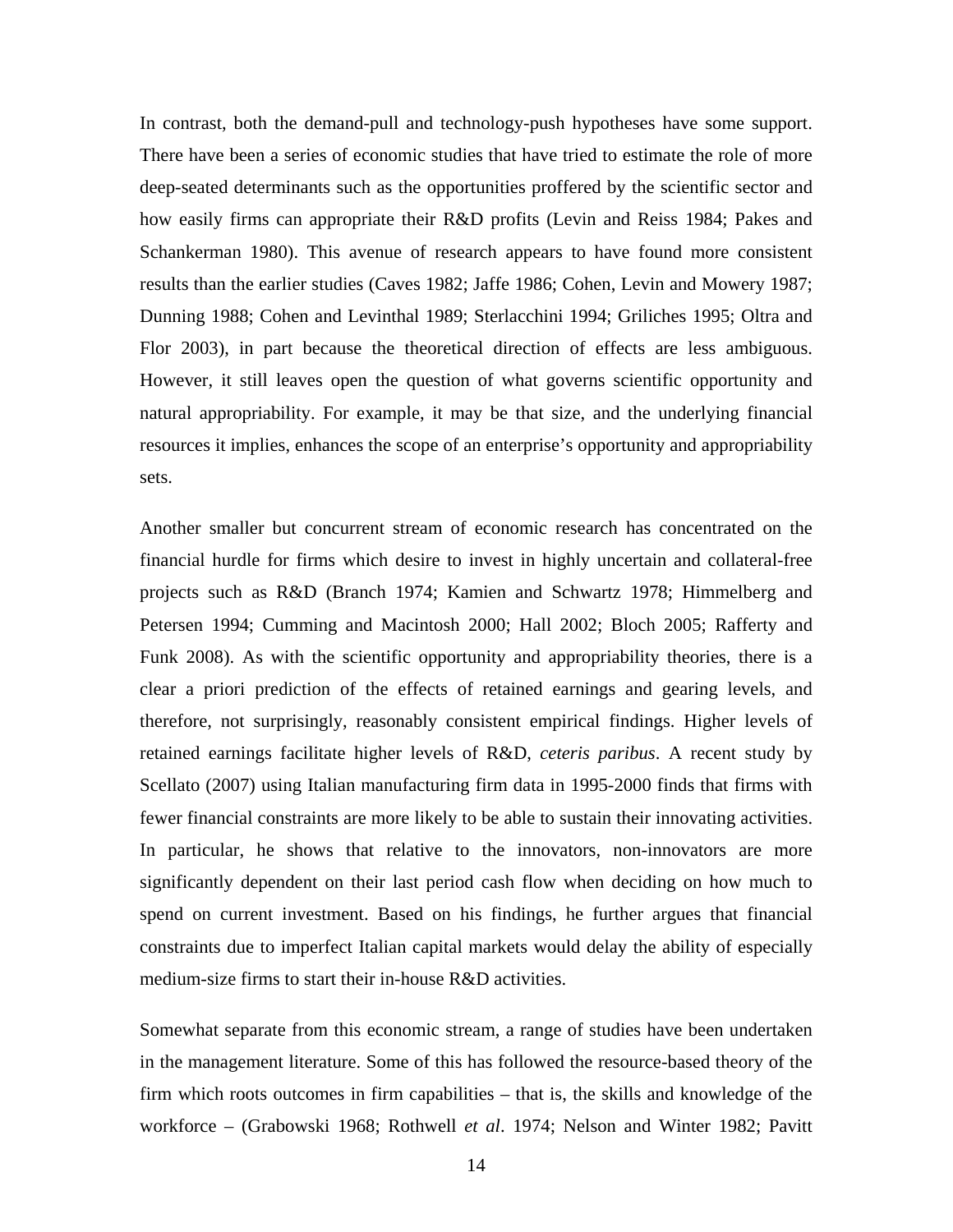In contrast, both the demand-pull and technology-push hypotheses have some support. There have been a series of economic studies that have tried to estimate the role of more deep-seated determinants such as the opportunities proffered by the scientific sector and how easily firms can appropriate their R&D profits (Levin and Reiss 1984; Pakes and Schankerman 1980). This avenue of research appears to have found more consistent results than the earlier studies (Caves 1982; Jaffe 1986; Cohen, Levin and Mowery 1987; Dunning 1988; Cohen and Levinthal 1989; Sterlacchini 1994; Griliches 1995; Oltra and Flor 2003), in part because the theoretical direction of effects are less ambiguous. However, it still leaves open the question of what governs scientific opportunity and natural appropriability. For example, it may be that size, and the underlying financial resources it implies, enhances the scope of an enterprise's opportunity and appropriability sets.

Another smaller but concurrent stream of economic research has concentrated on the financial hurdle for firms which desire to invest in highly uncertain and collateral-free projects such as R&D (Branch 1974; Kamien and Schwartz 1978; Himmelberg and Petersen 1994; Cumming and Macintosh 2000; Hall 2002; Bloch 2005; Rafferty and Funk 2008). As with the scientific opportunity and appropriability theories, there is a clear a priori prediction of the effects of retained earnings and gearing levels, and therefore, not surprisingly, reasonably consistent empirical findings. Higher levels of retained earnings facilitate higher levels of R&D, *ceteris paribus*. A recent study by Scellato (2007) using Italian manufacturing firm data in 1995-2000 finds that firms with fewer financial constraints are more likely to be able to sustain their innovating activities. In particular, he shows that relative to the innovators, non-innovators are more significantly dependent on their last period cash flow when deciding on how much to spend on current investment. Based on his findings, he further argues that financial constraints due to imperfect Italian capital markets would delay the ability of especially medium-size firms to start their in-house R&D activities.

Somewhat separate from this economic stream, a range of studies have been undertaken in the management literature. Some of this has followed the resource-based theory of the firm which roots outcomes in firm capabilities – that is, the skills and knowledge of the workforce – (Grabowski 1968; Rothwell *et al*. 1974; Nelson and Winter 1982; Pavitt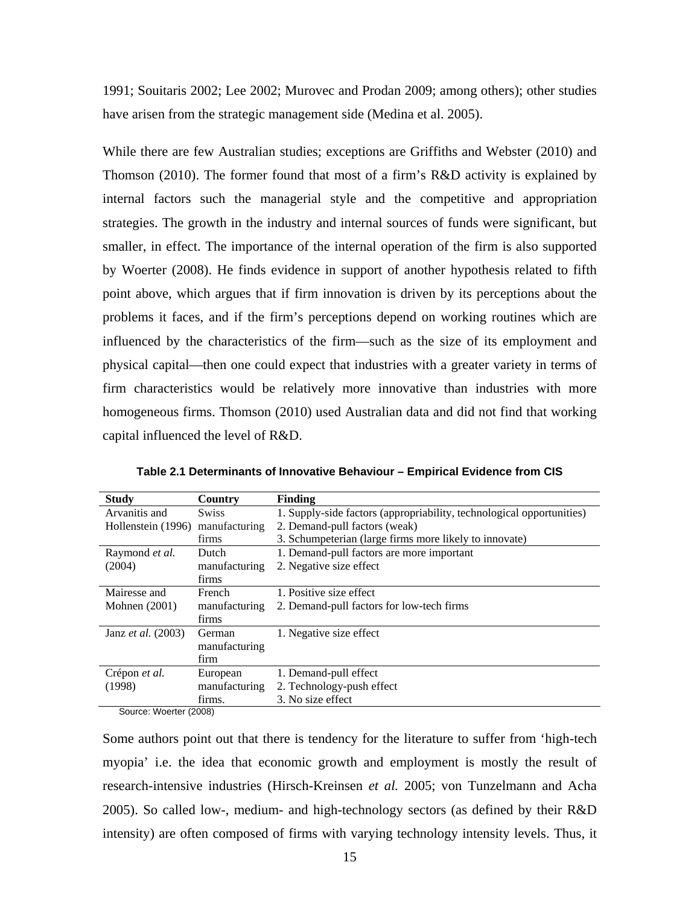1991; Souitaris 2002; Lee 2002; Murovec and Prodan 2009; among others); other studies have arisen from the strategic management side (Medina et al. 2005).

While there are few Australian studies; exceptions are Griffiths and Webster (2010) and Thomson (2010). The former found that most of a firm's R&D activity is explained by internal factors such the managerial style and the competitive and appropriation strategies. The growth in the industry and internal sources of funds were significant, but smaller, in effect. The importance of the internal operation of the firm is also supported by Woerter (2008). He finds evidence in support of another hypothesis related to fifth point above, which argues that if firm innovation is driven by its perceptions about the problems it faces, and if the firm's perceptions depend on working routines which are influenced by the characteristics of the firm—such as the size of its employment and physical capital—then one could expect that industries with a greater variety in terms of firm characteristics would be relatively more innovative than industries with more homogeneous firms. Thomson (2010) used Australian data and did not find that working capital influenced the level of R&D.

**Table 2.1 Determinants of Innovative Behaviour – Empirical Evidence from CIS**

| Study | Country | Finding |
|---|---|---|
| Arvanitis and Hollenstein (1996) | Swiss manufacturing firms | 1. Supply-side factors (appropriability, technological opportunities)<br>2. Demand-pull factors (weak)<br>3. Schumpeterian (large firms more likely to innovate) |
| Raymond *et al.* (2004) | Dutch manufacturing firms | 1. Demand-pull factors are more important<br>2. Negative size effect |
| Mairesse and Mohnen (2001) | French manufacturing firms | 1. Positive size effect<br>2. Demand-pull factors for low-tech firms |
| Janz *et al.* (2003) | German manufacturing firm | 1. Negative size effect |
| Crépon *et al.* (1998) | European manufacturing firms. | 1. Demand-pull effect<br>2. Technology-push effect<br>3. No size effect |

Source: Woerter (2008)

Some authors point out that there is tendency for the literature to suffer from 'high-tech myopia' i.e. the idea that economic growth and employment is mostly the result of research-intensive industries (Hirsch-Kreinsen *et al.* 2005; von Tunzelmann and Acha 2005). So called low-, medium- and high-technology sectors (as defined by their R&D intensity) are often composed of firms with varying technology intensity levels. Thus, it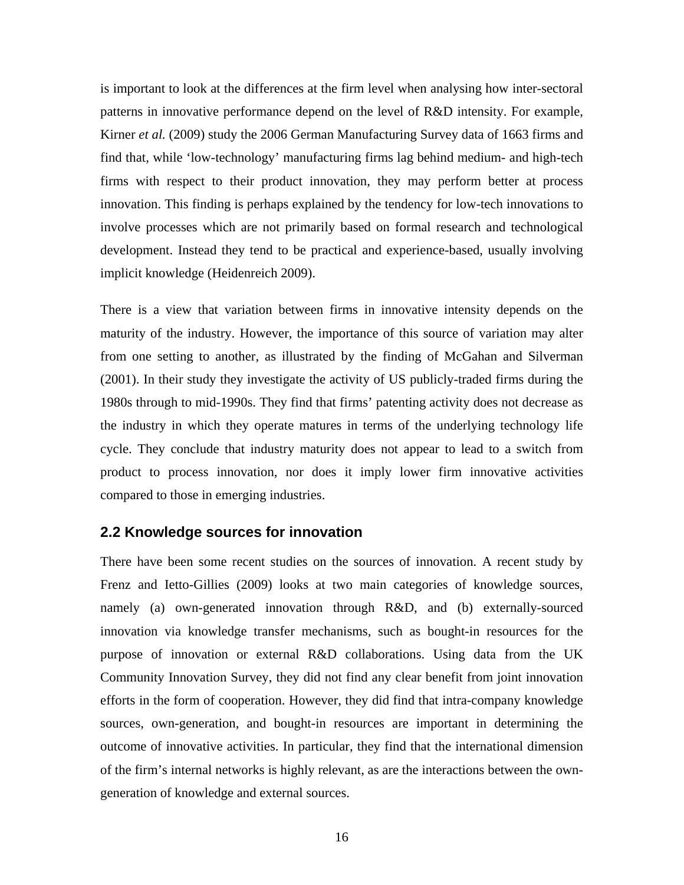is important to look at the differences at the firm level when analysing how inter-sectoral patterns in innovative performance depend on the level of R&D intensity. For example, Kirner *et al.* (2009) study the 2006 German Manufacturing Survey data of 1663 firms and find that, while 'low-technology' manufacturing firms lag behind medium- and high-tech firms with respect to their product innovation, they may perform better at process innovation. This finding is perhaps explained by the tendency for low-tech innovations to involve processes which are not primarily based on formal research and technological development. Instead they tend to be practical and experience-based, usually involving implicit knowledge (Heidenreich 2009).

There is a view that variation between firms in innovative intensity depends on the maturity of the industry. However, the importance of this source of variation may alter from one setting to another, as illustrated by the finding of McGahan and Silverman (2001). In their study they investigate the activity of US publicly-traded firms during the 1980s through to mid-1990s. They find that firms' patenting activity does not decrease as the industry in which they operate matures in terms of the underlying technology life cycle. They conclude that industry maturity does not appear to lead to a switch from product to process innovation, nor does it imply lower firm innovative activities compared to those in emerging industries.

## 2.2 Knowledge sources for innovation

There have been some recent studies on the sources of innovation. A recent study by Frenz and Ietto-Gillies (2009) looks at two main categories of knowledge sources, namely (a) own-generated innovation through R&D, and (b) externally-sourced innovation via knowledge transfer mechanisms, such as bought-in resources for the purpose of innovation or external R&D collaborations. Using data from the UK Community Innovation Survey, they did not find any clear benefit from joint innovation efforts in the form of cooperation. However, they did find that intra-company knowledge sources, own-generation, and bought-in resources are important in determining the outcome of innovative activities. In particular, they find that the international dimension of the firm's internal networks is highly relevant, as are the interactions between the own-generation of knowledge and external sources.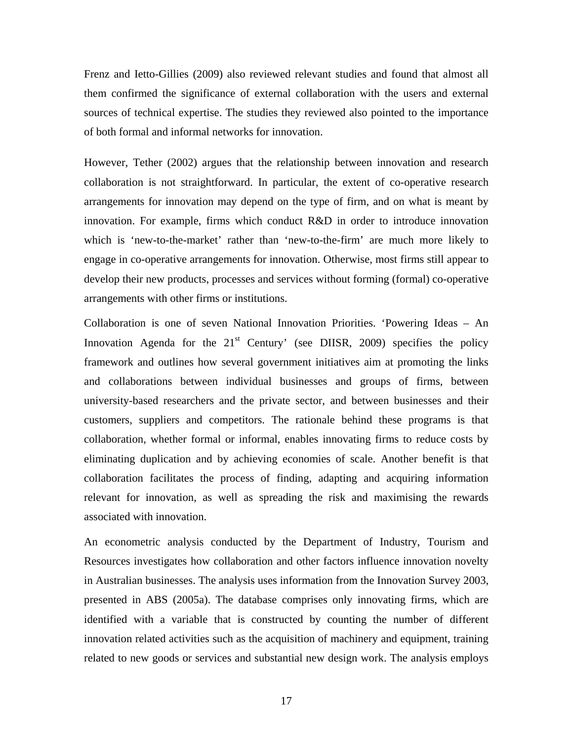Frenz and Ietto-Gillies (2009) also reviewed relevant studies and found that almost all them confirmed the significance of external collaboration with the users and external sources of technical expertise. The studies they reviewed also pointed to the importance of both formal and informal networks for innovation.

However, Tether (2002) argues that the relationship between innovation and research collaboration is not straightforward. In particular, the extent of co-operative research arrangements for innovation may depend on the type of firm, and on what is meant by innovation. For example, firms which conduct R&D in order to introduce innovation which is 'new-to-the-market' rather than 'new-to-the-firm' are much more likely to engage in co-operative arrangements for innovation. Otherwise, most firms still appear to develop their new products, processes and services without forming (formal) co-operative arrangements with other firms or institutions.

Collaboration is one of seven National Innovation Priorities. 'Powering Ideas – An Innovation Agenda for the 21st Century' (see DIISR, 2009) specifies the policy framework and outlines how several government initiatives aim at promoting the links and collaborations between individual businesses and groups of firms, between university-based researchers and the private sector, and between businesses and their customers, suppliers and competitors. The rationale behind these programs is that collaboration, whether formal or informal, enables innovating firms to reduce costs by eliminating duplication and by achieving economies of scale. Another benefit is that collaboration facilitates the process of finding, adapting and acquiring information relevant for innovation, as well as spreading the risk and maximising the rewards associated with innovation.

An econometric analysis conducted by the Department of Industry, Tourism and Resources investigates how collaboration and other factors influence innovation novelty in Australian businesses. The analysis uses information from the Innovation Survey 2003, presented in ABS (2005a). The database comprises only innovating firms, which are identified with a variable that is constructed by counting the number of different innovation related activities such as the acquisition of machinery and equipment, training related to new goods or services and substantial new design work. The analysis employs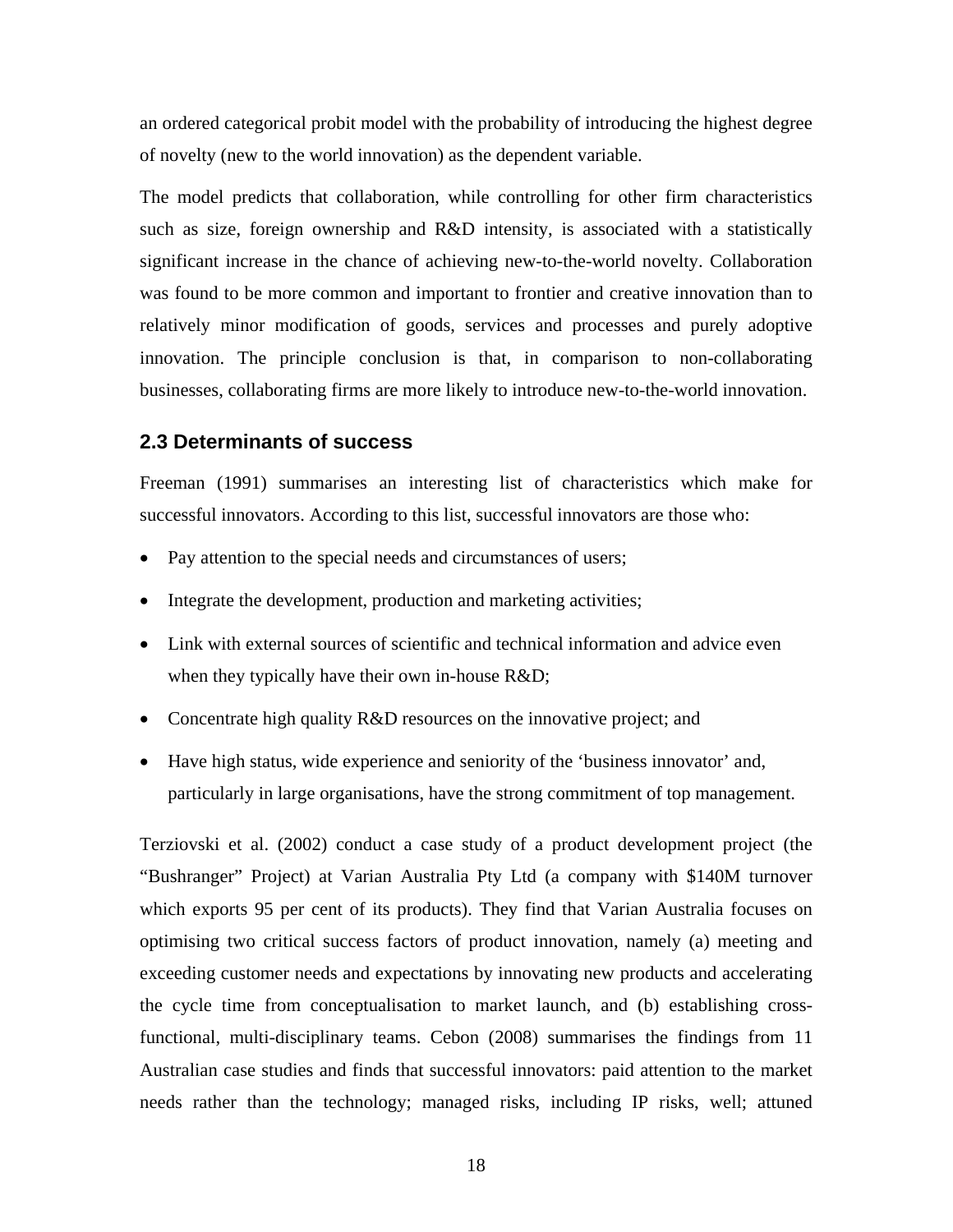an ordered categorical probit model with the probability of introducing the highest degree of novelty (new to the world innovation) as the dependent variable.

The model predicts that collaboration, while controlling for other firm characteristics such as size, foreign ownership and R&D intensity, is associated with a statistically significant increase in the chance of achieving new-to-the-world novelty. Collaboration was found to be more common and important to frontier and creative innovation than to relatively minor modification of goods, services and processes and purely adoptive innovation. The principle conclusion is that, in comparison to non-collaborating businesses, collaborating firms are more likely to introduce new-to-the-world innovation.

## 2.3 Determinants of success

Freeman (1991) summarises an interesting list of characteristics which make for successful innovators. According to this list, successful innovators are those who:

- Pay attention to the special needs and circumstances of users;
- Integrate the development, production and marketing activities;
- Link with external sources of scientific and technical information and advice even when they typically have their own in-house R&D;
- Concentrate high quality R&D resources on the innovative project; and
- Have high status, wide experience and seniority of the 'business innovator' and, particularly in large organisations, have the strong commitment of top management.

Terziovski et al. (2002) conduct a case study of a product development project (the "Bushranger" Project) at Varian Australia Pty Ltd (a company with $140M turnover which exports 95 per cent of its products). They find that Varian Australia focuses on optimising two critical success factors of product innovation, namely (a) meeting and exceeding customer needs and expectations by innovating new products and accelerating the cycle time from conceptualisation to market launch, and (b) establishing cross-functional, multi-disciplinary teams. Cebon (2008) summarises the findings from 11 Australian case studies and finds that successful innovators: paid attention to the market needs rather than the technology; managed risks, including IP risks, well; attuned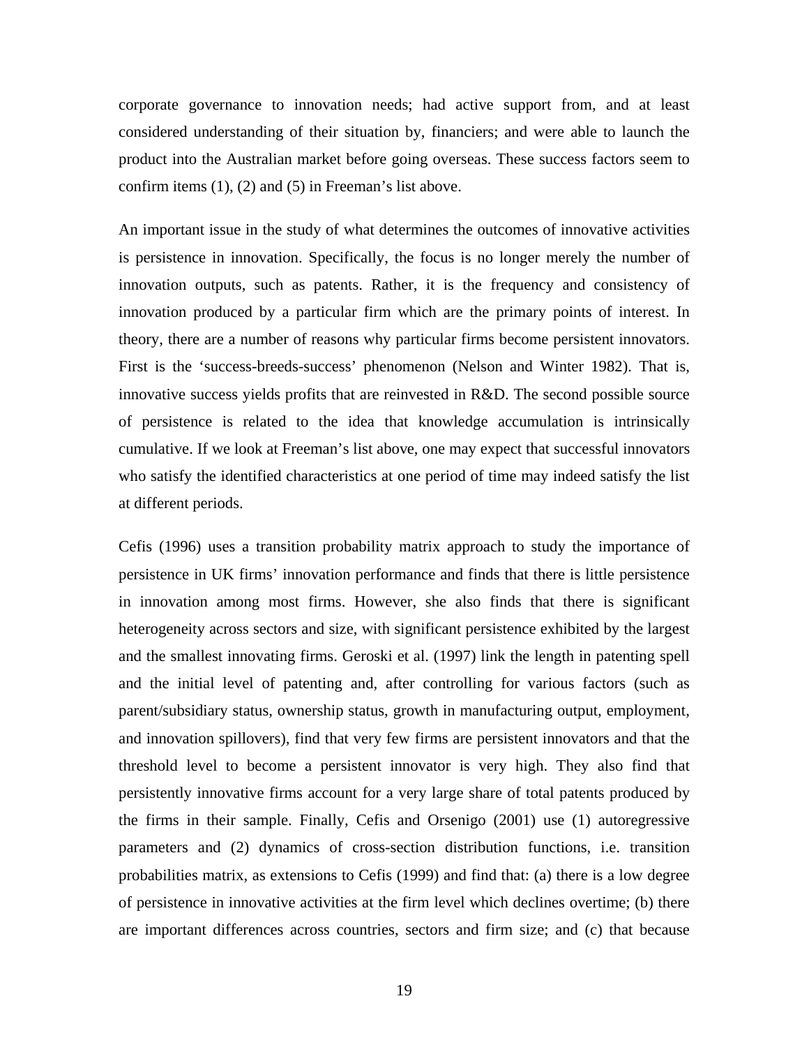corporate governance to innovation needs; had active support from, and at least considered understanding of their situation by, financiers; and were able to launch the product into the Australian market before going overseas. These success factors seem to confirm items (1), (2) and (5) in Freeman's list above.

An important issue in the study of what determines the outcomes of innovative activities is persistence in innovation. Specifically, the focus is no longer merely the number of innovation outputs, such as patents. Rather, it is the frequency and consistency of innovation produced by a particular firm which are the primary points of interest. In theory, there are a number of reasons why particular firms become persistent innovators. First is the 'success-breeds-success' phenomenon (Nelson and Winter 1982). That is, innovative success yields profits that are reinvested in R&D. The second possible source of persistence is related to the idea that knowledge accumulation is intrinsically cumulative. If we look at Freeman's list above, one may expect that successful innovators who satisfy the identified characteristics at one period of time may indeed satisfy the list at different periods.

Cefis (1996) uses a transition probability matrix approach to study the importance of persistence in UK firms' innovation performance and finds that there is little persistence in innovation among most firms. However, she also finds that there is significant heterogeneity across sectors and size, with significant persistence exhibited by the largest and the smallest innovating firms. Geroski et al. (1997) link the length in patenting spell and the initial level of patenting and, after controlling for various factors (such as parent/subsidiary status, ownership status, growth in manufacturing output, employment, and innovation spillovers), find that very few firms are persistent innovators and that the threshold level to become a persistent innovator is very high. They also find that persistently innovative firms account for a very large share of total patents produced by the firms in their sample. Finally, Cefis and Orsenigo (2001) use (1) autoregressive parameters and (2) dynamics of cross-section distribution functions, i.e. transition probabilities matrix, as extensions to Cefis (1999) and find that: (a) there is a low degree of persistence in innovative activities at the firm level which declines overtime; (b) there are important differences across countries, sectors and firm size; and (c) that because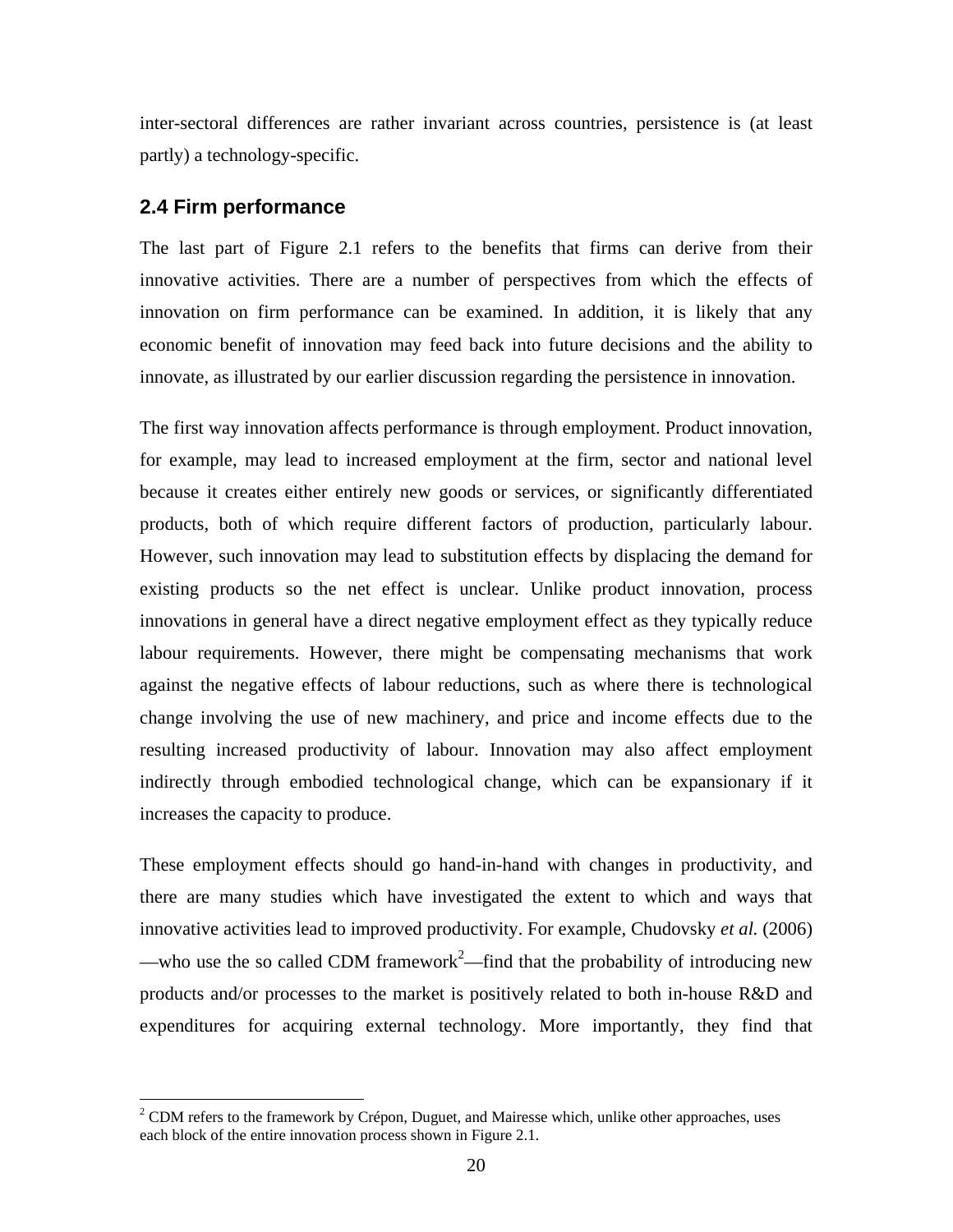inter-sectoral differences are rather invariant across countries, persistence is (at least partly) a technology-specific.

## 2.4 Firm performance

The last part of Figure 2.1 refers to the benefits that firms can derive from their innovative activities. There are a number of perspectives from which the effects of innovation on firm performance can be examined. In addition, it is likely that any economic benefit of innovation may feed back into future decisions and the ability to innovate, as illustrated by our earlier discussion regarding the persistence in innovation.

The first way innovation affects performance is through employment. Product innovation, for example, may lead to increased employment at the firm, sector and national level because it creates either entirely new goods or services, or significantly differentiated products, both of which require different factors of production, particularly labour. However, such innovation may lead to substitution effects by displacing the demand for existing products so the net effect is unclear. Unlike product innovation, process innovations in general have a direct negative employment effect as they typically reduce labour requirements. However, there might be compensating mechanisms that work against the negative effects of labour reductions, such as where there is technological change involving the use of new machinery, and price and income effects due to the resulting increased productivity of labour. Innovation may also affect employment indirectly through embodied technological change, which can be expansionary if it increases the capacity to produce.

These employment effects should go hand-in-hand with changes in productivity, and there are many studies which have investigated the extent to which and ways that innovative activities lead to improved productivity. For example, Chudovsky *et al.* (2006) —who use the so called CDM framework[2]—find that the probability of introducing new products and/or processes to the market is positively related to both in-house R&D and expenditures for acquiring external technology. More importantly, they find that

[2] CDM refers to the framework by Crépon, Duguet, and Mairesse which, unlike other approaches, uses each block of the entire innovation process shown in Figure 2.1.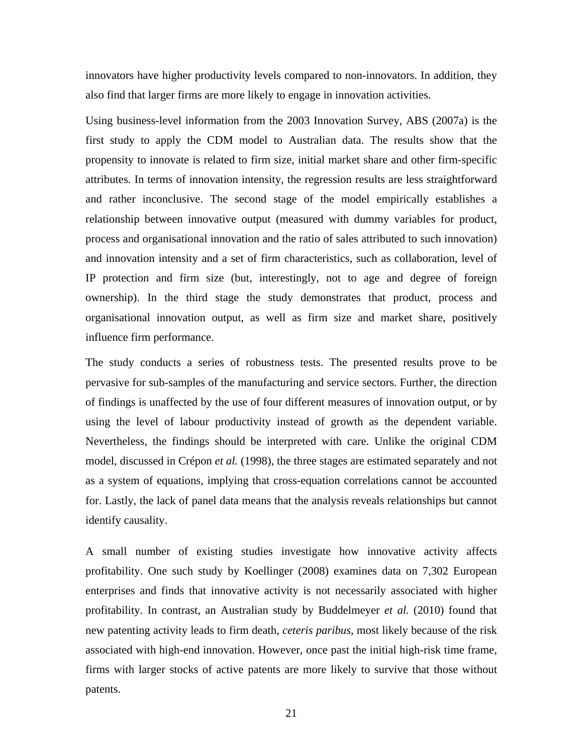innovators have higher productivity levels compared to non-innovators. In addition, they also find that larger firms are more likely to engage in innovation activities.

Using business-level information from the 2003 Innovation Survey, ABS (2007a) is the first study to apply the CDM model to Australian data. The results show that the propensity to innovate is related to firm size, initial market share and other firm-specific attributes. In terms of innovation intensity, the regression results are less straightforward and rather inconclusive. The second stage of the model empirically establishes a relationship between innovative output (measured with dummy variables for product, process and organisational innovation and the ratio of sales attributed to such innovation) and innovation intensity and a set of firm characteristics, such as collaboration, level of IP protection and firm size (but, interestingly, not to age and degree of foreign ownership). In the third stage the study demonstrates that product, process and organisational innovation output, as well as firm size and market share, positively influence firm performance.

The study conducts a series of robustness tests. The presented results prove to be pervasive for sub-samples of the manufacturing and service sectors. Further, the direction of findings is unaffected by the use of four different measures of innovation output, or by using the level of labour productivity instead of growth as the dependent variable. Nevertheless, the findings should be interpreted with care. Unlike the original CDM model, discussed in Crépon *et al.* (1998), the three stages are estimated separately and not as a system of equations, implying that cross-equation correlations cannot be accounted for. Lastly, the lack of panel data means that the analysis reveals relationships but cannot identify causality.

A small number of existing studies investigate how innovative activity affects profitability. One such study by Koellinger (2008) examines data on 7,302 European enterprises and finds that innovative activity is not necessarily associated with higher profitability. In contrast, an Australian study by Buddelmeyer *et al.* (2010) found that new patenting activity leads to firm death, *ceteris paribus*, most likely because of the risk associated with high-end innovation. However, once past the initial high-risk time frame, firms with larger stocks of active patents are more likely to survive that those without patents.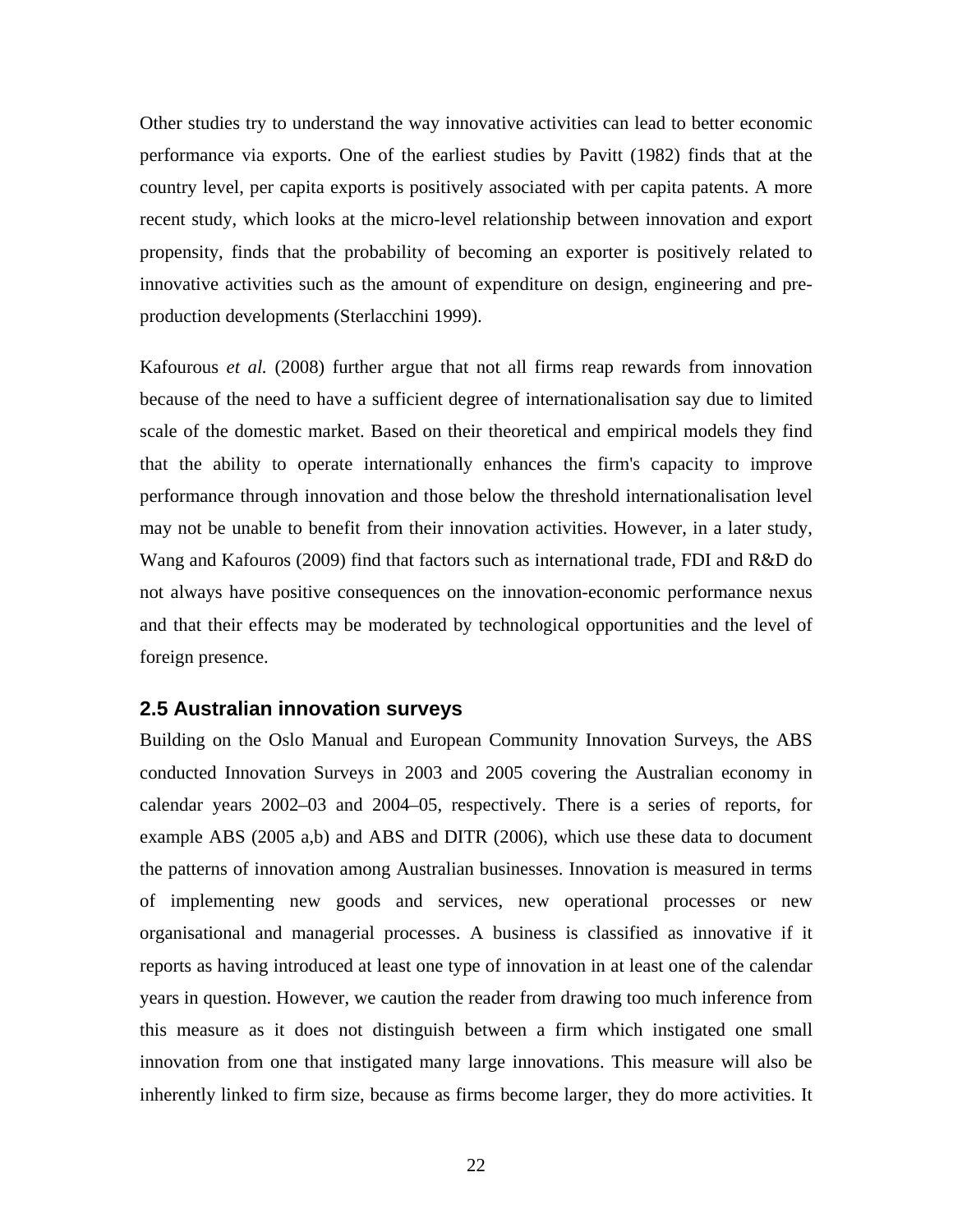Other studies try to understand the way innovative activities can lead to better economic performance via exports. One of the earliest studies by Pavitt (1982) finds that at the country level, per capita exports is positively associated with per capita patents. A more recent study, which looks at the micro-level relationship between innovation and export propensity, finds that the probability of becoming an exporter is positively related to innovative activities such as the amount of expenditure on design, engineering and pre-production developments (Sterlacchini 1999).

Kafourous *et al.* (2008) further argue that not all firms reap rewards from innovation because of the need to have a sufficient degree of internationalisation say due to limited scale of the domestic market. Based on their theoretical and empirical models they find that the ability to operate internationally enhances the firm's capacity to improve performance through innovation and those below the threshold internationalisation level may not be unable to benefit from their innovation activities. However, in a later study, Wang and Kafouros (2009) find that factors such as international trade, FDI and R&D do not always have positive consequences on the innovation-economic performance nexus and that their effects may be moderated by technological opportunities and the level of foreign presence.

### 2.5 Australian innovation surveys

Building on the Oslo Manual and European Community Innovation Surveys, the ABS conducted Innovation Surveys in 2003 and 2005 covering the Australian economy in calendar years 2002–03 and 2004–05, respectively. There is a series of reports, for example ABS (2005 a,b) and ABS and DITR (2006), which use these data to document the patterns of innovation among Australian businesses. Innovation is measured in terms of implementing new goods and services, new operational processes or new organisational and managerial processes. A business is classified as innovative if it reports as having introduced at least one type of innovation in at least one of the calendar years in question. However, we caution the reader from drawing too much inference from this measure as it does not distinguish between a firm which instigated one small innovation from one that instigated many large innovations. This measure will also be inherently linked to firm size, because as firms become larger, they do more activities. It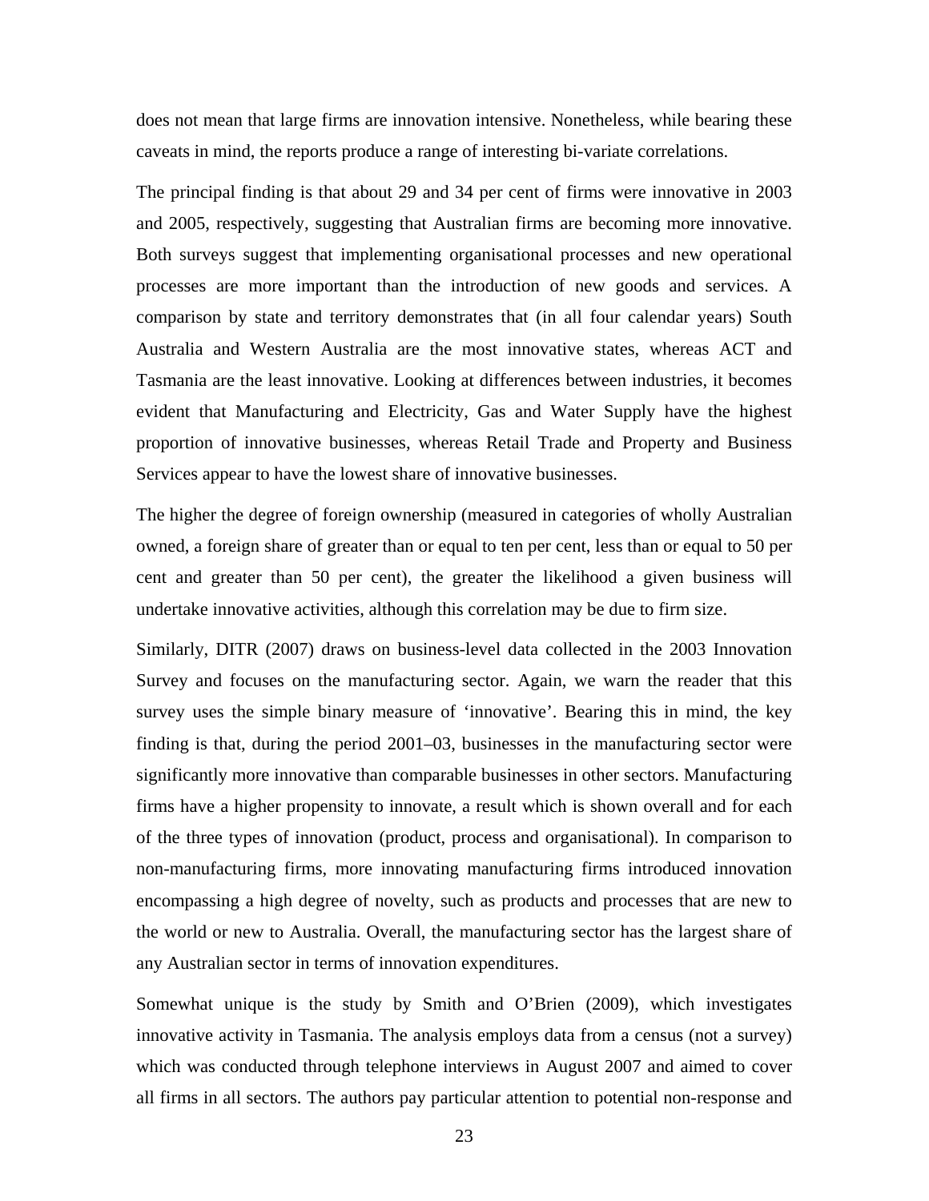does not mean that large firms are innovation intensive. Nonetheless, while bearing these caveats in mind, the reports produce a range of interesting bi-variate correlations.

The principal finding is that about 29 and 34 per cent of firms were innovative in 2003 and 2005, respectively, suggesting that Australian firms are becoming more innovative. Both surveys suggest that implementing organisational processes and new operational processes are more important than the introduction of new goods and services. A comparison by state and territory demonstrates that (in all four calendar years) South Australia and Western Australia are the most innovative states, whereas ACT and Tasmania are the least innovative. Looking at differences between industries, it becomes evident that Manufacturing and Electricity, Gas and Water Supply have the highest proportion of innovative businesses, whereas Retail Trade and Property and Business Services appear to have the lowest share of innovative businesses.

The higher the degree of foreign ownership (measured in categories of wholly Australian owned, a foreign share of greater than or equal to ten per cent, less than or equal to 50 per cent and greater than 50 per cent), the greater the likelihood a given business will undertake innovative activities, although this correlation may be due to firm size.

Similarly, DITR (2007) draws on business-level data collected in the 2003 Innovation Survey and focuses on the manufacturing sector. Again, we warn the reader that this survey uses the simple binary measure of 'innovative'. Bearing this in mind, the key finding is that, during the period 2001–03, businesses in the manufacturing sector were significantly more innovative than comparable businesses in other sectors. Manufacturing firms have a higher propensity to innovate, a result which is shown overall and for each of the three types of innovation (product, process and organisational). In comparison to non-manufacturing firms, more innovating manufacturing firms introduced innovation encompassing a high degree of novelty, such as products and processes that are new to the world or new to Australia. Overall, the manufacturing sector has the largest share of any Australian sector in terms of innovation expenditures.

Somewhat unique is the study by Smith and O'Brien (2009), which investigates innovative activity in Tasmania. The analysis employs data from a census (not a survey) which was conducted through telephone interviews in August 2007 and aimed to cover all firms in all sectors. The authors pay particular attention to potential non-response and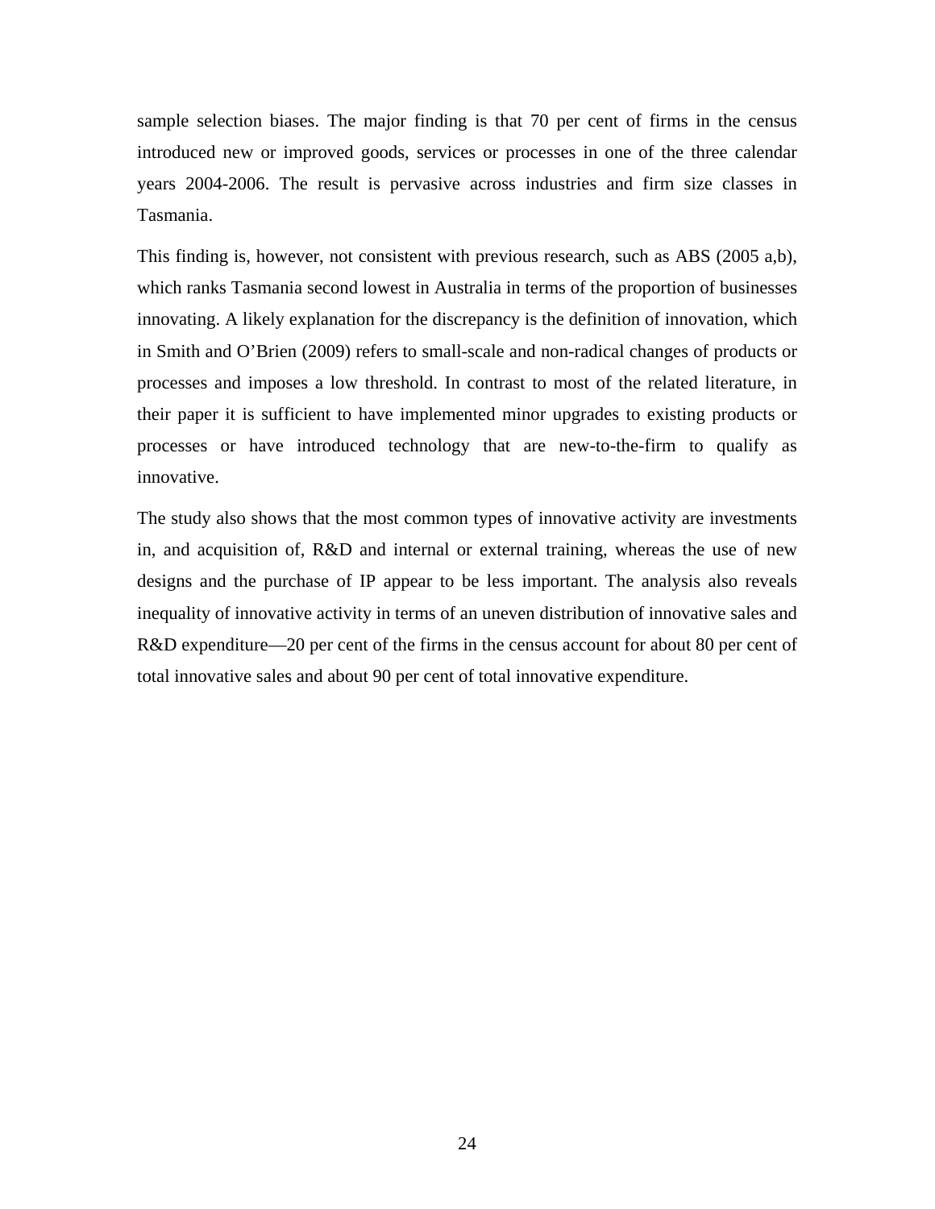sample selection biases. The major finding is that 70 per cent of firms in the census introduced new or improved goods, services or processes in one of the three calendar years 2004-2006. The result is pervasive across industries and firm size classes in Tasmania.

This finding is, however, not consistent with previous research, such as ABS (2005 a,b), which ranks Tasmania second lowest in Australia in terms of the proportion of businesses innovating. A likely explanation for the discrepancy is the definition of innovation, which in Smith and O'Brien (2009) refers to small-scale and non-radical changes of products or processes and imposes a low threshold. In contrast to most of the related literature, in their paper it is sufficient to have implemented minor upgrades to existing products or processes or have introduced technology that are new-to-the-firm to qualify as innovative.

The study also shows that the most common types of innovative activity are investments in, and acquisition of, R&D and internal or external training, whereas the use of new designs and the purchase of IP appear to be less important. The analysis also reveals inequality of innovative activity in terms of an uneven distribution of innovative sales and R&D expenditure—20 per cent of the firms in the census account for about 80 per cent of total innovative sales and about 90 per cent of total innovative expenditure.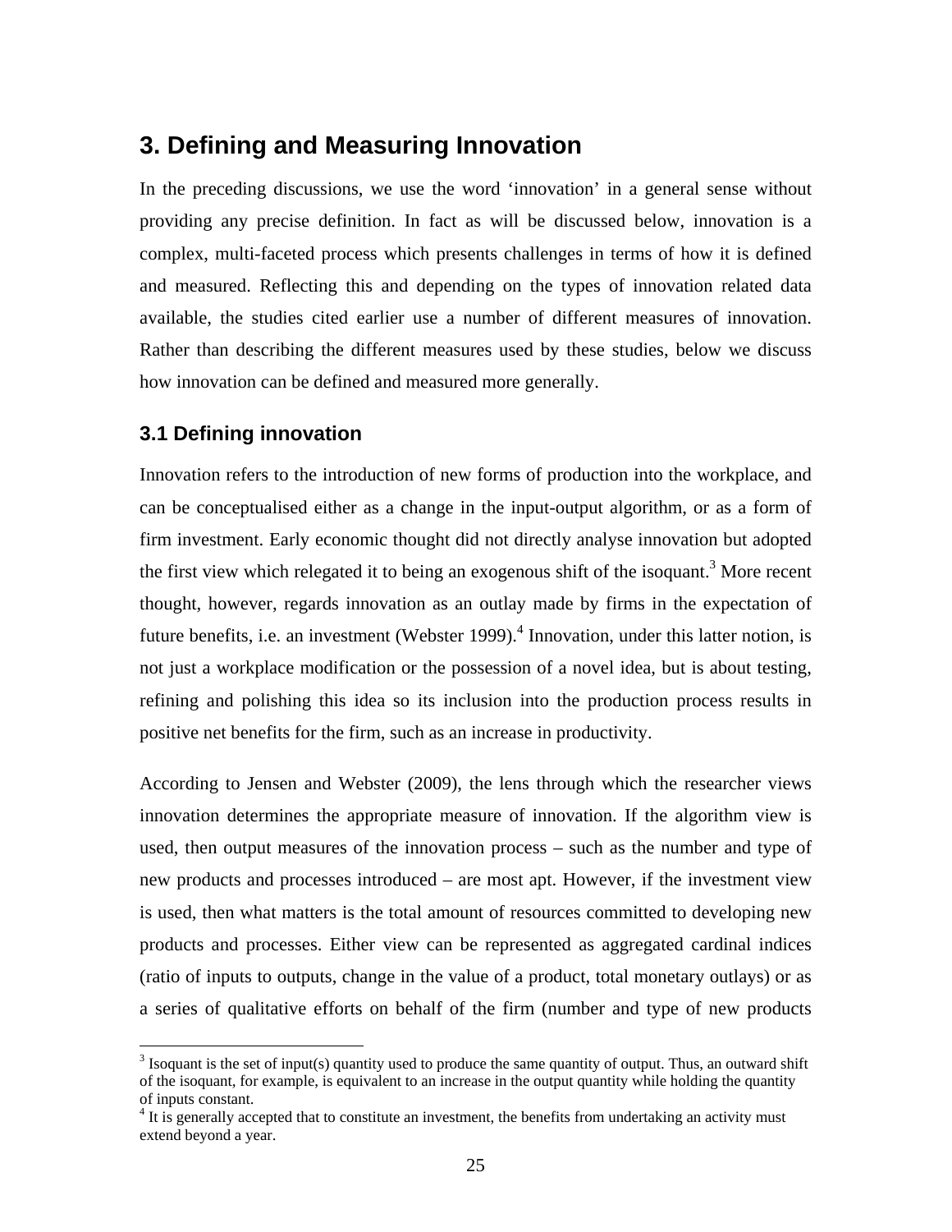## 3. Defining and Measuring Innovation

In the preceding discussions, we use the word 'innovation' in a general sense without providing any precise definition. In fact as will be discussed below, innovation is a complex, multi-faceted process which presents challenges in terms of how it is defined and measured. Reflecting this and depending on the types of innovation related data available, the studies cited earlier use a number of different measures of innovation. Rather than describing the different measures used by these studies, below we discuss how innovation can be defined and measured more generally.

### 3.1 Defining innovation

Innovation refers to the introduction of new forms of production into the workplace, and can be conceptualised either as a change in the input-output algorithm, or as a form of firm investment. Early economic thought did not directly analyse innovation but adopted the first view which relegated it to being an exogenous shift of the isoquant.[3] More recent thought, however, regards innovation as an outlay made by firms in the expectation of future benefits, i.e. an investment (Webster 1999).[4] Innovation, under this latter notion, is not just a workplace modification or the possession of a novel idea, but is about testing, refining and polishing this idea so its inclusion into the production process results in positive net benefits for the firm, such as an increase in productivity.

According to Jensen and Webster (2009), the lens through which the researcher views innovation determines the appropriate measure of innovation. If the algorithm view is used, then output measures of the innovation process – such as the number and type of new products and processes introduced – are most apt. However, if the investment view is used, then what matters is the total amount of resources committed to developing new products and processes. Either view can be represented as aggregated cardinal indices (ratio of inputs to outputs, change in the value of a product, total monetary outlays) or as a series of qualitative efforts on behalf of the firm (number and type of new products

---

[3] Isoquant is the set of input(s) quantity used to produce the same quantity of output. Thus, an outward shift of the isoquant, for example, is equivalent to an increase in the output quantity while holding the quantity of inputs constant.

[4] It is generally accepted that to constitute an investment, the benefits from undertaking an activity must extend beyond a year.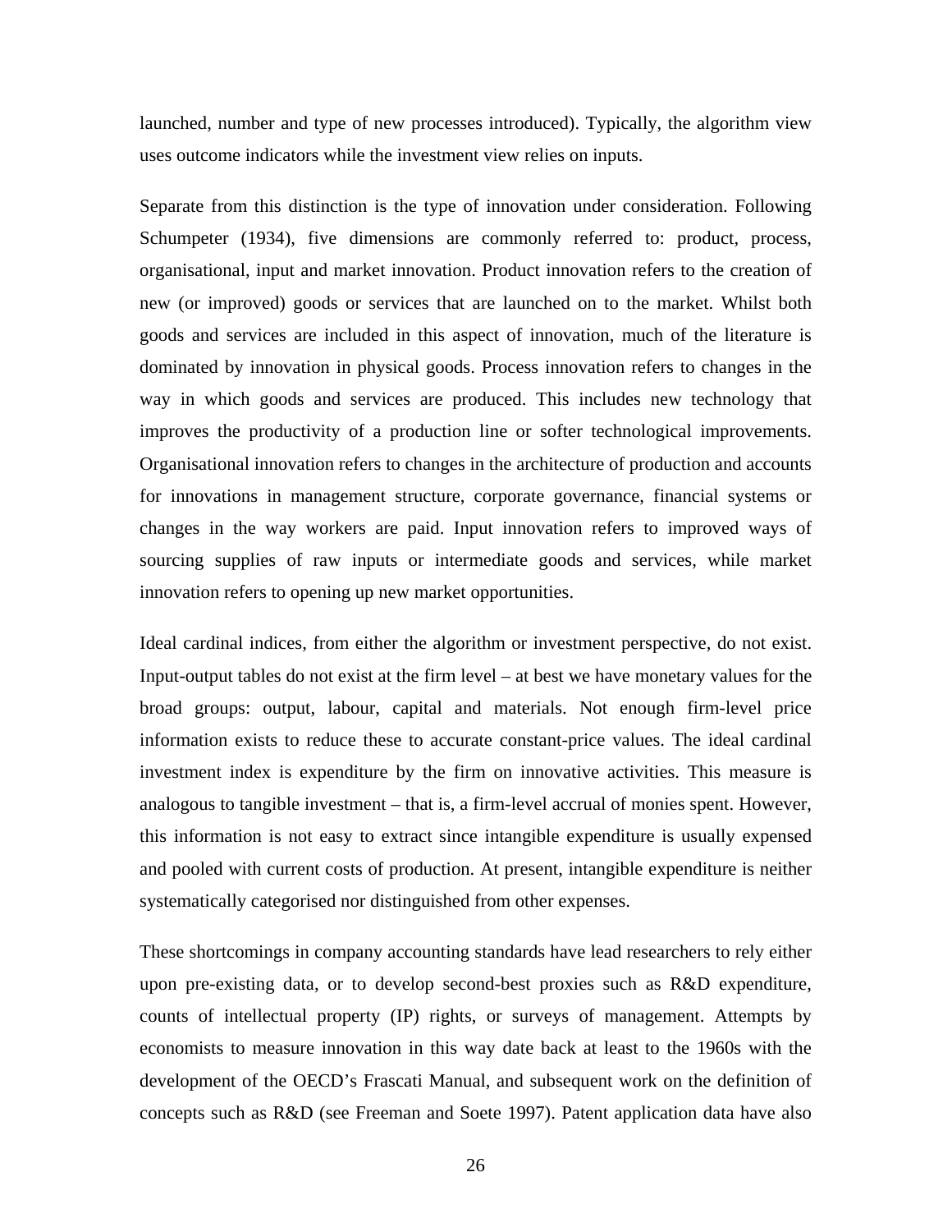launched, number and type of new processes introduced). Typically, the algorithm view uses outcome indicators while the investment view relies on inputs.

Separate from this distinction is the type of innovation under consideration. Following Schumpeter (1934), five dimensions are commonly referred to: product, process, organisational, input and market innovation. Product innovation refers to the creation of new (or improved) goods or services that are launched on to the market. Whilst both goods and services are included in this aspect of innovation, much of the literature is dominated by innovation in physical goods. Process innovation refers to changes in the way in which goods and services are produced. This includes new technology that improves the productivity of a production line or softer technological improvements. Organisational innovation refers to changes in the architecture of production and accounts for innovations in management structure, corporate governance, financial systems or changes in the way workers are paid. Input innovation refers to improved ways of sourcing supplies of raw inputs or intermediate goods and services, while market innovation refers to opening up new market opportunities.

Ideal cardinal indices, from either the algorithm or investment perspective, do not exist. Input-output tables do not exist at the firm level – at best we have monetary values for the broad groups: output, labour, capital and materials. Not enough firm-level price information exists to reduce these to accurate constant-price values. The ideal cardinal investment index is expenditure by the firm on innovative activities. This measure is analogous to tangible investment – that is, a firm-level accrual of monies spent. However, this information is not easy to extract since intangible expenditure is usually expensed and pooled with current costs of production. At present, intangible expenditure is neither systematically categorised nor distinguished from other expenses.

These shortcomings in company accounting standards have lead researchers to rely either upon pre-existing data, or to develop second-best proxies such as R&D expenditure, counts of intellectual property (IP) rights, or surveys of management. Attempts by economists to measure innovation in this way date back at least to the 1960s with the development of the OECD's Frascati Manual, and subsequent work on the definition of concepts such as R&D (see Freeman and Soete 1997). Patent application data have also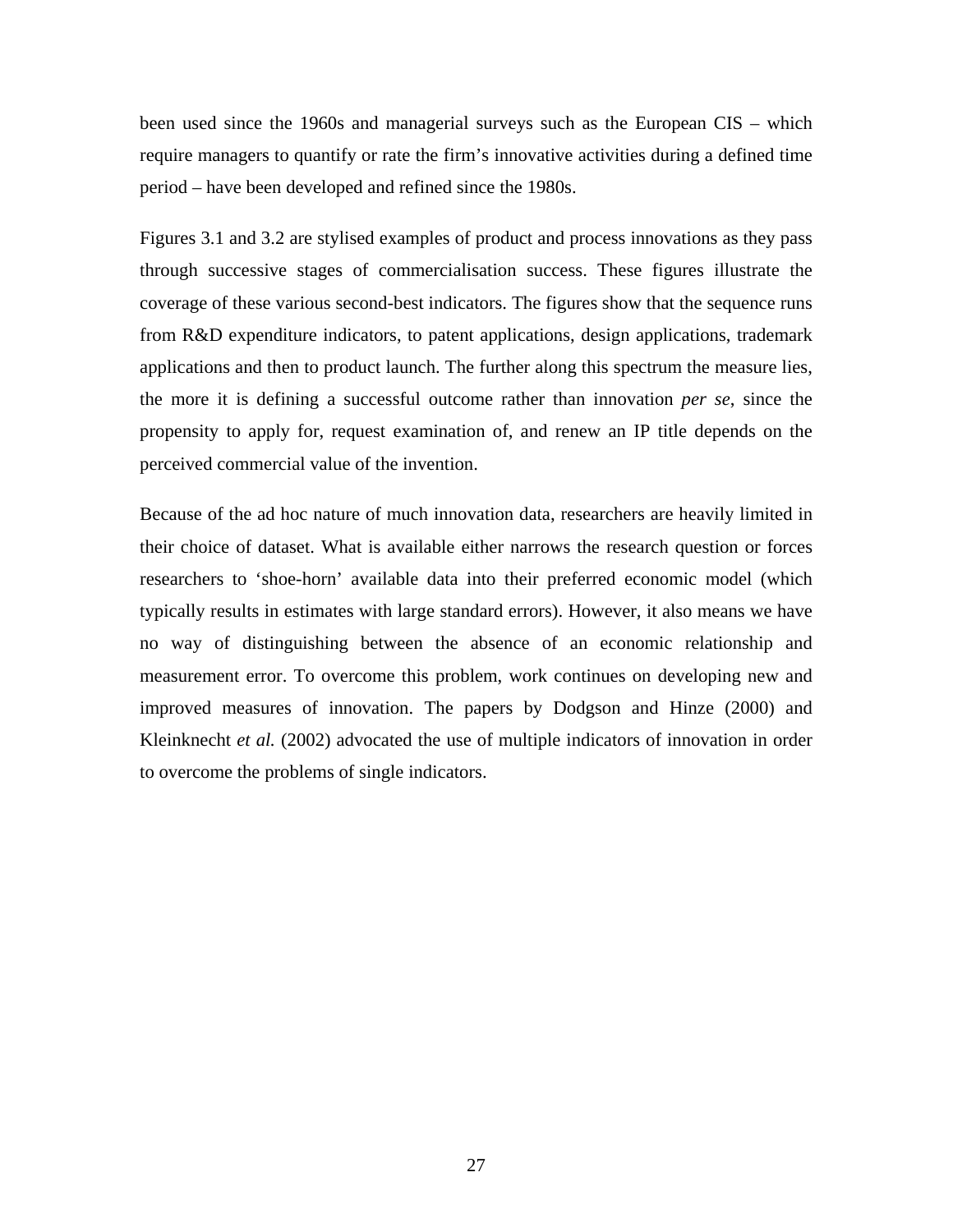been used since the 1960s and managerial surveys such as the European CIS – which require managers to quantify or rate the firm's innovative activities during a defined time period – have been developed and refined since the 1980s.

Figures 3.1 and 3.2 are stylised examples of product and process innovations as they pass through successive stages of commercialisation success. These figures illustrate the coverage of these various second-best indicators. The figures show that the sequence runs from R&D expenditure indicators, to patent applications, design applications, trademark applications and then to product launch. The further along this spectrum the measure lies, the more it is defining a successful outcome rather than innovation *per se*, since the propensity to apply for, request examination of, and renew an IP title depends on the perceived commercial value of the invention.

Because of the ad hoc nature of much innovation data, researchers are heavily limited in their choice of dataset. What is available either narrows the research question or forces researchers to 'shoe-horn' available data into their preferred economic model (which typically results in estimates with large standard errors). However, it also means we have no way of distinguishing between the absence of an economic relationship and measurement error. To overcome this problem, work continues on developing new and improved measures of innovation. The papers by Dodgson and Hinze (2000) and Kleinknecht *et al.* (2002) advocated the use of multiple indicators of innovation in order to overcome the problems of single indicators.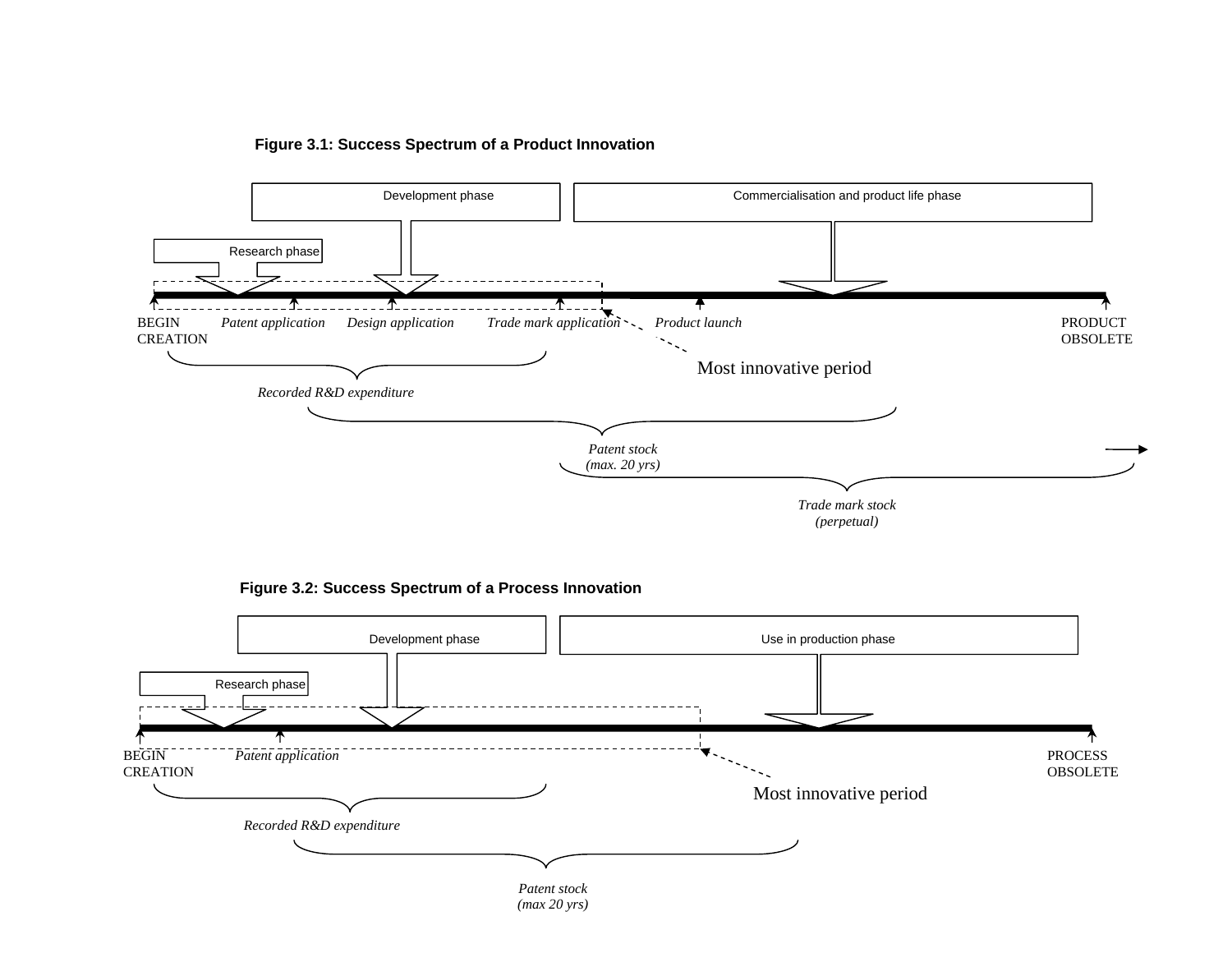**Figure 3.1: Success Spectrum of a Product Innovation**

Development phase

Commercialisation and product life phase

Research phase

BEGIN CREATION

*Patent application*

*Design application*

*Trade mark application*

*Product launch*

PRODUCT OBSOLETE

Most innovative period

*Recorded R&D expenditure*

*Patent stock (max. 20 yrs)*

*Trade mark stock (perpetual)*

**Figure 3.2: Success Spectrum of a Process Innovation**

Development phase

Use in production phase

Research phase

BEGIN CREATION

*Patent application*

PROCESS OBSOLETE

Most innovative period

*Recorded R&D expenditure*

*Patent stock (max 20 yrs)*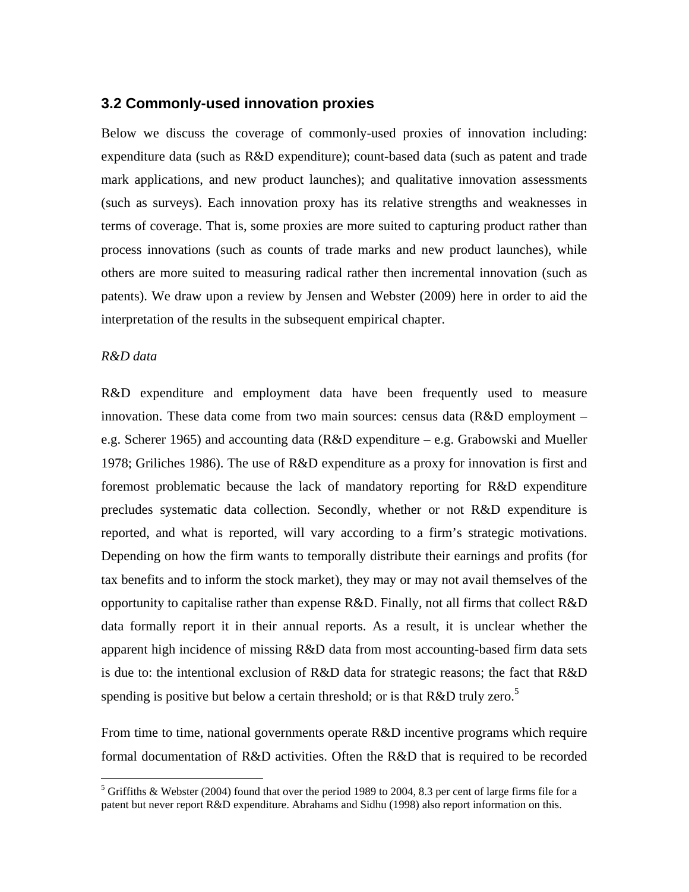### 3.2 Commonly-used innovation proxies

Below we discuss the coverage of commonly-used proxies of innovation including: expenditure data (such as R&D expenditure); count-based data (such as patent and trade mark applications, and new product launches); and qualitative innovation assessments (such as surveys). Each innovation proxy has its relative strengths and weaknesses in terms of coverage. That is, some proxies are more suited to capturing product rather than process innovations (such as counts of trade marks and new product launches), while others are more suited to measuring radical rather then incremental innovation (such as patents). We draw upon a review by Jensen and Webster (2009) here in order to aid the interpretation of the results in the subsequent empirical chapter.

*R&D data*

R&D expenditure and employment data have been frequently used to measure innovation. These data come from two main sources: census data (R&D employment – e.g. Scherer 1965) and accounting data (R&D expenditure – e.g. Grabowski and Mueller 1978; Griliches 1986). The use of R&D expenditure as a proxy for innovation is first and foremost problematic because the lack of mandatory reporting for R&D expenditure precludes systematic data collection. Secondly, whether or not R&D expenditure is reported, and what is reported, will vary according to a firm's strategic motivations. Depending on how the firm wants to temporally distribute their earnings and profits (for tax benefits and to inform the stock market), they may or may not avail themselves of the opportunity to capitalise rather than expense R&D. Finally, not all firms that collect R&D data formally report it in their annual reports. As a result, it is unclear whether the apparent high incidence of missing R&D data from most accounting-based firm data sets is due to: the intentional exclusion of R&D data for strategic reasons; the fact that R&D spending is positive but below a certain threshold; or is that R&D truly zero.[5]

From time to time, national governments operate R&D incentive programs which require formal documentation of R&D activities. Often the R&D that is required to be recorded

[5] Griffiths & Webster (2004) found that over the period 1989 to 2004, 8.3 per cent of large firms file for a patent but never report R&D expenditure. Abrahams and Sidhu (1998) also report information on this.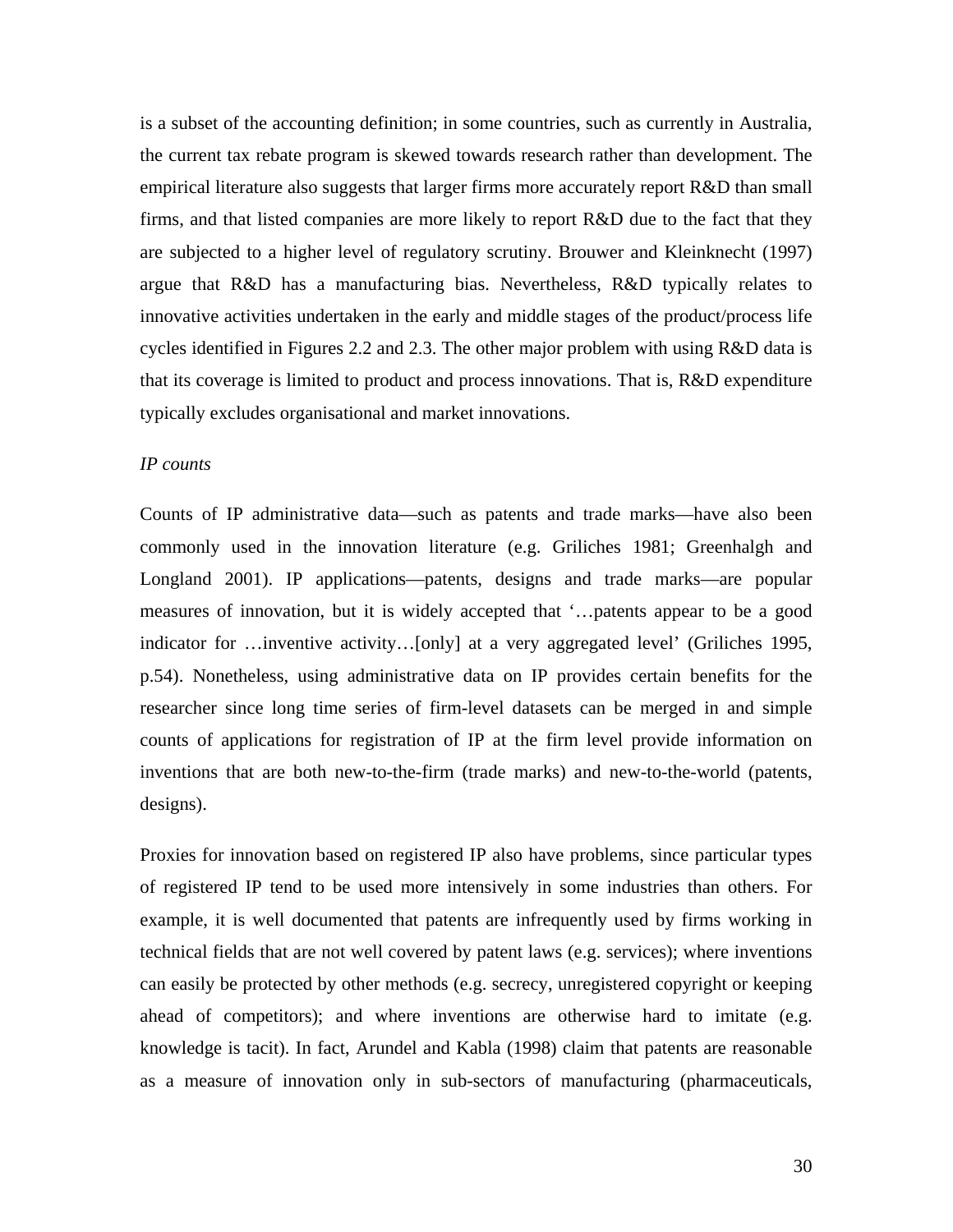is a subset of the accounting definition; in some countries, such as currently in Australia, the current tax rebate program is skewed towards research rather than development. The empirical literature also suggests that larger firms more accurately report R&D than small firms, and that listed companies are more likely to report R&D due to the fact that they are subjected to a higher level of regulatory scrutiny. Brouwer and Kleinknecht (1997) argue that R&D has a manufacturing bias. Nevertheless, R&D typically relates to innovative activities undertaken in the early and middle stages of the product/process life cycles identified in Figures 2.2 and 2.3. The other major problem with using R&D data is that its coverage is limited to product and process innovations. That is, R&D expenditure typically excludes organisational and market innovations.

*IP counts*

Counts of IP administrative data—such as patents and trade marks—have also been commonly used in the innovation literature (e.g. Griliches 1981; Greenhalgh and Longland 2001). IP applications—patents, designs and trade marks—are popular measures of innovation, but it is widely accepted that '…patents appear to be a good indicator for …inventive activity…[only] at a very aggregated level' (Griliches 1995, p.54). Nonetheless, using administrative data on IP provides certain benefits for the researcher since long time series of firm-level datasets can be merged in and simple counts of applications for registration of IP at the firm level provide information on inventions that are both new-to-the-firm (trade marks) and new-to-the-world (patents, designs).

Proxies for innovation based on registered IP also have problems, since particular types of registered IP tend to be used more intensively in some industries than others. For example, it is well documented that patents are infrequently used by firms working in technical fields that are not well covered by patent laws (e.g. services); where inventions can easily be protected by other methods (e.g. secrecy, unregistered copyright or keeping ahead of competitors); and where inventions are otherwise hard to imitate (e.g. knowledge is tacit). In fact, Arundel and Kabla (1998) claim that patents are reasonable as a measure of innovation only in sub-sectors of manufacturing (pharmaceuticals,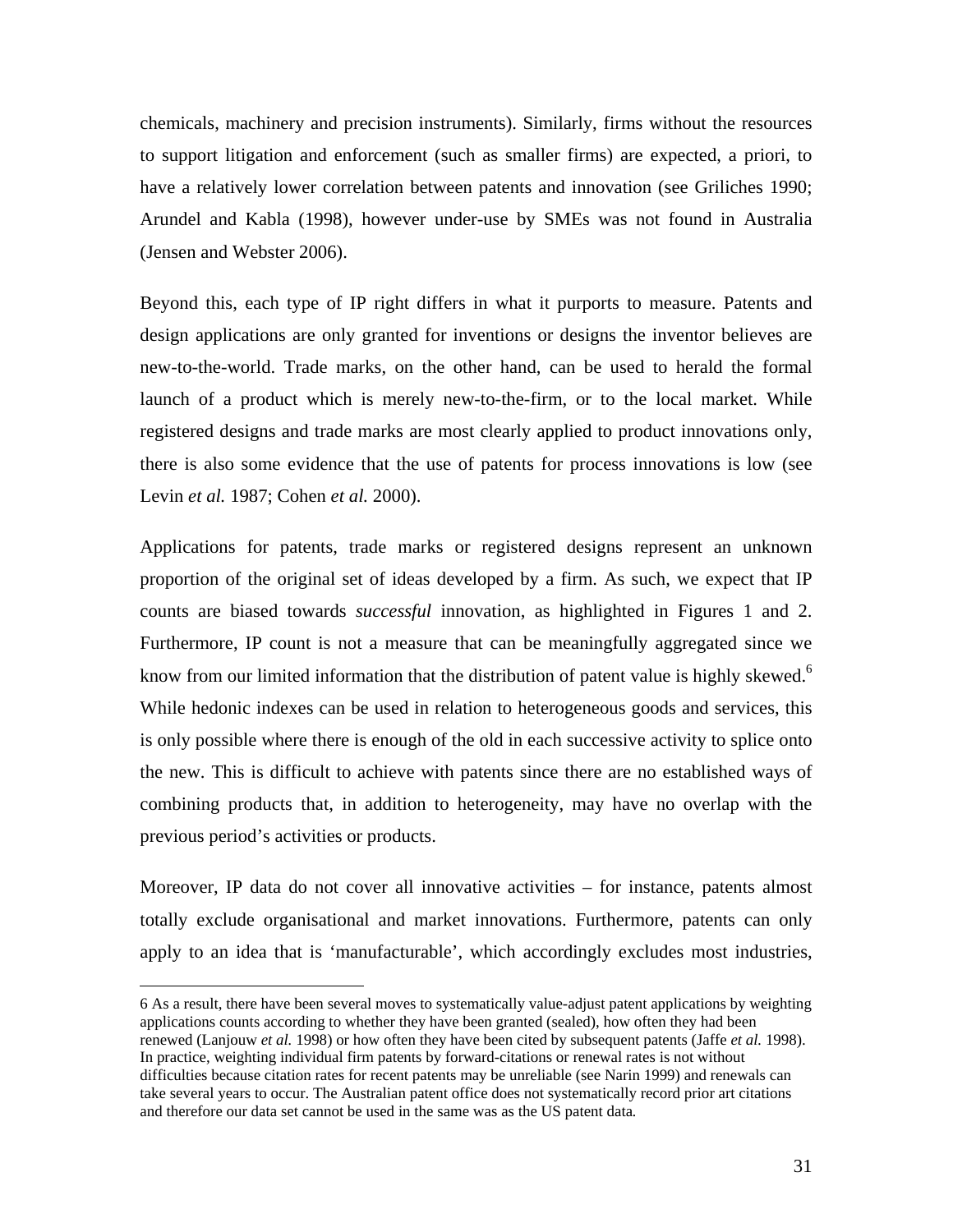chemicals, machinery and precision instruments). Similarly, firms without the resources to support litigation and enforcement (such as smaller firms) are expected, a priori, to have a relatively lower correlation between patents and innovation (see Griliches 1990; Arundel and Kabla (1998), however under-use by SMEs was not found in Australia (Jensen and Webster 2006).

Beyond this, each type of IP right differs in what it purports to measure. Patents and design applications are only granted for inventions or designs the inventor believes are new-to-the-world. Trade marks, on the other hand, can be used to herald the formal launch of a product which is merely new-to-the-firm, or to the local market. While registered designs and trade marks are most clearly applied to product innovations only, there is also some evidence that the use of patents for process innovations is low (see Levin *et al.* 1987; Cohen *et al.* 2000).

Applications for patents, trade marks or registered designs represent an unknown proportion of the original set of ideas developed by a firm. As such, we expect that IP counts are biased towards *successful* innovation, as highlighted in Figures 1 and 2. Furthermore, IP count is not a measure that can be meaningfully aggregated since we know from our limited information that the distribution of patent value is highly skewed.[6] While hedonic indexes can be used in relation to heterogeneous goods and services, this is only possible where there is enough of the old in each successive activity to splice onto the new. This is difficult to achieve with patents since there are no established ways of combining products that, in addition to heterogeneity, may have no overlap with the previous period's activities or products.

Moreover, IP data do not cover all innovative activities – for instance, patents almost totally exclude organisational and market innovations. Furthermore, patents can only apply to an idea that is 'manufacturable', which accordingly excludes most industries,

---

6 As a result, there have been several moves to systematically value-adjust patent applications by weighting applications counts according to whether they have been granted (sealed), how often they had been renewed (Lanjouw *et al.* 1998) or how often they have been cited by subsequent patents (Jaffe *et al.* 1998). In practice, weighting individual firm patents by forward-citations or renewal rates is not without difficulties because citation rates for recent patents may be unreliable (see Narin 1999) and renewals can take several years to occur. The Australian patent office does not systematically record prior art citations and therefore our data set cannot be used in the same was as the US patent data.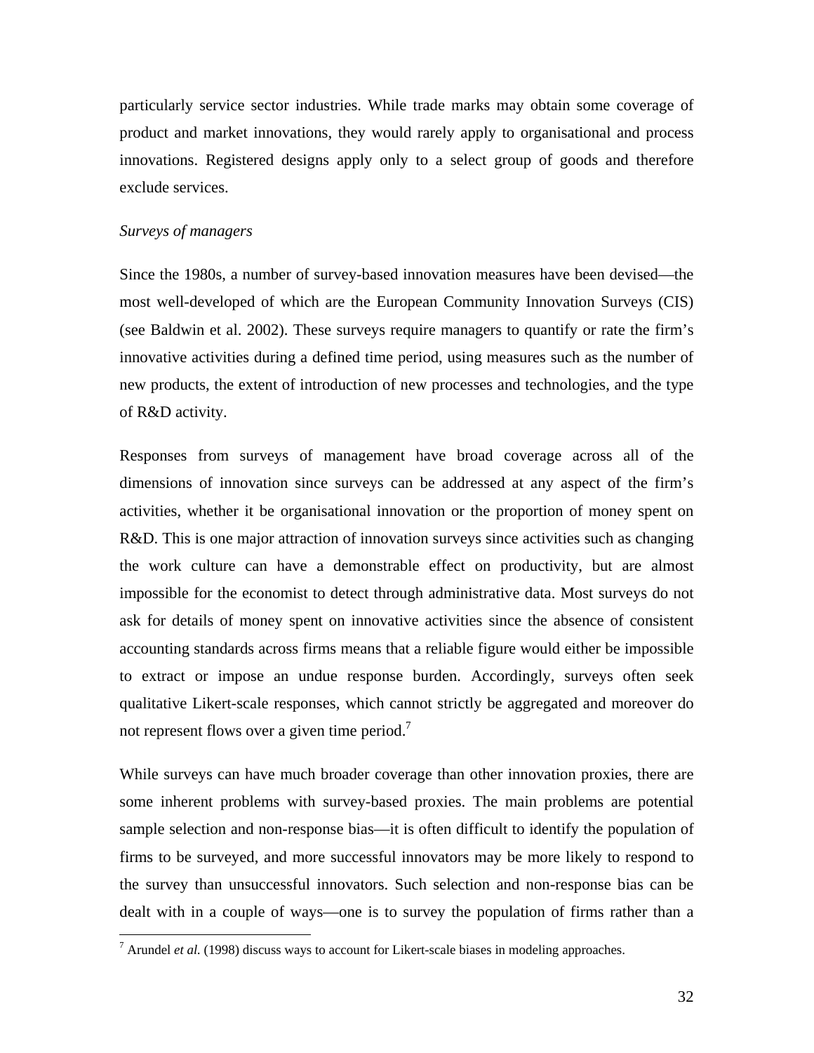particularly service sector industries. While trade marks may obtain some coverage of product and market innovations, they would rarely apply to organisational and process innovations. Registered designs apply only to a select group of goods and therefore exclude services.

*Surveys of managers*

Since the 1980s, a number of survey-based innovation measures have been devised—the most well-developed of which are the European Community Innovation Surveys (CIS) (see Baldwin et al. 2002). These surveys require managers to quantify or rate the firm's innovative activities during a defined time period, using measures such as the number of new products, the extent of introduction of new processes and technologies, and the type of R&D activity.

Responses from surveys of management have broad coverage across all of the dimensions of innovation since surveys can be addressed at any aspect of the firm's activities, whether it be organisational innovation or the proportion of money spent on R&D. This is one major attraction of innovation surveys since activities such as changing the work culture can have a demonstrable effect on productivity, but are almost impossible for the economist to detect through administrative data. Most surveys do not ask for details of money spent on innovative activities since the absence of consistent accounting standards across firms means that a reliable figure would either be impossible to extract or impose an undue response burden. Accordingly, surveys often seek qualitative Likert-scale responses, which cannot strictly be aggregated and moreover do not represent flows over a given time period.[7]

While surveys can have much broader coverage than other innovation proxies, there are some inherent problems with survey-based proxies. The main problems are potential sample selection and non-response bias—it is often difficult to identify the population of firms to be surveyed, and more successful innovators may be more likely to respond to the survey than unsuccessful innovators. Such selection and non-response bias can be dealt with in a couple of ways—one is to survey the population of firms rather than a

[7] Arundel *et al.* (1998) discuss ways to account for Likert-scale biases in modeling approaches.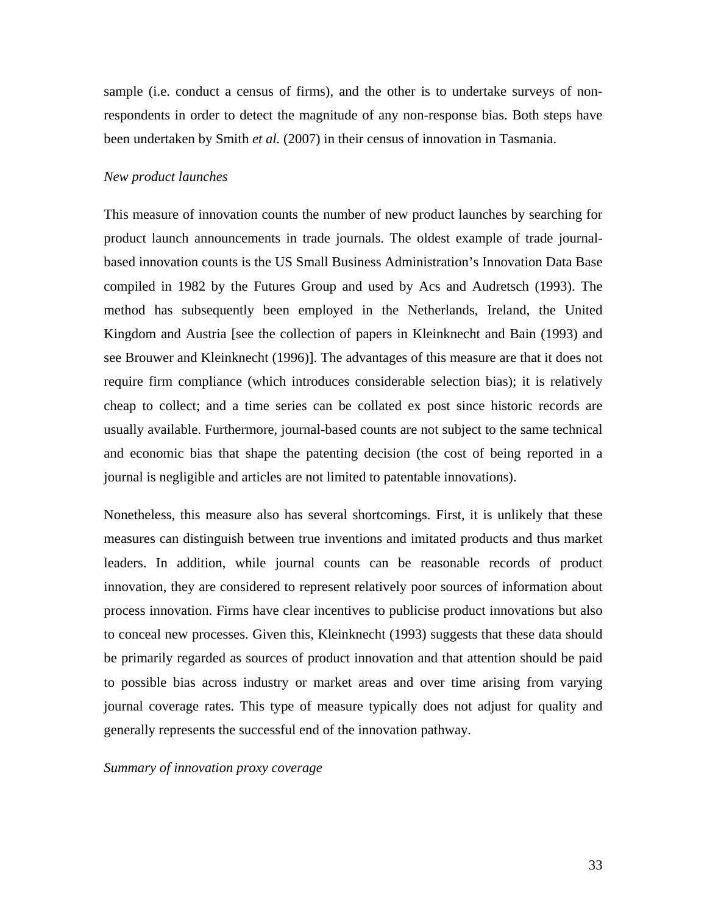sample (i.e. conduct a census of firms), and the other is to undertake surveys of non-respondents in order to detect the magnitude of any non-response bias. Both steps have been undertaken by Smith *et al.* (2007) in their census of innovation in Tasmania.

*New product launches*

This measure of innovation counts the number of new product launches by searching for product launch announcements in trade journals. The oldest example of trade journal-based innovation counts is the US Small Business Administration's Innovation Data Base compiled in 1982 by the Futures Group and used by Acs and Audretsch (1993). The method has subsequently been employed in the Netherlands, Ireland, the United Kingdom and Austria [see the collection of papers in Kleinknecht and Bain (1993) and see Brouwer and Kleinknecht (1996)]. The advantages of this measure are that it does not require firm compliance (which introduces considerable selection bias); it is relatively cheap to collect; and a time series can be collated ex post since historic records are usually available. Furthermore, journal-based counts are not subject to the same technical and economic bias that shape the patenting decision (the cost of being reported in a journal is negligible and articles are not limited to patentable innovations).

Nonetheless, this measure also has several shortcomings. First, it is unlikely that these measures can distinguish between true inventions and imitated products and thus market leaders. In addition, while journal counts can be reasonable records of product innovation, they are considered to represent relatively poor sources of information about process innovation. Firms have clear incentives to publicise product innovations but also to conceal new processes. Given this, Kleinknecht (1993) suggests that these data should be primarily regarded as sources of product innovation and that attention should be paid to possible bias across industry or market areas and over time arising from varying journal coverage rates. This type of measure typically does not adjust for quality and generally represents the successful end of the innovation pathway.

*Summary of innovation proxy coverage*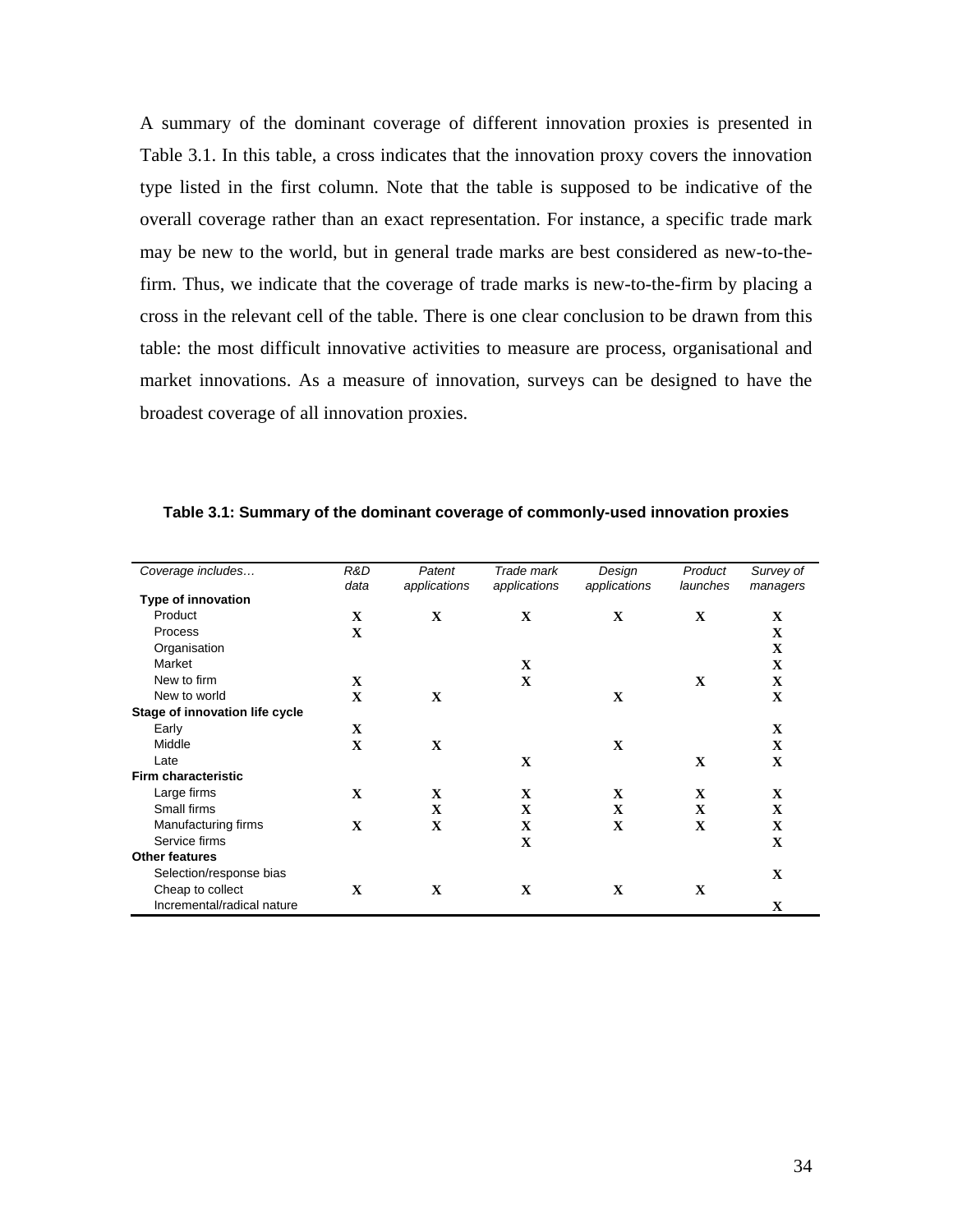A summary of the dominant coverage of different innovation proxies is presented in Table 3.1. In this table, a cross indicates that the innovation proxy covers the innovation type listed in the first column. Note that the table is supposed to be indicative of the overall coverage rather than an exact representation. For instance, a specific trade mark may be new to the world, but in general trade marks are best considered as new-to-the-firm. Thus, we indicate that the coverage of trade marks is new-to-the-firm by placing a cross in the relevant cell of the table. There is one clear conclusion to be drawn from this table: the most difficult innovative activities to measure are process, organisational and market innovations. As a measure of innovation, surveys can be designed to have the broadest coverage of all innovation proxies.

**Table 3.1: Summary of the dominant coverage of commonly-used innovation proxies**

| *Coverage includes…* | *R&D data* | *Patent applications* | *Trade mark applications* | *Design applications* | *Product launches* | *Survey of managers* |
|---|---|---|---|---|---|---|
| **Type of innovation** | | | | | | |
| Product | X | X | X | X | X | X |
| Process | X | | | | | X |
| Organisation | | | | | | X |
| Market | | | X | | | X |
| New to firm | X | | X | | X | X |
| New to world | X | X | | X | | X |
| **Stage of innovation life cycle** | | | | | | |
| Early | X | | | | | X |
| Middle | X | X | | X | | X |
| Late | | | X | | X | X |
| **Firm characteristic** | | | | | | |
| Large firms | X | X | X | X | X | X |
| Small firms | | X | X | X | X | X |
| Manufacturing firms | X | X | X | X | X | X |
| Service firms | | | X | | | X |
| **Other features** | | | | | | |
| Selection/response bias | | | | | | X |
| Cheap to collect | X | X | X | X | X | |
| Incremental/radical nature | | | | | | X |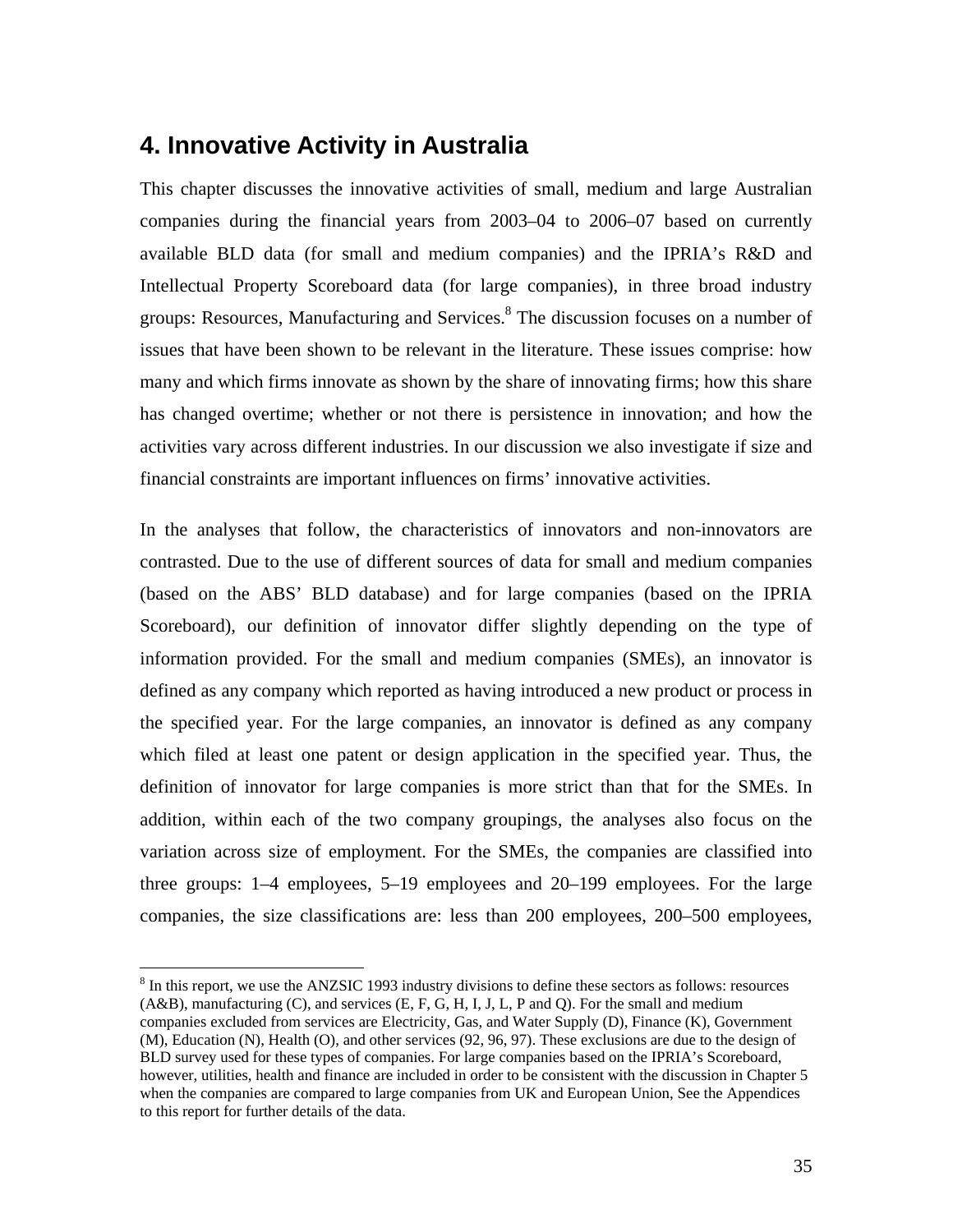# 4. Innovative Activity in Australia

This chapter discusses the innovative activities of small, medium and large Australian companies during the financial years from 2003–04 to 2006–07 based on currently available BLD data (for small and medium companies) and the IPRIA's R&D and Intellectual Property Scoreboard data (for large companies), in three broad industry groups: Resources, Manufacturing and Services.[8] The discussion focuses on a number of issues that have been shown to be relevant in the literature. These issues comprise: how many and which firms innovate as shown by the share of innovating firms; how this share has changed overtime; whether or not there is persistence in innovation; and how the activities vary across different industries. In our discussion we also investigate if size and financial constraints are important influences on firms' innovative activities.

In the analyses that follow, the characteristics of innovators and non-innovators are contrasted. Due to the use of different sources of data for small and medium companies (based on the ABS' BLD database) and for large companies (based on the IPRIA Scoreboard), our definition of innovator differ slightly depending on the type of information provided. For the small and medium companies (SMEs), an innovator is defined as any company which reported as having introduced a new product or process in the specified year. For the large companies, an innovator is defined as any company which filed at least one patent or design application in the specified year. Thus, the definition of innovator for large companies is more strict than that for the SMEs. In addition, within each of the two company groupings, the analyses also focus on the variation across size of employment. For the SMEs, the companies are classified into three groups: 1–4 employees, 5–19 employees and 20–199 employees. For the large companies, the size classifications are: less than 200 employees, 200–500 employees,

[8] In this report, we use the ANZSIC 1993 industry divisions to define these sectors as follows: resources (A&B), manufacturing (C), and services (E, F, G, H, I, J, L, P and Q). For the small and medium companies excluded from services are Electricity, Gas, and Water Supply (D), Finance (K), Government (M), Education (N), Health (O), and other services (92, 96, 97). These exclusions are due to the design of BLD survey used for these types of companies. For large companies based on the IPRIA's Scoreboard, however, utilities, health and finance are included in order to be consistent with the discussion in Chapter 5 when the companies are compared to large companies from UK and European Union, See the Appendices to this report for further details of the data.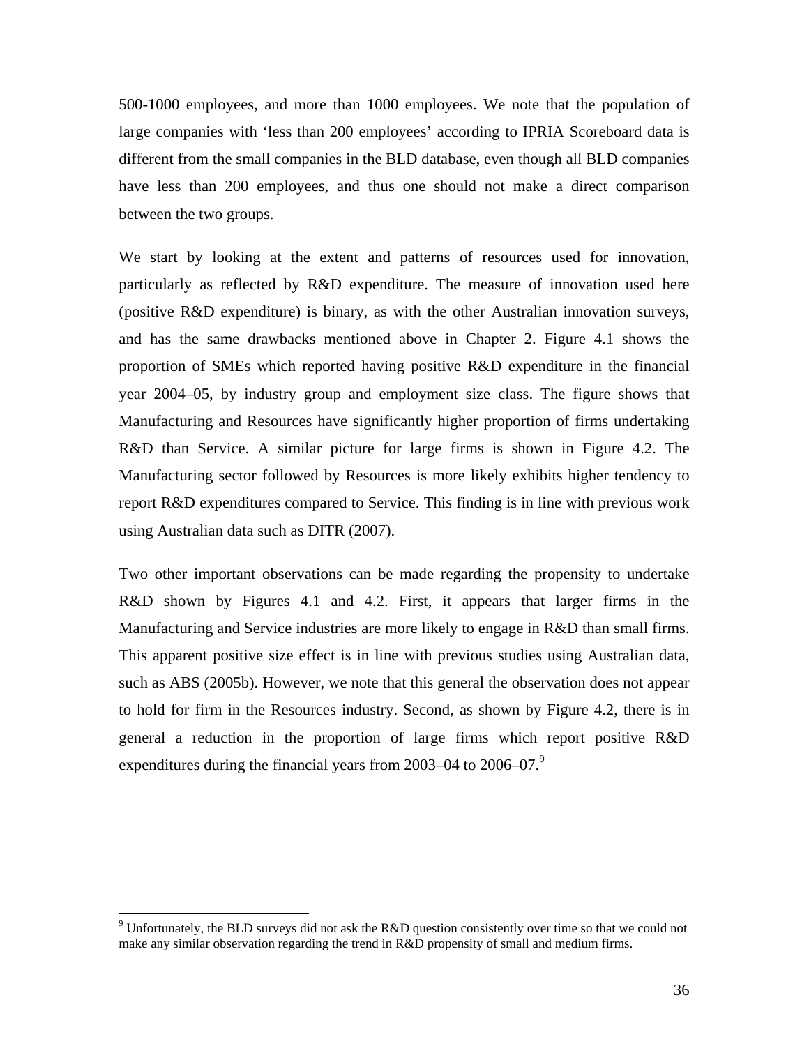500-1000 employees, and more than 1000 employees. We note that the population of large companies with ‘less than 200 employees’ according to IPRIA Scoreboard data is different from the small companies in the BLD database, even though all BLD companies have less than 200 employees, and thus one should not make a direct comparison between the two groups.

We start by looking at the extent and patterns of resources used for innovation, particularly as reflected by R&D expenditure. The measure of innovation used here (positive R&D expenditure) is binary, as with the other Australian innovation surveys, and has the same drawbacks mentioned above in Chapter 2. Figure 4.1 shows the proportion of SMEs which reported having positive R&D expenditure in the financial year 2004–05, by industry group and employment size class. The figure shows that Manufacturing and Resources have significantly higher proportion of firms undertaking R&D than Service. A similar picture for large firms is shown in Figure 4.2. The Manufacturing sector followed by Resources is more likely exhibits higher tendency to report R&D expenditures compared to Service. This finding is in line with previous work using Australian data such as DITR (2007).

Two other important observations can be made regarding the propensity to undertake R&D shown by Figures 4.1 and 4.2. First, it appears that larger firms in the Manufacturing and Service industries are more likely to engage in R&D than small firms. This apparent positive size effect is in line with previous studies using Australian data, such as ABS (2005b). However, we note that this general the observation does not appear to hold for firm in the Resources industry. Second, as shown by Figure 4.2, there is in general a reduction in the proportion of large firms which report positive R&D expenditures during the financial years from 2003–04 to 2006–07.[9]

[9] Unfortunately, the BLD surveys did not ask the R&D question consistently over time so that we could not make any similar observation regarding the trend in R&D propensity of small and medium firms.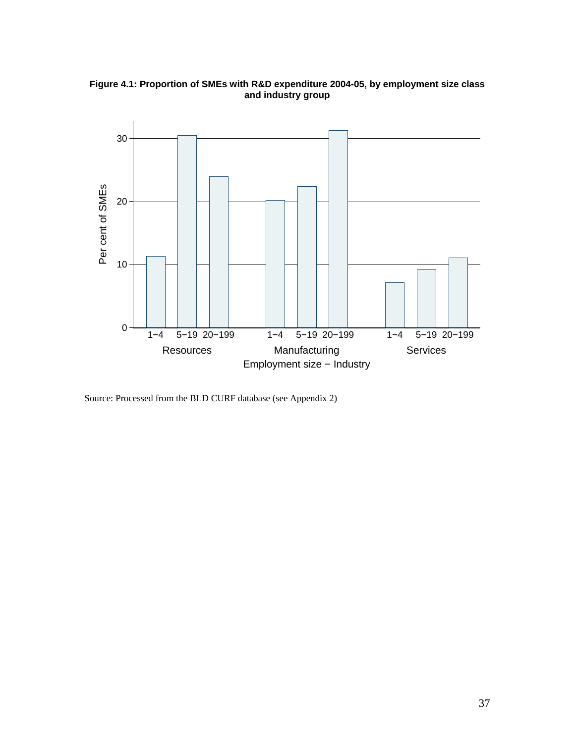**Figure 4.1: Proportion of SMEs with R&D expenditure 2004-05, by employment size class and industry group**

Source: Processed from the BLD CURF database (see Appendix 2)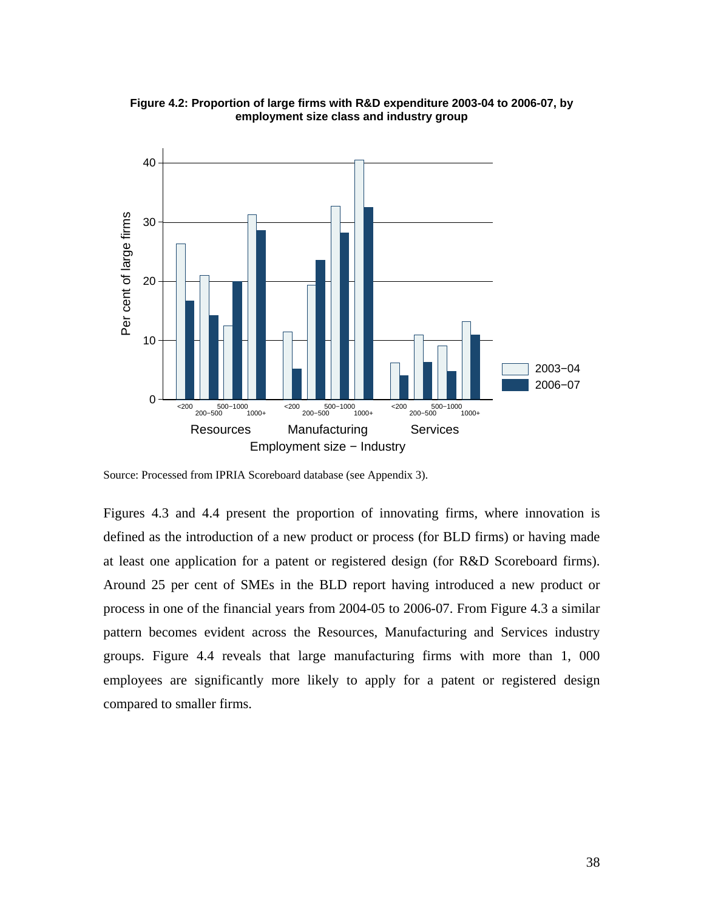**Figure 4.2: Proportion of large firms with R&D expenditure 2003-04 to 2006-07, by employment size class and industry group**

Source: Processed from IPRIA Scoreboard database (see Appendix 3).

Figures 4.3 and 4.4 present the proportion of innovating firms, where innovation is defined as the introduction of a new product or process (for BLD firms) or having made at least one application for a patent or registered design (for R&D Scoreboard firms). Around 25 per cent of SMEs in the BLD report having introduced a new product or process in one of the financial years from 2004-05 to 2006-07. From Figure 4.3 a similar pattern becomes evident across the Resources, Manufacturing and Services industry groups. Figure 4.4 reveals that large manufacturing firms with more than 1, 000 employees are significantly more likely to apply for a patent or registered design compared to smaller firms.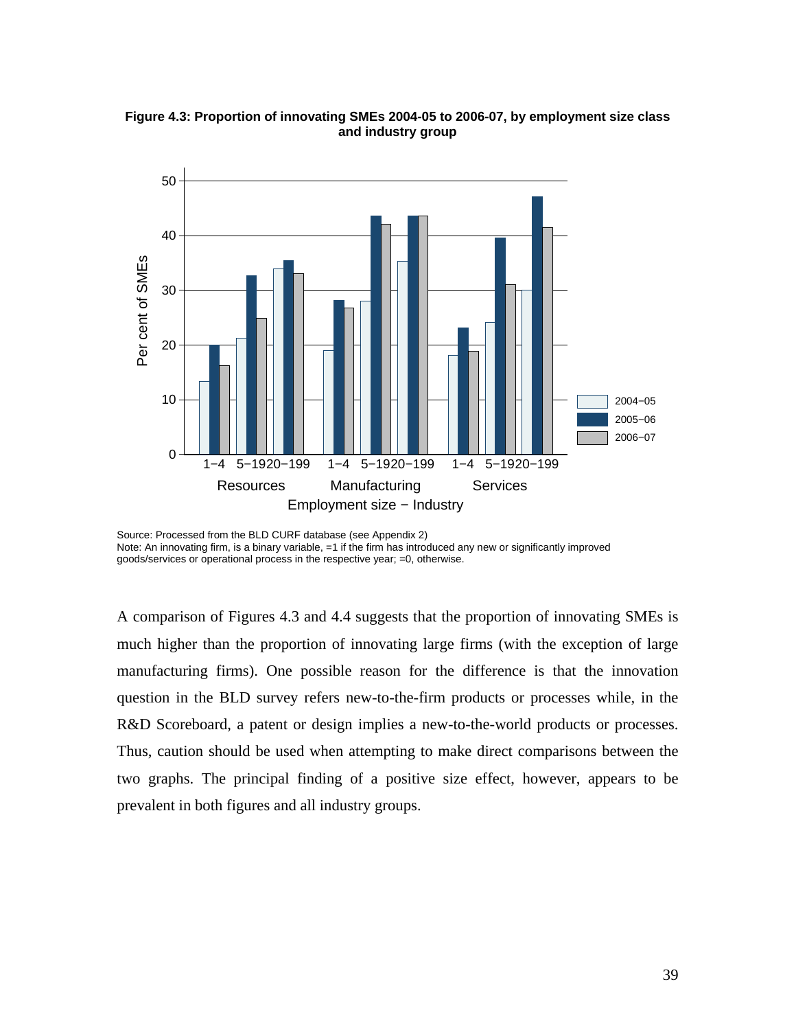**Figure 4.3: Proportion of innovating SMEs 2004-05 to 2006-07, by employment size class and industry group**

Source: Processed from the BLD CURF database (see Appendix 2)
Note: An innovating firm, is a binary variable, =1 if the firm has introduced any new or significantly improved goods/services or operational process in the respective year; =0, otherwise.

A comparison of Figures 4.3 and 4.4 suggests that the proportion of innovating SMEs is much higher than the proportion of innovating large firms (with the exception of large manufacturing firms). One possible reason for the difference is that the innovation question in the BLD survey refers new-to-the-firm products or processes while, in the R&D Scoreboard, a patent or design implies a new-to-the-world products or processes. Thus, caution should be used when attempting to make direct comparisons between the two graphs. The principal finding of a positive size effect, however, appears to be prevalent in both figures and all industry groups.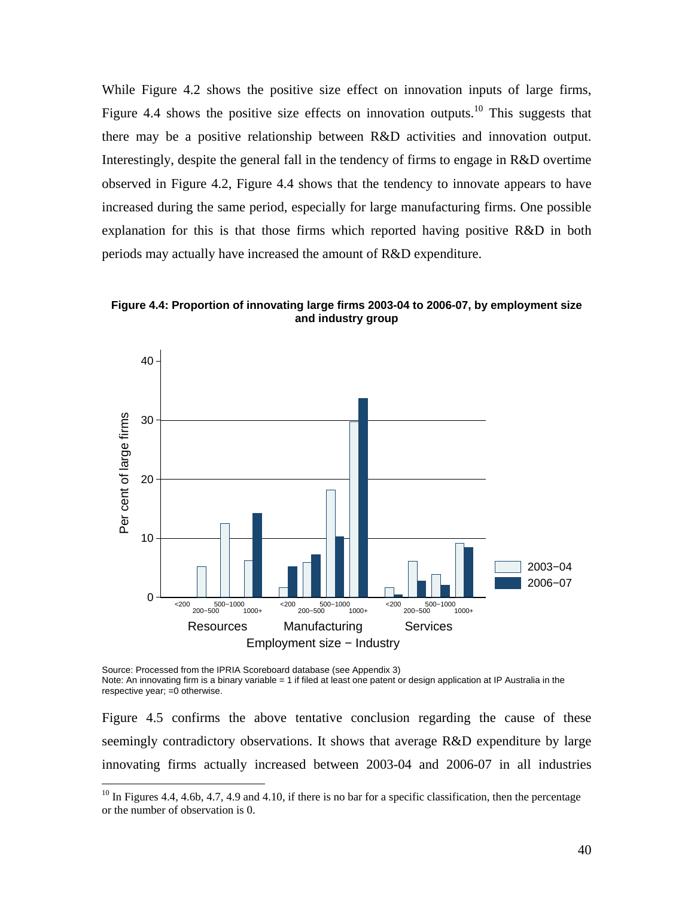While Figure 4.2 shows the positive size effect on innovation inputs of large firms, Figure 4.4 shows the positive size effects on innovation outputs.[10] This suggests that there may be a positive relationship between R&D activities and innovation output. Interestingly, despite the general fall in the tendency of firms to engage in R&D overtime observed in Figure 4.2, Figure 4.4 shows that the tendency to innovate appears to have increased during the same period, especially for large manufacturing firms. One possible explanation for this is that those firms which reported having positive R&D in both periods may actually have increased the amount of R&D expenditure.

**Figure 4.4: Proportion of innovating large firms 2003-04 to 2006-07, by employment size and industry group**

Source: Processed from the IPRIA Scoreboard database (see Appendix 3)
Note: An innovating firm is a binary variable = 1 if filed at least one patent or design application at IP Australia in the respective year; =0 otherwise.

Figure 4.5 confirms the above tentative conclusion regarding the cause of these seemingly contradictory observations. It shows that average R&D expenditure by large innovating firms actually increased between 2003-04 and 2006-07 in all industries

---

[10] In Figures 4.4, 4.6b, 4.7, 4.9 and 4.10, if there is no bar for a specific classification, then the percentage or the number of observation is 0.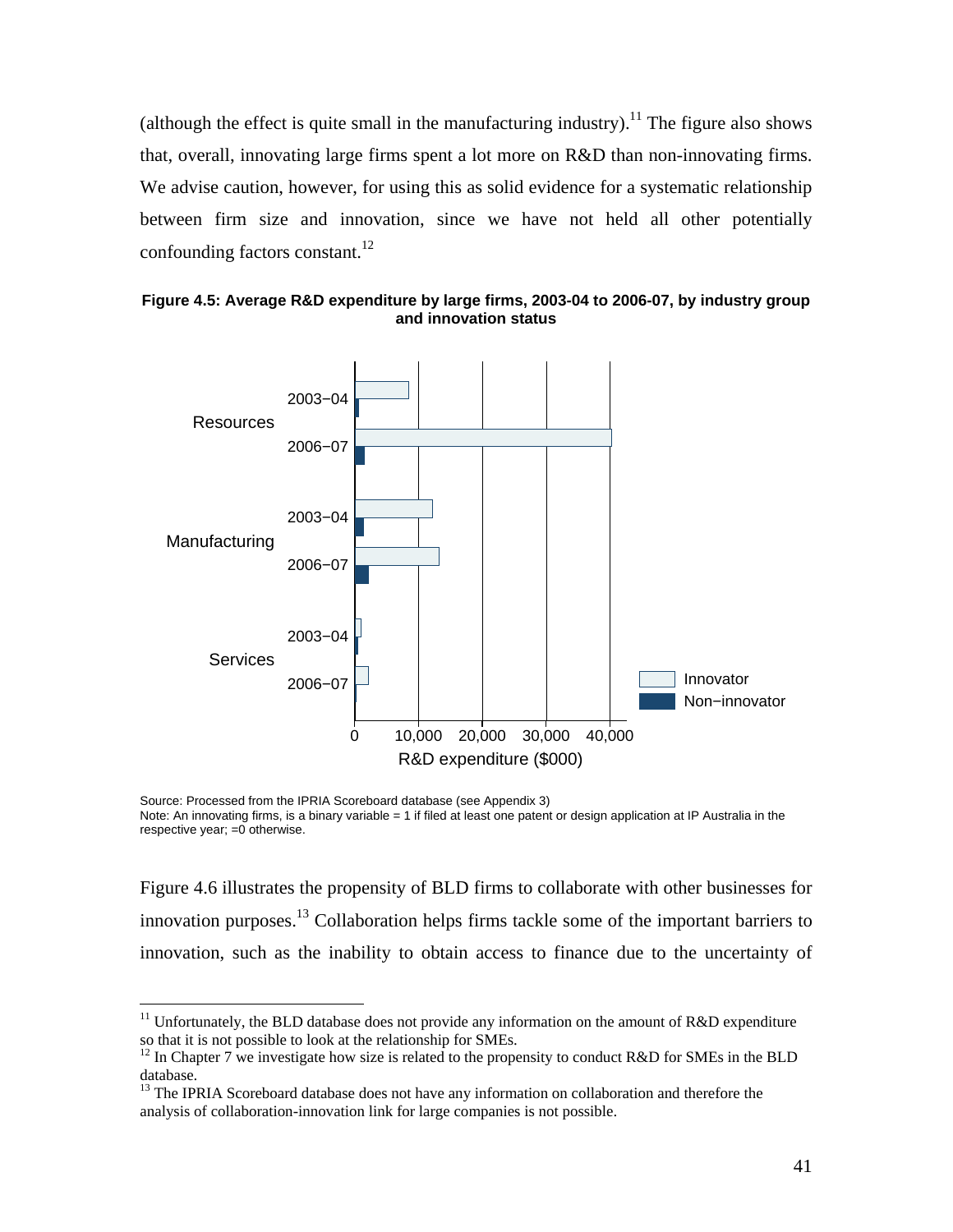(although the effect is quite small in the manufacturing industry).[11] The figure also shows that, overall, innovating large firms spent a lot more on R&D than non-innovating firms. We advise caution, however, for using this as solid evidence for a systematic relationship between firm size and innovation, since we have not held all other potentially confounding factors constant.[12]

**Figure 4.5: Average R&D expenditure by large firms, 2003-04 to 2006-07, by industry group and innovation status**

Source: Processed from the IPRIA Scoreboard database (see Appendix 3)
Note: An innovating firms, is a binary variable = 1 if filed at least one patent or design application at IP Australia in the respective year; =0 otherwise.

Figure 4.6 illustrates the propensity of BLD firms to collaborate with other businesses for innovation purposes.[13] Collaboration helps firms tackle some of the important barriers to innovation, such as the inability to obtain access to finance due to the uncertainty of

---

[11] Unfortunately, the BLD database does not provide any information on the amount of R&D expenditure so that it is not possible to look at the relationship for SMEs.

[12] In Chapter 7 we investigate how size is related to the propensity to conduct R&D for SMEs in the BLD database.

[13] The IPRIA Scoreboard database does not have any information on collaboration and therefore the analysis of collaboration-innovation link for large companies is not possible.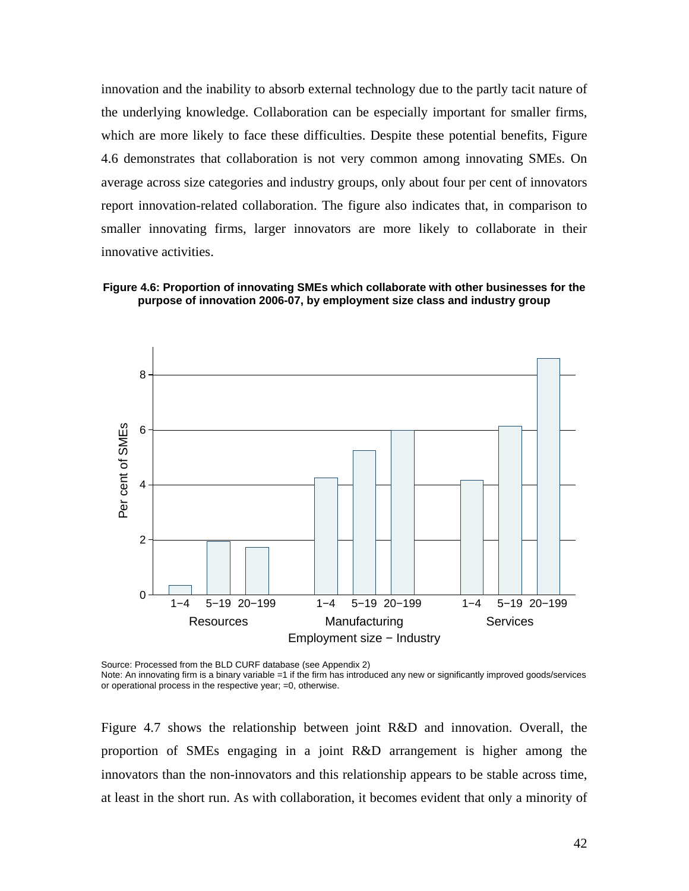innovation and the inability to absorb external technology due to the partly tacit nature of the underlying knowledge. Collaboration can be especially important for smaller firms, which are more likely to face these difficulties. Despite these potential benefits, Figure 4.6 demonstrates that collaboration is not very common among innovating SMEs. On average across size categories and industry groups, only about four per cent of innovators report innovation-related collaboration. The figure also indicates that, in comparison to smaller innovating firms, larger innovators are more likely to collaborate in their innovative activities.

**Figure 4.6: Proportion of innovating SMEs which collaborate with other businesses for the purpose of innovation 2006-07, by employment size class and industry group**

Source: Processed from the BLD CURF database (see Appendix 2)
Note: An innovating firm is a binary variable =1 if the firm has introduced any new or significantly improved goods/services or operational process in the respective year; =0, otherwise.

Figure 4.7 shows the relationship between joint R&D and innovation. Overall, the proportion of SMEs engaging in a joint R&D arrangement is higher among the innovators than the non-innovators and this relationship appears to be stable across time, at least in the short run. As with collaboration, it becomes evident that only a minority of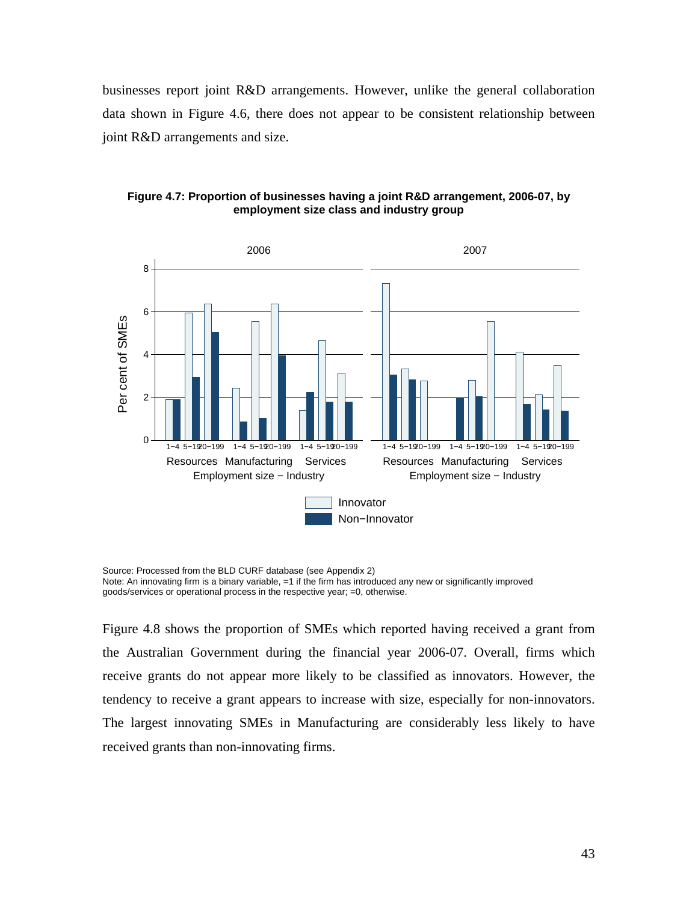businesses report joint R&D arrangements. However, unlike the general collaboration data shown in Figure 4.6, there does not appear to be consistent relationship between joint R&D arrangements and size.

**Figure 4.7: Proportion of businesses having a joint R&D arrangement, 2006-07, by employment size class and industry group**

Source: Processed from the BLD CURF database (see Appendix 2)
Note: An innovating firm is a binary variable, =1 if the firm has introduced any new or significantly improved goods/services or operational process in the respective year; =0, otherwise.

Figure 4.8 shows the proportion of SMEs which reported having received a grant from the Australian Government during the financial year 2006-07. Overall, firms which receive grants do not appear more likely to be classified as innovators. However, the tendency to receive a grant appears to increase with size, especially for non-innovators. The largest innovating SMEs in Manufacturing are considerably less likely to have received grants than non-innovating firms.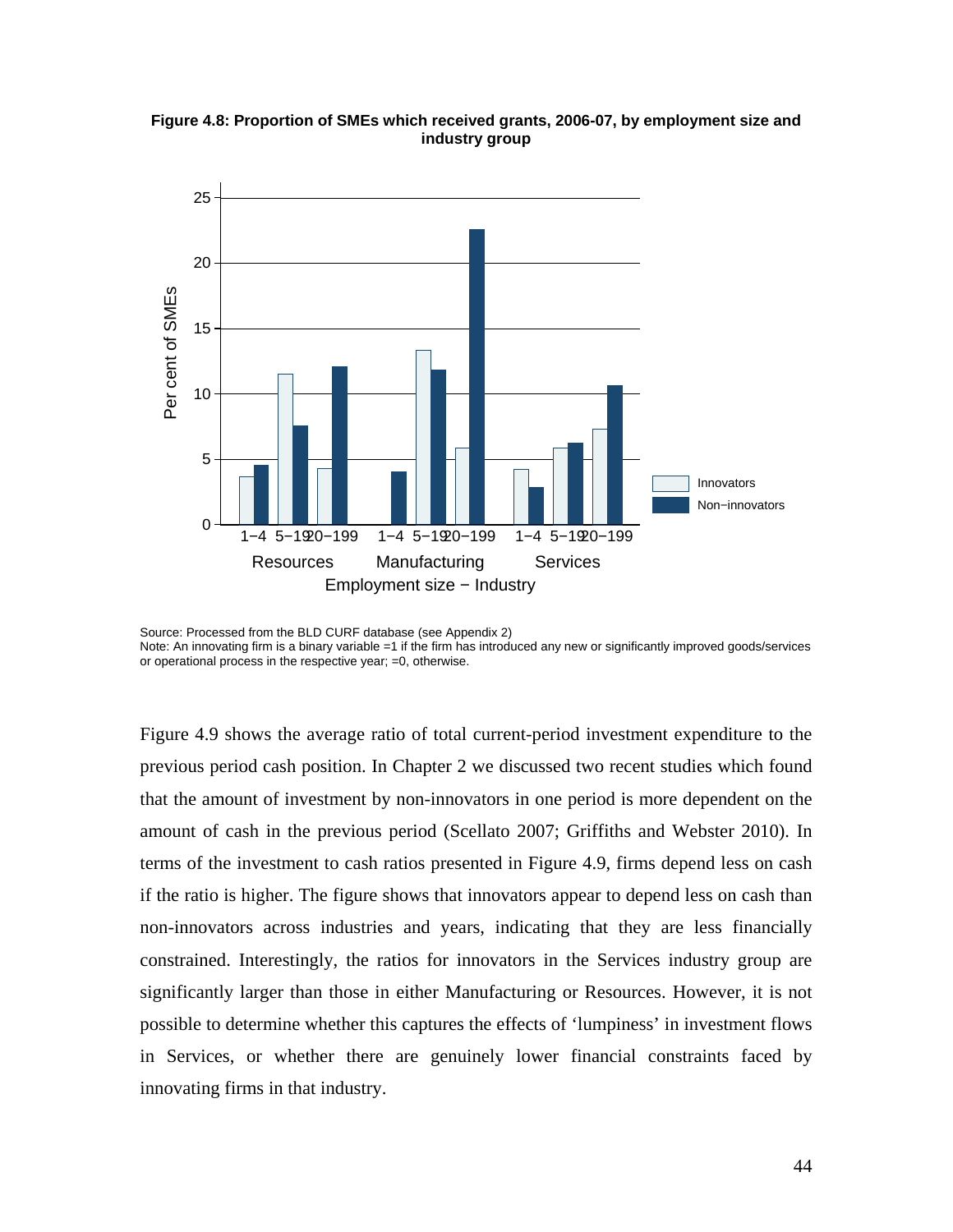**Figure 4.8: Proportion of SMEs which received grants, 2006-07, by employment size and industry group**

Source: Processed from the BLD CURF database (see Appendix 2)
Note: An innovating firm is a binary variable =1 if the firm has introduced any new or significantly improved goods/services or operational process in the respective year; =0, otherwise.

Figure 4.9 shows the average ratio of total current-period investment expenditure to the previous period cash position. In Chapter 2 we discussed two recent studies which found that the amount of investment by non-innovators in one period is more dependent on the amount of cash in the previous period (Scellato 2007; Griffiths and Webster 2010). In terms of the investment to cash ratios presented in Figure 4.9, firms depend less on cash if the ratio is higher. The figure shows that innovators appear to depend less on cash than non-innovators across industries and years, indicating that they are less financially constrained. Interestingly, the ratios for innovators in the Services industry group are significantly larger than those in either Manufacturing or Resources. However, it is not possible to determine whether this captures the effects of 'lumpiness' in investment flows in Services, or whether there are genuinely lower financial constraints faced by innovating firms in that industry.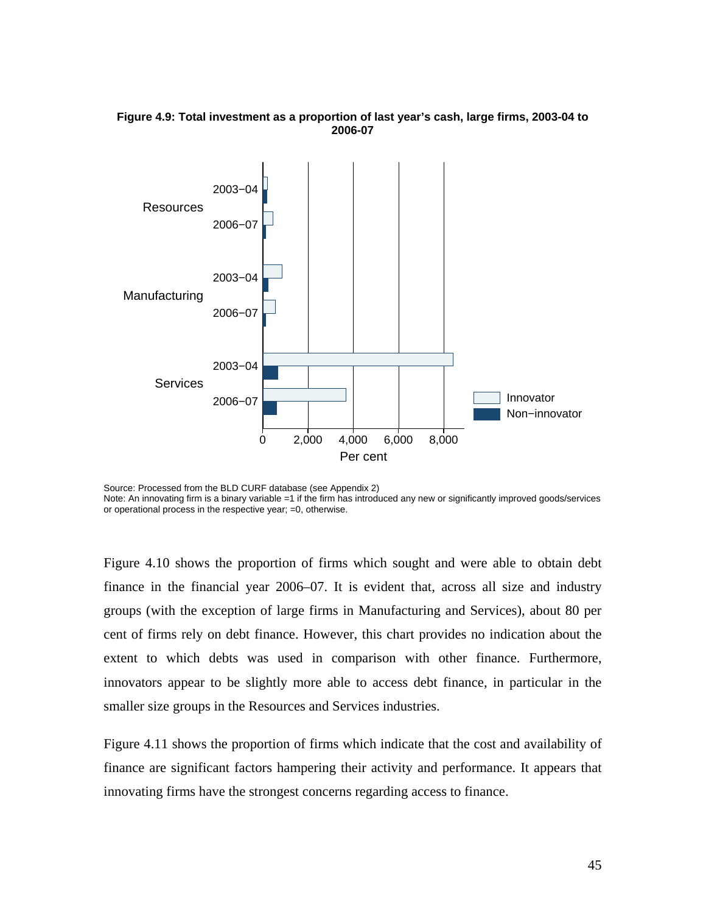**Figure 4.9: Total investment as a proportion of last year's cash, large firms, 2003-04 to 2006-07**

Source: Processed from the BLD CURF database (see Appendix 2)
Note: An innovating firm is a binary variable =1 if the firm has introduced any new or significantly improved goods/services or operational process in the respective year; =0, otherwise.

Figure 4.10 shows the proportion of firms which sought and were able to obtain debt finance in the financial year 2006–07. It is evident that, across all size and industry groups (with the exception of large firms in Manufacturing and Services), about 80 per cent of firms rely on debt finance. However, this chart provides no indication about the extent to which debts was used in comparison with other finance. Furthermore, innovators appear to be slightly more able to access debt finance, in particular in the smaller size groups in the Resources and Services industries.

Figure 4.11 shows the proportion of firms which indicate that the cost and availability of finance are significant factors hampering their activity and performance. It appears that innovating firms have the strongest concerns regarding access to finance.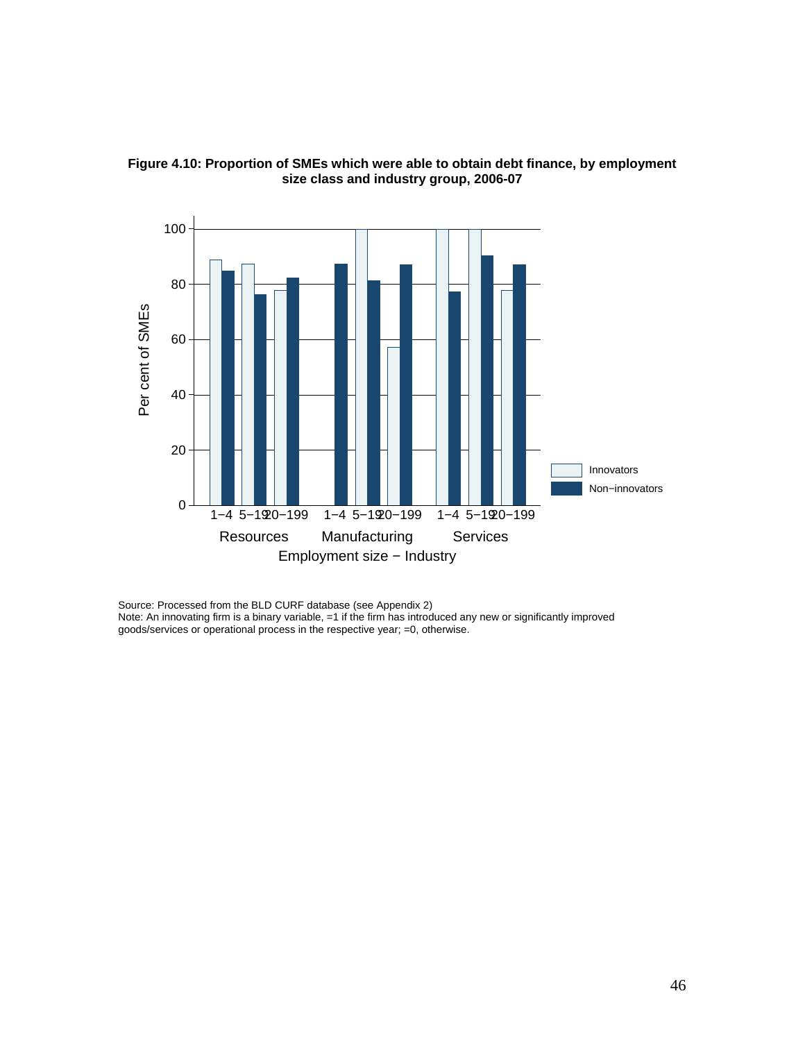**Figure 4.10: Proportion of SMEs which were able to obtain debt finance, by employment size class and industry group, 2006-07**

Source: Processed from the BLD CURF database (see Appendix 2)
Note: An innovating firm is a binary variable, =1 if the firm has introduced any new or significantly improved goods/services or operational process in the respective year; =0, otherwise.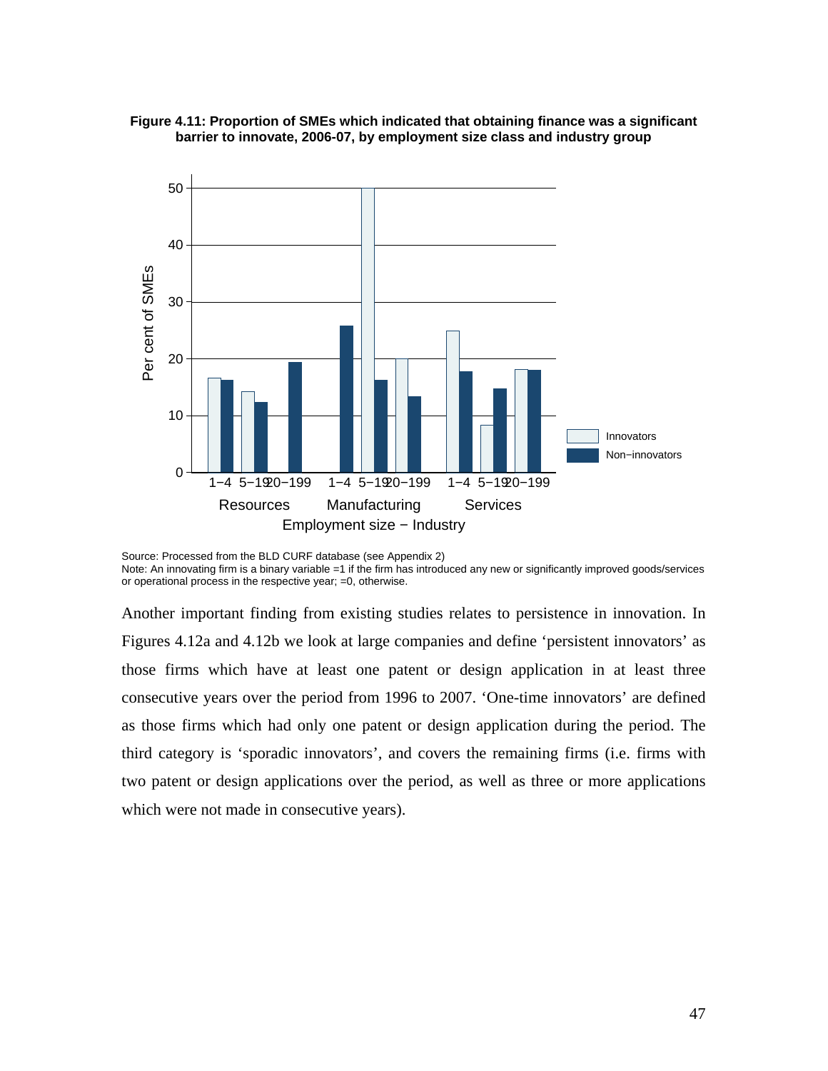**Figure 4.11: Proportion of SMEs which indicated that obtaining finance was a significant barrier to innovate, 2006-07, by employment size class and industry group**

Source: Processed from the BLD CURF database (see Appendix 2)
Note: An innovating firm is a binary variable =1 if the firm has introduced any new or significantly improved goods/services or operational process in the respective year; =0, otherwise.

Another important finding from existing studies relates to persistence in innovation. In Figures 4.12a and 4.12b we look at large companies and define 'persistent innovators' as those firms which have at least one patent or design application in at least three consecutive years over the period from 1996 to 2007. 'One-time innovators' are defined as those firms which had only one patent or design application during the period. The third category is 'sporadic innovators', and covers the remaining firms (i.e. firms with two patent or design applications over the period, as well as three or more applications which were not made in consecutive years).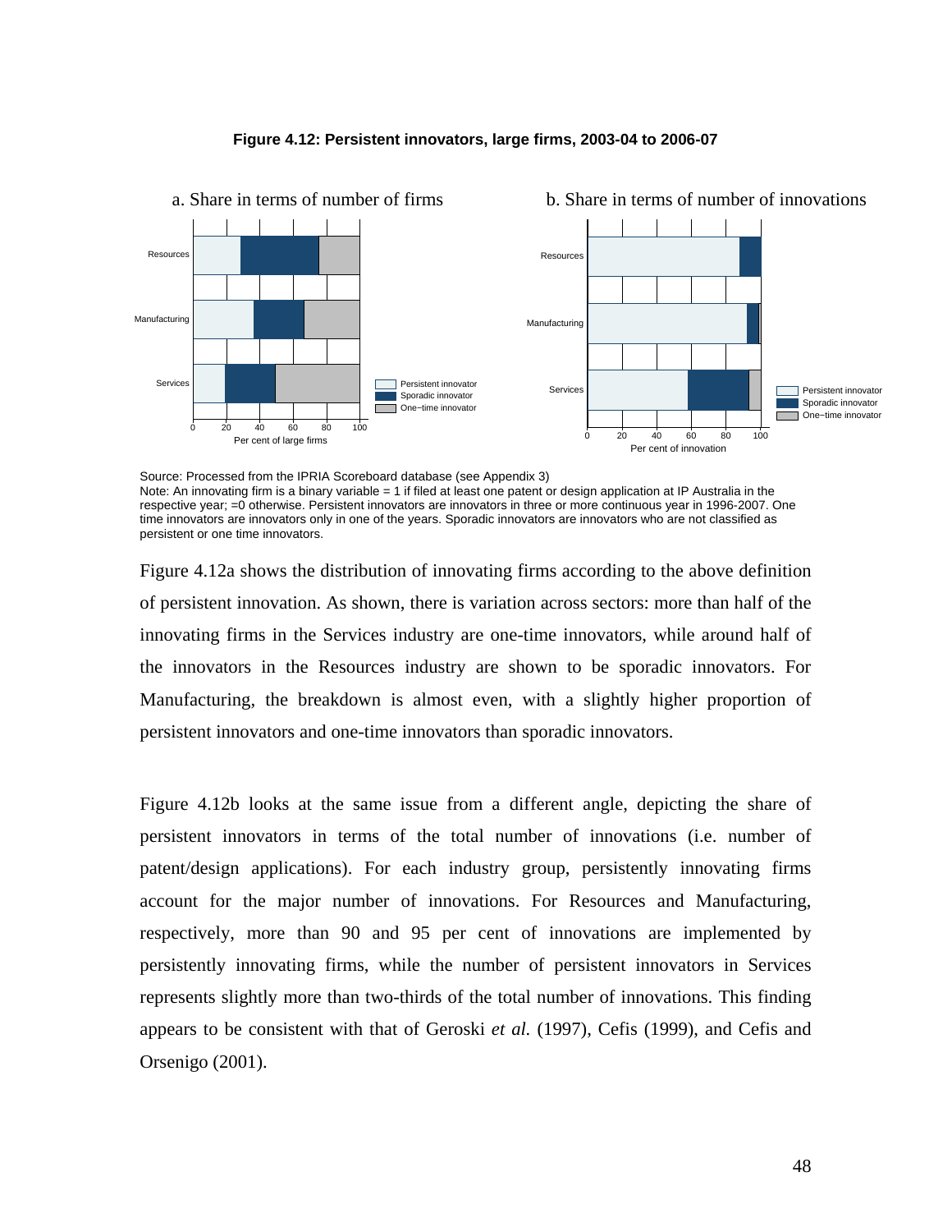**Figure 4.12: Persistent innovators, large firms, 2003-04 to 2006-07**

a. Share in terms of number of firms

b. Share in terms of number of innovations

Source: Processed from the IPRIA Scoreboard database (see Appendix 3)
Note: An innovating firm is a binary variable = 1 if filed at least one patent or design application at IP Australia in the respective year; =0 otherwise. Persistent innovators are innovators in three or more continuous year in 1996-2007. One time innovators are innovators only in one of the years. Sporadic innovators are innovators who are not classified as persistent or one time innovators.

Figure 4.12a shows the distribution of innovating firms according to the above definition of persistent innovation. As shown, there is variation across sectors: more than half of the innovating firms in the Services industry are one-time innovators, while around half of the innovators in the Resources industry are shown to be sporadic innovators. For Manufacturing, the breakdown is almost even, with a slightly higher proportion of persistent innovators and one-time innovators than sporadic innovators.

Figure 4.12b looks at the same issue from a different angle, depicting the share of persistent innovators in terms of the total number of innovations (i.e. number of patent/design applications). For each industry group, persistently innovating firms account for the major number of innovations. For Resources and Manufacturing, respectively, more than 90 and 95 per cent of innovations are implemented by persistently innovating firms, while the number of persistent innovators in Services represents slightly more than two-thirds of the total number of innovations. This finding appears to be consistent with that of Geroski *et al.* (1997), Cefis (1999), and Cefis and Orsenigo (2001).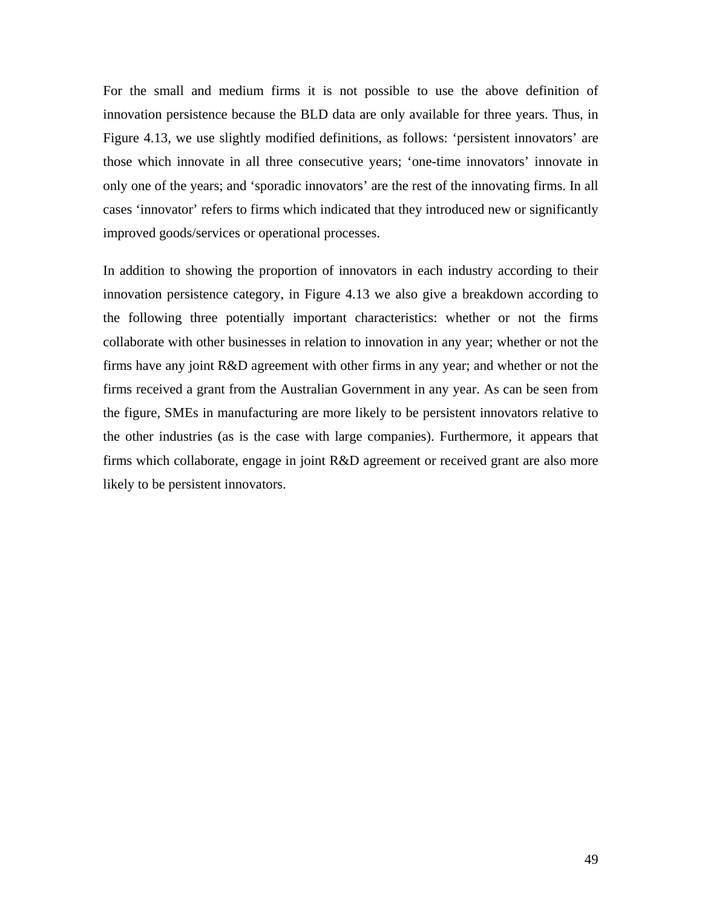For the small and medium firms it is not possible to use the above definition of innovation persistence because the BLD data are only available for three years. Thus, in Figure 4.13, we use slightly modified definitions, as follows: ‘persistent innovators’ are those which innovate in all three consecutive years; ‘one-time innovators’ innovate in only one of the years; and ‘sporadic innovators’ are the rest of the innovating firms. In all cases ‘innovator’ refers to firms which indicated that they introduced new or significantly improved goods/services or operational processes.

In addition to showing the proportion of innovators in each industry according to their innovation persistence category, in Figure 4.13 we also give a breakdown according to the following three potentially important characteristics: whether or not the firms collaborate with other businesses in relation to innovation in any year; whether or not the firms have any joint R&D agreement with other firms in any year; and whether or not the firms received a grant from the Australian Government in any year. As can be seen from the figure, SMEs in manufacturing are more likely to be persistent innovators relative to the other industries (as is the case with large companies). Furthermore, it appears that firms which collaborate, engage in joint R&D agreement or received grant are also more likely to be persistent innovators.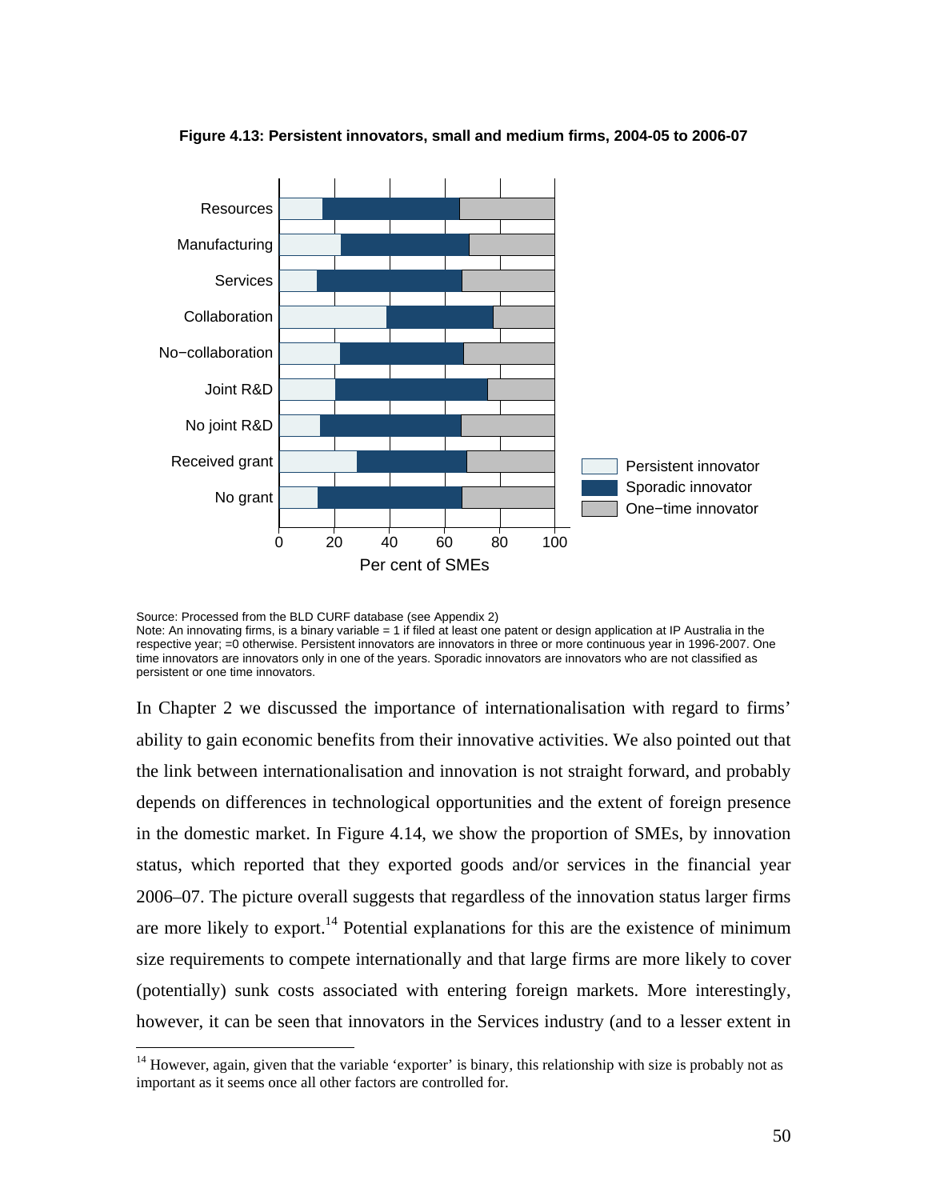**Figure 4.13: Persistent innovators, small and medium firms, 2004-05 to 2006-07**

Source: Processed from the BLD CURF database (see Appendix 2)
Note: An innovating firms, is a binary variable = 1 if filed at least one patent or design application at IP Australia in the respective year; =0 otherwise. Persistent innovators are innovators in three or more continuous year in 1996-2007. One time innovators are innovators only in one of the years. Sporadic innovators are innovators who are not classified as persistent or one time innovators.

In Chapter 2 we discussed the importance of internationalisation with regard to firms' ability to gain economic benefits from their innovative activities. We also pointed out that the link between internationalisation and innovation is not straight forward, and probably depends on differences in technological opportunities and the extent of foreign presence in the domestic market. In Figure 4.14, we show the proportion of SMEs, by innovation status, which reported that they exported goods and/or services in the financial year 2006–07. The picture overall suggests that regardless of the innovation status larger firms are more likely to export.[14] Potential explanations for this are the existence of minimum size requirements to compete internationally and that large firms are more likely to cover (potentially) sunk costs associated with entering foreign markets. More interestingly, however, it can be seen that innovators in the Services industry (and to a lesser extent in

[14] However, again, given that the variable 'exporter' is binary, this relationship with size is probably not as important as it seems once all other factors are controlled for.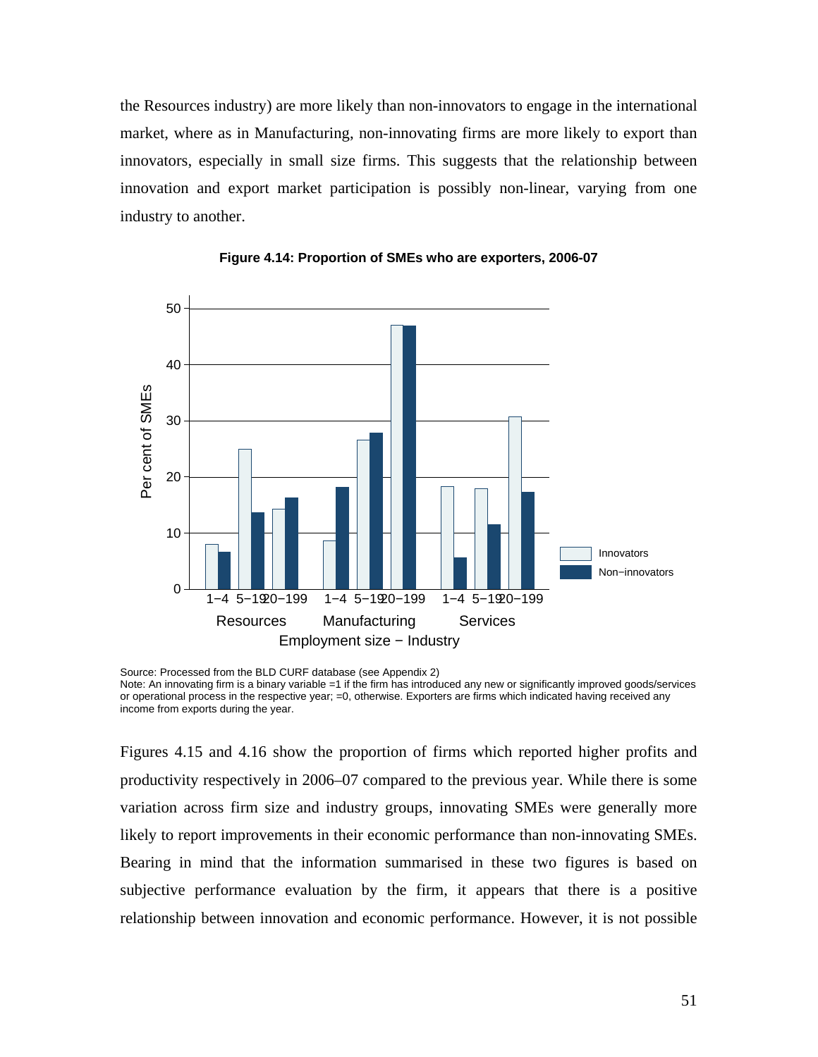the Resources industry) are more likely than non-innovators to engage in the international market, where as in Manufacturing, non-innovating firms are more likely to export than innovators, especially in small size firms. This suggests that the relationship between innovation and export market participation is possibly non-linear, varying from one industry to another.

**Figure 4.14: Proportion of SMEs who are exporters, 2006-07**

Source: Processed from the BLD CURF database (see Appendix 2)
Note: An innovating firm is a binary variable =1 if the firm has introduced any new or significantly improved goods/services or operational process in the respective year; =0, otherwise. Exporters are firms which indicated having received any income from exports during the year.

Figures 4.15 and 4.16 show the proportion of firms which reported higher profits and productivity respectively in 2006–07 compared to the previous year. While there is some variation across firm size and industry groups, innovating SMEs were generally more likely to report improvements in their economic performance than non-innovating SMEs. Bearing in mind that the information summarised in these two figures is based on subjective performance evaluation by the firm, it appears that there is a positive relationship between innovation and economic performance. However, it is not possible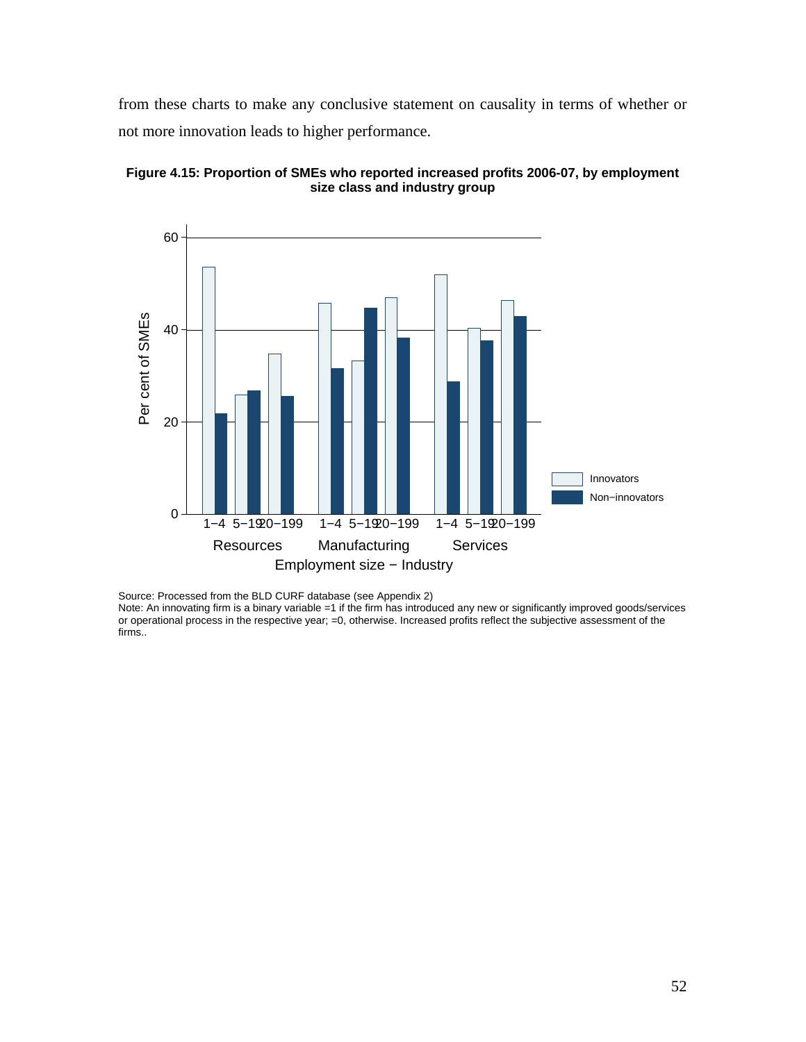from these charts to make any conclusive statement on causality in terms of whether or not more innovation leads to higher performance.

**Figure 4.15: Proportion of SMEs who reported increased profits 2006-07, by employment size class and industry group**

Source: Processed from the BLD CURF database (see Appendix 2)
Note: An innovating firm is a binary variable =1 if the firm has introduced any new or significantly improved goods/services or operational process in the respective year; =0, otherwise. Increased profits reflect the subjective assessment of the firms..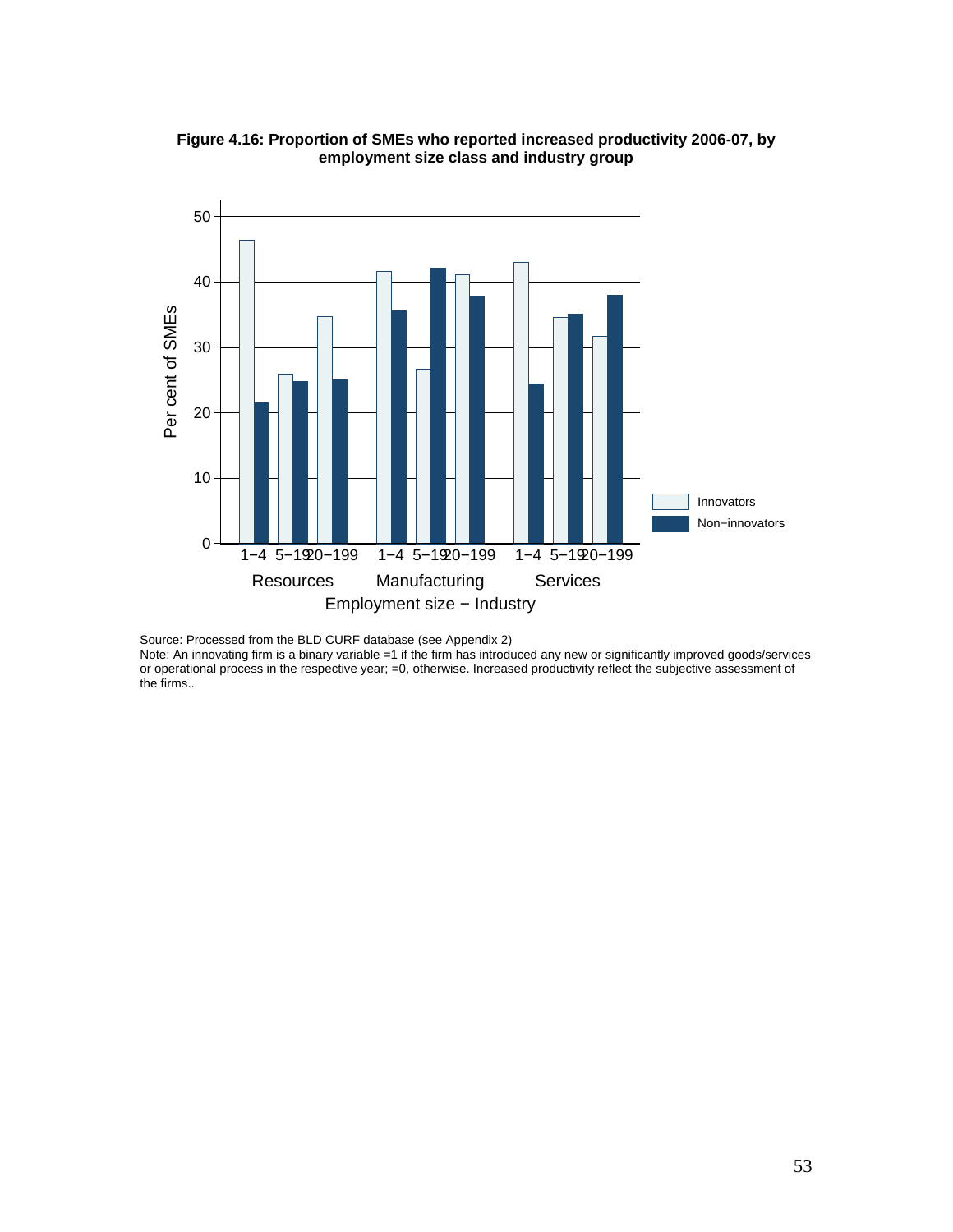**Figure 4.16: Proportion of SMEs who reported increased productivity 2006-07, by employment size class and industry group**

Source: Processed from the BLD CURF database (see Appendix 2)

Note: An innovating firm is a binary variable =1 if the firm has introduced any new or significantly improved goods/services or operational process in the respective year; =0, otherwise. Increased productivity reflect the subjective assessment of the firms..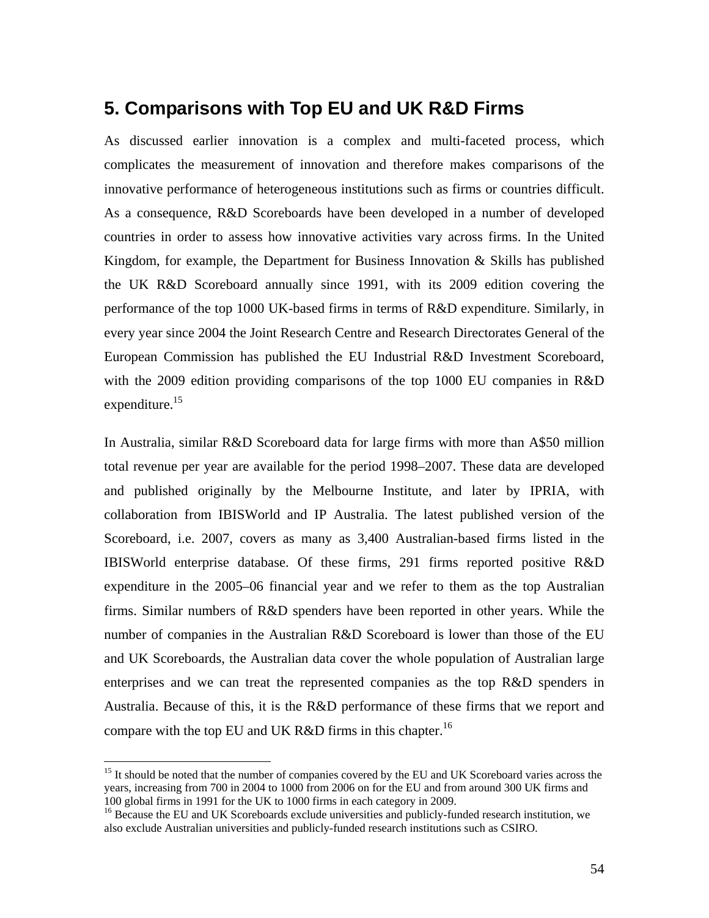## 5. Comparisons with Top EU and UK R&D Firms

As discussed earlier innovation is a complex and multi-faceted process, which complicates the measurement of innovation and therefore makes comparisons of the innovative performance of heterogeneous institutions such as firms or countries difficult. As a consequence, R&D Scoreboards have been developed in a number of developed countries in order to assess how innovative activities vary across firms. In the United Kingdom, for example, the Department for Business Innovation & Skills has published the UK R&D Scoreboard annually since 1991, with its 2009 edition covering the performance of the top 1000 UK-based firms in terms of R&D expenditure. Similarly, in every year since 2004 the Joint Research Centre and Research Directorates General of the European Commission has published the EU Industrial R&D Investment Scoreboard, with the 2009 edition providing comparisons of the top 1000 EU companies in R&D expenditure.[15]

In Australia, similar R&D Scoreboard data for large firms with more than A$50 million total revenue per year are available for the period 1998–2007. These data are developed and published originally by the Melbourne Institute, and later by IPRIA, with collaboration from IBISWorld and IP Australia. The latest published version of the Scoreboard, i.e. 2007, covers as many as 3,400 Australian-based firms listed in the IBISWorld enterprise database. Of these firms, 291 firms reported positive R&D expenditure in the 2005–06 financial year and we refer to them as the top Australian firms. Similar numbers of R&D spenders have been reported in other years. While the number of companies in the Australian R&D Scoreboard is lower than those of the EU and UK Scoreboards, the Australian data cover the whole population of Australian large enterprises and we can treat the represented companies as the top R&D spenders in Australia. Because of this, it is the R&D performance of these firms that we report and compare with the top EU and UK R&D firms in this chapter.[16]

---

[15] It should be noted that the number of companies covered by the EU and UK Scoreboard varies across the years, increasing from 700 in 2004 to 1000 from 2006 on for the EU and from around 300 UK firms and 100 global firms in 1991 for the UK to 1000 firms in each category in 2009.

[16] Because the EU and UK Scoreboards exclude universities and publicly-funded research institution, we also exclude Australian universities and publicly-funded research institutions such as CSIRO.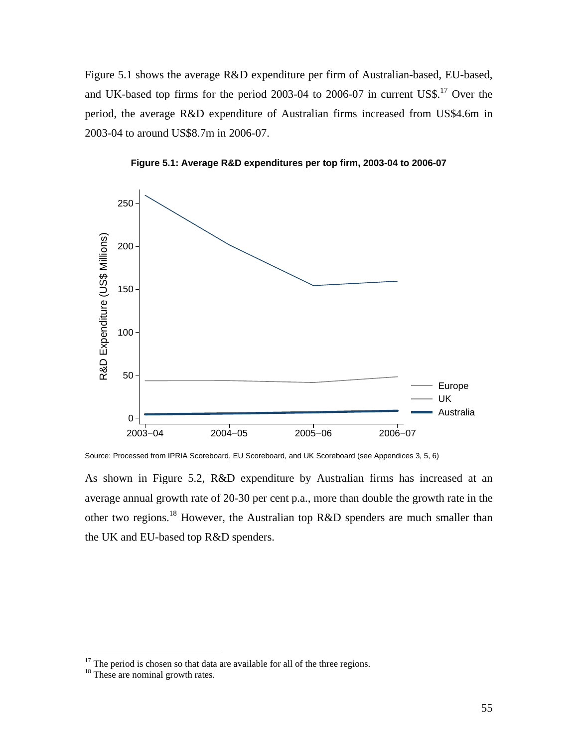Figure 5.1 shows the average R&D expenditure per firm of Australian-based, EU-based, and UK-based top firms for the period 2003-04 to 2006-07 in current US$.[17] Over the period, the average R&D expenditure of Australian firms increased from US$4.6m in 2003-04 to around US$8.7m in 2006-07.

**Figure 5.1: Average R&D expenditures per top firm, 2003-04 to 2006-07**

Source: Processed from IPRIA Scoreboard, EU Scoreboard, and UK Scoreboard (see Appendices 3, 5, 6)

As shown in Figure 5.2, R&D expenditure by Australian firms has increased at an average annual growth rate of 20-30 per cent p.a., more than double the growth rate in the other two regions.[18] However, the Australian top R&D spenders are much smaller than the UK and EU-based top R&D spenders.

[17] The period is chosen so that data are available for all of the three regions.

[18] These are nominal growth rates.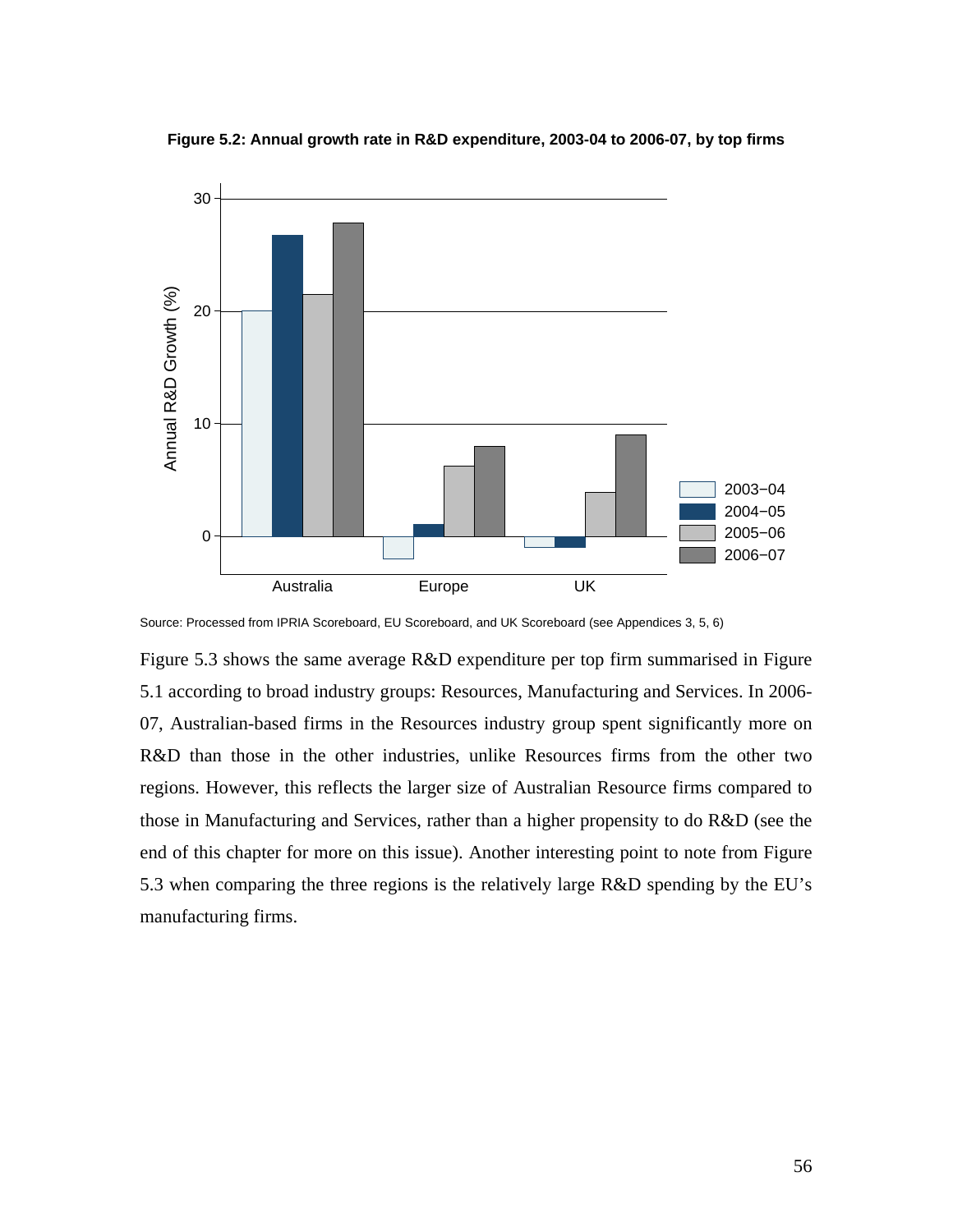**Figure 5.2: Annual growth rate in R&D expenditure, 2003-04 to 2006-07, by top firms**

Source: Processed from IPRIA Scoreboard, EU Scoreboard, and UK Scoreboard (see Appendices 3, 5, 6)

Figure 5.3 shows the same average R&D expenditure per top firm summarised in Figure 5.1 according to broad industry groups: Resources, Manufacturing and Services. In 2006-07, Australian-based firms in the Resources industry group spent significantly more on R&D than those in the other industries, unlike Resources firms from the other two regions. However, this reflects the larger size of Australian Resource firms compared to those in Manufacturing and Services, rather than a higher propensity to do R&D (see the end of this chapter for more on this issue). Another interesting point to note from Figure 5.3 when comparing the three regions is the relatively large R&D spending by the EU's manufacturing firms.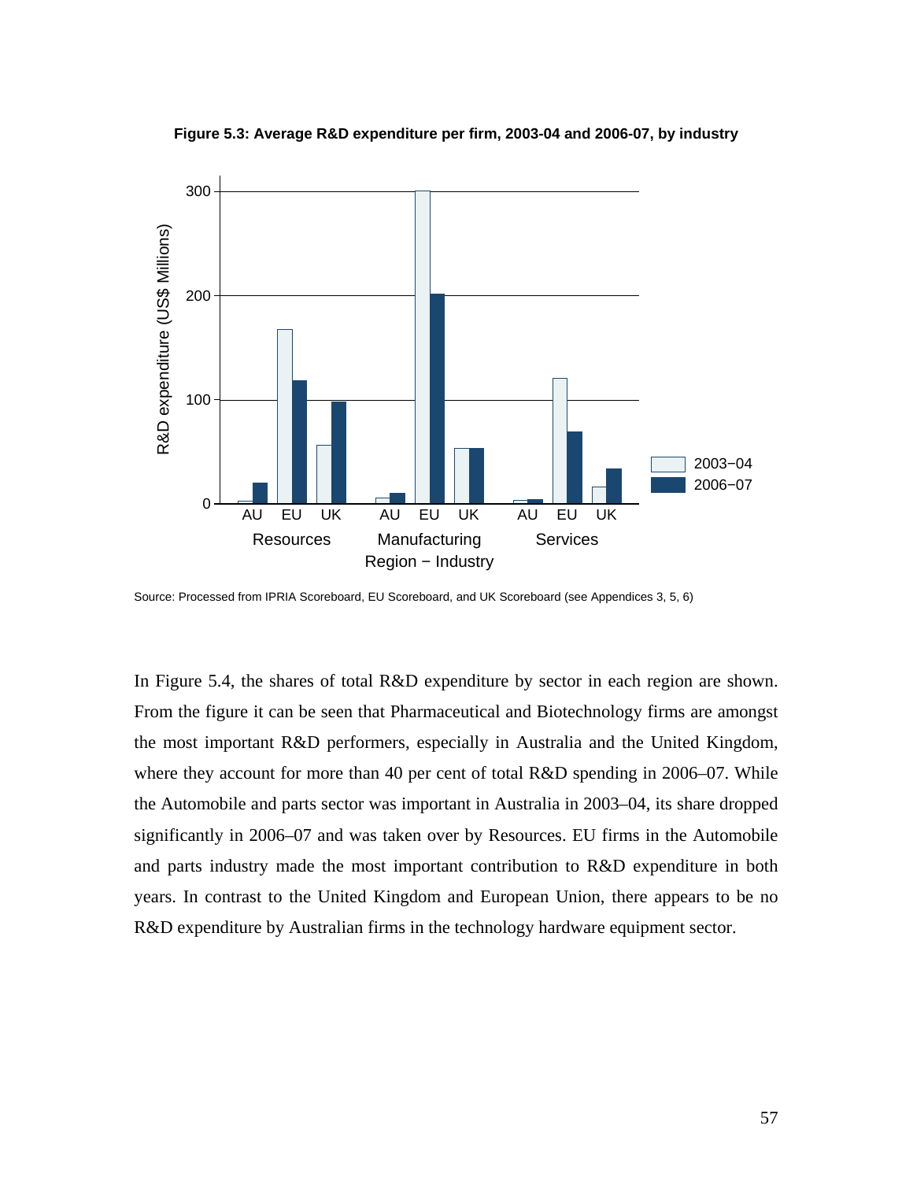**Figure 5.3: Average R&D expenditure per firm, 2003-04 and 2006-07, by industry**

Source: Processed from IPRIA Scoreboard, EU Scoreboard, and UK Scoreboard (see Appendices 3, 5, 6)

In Figure 5.4, the shares of total R&D expenditure by sector in each region are shown. From the figure it can be seen that Pharmaceutical and Biotechnology firms are amongst the most important R&D performers, especially in Australia and the United Kingdom, where they account for more than 40 per cent of total R&D spending in 2006–07. While the Automobile and parts sector was important in Australia in 2003–04, its share dropped significantly in 2006–07 and was taken over by Resources. EU firms in the Automobile and parts industry made the most important contribution to R&D expenditure in both years. In contrast to the United Kingdom and European Union, there appears to be no R&D expenditure by Australian firms in the technology hardware equipment sector.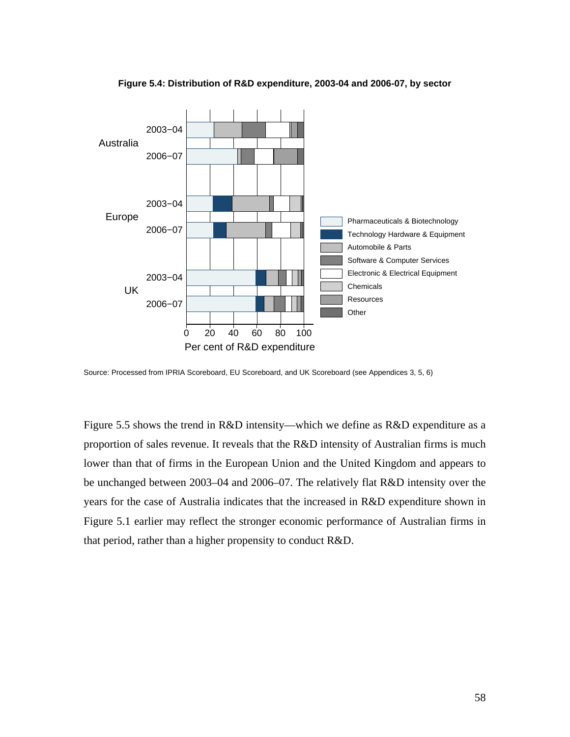**Figure 5.4: Distribution of R&D expenditure, 2003-04 and 2006-07, by sector**

Source: Processed from IPRIA Scoreboard, EU Scoreboard, and UK Scoreboard (see Appendices 3, 5, 6)

Figure 5.5 shows the trend in R&D intensity—which we define as R&D expenditure as a proportion of sales revenue. It reveals that the R&D intensity of Australian firms is much lower than that of firms in the European Union and the United Kingdom and appears to be unchanged between 2003–04 and 2006–07. The relatively flat R&D intensity over the years for the case of Australia indicates that the increased in R&D expenditure shown in Figure 5.1 earlier may reflect the stronger economic performance of Australian firms in that period, rather than a higher propensity to conduct R&D.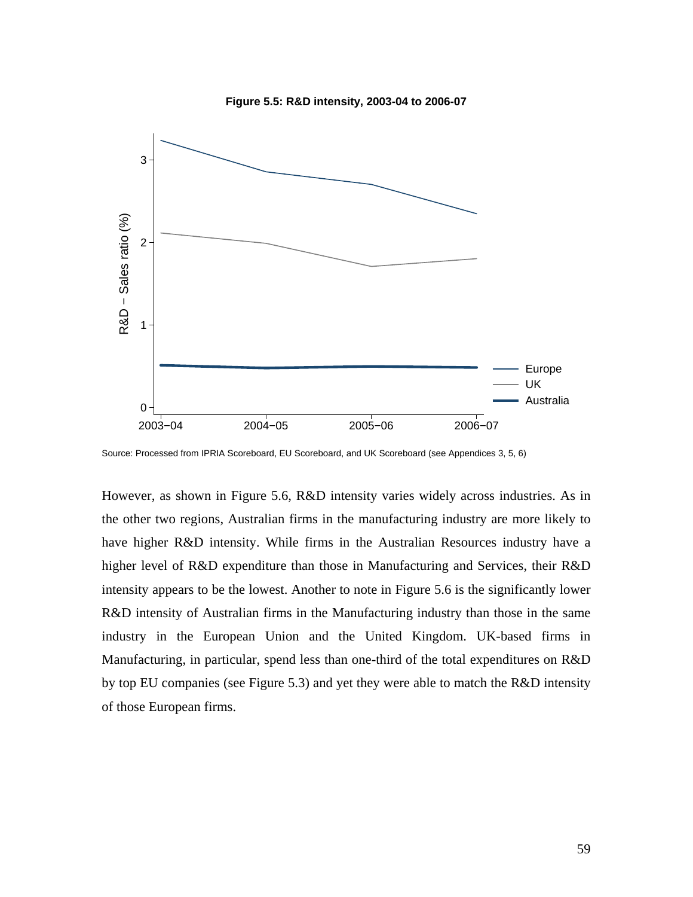**Figure 5.5: R&D intensity, 2003-04 to 2006-07**

Source: Processed from IPRIA Scoreboard, EU Scoreboard, and UK Scoreboard (see Appendices 3, 5, 6)

However, as shown in Figure 5.6, R&D intensity varies widely across industries. As in the other two regions, Australian firms in the manufacturing industry are more likely to have higher R&D intensity. While firms in the Australian Resources industry have a higher level of R&D expenditure than those in Manufacturing and Services, their R&D intensity appears to be the lowest. Another to note in Figure 5.6 is the significantly lower R&D intensity of Australian firms in the Manufacturing industry than those in the same industry in the European Union and the United Kingdom. UK-based firms in Manufacturing, in particular, spend less than one-third of the total expenditures on R&D by top EU companies (see Figure 5.3) and yet they were able to match the R&D intensity of those European firms.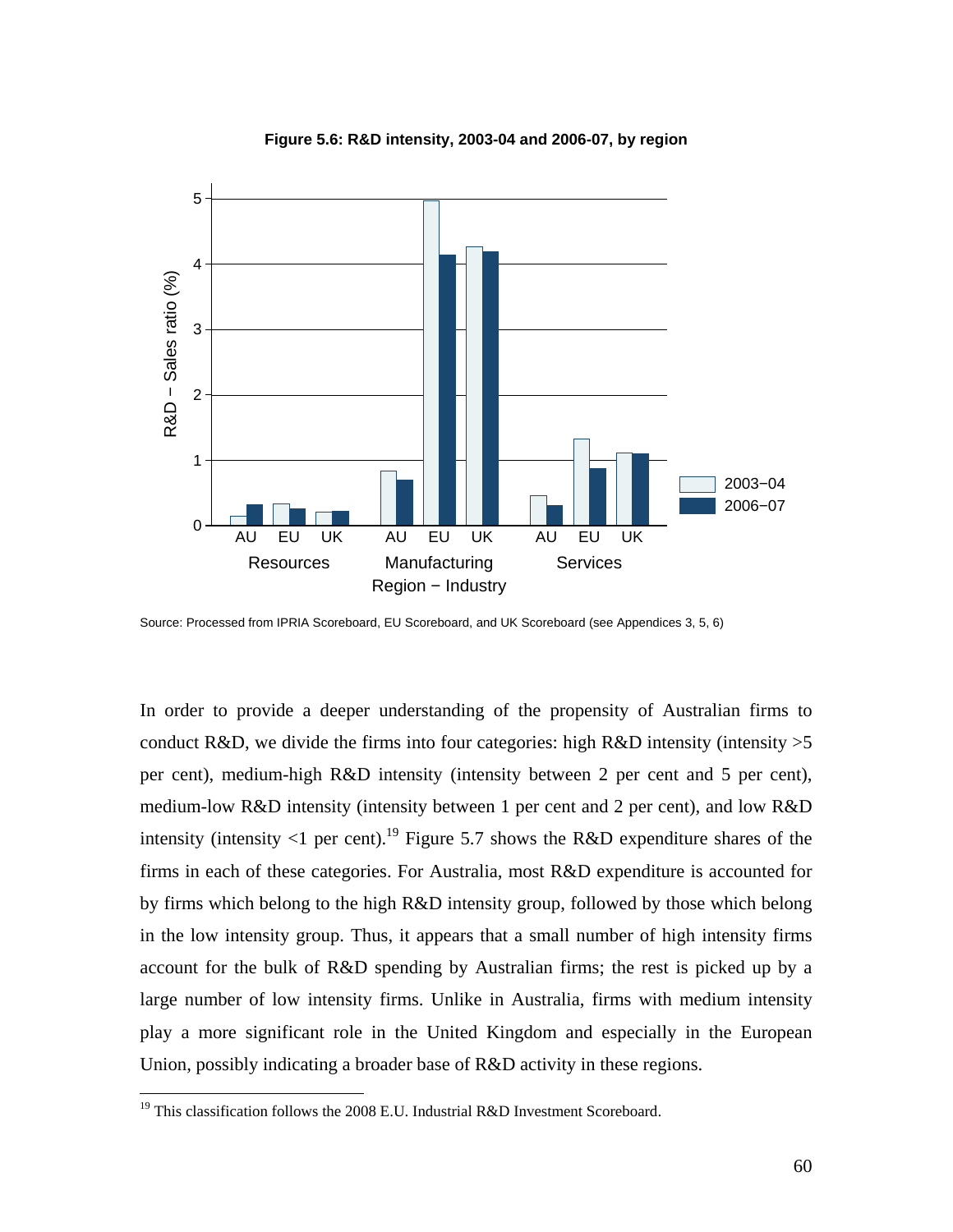**Figure 5.6: R&D intensity, 2003-04 and 2006-07, by region**

Source: Processed from IPRIA Scoreboard, EU Scoreboard, and UK Scoreboard (see Appendices 3, 5, 6)

In order to provide a deeper understanding of the propensity of Australian firms to conduct R&D, we divide the firms into four categories: high R&D intensity (intensity >5 per cent), medium-high R&D intensity (intensity between 2 per cent and 5 per cent), medium-low R&D intensity (intensity between 1 per cent and 2 per cent), and low R&D intensity (intensity <1 per cent).[19] Figure 5.7 shows the R&D expenditure shares of the firms in each of these categories. For Australia, most R&D expenditure is accounted for by firms which belong to the high R&D intensity group, followed by those which belong in the low intensity group. Thus, it appears that a small number of high intensity firms account for the bulk of R&D spending by Australian firms; the rest is picked up by a large number of low intensity firms. Unlike in Australia, firms with medium intensity play a more significant role in the United Kingdom and especially in the European Union, possibly indicating a broader base of R&D activity in these regions.

[19] This classification follows the 2008 E.U. Industrial R&D Investment Scoreboard.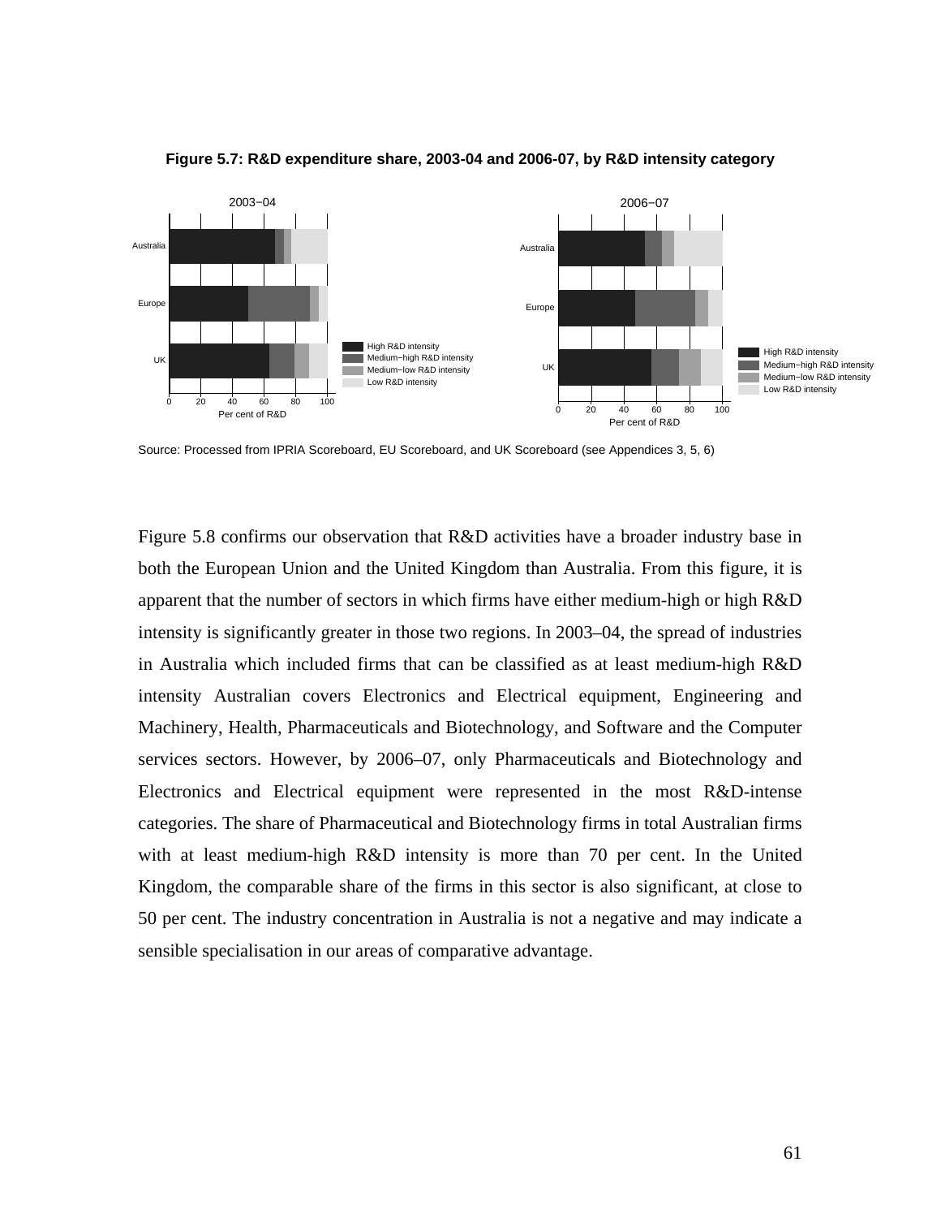**Figure 5.7: R&D expenditure share, 2003-04 and 2006-07, by R&D intensity category**

Source: Processed from IPRIA Scoreboard, EU Scoreboard, and UK Scoreboard (see Appendices 3, 5, 6)

Figure 5.8 confirms our observation that R&D activities have a broader industry base in both the European Union and the United Kingdom than Australia. From this figure, it is apparent that the number of sectors in which firms have either medium-high or high R&D intensity is significantly greater in those two regions. In 2003–04, the spread of industries in Australia which included firms that can be classified as at least medium-high R&D intensity Australian covers Electronics and Electrical equipment, Engineering and Machinery, Health, Pharmaceuticals and Biotechnology, and Software and the Computer services sectors. However, by 2006–07, only Pharmaceuticals and Biotechnology and Electronics and Electrical equipment were represented in the most R&D-intense categories. The share of Pharmaceutical and Biotechnology firms in total Australian firms with at least medium-high R&D intensity is more than 70 per cent. In the United Kingdom, the comparable share of the firms in this sector is also significant, at close to 50 per cent. The industry concentration in Australia is not a negative and may indicate a sensible specialisation in our areas of comparative advantage.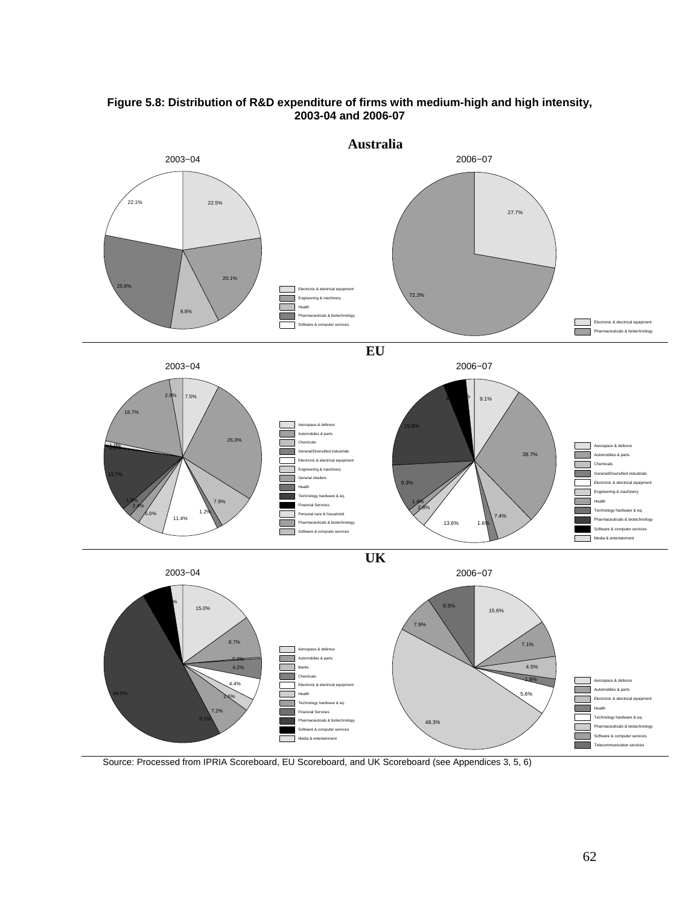**Figure 5.8: Distribution of R&D expenditure of firms with medium-high and high intensity, 2003-04 and 2006-07**

**Australia**

2003−04

- Electronic & electrical equipment: 22.5%
- Engineering & machinery: 20.1%
- Health: 9.8%
- Pharmaceuticals & biotechnology: 25.6%
- Software & computer services: 22.1%

2006−07

- Electronic & electrical equipment: 27.7%
- Pharmaceuticals & biotechnology: 72.3%

**EU**

2003−04

Aerospace & defence; Automobiles & parts; Chemicals; General/Diversified industrials; Electronic & electrical equipment; Engineering & machinery; General retailers; Health; Technology hardware & eq.; Financial Services; Personal care & household; Pharmaceuticals & biotechnology; Software & computer services

7.5%, 26.3%, 7.9%, 1.2%, 11.4%, 5.0%, 2.4%, 1.9%, 13.7%, 0.1%, 1.1%, 18.7%, 2.9%

2006−07

Aerospace & defence; Automobiles & parts; Chemicals; General/Diversified industrials; Electronic & electrical equipment; Engineering & machinery; Health; Technology hardware & eq.; Pharmaceuticals & biotechnology; Software & computer services; Media & entertainment

9.1%, 28.7%, 7.4%, 1.6%, 13.6%, 2.6%, 1.4%, 9.3%, 19.8%, 4...%

**UK**

2003−04

Aerospace & defence; Automobiles & parts; Banks; Chemicals; Electronic & electrical equipment; Health; Technology hardware & eq.; Financial Services; Pharmaceuticals & biotechnology; Software & computer services; Media & entertainment

15.0%, 8.7%, 0.3%, 4.2%, 4.4%, 2.5%, 7.2%, 0.1%, 49.5%

2006−07

- Aerospace & defence: 15.6%
- Automobiles & parts: 7.1%
- Electronic & electrical equipment: 4.5%
- Health: 1.8%
- Technology hardware & eq.: 5.6%
- Pharmaceuticals & biotechnology: 48.3%
- Software & computer services: 7.9%
- Telecommunication services: 9.3%

Source: Processed from IPRIA Scoreboard, EU Scoreboard, and UK Scoreboard (see Appendices 3, 5, 6)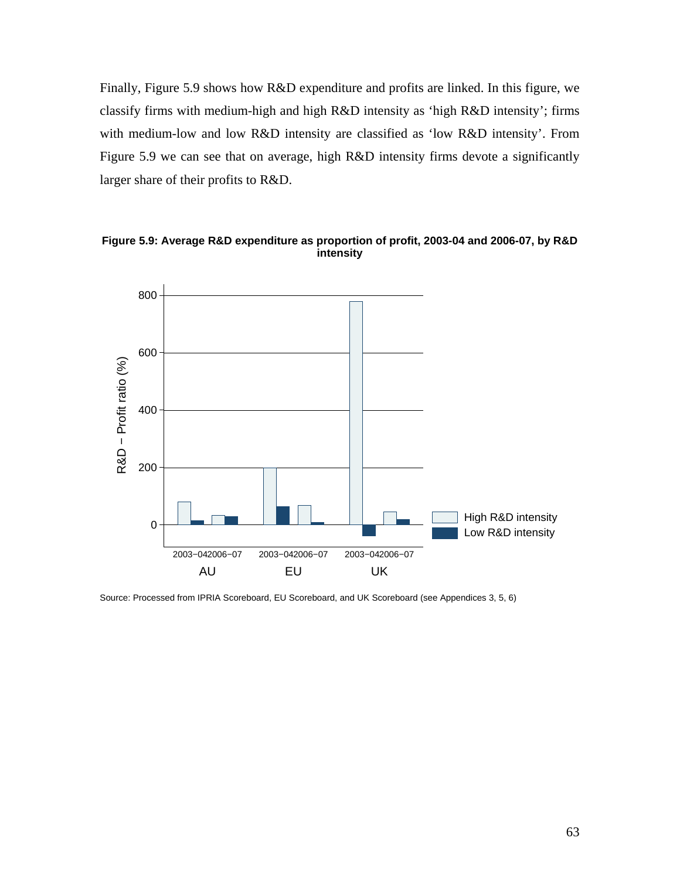Finally, Figure 5.9 shows how R&D expenditure and profits are linked. In this figure, we classify firms with medium-high and high R&D intensity as 'high R&D intensity'; firms with medium-low and low R&D intensity are classified as 'low R&D intensity'. From Figure 5.9 we can see that on average, high R&D intensity firms devote a significantly larger share of their profits to R&D.

**Figure 5.9: Average R&D expenditure as proportion of profit, 2003-04 and 2006-07, by R&D intensity**

Source: Processed from IPRIA Scoreboard, EU Scoreboard, and UK Scoreboard (see Appendices 3, 5, 6)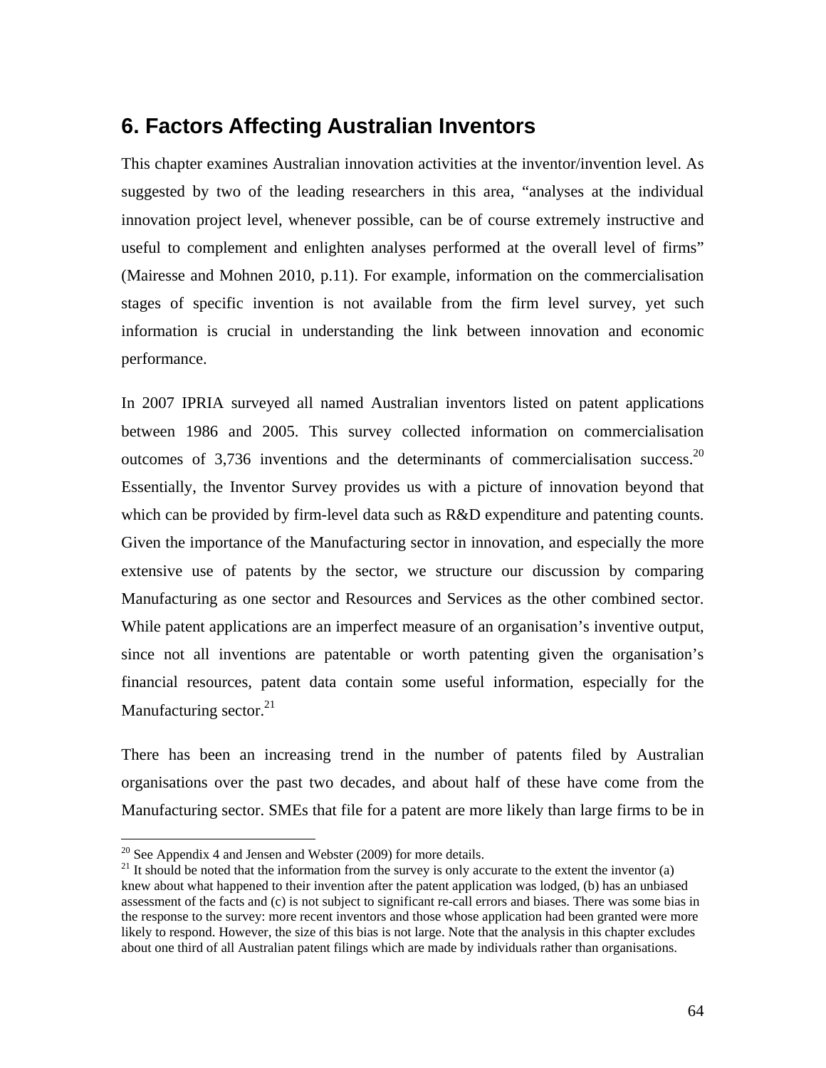# 6. Factors Affecting Australian Inventors

This chapter examines Australian innovation activities at the inventor/invention level. As suggested by two of the leading researchers in this area, "analyses at the individual innovation project level, whenever possible, can be of course extremely instructive and useful to complement and enlighten analyses performed at the overall level of firms" (Mairesse and Mohnen 2010, p.11). For example, information on the commercialisation stages of specific invention is not available from the firm level survey, yet such information is crucial in understanding the link between innovation and economic performance.

In 2007 IPRIA surveyed all named Australian inventors listed on patent applications between 1986 and 2005. This survey collected information on commercialisation outcomes of 3,736 inventions and the determinants of commercialisation success.[20] Essentially, the Inventor Survey provides us with a picture of innovation beyond that which can be provided by firm-level data such as R&D expenditure and patenting counts. Given the importance of the Manufacturing sector in innovation, and especially the more extensive use of patents by the sector, we structure our discussion by comparing Manufacturing as one sector and Resources and Services as the other combined sector. While patent applications are an imperfect measure of an organisation's inventive output, since not all inventions are patentable or worth patenting given the organisation's financial resources, patent data contain some useful information, especially for the Manufacturing sector.[21]

There has been an increasing trend in the number of patents filed by Australian organisations over the past two decades, and about half of these have come from the Manufacturing sector. SMEs that file for a patent are more likely than large firms to be in

---

[20] See Appendix 4 and Jensen and Webster (2009) for more details.

[21] It should be noted that the information from the survey is only accurate to the extent the inventor (a) knew about what happened to their invention after the patent application was lodged, (b) has an unbiased assessment of the facts and (c) is not subject to significant re-call errors and biases. There was some bias in the response to the survey: more recent inventors and those whose application had been granted were more likely to respond. However, the size of this bias is not large. Note that the analysis in this chapter excludes about one third of all Australian patent filings which are made by individuals rather than organisations.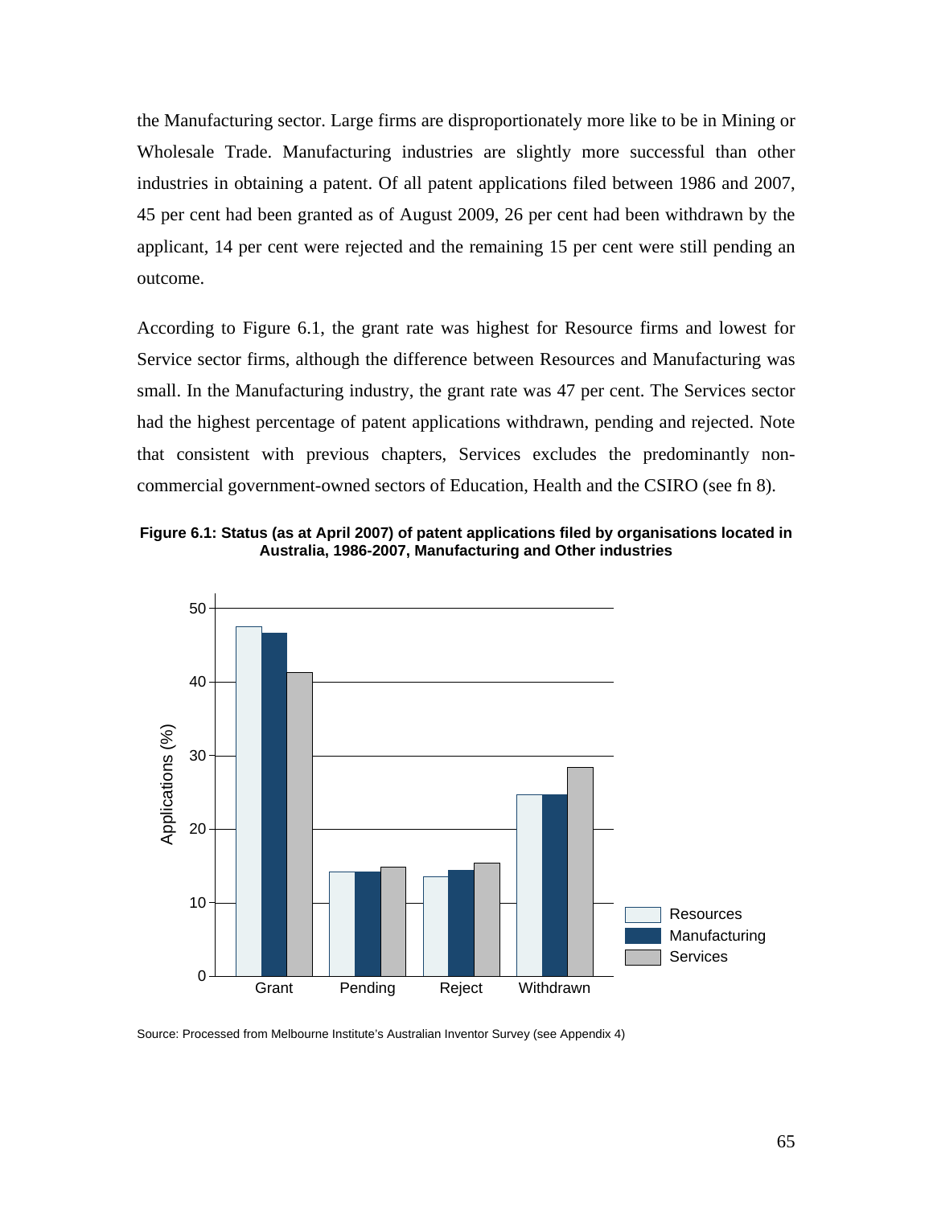the Manufacturing sector. Large firms are disproportionately more like to be in Mining or Wholesale Trade. Manufacturing industries are slightly more successful than other industries in obtaining a patent. Of all patent applications filed between 1986 and 2007, 45 per cent had been granted as of August 2009, 26 per cent had been withdrawn by the applicant, 14 per cent were rejected and the remaining 15 per cent were still pending an outcome.

According to Figure 6.1, the grant rate was highest for Resource firms and lowest for Service sector firms, although the difference between Resources and Manufacturing was small. In the Manufacturing industry, the grant rate was 47 per cent. The Services sector had the highest percentage of patent applications withdrawn, pending and rejected. Note that consistent with previous chapters, Services excludes the predominantly non-commercial government-owned sectors of Education, Health and the CSIRO (see fn 8).

**Figure 6.1: Status (as at April 2007) of patent applications filed by organisations located in Australia, 1986-2007, Manufacturing and Other industries**

Source: Processed from Melbourne Institute's Australian Inventor Survey (see Appendix 4)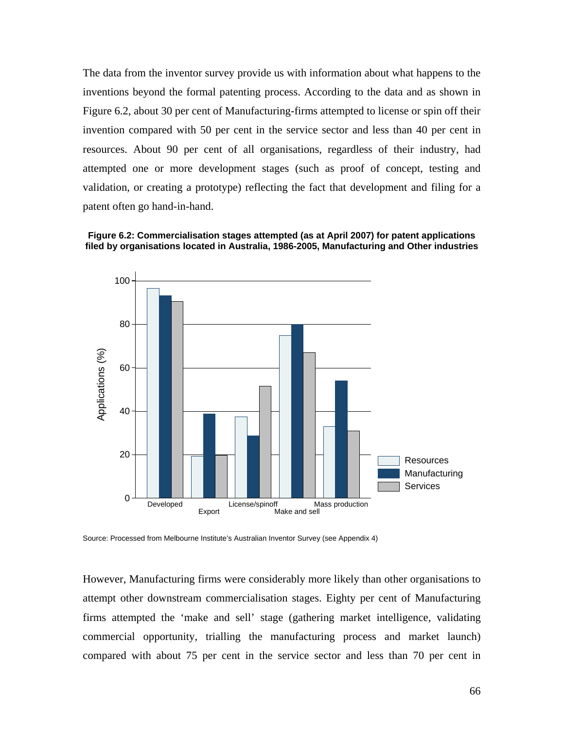The data from the inventor survey provide us with information about what happens to the inventions beyond the formal patenting process. According to the data and as shown in Figure 6.2, about 30 per cent of Manufacturing-firms attempted to license or spin off their invention compared with 50 per cent in the service sector and less than 40 per cent in resources. About 90 per cent of all organisations, regardless of their industry, had attempted one or more development stages (such as proof of concept, testing and validation, or creating a prototype) reflecting the fact that development and filing for a patent often go hand-in-hand.

**Figure 6.2: Commercialisation stages attempted (as at April 2007) for patent applications filed by organisations located in Australia, 1986-2005, Manufacturing and Other industries**

Source: Processed from Melbourne Institute's Australian Inventor Survey (see Appendix 4)

However, Manufacturing firms were considerably more likely than other organisations to attempt other downstream commercialisation stages. Eighty per cent of Manufacturing firms attempted the 'make and sell' stage (gathering market intelligence, validating commercial opportunity, trialling the manufacturing process and market launch) compared with about 75 per cent in the service sector and less than 70 per cent in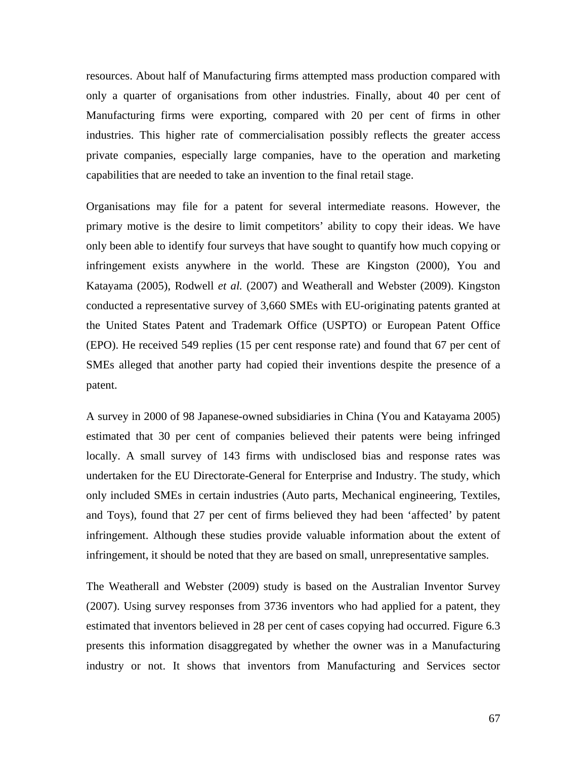resources. About half of Manufacturing firms attempted mass production compared with only a quarter of organisations from other industries. Finally, about 40 per cent of Manufacturing firms were exporting, compared with 20 per cent of firms in other industries. This higher rate of commercialisation possibly reflects the greater access private companies, especially large companies, have to the operation and marketing capabilities that are needed to take an invention to the final retail stage.

Organisations may file for a patent for several intermediate reasons. However, the primary motive is the desire to limit competitors' ability to copy their ideas. We have only been able to identify four surveys that have sought to quantify how much copying or infringement exists anywhere in the world. These are Kingston (2000), You and Katayama (2005), Rodwell *et al.* (2007) and Weatherall and Webster (2009). Kingston conducted a representative survey of 3,660 SMEs with EU-originating patents granted at the United States Patent and Trademark Office (USPTO) or European Patent Office (EPO). He received 549 replies (15 per cent response rate) and found that 67 per cent of SMEs alleged that another party had copied their inventions despite the presence of a patent.

A survey in 2000 of 98 Japanese-owned subsidiaries in China (You and Katayama 2005) estimated that 30 per cent of companies believed their patents were being infringed locally. A small survey of 143 firms with undisclosed bias and response rates was undertaken for the EU Directorate-General for Enterprise and Industry. The study, which only included SMEs in certain industries (Auto parts, Mechanical engineering, Textiles, and Toys), found that 27 per cent of firms believed they had been 'affected' by patent infringement. Although these studies provide valuable information about the extent of infringement, it should be noted that they are based on small, unrepresentative samples.

The Weatherall and Webster (2009) study is based on the Australian Inventor Survey (2007). Using survey responses from 3736 inventors who had applied for a patent, they estimated that inventors believed in 28 per cent of cases copying had occurred. Figure 6.3 presents this information disaggregated by whether the owner was in a Manufacturing industry or not. It shows that inventors from Manufacturing and Services sector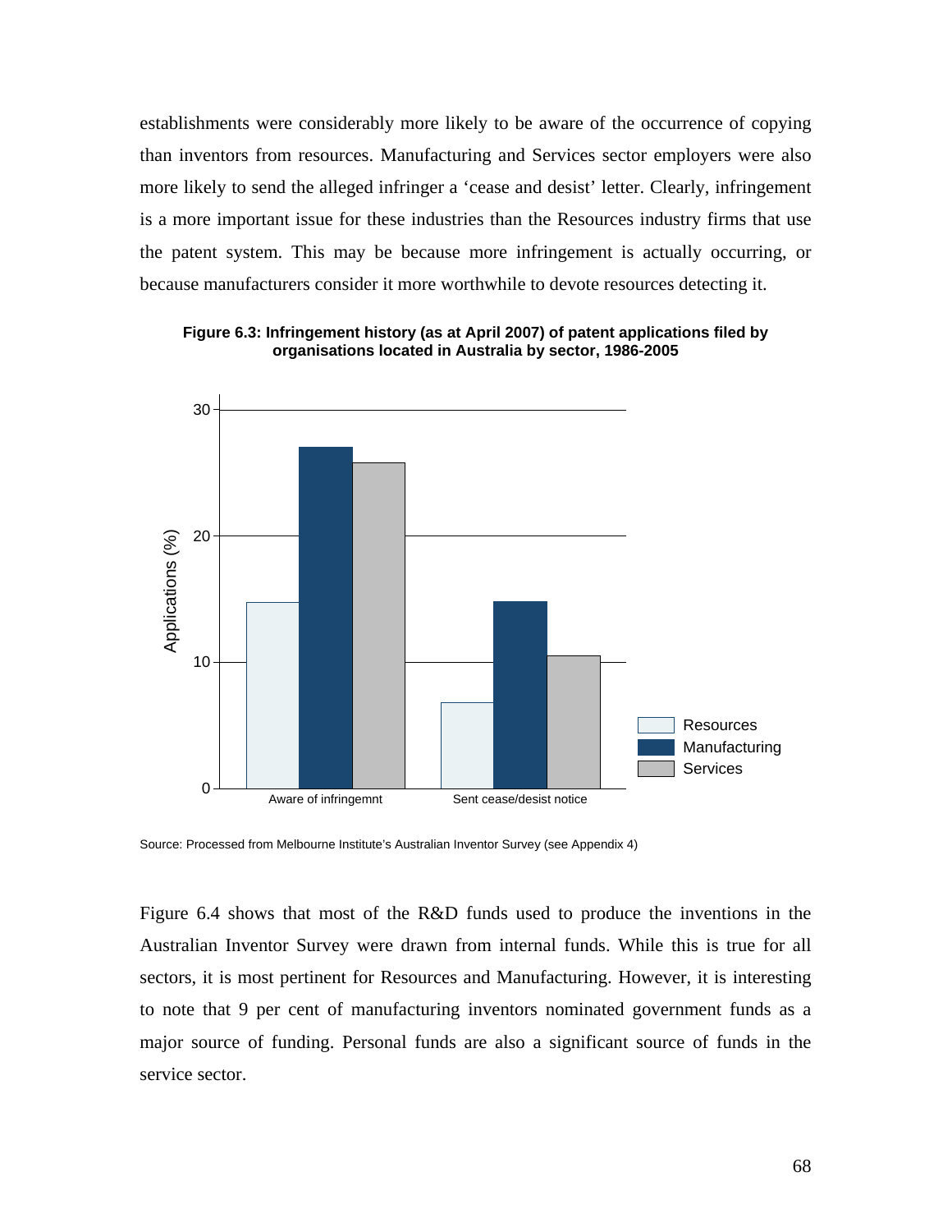establishments were considerably more likely to be aware of the occurrence of copying than inventors from resources. Manufacturing and Services sector employers were also more likely to send the alleged infringer a 'cease and desist' letter. Clearly, infringement is a more important issue for these industries than the Resources industry firms that use the patent system. This may be because more infringement is actually occurring, or because manufacturers consider it more worthwhile to devote resources detecting it.

**Figure 6.3: Infringement history (as at April 2007) of patent applications filed by organisations located in Australia by sector, 1986-2005**

Source: Processed from Melbourne Institute's Australian Inventor Survey (see Appendix 4)

Figure 6.4 shows that most of the R&D funds used to produce the inventions in the Australian Inventor Survey were drawn from internal funds. While this is true for all sectors, it is most pertinent for Resources and Manufacturing. However, it is interesting to note that 9 per cent of manufacturing inventors nominated government funds as a major source of funding. Personal funds are also a significant source of funds in the service sector.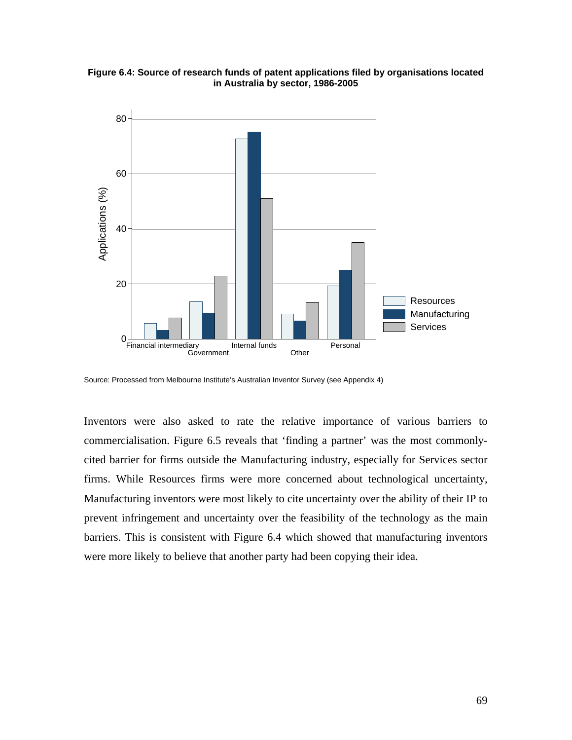**Figure 6.4: Source of research funds of patent applications filed by organisations located in Australia by sector, 1986-2005**

Source: Processed from Melbourne Institute's Australian Inventor Survey (see Appendix 4)

Inventors were also asked to rate the relative importance of various barriers to commercialisation. Figure 6.5 reveals that 'finding a partner' was the most commonly-cited barrier for firms outside the Manufacturing industry, especially for Services sector firms. While Resources firms were more concerned about technological uncertainty, Manufacturing inventors were most likely to cite uncertainty over the ability of their IP to prevent infringement and uncertainty over the feasibility of the technology as the main barriers. This is consistent with Figure 6.4 which showed that manufacturing inventors were more likely to believe that another party had been copying their idea.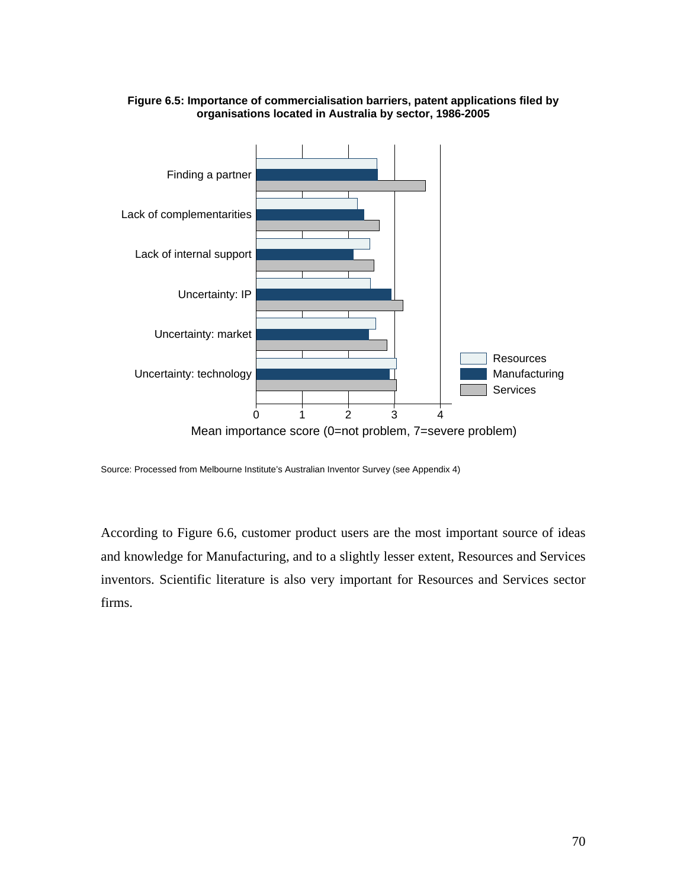**Figure 6.5: Importance of commercialisation barriers, patent applications filed by organisations located in Australia by sector, 1986-2005**

Source: Processed from Melbourne Institute's Australian Inventor Survey (see Appendix 4)

According to Figure 6.6, customer product users are the most important source of ideas and knowledge for Manufacturing, and to a slightly lesser extent, Resources and Services inventors. Scientific literature is also very important for Resources and Services sector firms.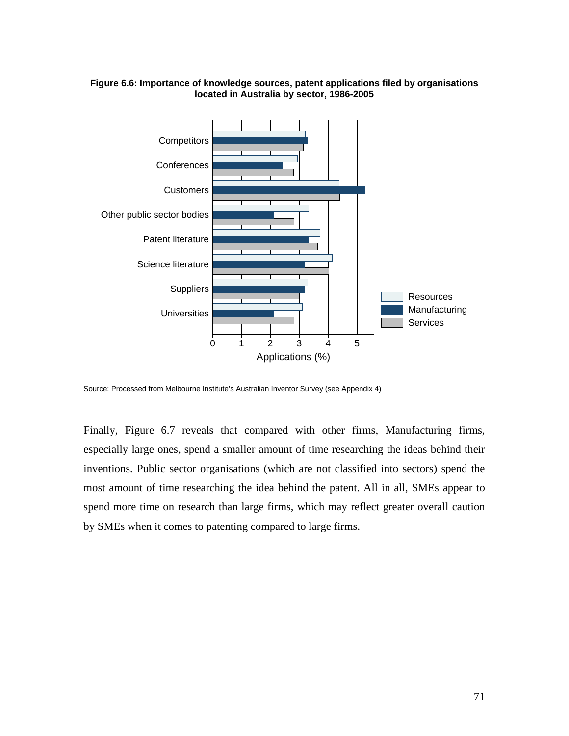**Figure 6.6: Importance of knowledge sources, patent applications filed by organisations located in Australia by sector, 1986-2005**

Source: Processed from Melbourne Institute's Australian Inventor Survey (see Appendix 4)

Finally, Figure 6.7 reveals that compared with other firms, Manufacturing firms, especially large ones, spend a smaller amount of time researching the ideas behind their inventions. Public sector organisations (which are not classified into sectors) spend the most amount of time researching the idea behind the patent. All in all, SMEs appear to spend more time on research than large firms, which may reflect greater overall caution by SMEs when it comes to patenting compared to large firms.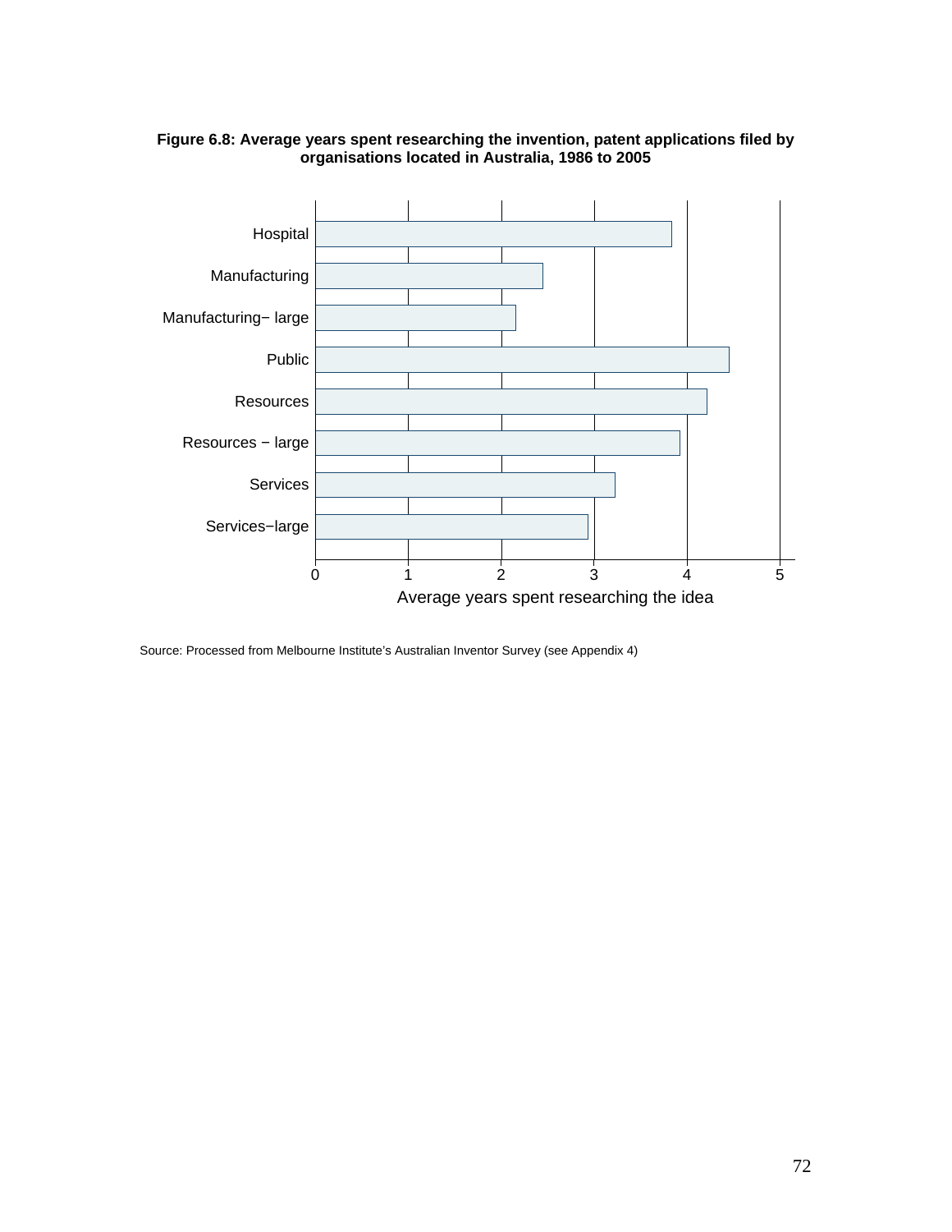**Figure 6.8: Average years spent researching the invention, patent applications filed by organisations located in Australia, 1986 to 2005**

Source: Processed from Melbourne Institute's Australian Inventor Survey (see Appendix 4)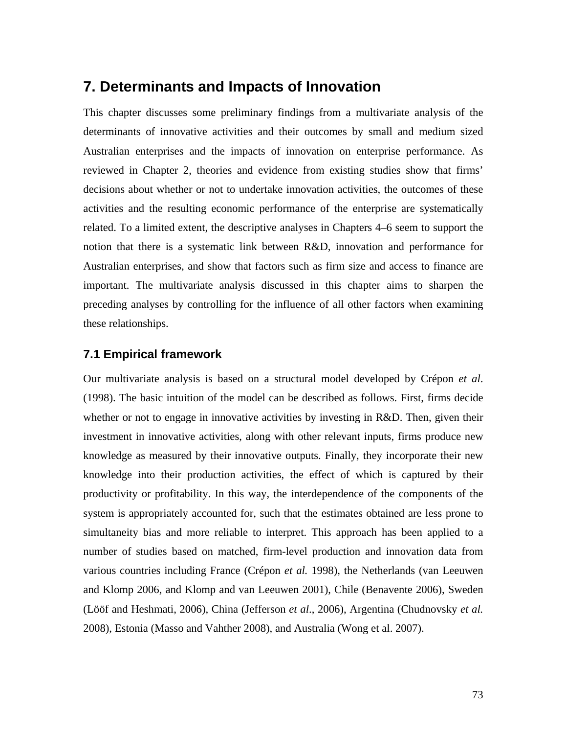# 7. Determinants and Impacts of Innovation

This chapter discusses some preliminary findings from a multivariate analysis of the determinants of innovative activities and their outcomes by small and medium sized Australian enterprises and the impacts of innovation on enterprise performance. As reviewed in Chapter 2, theories and evidence from existing studies show that firms' decisions about whether or not to undertake innovation activities, the outcomes of these activities and the resulting economic performance of the enterprise are systematically related. To a limited extent, the descriptive analyses in Chapters 4–6 seem to support the notion that there is a systematic link between R&D, innovation and performance for Australian enterprises, and show that factors such as firm size and access to finance are important. The multivariate analysis discussed in this chapter aims to sharpen the preceding analyses by controlling for the influence of all other factors when examining these relationships.

## 7.1 Empirical framework

Our multivariate analysis is based on a structural model developed by Crépon *et al.* (1998). The basic intuition of the model can be described as follows. First, firms decide whether or not to engage in innovative activities by investing in R&D. Then, given their investment in innovative activities, along with other relevant inputs, firms produce new knowledge as measured by their innovative outputs. Finally, they incorporate their new knowledge into their production activities, the effect of which is captured by their productivity or profitability. In this way, the interdependence of the components of the system is appropriately accounted for, such that the estimates obtained are less prone to simultaneity bias and more reliable to interpret. This approach has been applied to a number of studies based on matched, firm-level production and innovation data from various countries including France (Crépon *et al.* 1998), the Netherlands (van Leeuwen and Klomp 2006, and Klomp and van Leeuwen 2001), Chile (Benavente 2006), Sweden (Lööf and Heshmati, 2006), China (Jefferson *et al*., 2006), Argentina (Chudnovsky *et al.* 2008), Estonia (Masso and Vahther 2008), and Australia (Wong et al. 2007).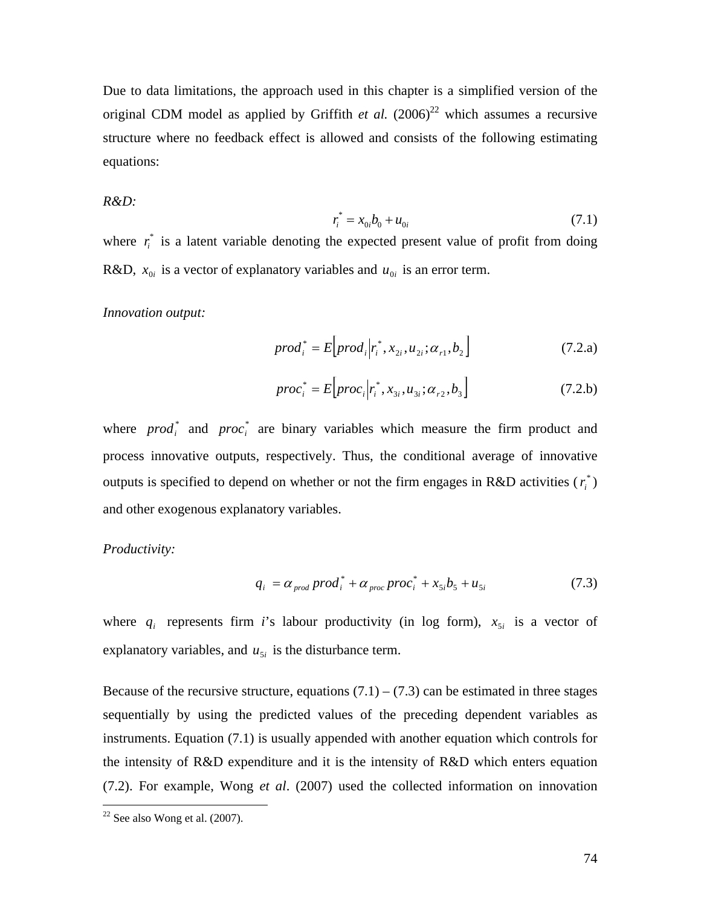Due to data limitations, the approach used in this chapter is a simplified version of the original CDM model as applied by Griffith *et al.* (2006)[22] which assumes a recursive structure where no feedback effect is allowed and consists of the following estimating equations:

*R&D:*

$$r_i^* = x_{0i} b_0 + u_{0i} \tag{7.1}$$

where $r_i^*$ is a latent variable denoting the expected present value of profit from doing R&D, $x_{0i}$ is a vector of explanatory variables and $u_{0i}$ is an error term.

*Innovation output:*

$$prod_i^* = E\left[prod_i \middle| r_i^*, x_{2i}, u_{2i}; \alpha_{r1}, b_2\right] \tag{7.2.a}$$

$$proc_i^* = E\left[proc_i \middle| r_i^*, x_{3i}, u_{3i}; \alpha_{r2}, b_3\right] \tag{7.2.b}$$

where $prod_i^*$ and $proc_i^*$ are binary variables which measure the firm product and process innovative outputs, respectively. Thus, the conditional average of innovative outputs is specified to depend on whether or not the firm engages in R&D activities ($r_i^*$) and other exogenous explanatory variables.

*Productivity:*

$$q_i = \alpha_{prod} \, prod_i^* + \alpha_{proc} \, proc_i^* + x_{5i} b_5 + u_{5i} \tag{7.3}$$

where $q_i$ represents firm *i*'s labour productivity (in log form), $x_{5i}$ is a vector of explanatory variables, and $u_{5i}$ is the disturbance term.

Because of the recursive structure, equations (7.1) – (7.3) can be estimated in three stages sequentially by using the predicted values of the preceding dependent variables as instruments. Equation (7.1) is usually appended with another equation which controls for the intensity of R&D expenditure and it is the intensity of R&D which enters equation (7.2). For example, Wong *et al*. (2007) used the collected information on innovation

[22] See also Wong et al. (2007).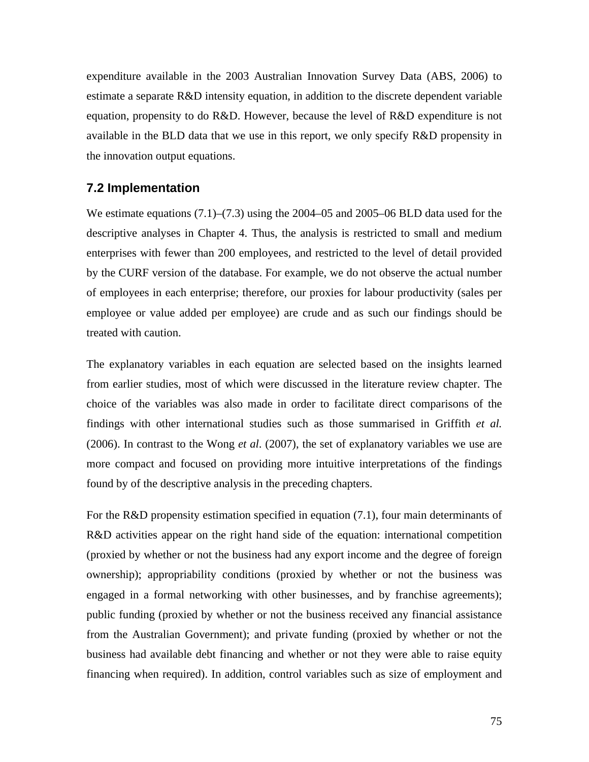expenditure available in the 2003 Australian Innovation Survey Data (ABS, 2006) to estimate a separate R&D intensity equation, in addition to the discrete dependent variable equation, propensity to do R&D. However, because the level of R&D expenditure is not available in the BLD data that we use in this report, we only specify R&D propensity in the innovation output equations.

## 7.2 Implementation

We estimate equations (7.1)–(7.3) using the 2004–05 and 2005–06 BLD data used for the descriptive analyses in Chapter 4. Thus, the analysis is restricted to small and medium enterprises with fewer than 200 employees, and restricted to the level of detail provided by the CURF version of the database. For example, we do not observe the actual number of employees in each enterprise; therefore, our proxies for labour productivity (sales per employee or value added per employee) are crude and as such our findings should be treated with caution.

The explanatory variables in each equation are selected based on the insights learned from earlier studies, most of which were discussed in the literature review chapter. The choice of the variables was also made in order to facilitate direct comparisons of the findings with other international studies such as those summarised in Griffith *et al.* (2006). In contrast to the Wong *et al*. (2007), the set of explanatory variables we use are more compact and focused on providing more intuitive interpretations of the findings found by of the descriptive analysis in the preceding chapters.

For the R&D propensity estimation specified in equation (7.1), four main determinants of R&D activities appear on the right hand side of the equation: international competition (proxied by whether or not the business had any export income and the degree of foreign ownership); appropriability conditions (proxied by whether or not the business was engaged in a formal networking with other businesses, and by franchise agreements); public funding (proxied by whether or not the business received any financial assistance from the Australian Government); and private funding (proxied by whether or not the business had available debt financing and whether or not they were able to raise equity financing when required). In addition, control variables such as size of employment and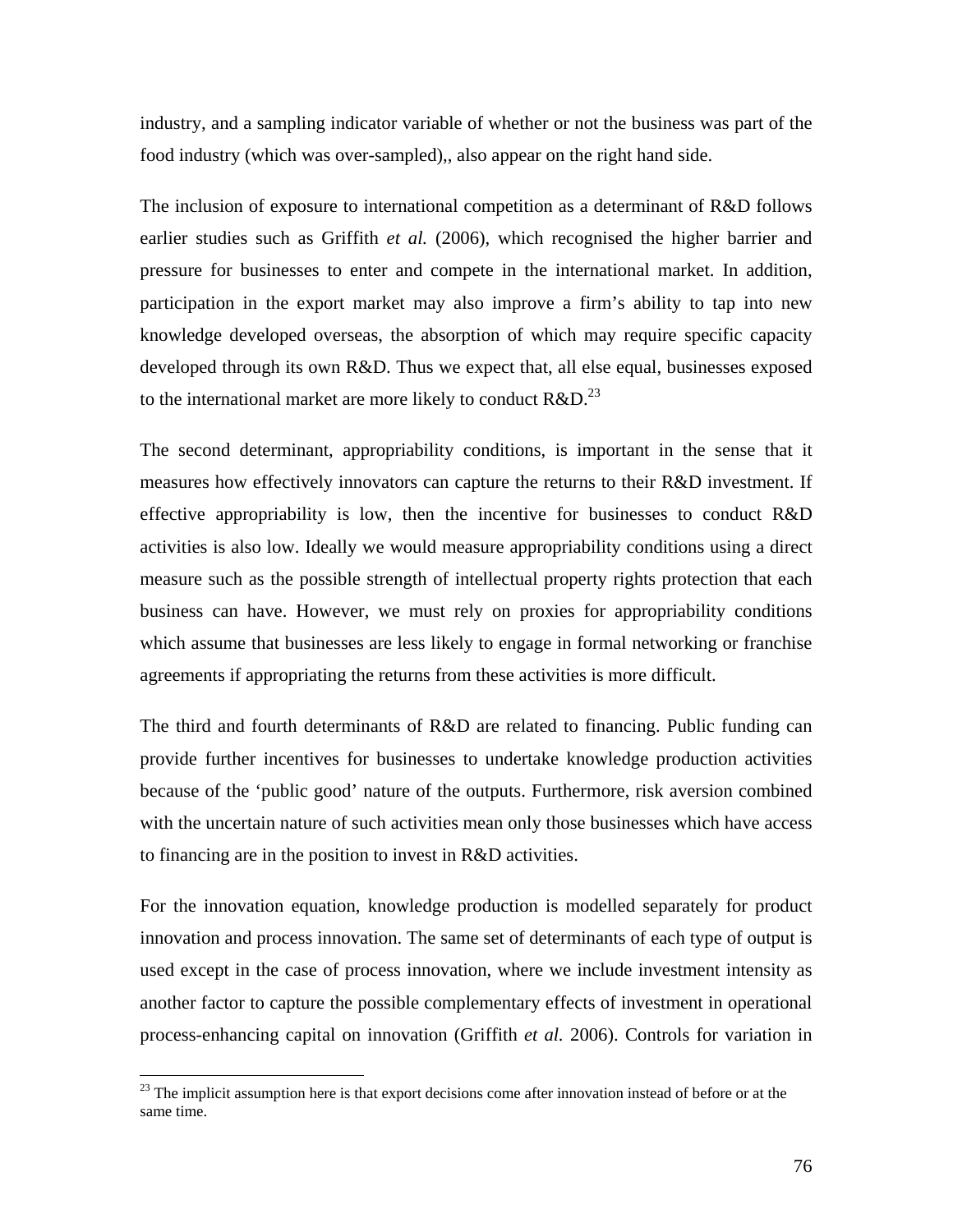industry, and a sampling indicator variable of whether or not the business was part of the food industry (which was over-sampled),, also appear on the right hand side.

The inclusion of exposure to international competition as a determinant of R&D follows earlier studies such as Griffith *et al.* (2006), which recognised the higher barrier and pressure for businesses to enter and compete in the international market. In addition, participation in the export market may also improve a firm's ability to tap into new knowledge developed overseas, the absorption of which may require specific capacity developed through its own R&D. Thus we expect that, all else equal, businesses exposed to the international market are more likely to conduct R&D.[23]

The second determinant, appropriability conditions, is important in the sense that it measures how effectively innovators can capture the returns to their R&D investment. If effective appropriability is low, then the incentive for businesses to conduct R&D activities is also low. Ideally we would measure appropriability conditions using a direct measure such as the possible strength of intellectual property rights protection that each business can have. However, we must rely on proxies for appropriability conditions which assume that businesses are less likely to engage in formal networking or franchise agreements if appropriating the returns from these activities is more difficult.

The third and fourth determinants of R&D are related to financing. Public funding can provide further incentives for businesses to undertake knowledge production activities because of the 'public good' nature of the outputs. Furthermore, risk aversion combined with the uncertain nature of such activities mean only those businesses which have access to financing are in the position to invest in R&D activities.

For the innovation equation, knowledge production is modelled separately for product innovation and process innovation. The same set of determinants of each type of output is used except in the case of process innovation, where we include investment intensity as another factor to capture the possible complementary effects of investment in operational process-enhancing capital on innovation (Griffith *et al.* 2006). Controls for variation in

[23] The implicit assumption here is that export decisions come after innovation instead of before or at the same time.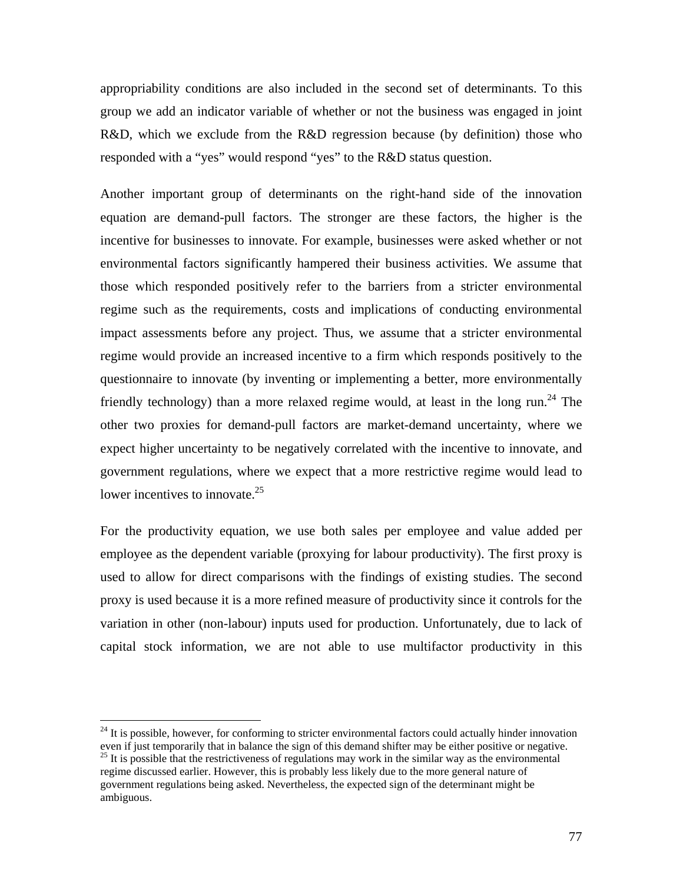appropriability conditions are also included in the second set of determinants. To this group we add an indicator variable of whether or not the business was engaged in joint R&D, which we exclude from the R&D regression because (by definition) those who responded with a "yes" would respond "yes" to the R&D status question.

Another important group of determinants on the right-hand side of the innovation equation are demand-pull factors. The stronger are these factors, the higher is the incentive for businesses to innovate. For example, businesses were asked whether or not environmental factors significantly hampered their business activities. We assume that those which responded positively refer to the barriers from a stricter environmental regime such as the requirements, costs and implications of conducting environmental impact assessments before any project. Thus, we assume that a stricter environmental regime would provide an increased incentive to a firm which responds positively to the questionnaire to innovate (by inventing or implementing a better, more environmentally friendly technology) than a more relaxed regime would, at least in the long run.[24] The other two proxies for demand-pull factors are market-demand uncertainty, where we expect higher uncertainty to be negatively correlated with the incentive to innovate, and government regulations, where we expect that a more restrictive regime would lead to lower incentives to innovate.[25]

For the productivity equation, we use both sales per employee and value added per employee as the dependent variable (proxying for labour productivity). The first proxy is used to allow for direct comparisons with the findings of existing studies. The second proxy is used because it is a more refined measure of productivity since it controls for the variation in other (non-labour) inputs used for production. Unfortunately, due to lack of capital stock information, we are not able to use multifactor productivity in this

---

[24] It is possible, however, for conforming to stricter environmental factors could actually hinder innovation even if just temporarily that in balance the sign of this demand shifter may be either positive or negative.

[25] It is possible that the restrictiveness of regulations may work in the similar way as the environmental regime discussed earlier. However, this is probably less likely due to the more general nature of government regulations being asked. Nevertheless, the expected sign of the determinant might be ambiguous.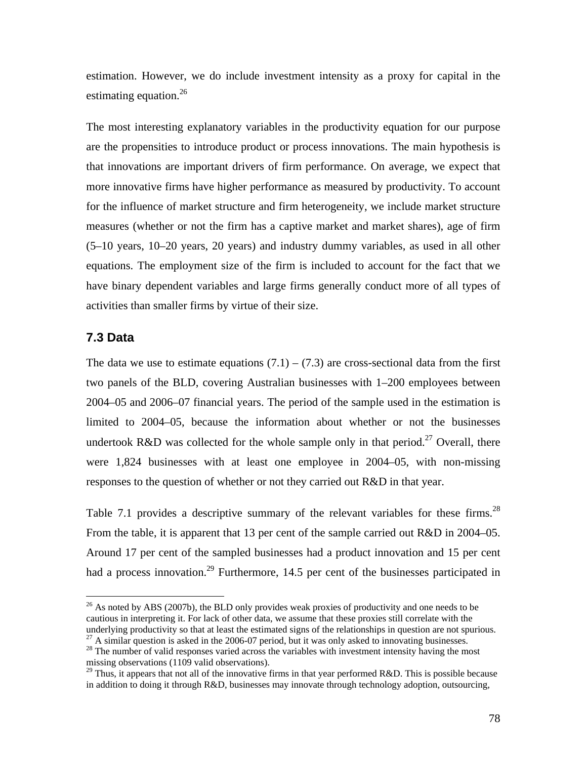estimation. However, we do include investment intensity as a proxy for capital in the estimating equation.[26]

The most interesting explanatory variables in the productivity equation for our purpose are the propensities to introduce product or process innovations. The main hypothesis is that innovations are important drivers of firm performance. On average, we expect that more innovative firms have higher performance as measured by productivity. To account for the influence of market structure and firm heterogeneity, we include market structure measures (whether or not the firm has a captive market and market shares), age of firm (5–10 years, 10–20 years, 20 years) and industry dummy variables, as used in all other equations. The employment size of the firm is included to account for the fact that we have binary dependent variables and large firms generally conduct more of all types of activities than smaller firms by virtue of their size.

### 7.3 Data

The data we use to estimate equations (7.1) – (7.3) are cross-sectional data from the first two panels of the BLD, covering Australian businesses with 1–200 employees between 2004–05 and 2006–07 financial years. The period of the sample used in the estimation is limited to 2004–05, because the information about whether or not the businesses undertook R&D was collected for the whole sample only in that period.[27] Overall, there were 1,824 businesses with at least one employee in 2004–05, with non-missing responses to the question of whether or not they carried out R&D in that year.

Table 7.1 provides a descriptive summary of the relevant variables for these firms.[28] From the table, it is apparent that 13 per cent of the sample carried out R&D in 2004–05. Around 17 per cent of the sampled businesses had a product innovation and 15 per cent had a process innovation.[29] Furthermore, 14.5 per cent of the businesses participated in

---

[26] As noted by ABS (2007b), the BLD only provides weak proxies of productivity and one needs to be cautious in interpreting it. For lack of other data, we assume that these proxies still correlate with the underlying productivity so that at least the estimated signs of the relationships in question are not spurious.

[27] A similar question is asked in the 2006-07 period, but it was only asked to innovating businesses.

[28] The number of valid responses varied across the variables with investment intensity having the most missing observations (1109 valid observations).

[29] Thus, it appears that not all of the innovative firms in that year performed R&D. This is possible because in addition to doing it through R&D, businesses may innovate through technology adoption, outsourcing,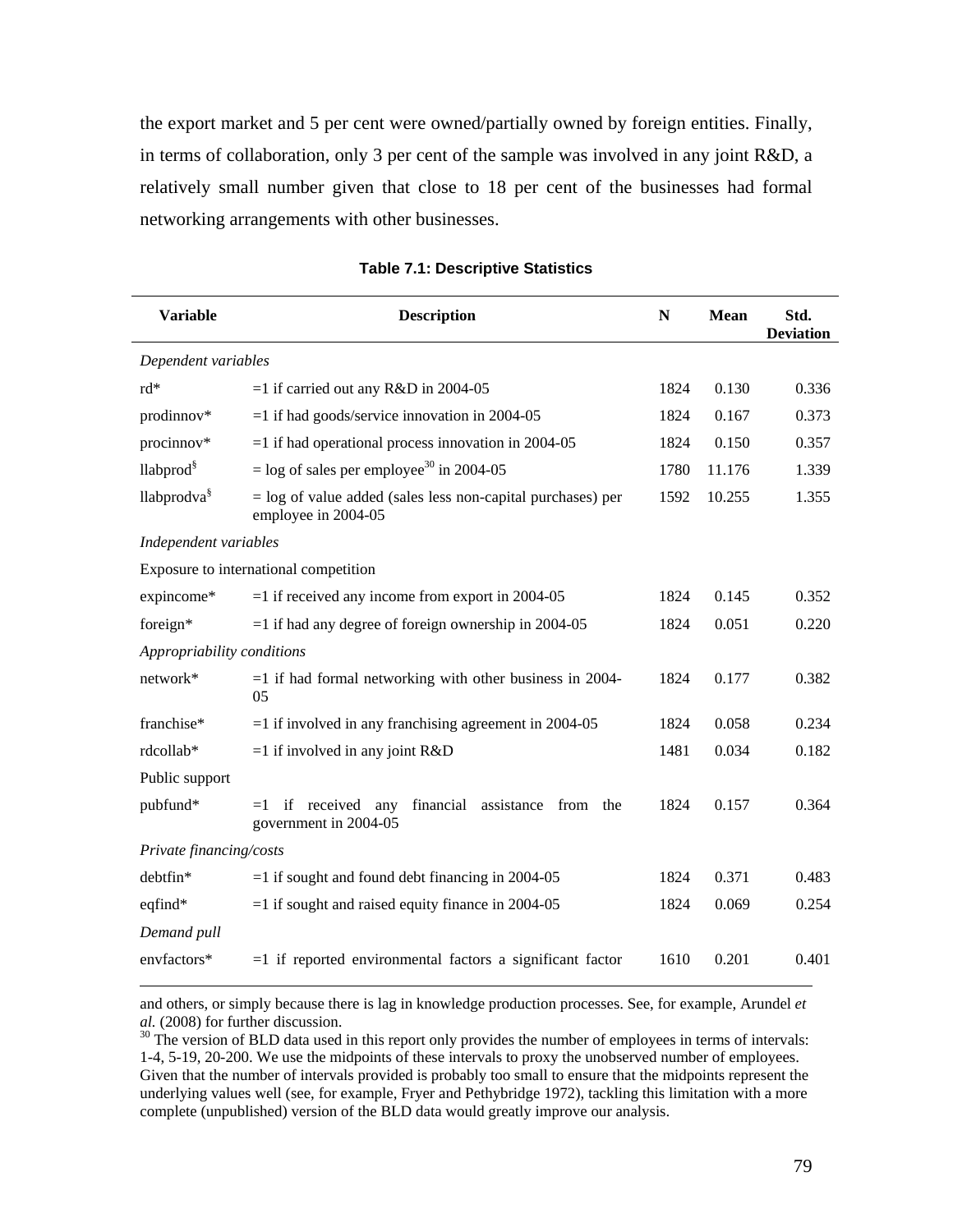the export market and 5 per cent were owned/partially owned by foreign entities. Finally, in terms of collaboration, only 3 per cent of the sample was involved in any joint R&D, a relatively small number given that close to 18 per cent of the businesses had formal networking arrangements with other businesses.

**Table 7.1: Descriptive Statistics**

| Variable | Description | N | Mean | Std. Deviation |
|---|---|---|---|---|
| *Dependent variables* | | | | |
| rd* | =1 if carried out any R&D in 2004-05 | 1824 | 0.130 | 0.336 |
| prodinnov* | =1 if had goods/service innovation in 2004-05 | 1824 | 0.167 | 0.373 |
| procinnov* | =1 if had operational process innovation in 2004-05 | 1824 | 0.150 | 0.357 |
| llabprod§ | = log of sales per employee[30] in 2004-05 | 1780 | 11.176 | 1.339 |
| llabprodva§ | = log of value added (sales less non-capital purchases) per employee in 2004-05 | 1592 | 10.255 | 1.355 |
| *Independent variables* | | | | |
| Exposure to international competition | | | | |
| expincome* | =1 if received any income from export in 2004-05 | 1824 | 0.145 | 0.352 |
| foreign* | =1 if had any degree of foreign ownership in 2004-05 | 1824 | 0.051 | 0.220 |
| *Appropriability conditions* | | | | |
| network* | =1 if had formal networking with other business in 2004-05 | 1824 | 0.177 | 0.382 |
| franchise* | =1 if involved in any franchising agreement in 2004-05 | 1824 | 0.058 | 0.234 |
| rdcollab* | =1 if involved in any joint R&D | 1481 | 0.034 | 0.182 |
| Public support | | | | |
| pubfund* | =1 if received any financial assistance from the government in 2004-05 | 1824 | 0.157 | 0.364 |
| *Private financing/costs* | | | | |
| debtfin* | =1 if sought and found debt financing in 2004-05 | 1824 | 0.371 | 0.483 |
| eqfind* | =1 if sought and raised equity finance in 2004-05 | 1824 | 0.069 | 0.254 |
| *Demand pull* | | | | |
| envfactors* | =1 if reported environmental factors a significant factor | 1610 | 0.201 | 0.401 |

and others, or simply because there is lag in knowledge production processes. See, for example, Arundel *et al.* (2008) for further discussion.

[30] The version of BLD data used in this report only provides the number of employees in terms of intervals: 1-4, 5-19, 20-200. We use the midpoints of these intervals to proxy the unobserved number of employees. Given that the number of intervals provided is probably too small to ensure that the midpoints represent the underlying values well (see, for example, Fryer and Pethybridge 1972), tackling this limitation with a more complete (unpublished) version of the BLD data would greatly improve our analysis.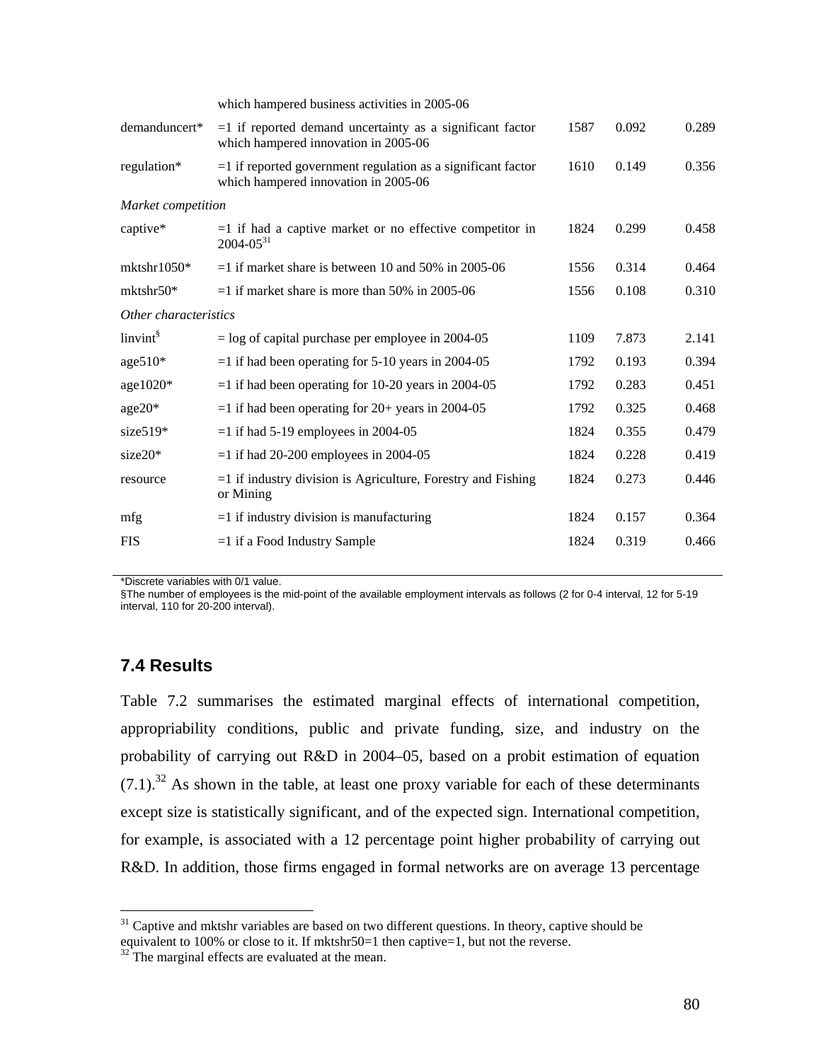| | | | | |
|---|---|---|---|---|
| | which hampered business activities in 2005-06 | | | |
| demanduncert* | =1 if reported demand uncertainty as a significant factor which hampered innovation in 2005-06 | 1587 | 0.092 | 0.289 |
| regulation* | =1 if reported government regulation as a significant factor which hampered innovation in 2005-06 | 1610 | 0.149 | 0.356 |
| *Market competition* | | | | |
| captive* | =1 if had a captive market or no effective competitor in 2004-05[31] | 1824 | 0.299 | 0.458 |
| mktshr1050* | =1 if market share is between 10 and 50% in 2005-06 | 1556 | 0.314 | 0.464 |
| mktshr50* | =1 if market share is more than 50% in 2005-06 | 1556 | 0.108 | 0.310 |
| *Other characteristics* | | | | |
| linvint§ | = log of capital purchase per employee in 2004-05 | 1109 | 7.873 | 2.141 |
| age510* | =1 if had been operating for 5-10 years in 2004-05 | 1792 | 0.193 | 0.394 |
| age1020* | =1 if had been operating for 10-20 years in 2004-05 | 1792 | 0.283 | 0.451 |
| age20* | =1 if had been operating for 20+ years in 2004-05 | 1792 | 0.325 | 0.468 |
| size519* | =1 if had 5-19 employees in 2004-05 | 1824 | 0.355 | 0.479 |
| size20* | =1 if had 20-200 employees in 2004-05 | 1824 | 0.228 | 0.419 |
| resource | =1 if industry division is Agriculture, Forestry and Fishing or Mining | 1824 | 0.273 | 0.446 |
| mfg | =1 if industry division is manufacturing | 1824 | 0.157 | 0.364 |
| FIS | =1 if a Food Industry Sample | 1824 | 0.319 | 0.466 |

*Discrete variables with 0/1 value.

§The number of employees is the mid-point of the available employment intervals as follows (2 for 0-4 interval, 12 for 5-19 interval, 110 for 20-200 interval).

## 7.4 Results

Table 7.2 summarises the estimated marginal effects of international competition, appropriability conditions, public and private funding, size, and industry on the probability of carrying out R&D in 2004–05, based on a probit estimation of equation (7.1).[32] As shown in the table, at least one proxy variable for each of these determinants except size is statistically significant, and of the expected sign. International competition, for example, is associated with a 12 percentage point higher probability of carrying out R&D. In addition, those firms engaged in formal networks are on average 13 percentage

[31] Captive and mktshr variables are based on two different questions. In theory, captive should be equivalent to 100% or close to it. If mktshr50=1 then captive=1, but not the reverse.

[32] The marginal effects are evaluated at the mean.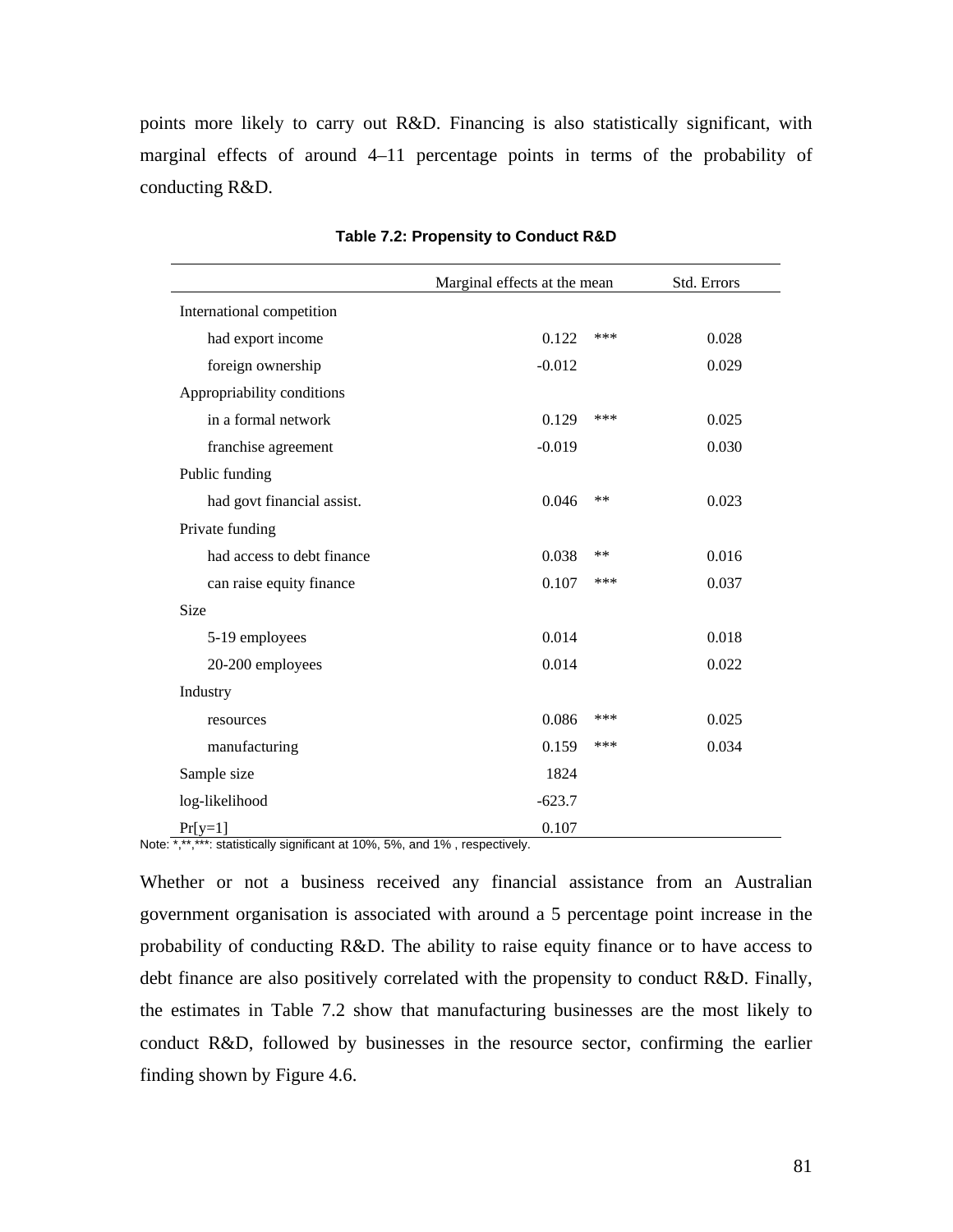points more likely to carry out R&D. Financing is also statistically significant, with marginal effects of around 4–11 percentage points in terms of the probability of conducting R&D.

**Table 7.2: Propensity to Conduct R&D**

| | Marginal effects at the mean | | Std. Errors |
|---|---|---|---|
| International competition | | | |
| had export income | 0.122 | *** | 0.028 |
| foreign ownership | -0.012 | | 0.029 |
| Appropriability conditions | | | |
| in a formal network | 0.129 | *** | 0.025 |
| franchise agreement | -0.019 | | 0.030 |
| Public funding | | | |
| had govt financial assist. | 0.046 | ** | 0.023 |
| Private funding | | | |
| had access to debt finance | 0.038 | ** | 0.016 |
| can raise equity finance | 0.107 | *** | 0.037 |
| Size | | | |
| 5-19 employees | 0.014 | | 0.018 |
| 20-200 employees | 0.014 | | 0.022 |
| Industry | | | |
| resources | 0.086 | *** | 0.025 |
| manufacturing | 0.159 | *** | 0.034 |
| Sample size | 1824 | | |
| log-likelihood | -623.7 | | |
| Pr[y=1] | 0.107 | | |

Note: *,**,***: statistically significant at 10%, 5%, and 1% , respectively.

Whether or not a business received any financial assistance from an Australian government organisation is associated with around a 5 percentage point increase in the probability of conducting R&D. The ability to raise equity finance or to have access to debt finance are also positively correlated with the propensity to conduct R&D. Finally, the estimates in Table 7.2 show that manufacturing businesses are the most likely to conduct R&D, followed by businesses in the resource sector, confirming the earlier finding shown by Figure 4.6.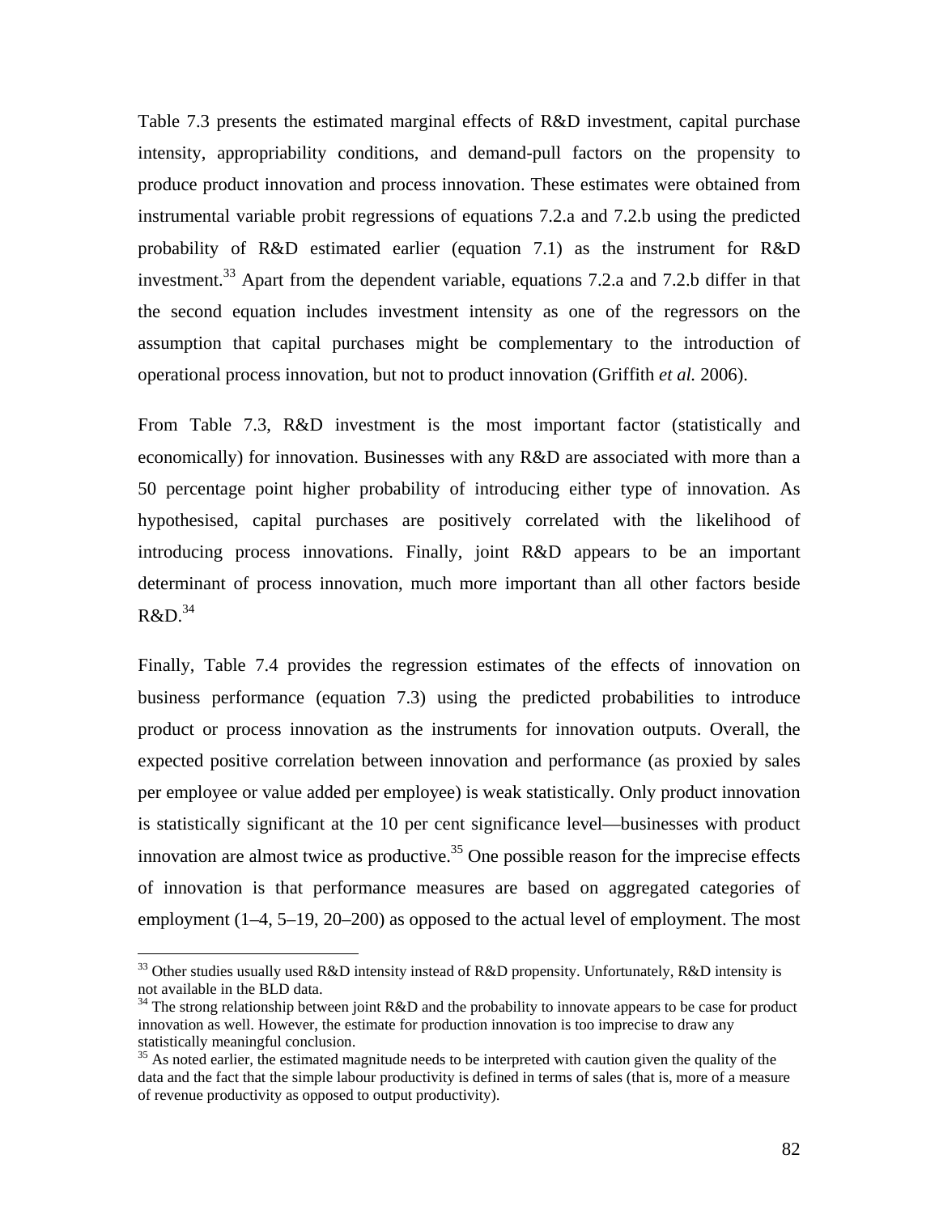Table 7.3 presents the estimated marginal effects of R&D investment, capital purchase intensity, appropriability conditions, and demand-pull factors on the propensity to produce product innovation and process innovation. These estimates were obtained from instrumental variable probit regressions of equations 7.2.a and 7.2.b using the predicted probability of R&D estimated earlier (equation 7.1) as the instrument for R&D investment.[33] Apart from the dependent variable, equations 7.2.a and 7.2.b differ in that the second equation includes investment intensity as one of the regressors on the assumption that capital purchases might be complementary to the introduction of operational process innovation, but not to product innovation (Griffith *et al.* 2006).

From Table 7.3, R&D investment is the most important factor (statistically and economically) for innovation. Businesses with any R&D are associated with more than a 50 percentage point higher probability of introducing either type of innovation. As hypothesised, capital purchases are positively correlated with the likelihood of introducing process innovations. Finally, joint R&D appears to be an important determinant of process innovation, much more important than all other factors beside R&D.[34]

Finally, Table 7.4 provides the regression estimates of the effects of innovation on business performance (equation 7.3) using the predicted probabilities to introduce product or process innovation as the instruments for innovation outputs. Overall, the expected positive correlation between innovation and performance (as proxied by sales per employee or value added per employee) is weak statistically. Only product innovation is statistically significant at the 10 per cent significance level—businesses with product innovation are almost twice as productive.[35] One possible reason for the imprecise effects of innovation is that performance measures are based on aggregated categories of employment (1–4, 5–19, 20–200) as opposed to the actual level of employment. The most

---

[33] Other studies usually used R&D intensity instead of R&D propensity. Unfortunately, R&D intensity is not available in the BLD data.

[34] The strong relationship between joint R&D and the probability to innovate appears to be case for product innovation as well. However, the estimate for production innovation is too imprecise to draw any statistically meaningful conclusion.

[35] As noted earlier, the estimated magnitude needs to be interpreted with caution given the quality of the data and the fact that the simple labour productivity is defined in terms of sales (that is, more of a measure of revenue productivity as opposed to output productivity).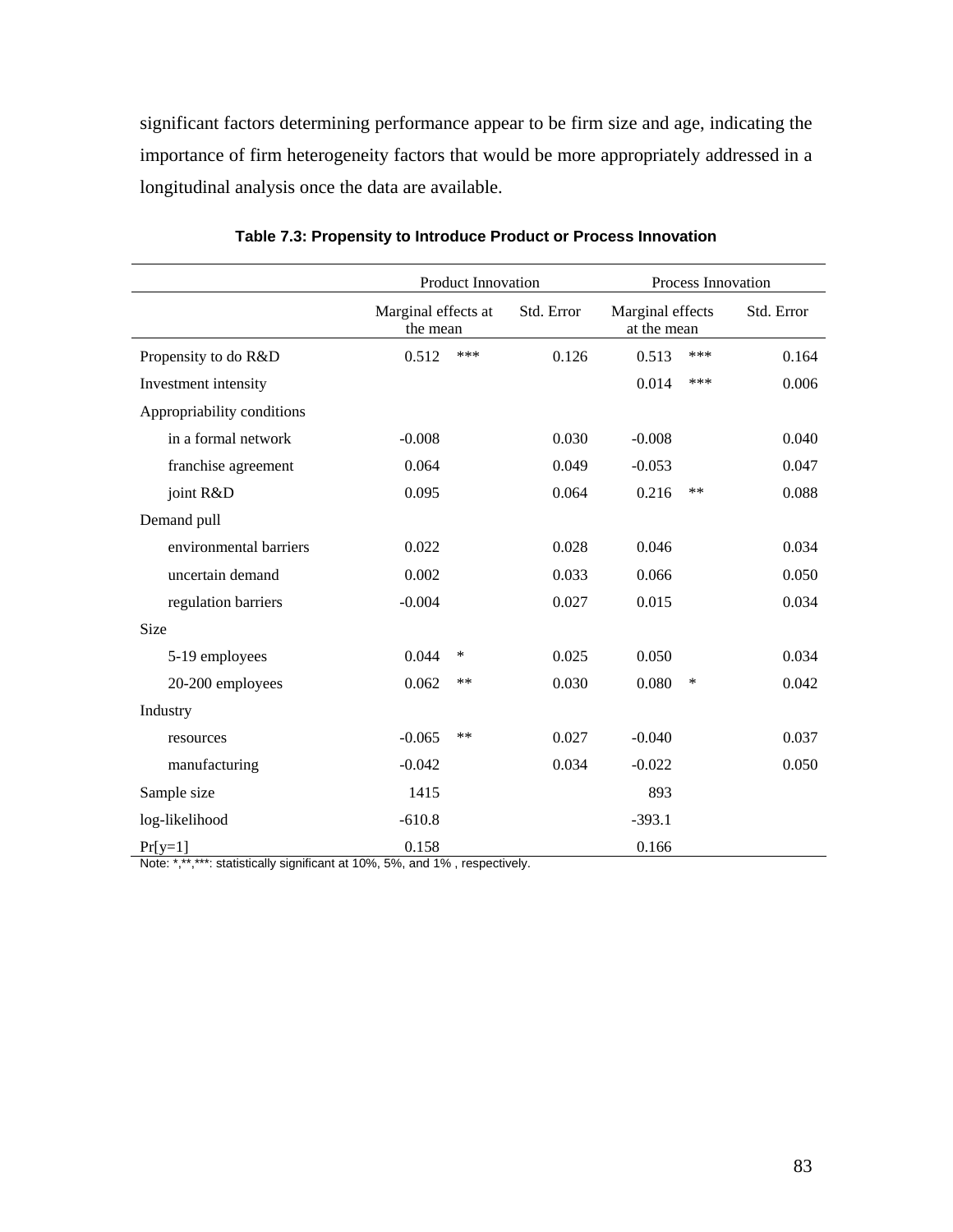significant factors determining performance appear to be firm size and age, indicating the importance of firm heterogeneity factors that would be more appropriately addressed in a longitudinal analysis once the data are available.

**Table 7.3: Propensity to Introduce Product or Process Innovation**

| | Product Innovation | | | Process Innovation | | |
|---|---|---|---|---|---|---|
| | Marginal effects at the mean | | Std. Error | Marginal effects at the mean | | Std. Error |
| Propensity to do R&D | 0.512 | *** | 0.126 | 0.513 | *** | 0.164 |
| Investment intensity | | | | 0.014 | *** | 0.006 |
| Appropriability conditions | | | | | | |
| in a formal network | -0.008 | | 0.030 | -0.008 | | 0.040 |
| franchise agreement | 0.064 | | 0.049 | -0.053 | | 0.047 |
| joint R&D | 0.095 | | 0.064 | 0.216 | ** | 0.088 |
| Demand pull | | | | | | |
| environmental barriers | 0.022 | | 0.028 | 0.046 | | 0.034 |
| uncertain demand | 0.002 | | 0.033 | 0.066 | | 0.050 |
| regulation barriers | -0.004 | | 0.027 | 0.015 | | 0.034 |
| Size | | | | | | |
| 5-19 employees | 0.044 | * | 0.025 | 0.050 | | 0.034 |
| 20-200 employees | 0.062 | ** | 0.030 | 0.080 | * | 0.042 |
| Industry | | | | | | |
| resources | -0.065 | ** | 0.027 | -0.040 | | 0.037 |
| manufacturing | -0.042 | | 0.034 | -0.022 | | 0.050 |
| Sample size | 1415 | | | 893 | | |
| log-likelihood | -610.8 | | | -393.1 | | |
| Pr[y=1] | 0.158 | | | 0.166 | | |

Note: *,**,***: statistically significant at 10%, 5%, and 1% , respectively.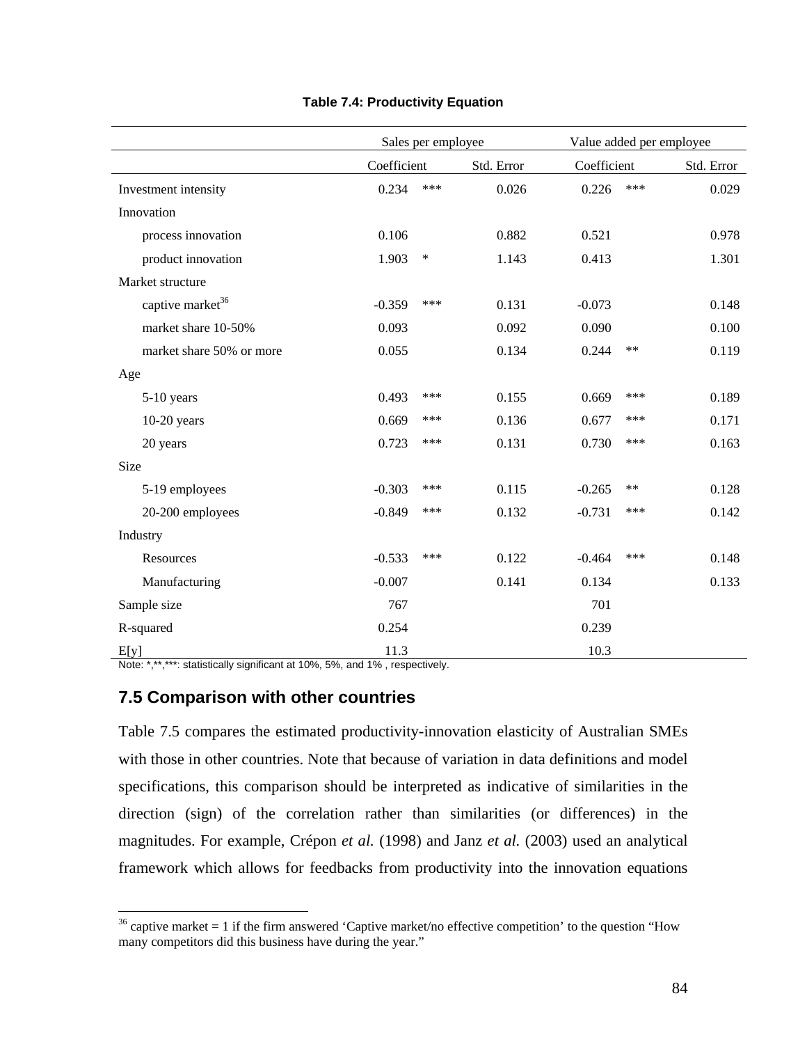**Table 7.4: Productivity Equation**

| | Sales per employee | | Value added per employee | |
|---|---|---|---|---|
| | Coefficient | Std. Error | Coefficient | Std. Error |
| Investment intensity | 0.234 *** | 0.026 | 0.226 *** | 0.029 |
| Innovation | | | | |
| process innovation | 0.106 | 0.882 | 0.521 | 0.978 |
| product innovation | 1.903 * | 1.143 | 0.413 | 1.301 |
| Market structure | | | | |
| captive market[36] | -0.359 *** | 0.131 | -0.073 | 0.148 |
| market share 10-50% | 0.093 | 0.092 | 0.090 | 0.100 |
| market share 50% or more | 0.055 | 0.134 | 0.244 ** | 0.119 |
| Age | | | | |
| 5-10 years | 0.493 *** | 0.155 | 0.669 *** | 0.189 |
| 10-20 years | 0.669 *** | 0.136 | 0.677 *** | 0.171 |
| 20 years | 0.723 *** | 0.131 | 0.730 *** | 0.163 |
| Size | | | | |
| 5-19 employees | -0.303 *** | 0.115 | -0.265 ** | 0.128 |
| 20-200 employees | -0.849 *** | 0.132 | -0.731 *** | 0.142 |
| Industry | | | | |
| Resources | -0.533 *** | 0.122 | -0.464 *** | 0.148 |
| Manufacturing | -0.007 | 0.141 | 0.134 | 0.133 |
| Sample size | 767 | | 701 | |
| R-squared | 0.254 | | 0.239 | |
| E[y] | 11.3 | | 10.3 | |

Note: *,**,***: statistically significant at 10%, 5%, and 1% , respectively.

## 7.5 Comparison with other countries

Table 7.5 compares the estimated productivity-innovation elasticity of Australian SMEs with those in other countries. Note that because of variation in data definitions and model specifications, this comparison should be interpreted as indicative of similarities in the direction (sign) of the correlation rather than similarities (or differences) in the magnitudes. For example, Crépon *et al.* (1998) and Janz *et al.* (2003) used an analytical framework which allows for feedbacks from productivity into the innovation equations

[36] captive market = 1 if the firm answered 'Captive market/no effective competition' to the question "How many competitors did this business have during the year."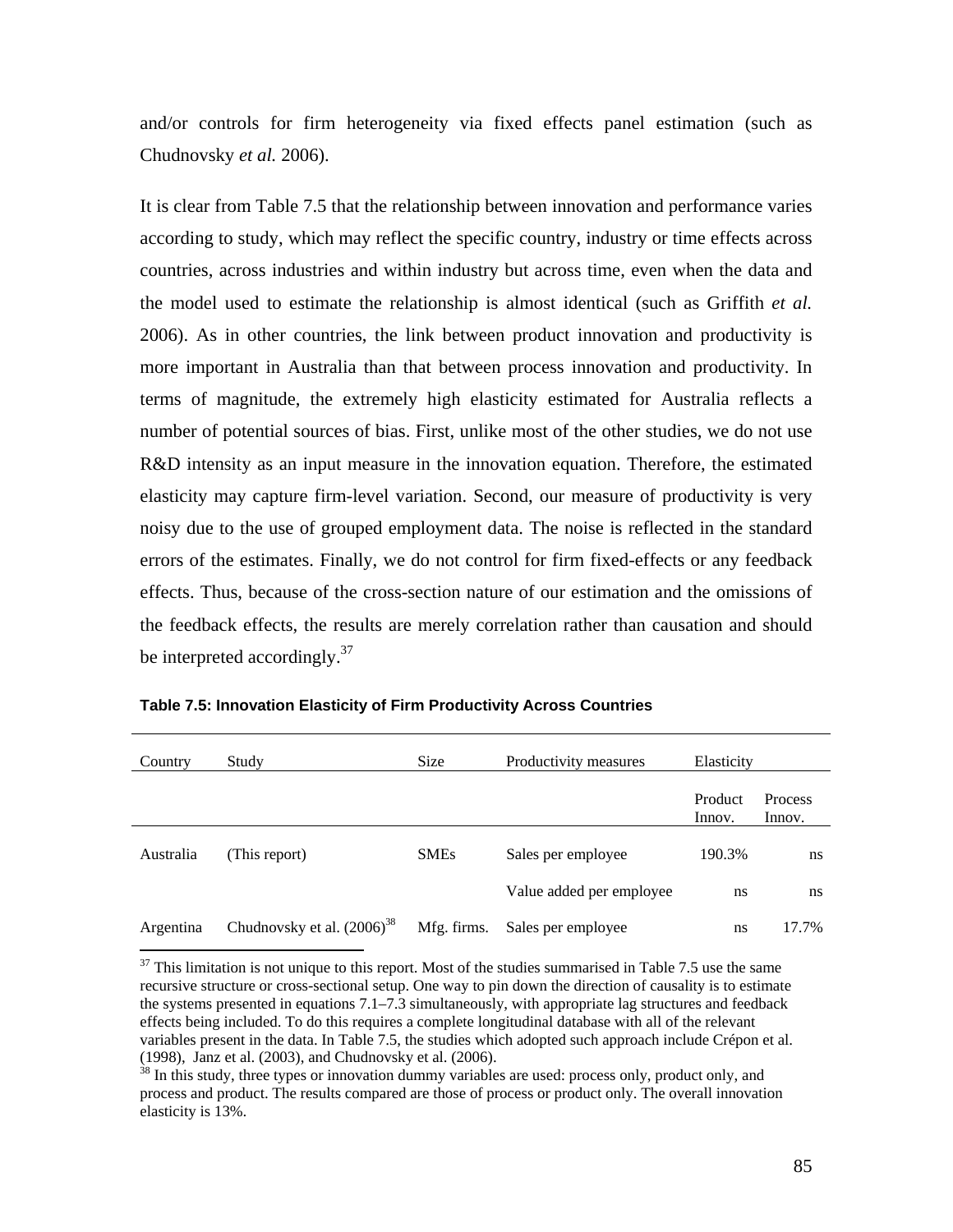and/or controls for firm heterogeneity via fixed effects panel estimation (such as Chudnovsky *et al.* 2006).

It is clear from Table 7.5 that the relationship between innovation and performance varies according to study, which may reflect the specific country, industry or time effects across countries, across industries and within industry but across time, even when the data and the model used to estimate the relationship is almost identical (such as Griffith *et al.* 2006). As in other countries, the link between product innovation and productivity is more important in Australia than that between process innovation and productivity. In terms of magnitude, the extremely high elasticity estimated for Australia reflects a number of potential sources of bias. First, unlike most of the other studies, we do not use R&D intensity as an input measure in the innovation equation. Therefore, the estimated elasticity may capture firm-level variation. Second, our measure of productivity is very noisy due to the use of grouped employment data. The noise is reflected in the standard errors of the estimates. Finally, we do not control for firm fixed-effects or any feedback effects. Thus, because of the cross-section nature of our estimation and the omissions of the feedback effects, the results are merely correlation rather than causation and should be interpreted accordingly.[37]

**Table 7.5: Innovation Elasticity of Firm Productivity Across Countries**

| Country | Study | Size | Productivity measures | Elasticity | |
|---|---|---|---|---|---|
| | | | | Product Innov. | Process Innov. |
| Australia | (This report) | SMEs | Sales per employee | 190.3% | ns |
| | | | Value added per employee | ns | ns |
| Argentina | Chudnovsky et al. (2006)[38] | Mfg. firms. | Sales per employee | ns | 17.7% |

[37] This limitation is not unique to this report. Most of the studies summarised in Table 7.5 use the same recursive structure or cross-sectional setup. One way to pin down the direction of causality is to estimate the systems presented in equations 7.1–7.3 simultaneously, with appropriate lag structures and feedback effects being included. To do this requires a complete longitudinal database with all of the relevant variables present in the data. In Table 7.5, the studies which adopted such approach include Crépon et al. (1998), Janz et al. (2003), and Chudnovsky et al. (2006).

[38] In this study, three types or innovation dummy variables are used: process only, product only, and process and product. The results compared are those of process or product only. The overall innovation elasticity is 13%.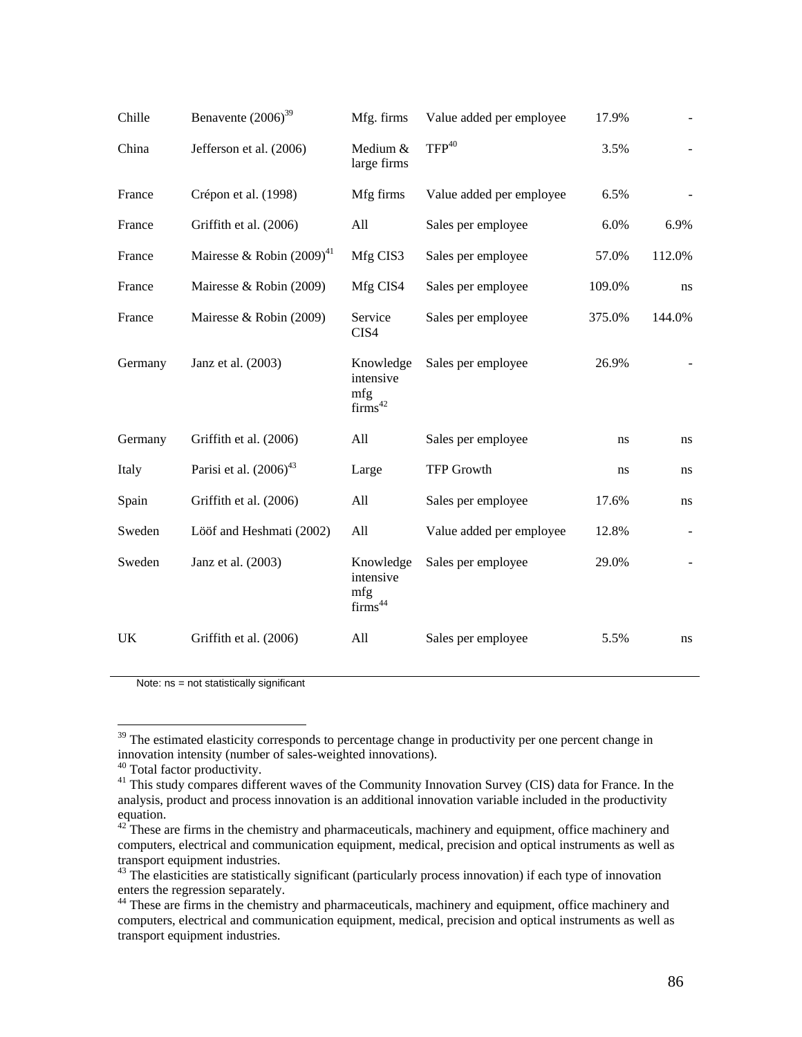| | | | | | |
|---|---|---|---|---|---|
| Chille | Benavente (2006)[39] | Mfg. firms | Value added per employee | 17.9% | - |
| China | Jefferson et al. (2006) | Medium & large firms | TFP[40] | 3.5% | - |
| France | Crépon et al. (1998) | Mfg firms | Value added per employee | 6.5% | - |
| France | Griffith et al. (2006) | All | Sales per employee | 6.0% | 6.9% |
| France | Mairesse & Robin (2009)[41] | Mfg CIS3 | Sales per employee | 57.0% | 112.0% |
| France | Mairesse & Robin (2009) | Mfg CIS4 | Sales per employee | 109.0% | ns |
| France | Mairesse & Robin (2009) | Service CIS4 | Sales per employee | 375.0% | 144.0% |
| Germany | Janz et al. (2003) | Knowledge intensive mfg firms[42] | Sales per employee | 26.9% | - |
| Germany | Griffith et al. (2006) | All | Sales per employee | ns | ns |
| Italy | Parisi et al. (2006)[43] | Large | TFP Growth | ns | ns |
| Spain | Griffith et al. (2006) | All | Sales per employee | 17.6% | ns |
| Sweden | Lööf and Heshmati (2002) | All | Value added per employee | 12.8% | - |
| Sweden | Janz et al. (2003) | Knowledge intensive mfg firms[44] | Sales per employee | 29.0% | - |
| UK | Griffith et al. (2006) | All | Sales per employee | 5.5% | ns |

Note: ns = not statistically significant

---

[39] The estimated elasticity corresponds to percentage change in productivity per one percent change in innovation intensity (number of sales-weighted innovations).

[40] Total factor productivity.

[41] This study compares different waves of the Community Innovation Survey (CIS) data for France. In the analysis, product and process innovation is an additional innovation variable included in the productivity equation.

[42] These are firms in the chemistry and pharmaceuticals, machinery and equipment, office machinery and computers, electrical and communication equipment, medical, precision and optical instruments as well as transport equipment industries.

[43] The elasticities are statistically significant (particularly process innovation) if each type of innovation enters the regression separately.

[44] These are firms in the chemistry and pharmaceuticals, machinery and equipment, office machinery and computers, electrical and communication equipment, medical, precision and optical instruments as well as transport equipment industries.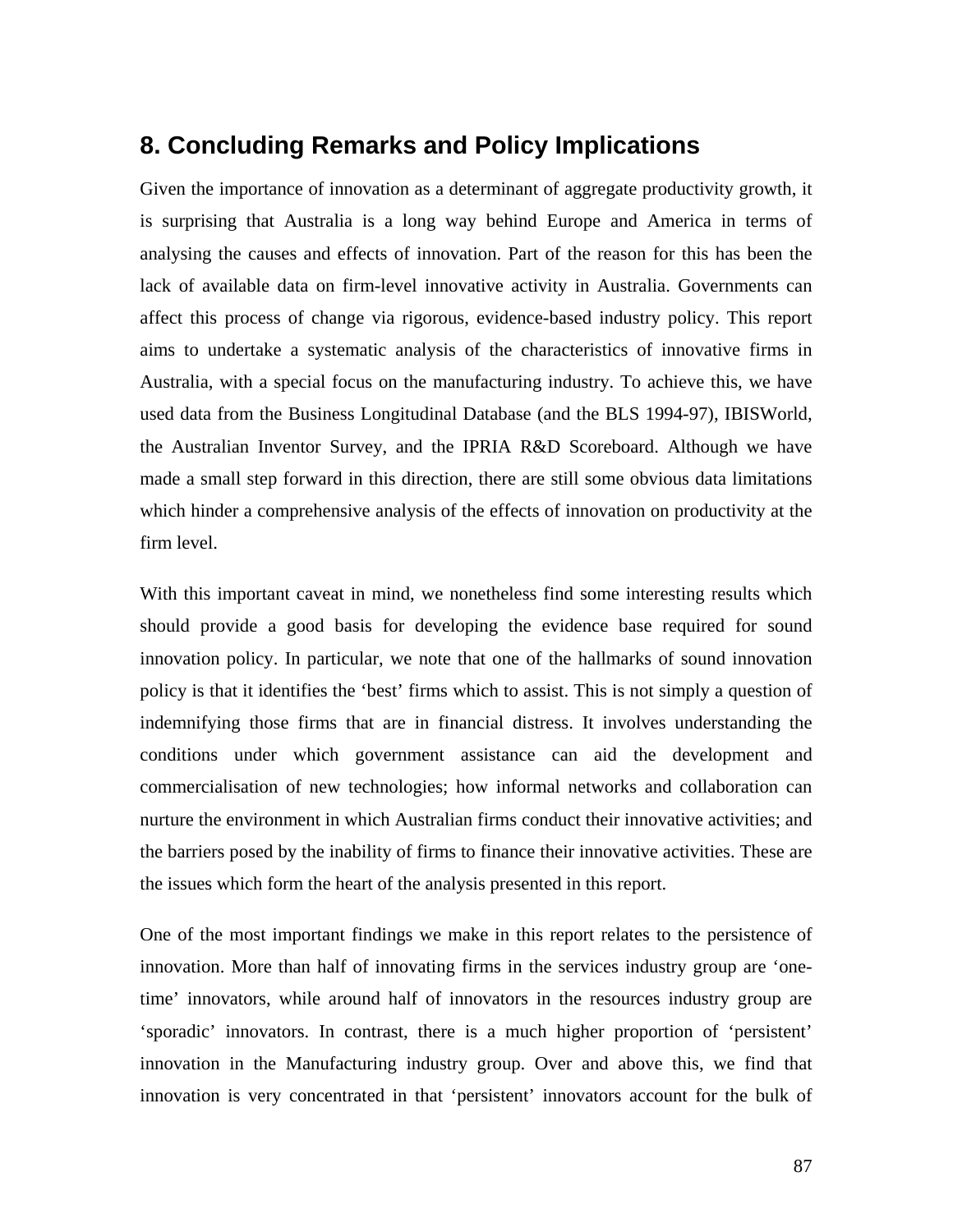## 8. Concluding Remarks and Policy Implications

Given the importance of innovation as a determinant of aggregate productivity growth, it is surprising that Australia is a long way behind Europe and America in terms of analysing the causes and effects of innovation. Part of the reason for this has been the lack of available data on firm-level innovative activity in Australia. Governments can affect this process of change via rigorous, evidence-based industry policy. This report aims to undertake a systematic analysis of the characteristics of innovative firms in Australia, with a special focus on the manufacturing industry. To achieve this, we have used data from the Business Longitudinal Database (and the BLS 1994-97), IBISWorld, the Australian Inventor Survey, and the IPRIA R&D Scoreboard. Although we have made a small step forward in this direction, there are still some obvious data limitations which hinder a comprehensive analysis of the effects of innovation on productivity at the firm level.

With this important caveat in mind, we nonetheless find some interesting results which should provide a good basis for developing the evidence base required for sound innovation policy. In particular, we note that one of the hallmarks of sound innovation policy is that it identifies the 'best' firms which to assist. This is not simply a question of indemnifying those firms that are in financial distress. It involves understanding the conditions under which government assistance can aid the development and commercialisation of new technologies; how informal networks and collaboration can nurture the environment in which Australian firms conduct their innovative activities; and the barriers posed by the inability of firms to finance their innovative activities. These are the issues which form the heart of the analysis presented in this report.

One of the most important findings we make in this report relates to the persistence of innovation. More than half of innovating firms in the services industry group are 'one-time' innovators, while around half of innovators in the resources industry group are 'sporadic' innovators. In contrast, there is a much higher proportion of 'persistent' innovation in the Manufacturing industry group. Over and above this, we find that innovation is very concentrated in that 'persistent' innovators account for the bulk of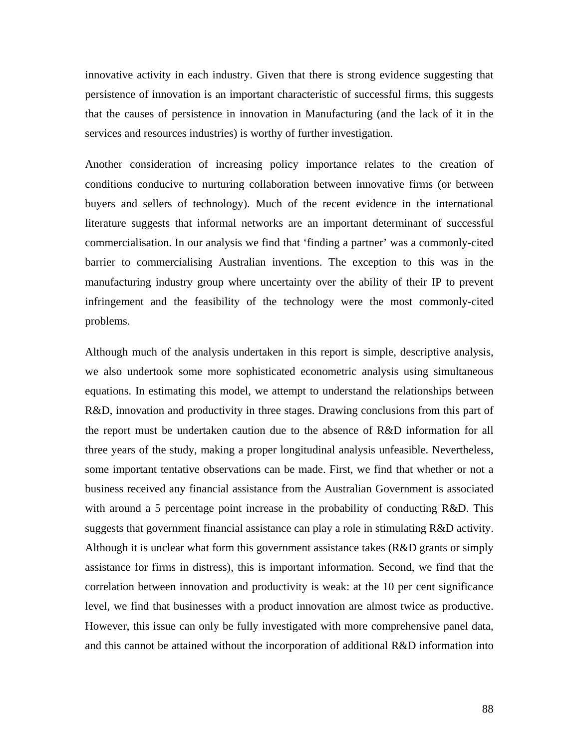innovative activity in each industry. Given that there is strong evidence suggesting that persistence of innovation is an important characteristic of successful firms, this suggests that the causes of persistence in innovation in Manufacturing (and the lack of it in the services and resources industries) is worthy of further investigation.

Another consideration of increasing policy importance relates to the creation of conditions conducive to nurturing collaboration between innovative firms (or between buyers and sellers of technology). Much of the recent evidence in the international literature suggests that informal networks are an important determinant of successful commercialisation. In our analysis we find that 'finding a partner' was a commonly-cited barrier to commercialising Australian inventions. The exception to this was in the manufacturing industry group where uncertainty over the ability of their IP to prevent infringement and the feasibility of the technology were the most commonly-cited problems.

Although much of the analysis undertaken in this report is simple, descriptive analysis, we also undertook some more sophisticated econometric analysis using simultaneous equations. In estimating this model, we attempt to understand the relationships between R&D, innovation and productivity in three stages. Drawing conclusions from this part of the report must be undertaken caution due to the absence of R&D information for all three years of the study, making a proper longitudinal analysis unfeasible. Nevertheless, some important tentative observations can be made. First, we find that whether or not a business received any financial assistance from the Australian Government is associated with around a 5 percentage point increase in the probability of conducting R&D. This suggests that government financial assistance can play a role in stimulating R&D activity. Although it is unclear what form this government assistance takes (R&D grants or simply assistance for firms in distress), this is important information. Second, we find that the correlation between innovation and productivity is weak: at the 10 per cent significance level, we find that businesses with a product innovation are almost twice as productive. However, this issue can only be fully investigated with more comprehensive panel data, and this cannot be attained without the incorporation of additional R&D information into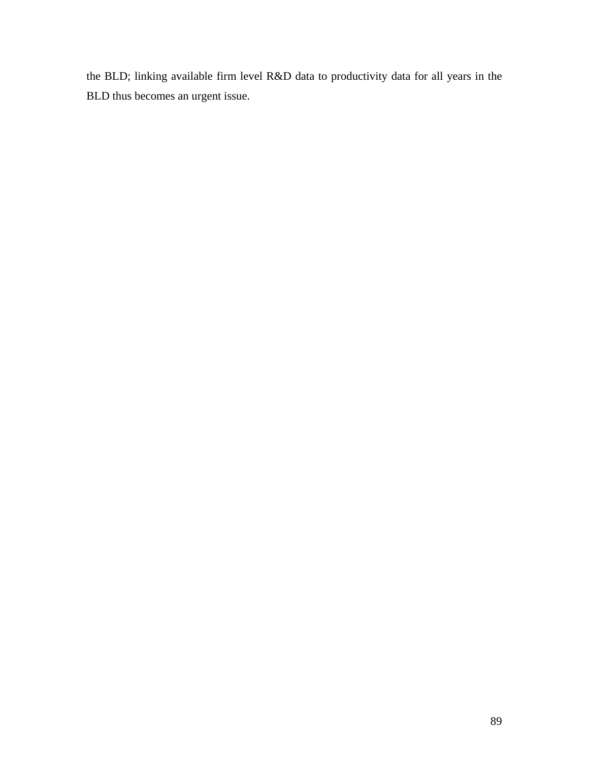the BLD; linking available firm level R&D data to productivity data for all years in the BLD thus becomes an urgent issue.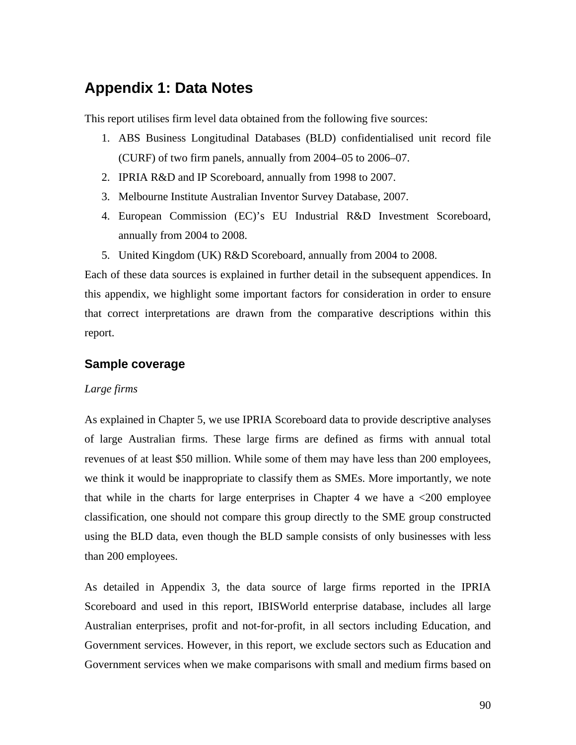# Appendix 1: Data Notes

This report utilises firm level data obtained from the following five sources:

1. ABS Business Longitudinal Databases (BLD) confidentialised unit record file (CURF) of two firm panels, annually from 2004–05 to 2006–07.
2. IPRIA R&D and IP Scoreboard, annually from 1998 to 2007.
3. Melbourne Institute Australian Inventor Survey Database, 2007.
4. European Commission (EC)'s EU Industrial R&D Investment Scoreboard, annually from 2004 to 2008.
5. United Kingdom (UK) R&D Scoreboard, annually from 2004 to 2008.

Each of these data sources is explained in further detail in the subsequent appendices. In this appendix, we highlight some important factors for consideration in order to ensure that correct interpretations are drawn from the comparative descriptions within this report.

## Sample coverage

*Large firms*

As explained in Chapter 5, we use IPRIA Scoreboard data to provide descriptive analyses of large Australian firms. These large firms are defined as firms with annual total revenues of at least $50 million. While some of them may have less than 200 employees, we think it would be inappropriate to classify them as SMEs. More importantly, we note that while in the charts for large enterprises in Chapter 4 we have a <200 employee classification, one should not compare this group directly to the SME group constructed using the BLD data, even though the BLD sample consists of only businesses with less than 200 employees.

As detailed in Appendix 3, the data source of large firms reported in the IPRIA Scoreboard and used in this report, IBISWorld enterprise database, includes all large Australian enterprises, profit and not-for-profit, in all sectors including Education, and Government services. However, in this report, we exclude sectors such as Education and Government services when we make comparisons with small and medium firms based on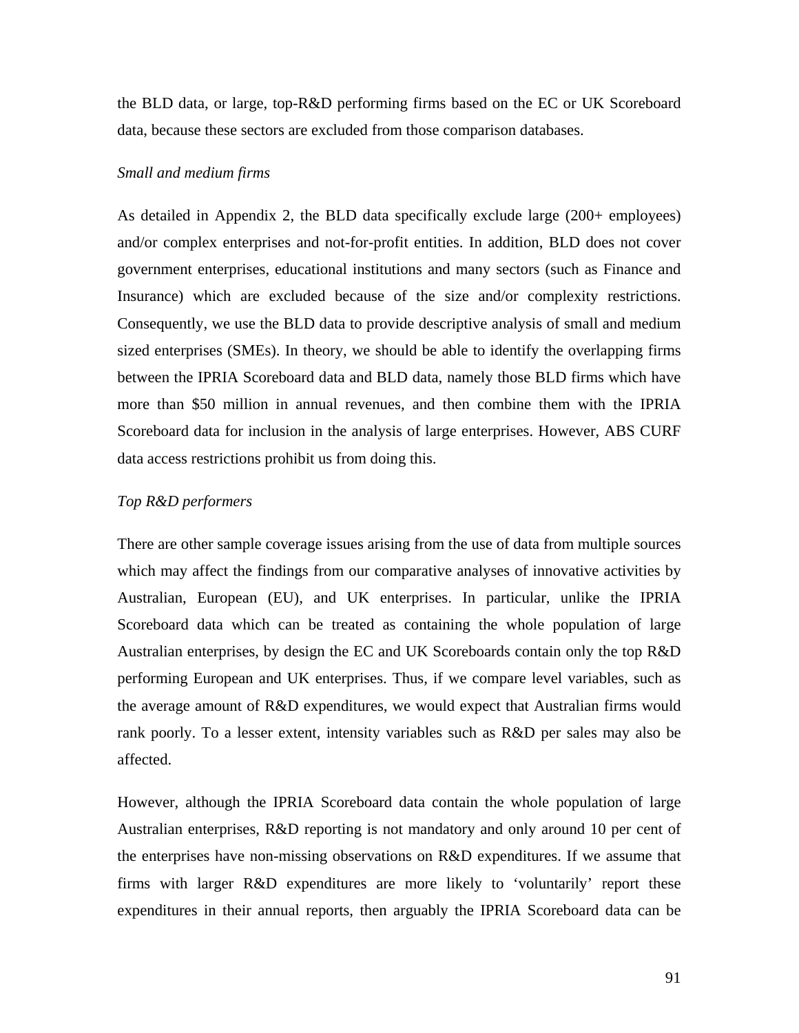the BLD data, or large, top-R&D performing firms based on the EC or UK Scoreboard data, because these sectors are excluded from those comparison databases.

*Small and medium firms*

As detailed in Appendix 2, the BLD data specifically exclude large (200+ employees) and/or complex enterprises and not-for-profit entities. In addition, BLD does not cover government enterprises, educational institutions and many sectors (such as Finance and Insurance) which are excluded because of the size and/or complexity restrictions. Consequently, we use the BLD data to provide descriptive analysis of small and medium sized enterprises (SMEs). In theory, we should be able to identify the overlapping firms between the IPRIA Scoreboard data and BLD data, namely those BLD firms which have more than $50 million in annual revenues, and then combine them with the IPRIA Scoreboard data for inclusion in the analysis of large enterprises. However, ABS CURF data access restrictions prohibit us from doing this.

*Top R&D performers*

There are other sample coverage issues arising from the use of data from multiple sources which may affect the findings from our comparative analyses of innovative activities by Australian, European (EU), and UK enterprises. In particular, unlike the IPRIA Scoreboard data which can be treated as containing the whole population of large Australian enterprises, by design the EC and UK Scoreboards contain only the top R&D performing European and UK enterprises. Thus, if we compare level variables, such as the average amount of R&D expenditures, we would expect that Australian firms would rank poorly. To a lesser extent, intensity variables such as R&D per sales may also be affected.

However, although the IPRIA Scoreboard data contain the whole population of large Australian enterprises, R&D reporting is not mandatory and only around 10 per cent of the enterprises have non-missing observations on R&D expenditures. If we assume that firms with larger R&D expenditures are more likely to 'voluntarily' report these expenditures in their annual reports, then arguably the IPRIA Scoreboard data can be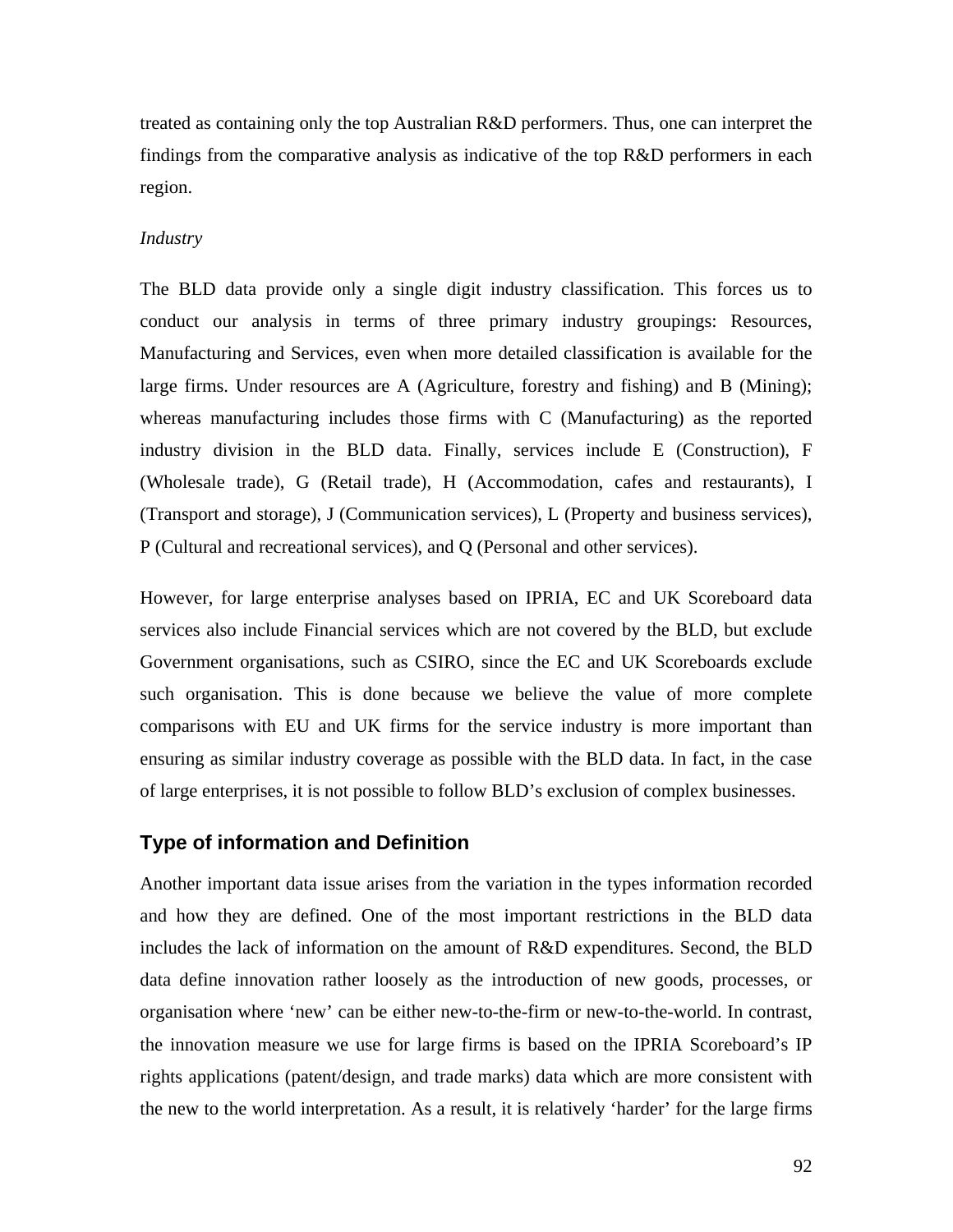treated as containing only the top Australian R&D performers. Thus, one can interpret the findings from the comparative analysis as indicative of the top R&D performers in each region.

*Industry*

The BLD data provide only a single digit industry classification. This forces us to conduct our analysis in terms of three primary industry groupings: Resources, Manufacturing and Services, even when more detailed classification is available for the large firms. Under resources are A (Agriculture, forestry and fishing) and B (Mining); whereas manufacturing includes those firms with C (Manufacturing) as the reported industry division in the BLD data. Finally, services include E (Construction), F (Wholesale trade), G (Retail trade), H (Accommodation, cafes and restaurants), I (Transport and storage), J (Communication services), L (Property and business services), P (Cultural and recreational services), and Q (Personal and other services).

However, for large enterprise analyses based on IPRIA, EC and UK Scoreboard data services also include Financial services which are not covered by the BLD, but exclude Government organisations, such as CSIRO, since the EC and UK Scoreboards exclude such organisation. This is done because we believe the value of more complete comparisons with EU and UK firms for the service industry is more important than ensuring as similar industry coverage as possible with the BLD data. In fact, in the case of large enterprises, it is not possible to follow BLD's exclusion of complex businesses.

## Type of information and Definition

Another important data issue arises from the variation in the types information recorded and how they are defined. One of the most important restrictions in the BLD data includes the lack of information on the amount of R&D expenditures. Second, the BLD data define innovation rather loosely as the introduction of new goods, processes, or organisation where 'new' can be either new-to-the-firm or new-to-the-world. In contrast, the innovation measure we use for large firms is based on the IPRIA Scoreboard's IP rights applications (patent/design, and trade marks) data which are more consistent with the new to the world interpretation. As a result, it is relatively 'harder' for the large firms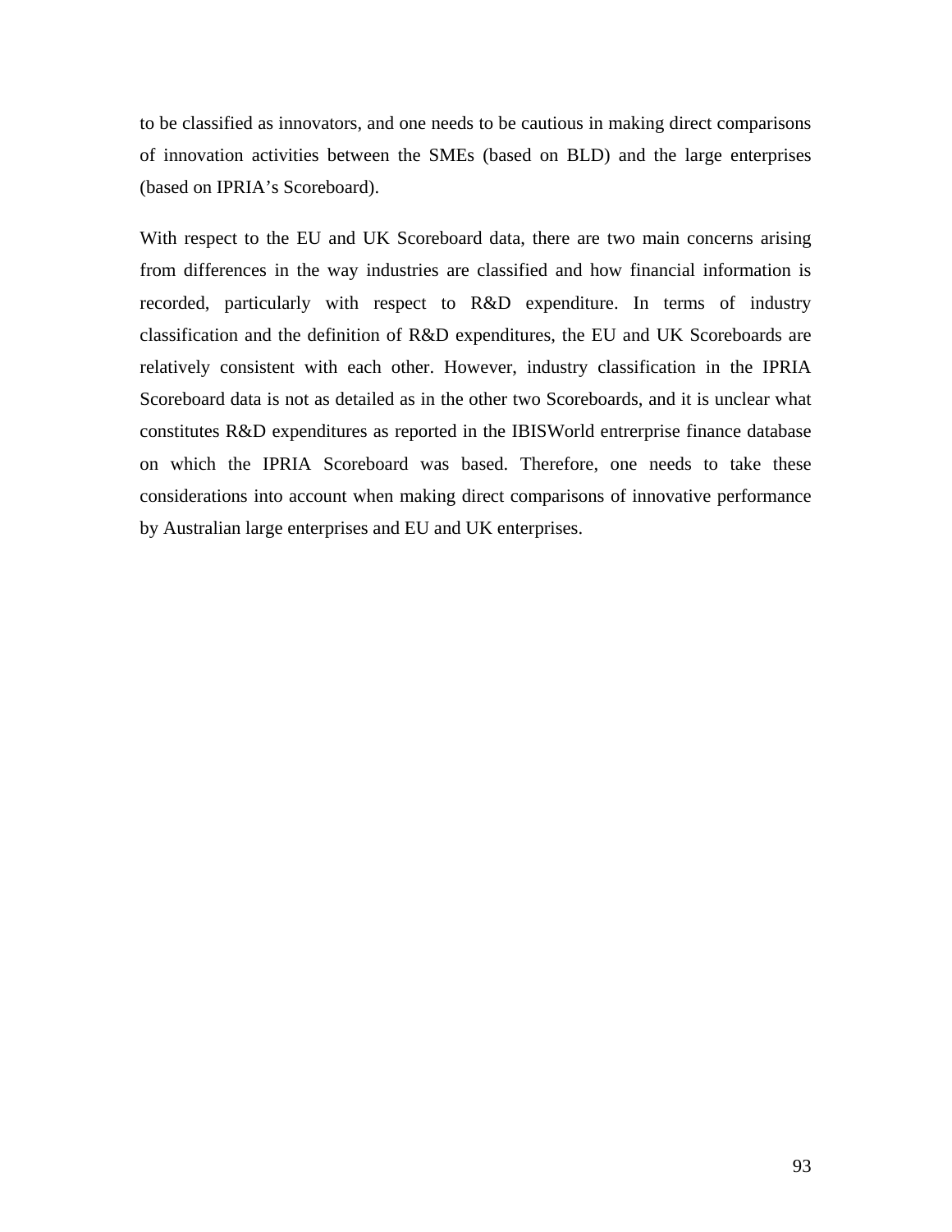to be classified as innovators, and one needs to be cautious in making direct comparisons of innovation activities between the SMEs (based on BLD) and the large enterprises (based on IPRIA's Scoreboard).

With respect to the EU and UK Scoreboard data, there are two main concerns arising from differences in the way industries are classified and how financial information is recorded, particularly with respect to R&D expenditure. In terms of industry classification and the definition of R&D expenditures, the EU and UK Scoreboards are relatively consistent with each other. However, industry classification in the IPRIA Scoreboard data is not as detailed as in the other two Scoreboards, and it is unclear what constitutes R&D expenditures as reported in the IBISWorld entrerprise finance database on which the IPRIA Scoreboard was based. Therefore, one needs to take these considerations into account when making direct comparisons of innovative performance by Australian large enterprises and EU and UK enterprises.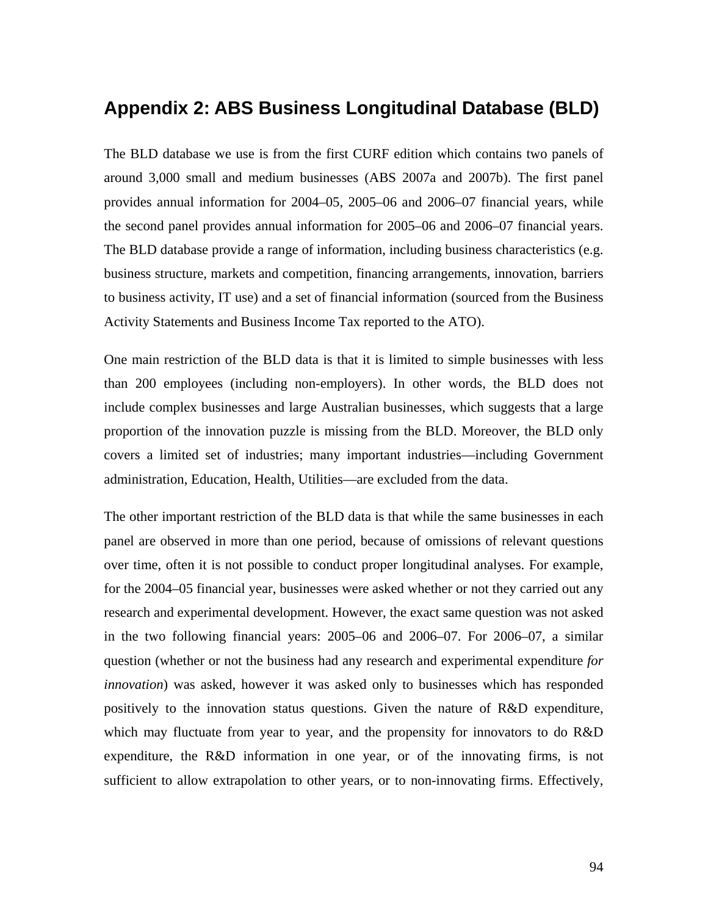# Appendix 2: ABS Business Longitudinal Database (BLD)

The BLD database we use is from the first CURF edition which contains two panels of around 3,000 small and medium businesses (ABS 2007a and 2007b). The first panel provides annual information for 2004–05, 2005–06 and 2006–07 financial years, while the second panel provides annual information for 2005–06 and 2006–07 financial years. The BLD database provide a range of information, including business characteristics (e.g. business structure, markets and competition, financing arrangements, innovation, barriers to business activity, IT use) and a set of financial information (sourced from the Business Activity Statements and Business Income Tax reported to the ATO).

One main restriction of the BLD data is that it is limited to simple businesses with less than 200 employees (including non-employers). In other words, the BLD does not include complex businesses and large Australian businesses, which suggests that a large proportion of the innovation puzzle is missing from the BLD. Moreover, the BLD only covers a limited set of industries; many important industries—including Government administration, Education, Health, Utilities—are excluded from the data.

The other important restriction of the BLD data is that while the same businesses in each panel are observed in more than one period, because of omissions of relevant questions over time, often it is not possible to conduct proper longitudinal analyses. For example, for the 2004–05 financial year, businesses were asked whether or not they carried out any research and experimental development. However, the exact same question was not asked in the two following financial years: 2005–06 and 2006–07. For 2006–07, a similar question (whether or not the business had any research and experimental expenditure *for innovation*) was asked, however it was asked only to businesses which has responded positively to the innovation status questions. Given the nature of R&D expenditure, which may fluctuate from year to year, and the propensity for innovators to do R&D expenditure, the R&D information in one year, or of the innovating firms, is not sufficient to allow extrapolation to other years, or to non-innovating firms. Effectively,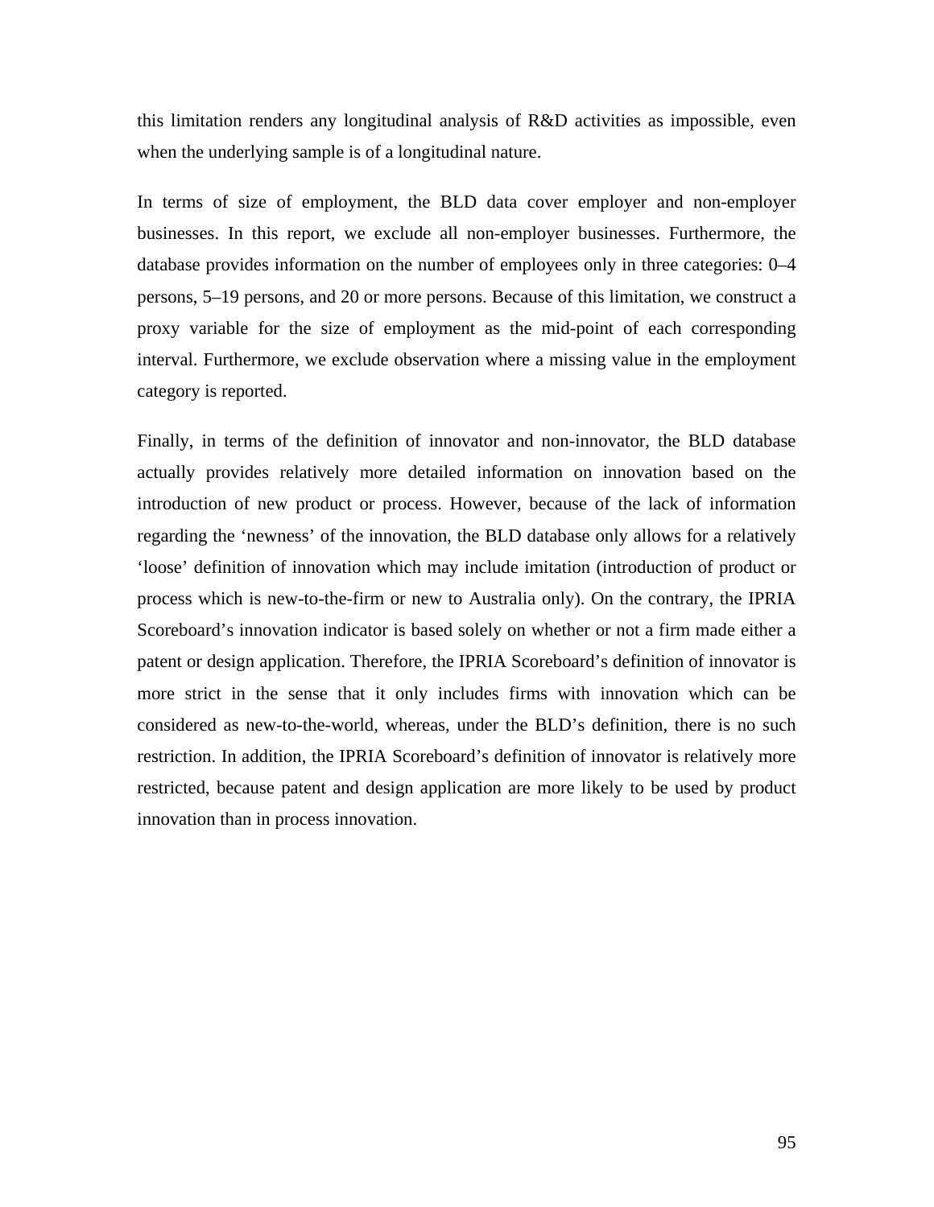this limitation renders any longitudinal analysis of R&D activities as impossible, even when the underlying sample is of a longitudinal nature.

In terms of size of employment, the BLD data cover employer and non-employer businesses. In this report, we exclude all non-employer businesses. Furthermore, the database provides information on the number of employees only in three categories: 0–4 persons, 5–19 persons, and 20 or more persons. Because of this limitation, we construct a proxy variable for the size of employment as the mid-point of each corresponding interval. Furthermore, we exclude observation where a missing value in the employment category is reported.

Finally, in terms of the definition of innovator and non-innovator, the BLD database actually provides relatively more detailed information on innovation based on the introduction of new product or process. However, because of the lack of information regarding the 'newness' of the innovation, the BLD database only allows for a relatively 'loose' definition of innovation which may include imitation (introduction of product or process which is new-to-the-firm or new to Australia only). On the contrary, the IPRIA Scoreboard's innovation indicator is based solely on whether or not a firm made either a patent or design application. Therefore, the IPRIA Scoreboard's definition of innovator is more strict in the sense that it only includes firms with innovation which can be considered as new-to-the-world, whereas, under the BLD's definition, there is no such restriction. In addition, the IPRIA Scoreboard's definition of innovator is relatively more restricted, because patent and design application are more likely to be used by product innovation than in process innovation.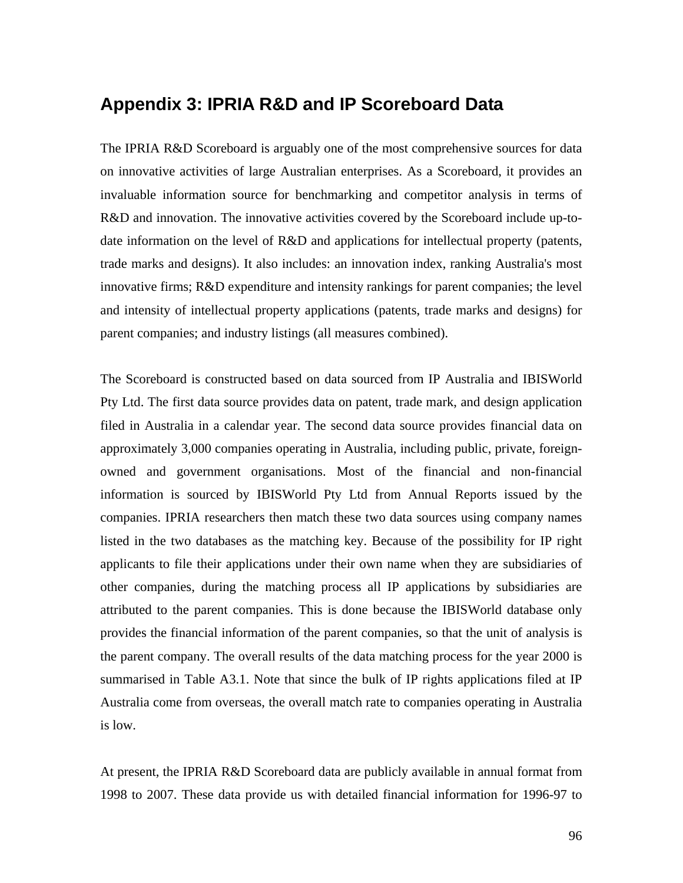## Appendix 3: IPRIA R&D and IP Scoreboard Data

The IPRIA R&D Scoreboard is arguably one of the most comprehensive sources for data on innovative activities of large Australian enterprises. As a Scoreboard, it provides an invaluable information source for benchmarking and competitor analysis in terms of R&D and innovation. The innovative activities covered by the Scoreboard include up-to-date information on the level of R&D and applications for intellectual property (patents, trade marks and designs). It also includes: an innovation index, ranking Australia's most innovative firms; R&D expenditure and intensity rankings for parent companies; the level and intensity of intellectual property applications (patents, trade marks and designs) for parent companies; and industry listings (all measures combined).

The Scoreboard is constructed based on data sourced from IP Australia and IBISWorld Pty Ltd. The first data source provides data on patent, trade mark, and design application filed in Australia in a calendar year. The second data source provides financial data on approximately 3,000 companies operating in Australia, including public, private, foreign-owned and government organisations. Most of the financial and non-financial information is sourced by IBISWorld Pty Ltd from Annual Reports issued by the companies. IPRIA researchers then match these two data sources using company names listed in the two databases as the matching key. Because of the possibility for IP right applicants to file their applications under their own name when they are subsidiaries of other companies, during the matching process all IP applications by subsidiaries are attributed to the parent companies. This is done because the IBISWorld database only provides the financial information of the parent companies, so that the unit of analysis is the parent company. The overall results of the data matching process for the year 2000 is summarised in Table A3.1. Note that since the bulk of IP rights applications filed at IP Australia come from overseas, the overall match rate to companies operating in Australia is low.

At present, the IPRIA R&D Scoreboard data are publicly available in annual format from 1998 to 2007. These data provide us with detailed financial information for 1996-97 to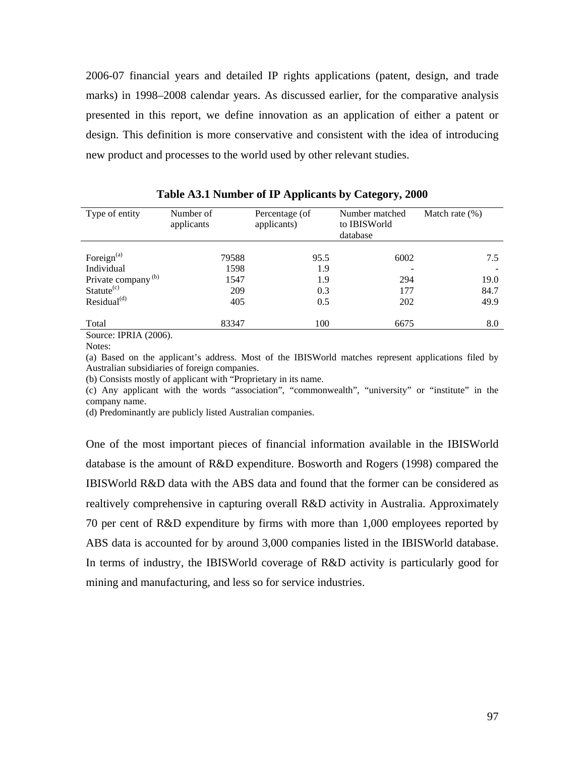2006-07 financial years and detailed IP rights applications (patent, design, and trade marks) in 1998–2008 calendar years. As discussed earlier, for the comparative analysis presented in this report, we define innovation as an application of either a patent or design. This definition is more conservative and consistent with the idea of introducing new product and processes to the world used by other relevant studies.

**Table A3.1 Number of IP Applicants by Category, 2000**

| Type of entity | Number of applicants | Percentage (of applicants) | Number matched to IBISWorld database | Match rate (%) |
|---|---|---|---|---|
| Foreign[(a)] | 79588 | 95.5 | 6002 | 7.5 |
| Individual | 1598 | 1.9 | - | - |
| Private company [(b)] | 1547 | 1.9 | 294 | 19.0 |
| Statute[(c)] | 209 | 0.3 | 177 | 84.7 |
| Residual[(d)] | 405 | 0.5 | 202 | 49.9 |
| Total | 83347 | 100 | 6675 | 8.0 |

Source: IPRIA (2006).

Notes:

(a) Based on the applicant's address. Most of the IBISWorld matches represent applications filed by Australian subsidiaries of foreign companies.

(b) Consists mostly of applicant with "Proprietary in its name.

(c) Any applicant with the words "association", "commonwealth", "university" or "institute" in the company name.

(d) Predominantly are publicly listed Australian companies.

One of the most important pieces of financial information available in the IBISWorld database is the amount of R&D expenditure. Bosworth and Rogers (1998) compared the IBISWorld R&D data with the ABS data and found that the former can be considered as realtively comprehensive in capturing overall R&D activity in Australia. Approximately 70 per cent of R&D expenditure by firms with more than 1,000 employees reported by ABS data is accounted for by around 3,000 companies listed in the IBISWorld database. In terms of industry, the IBISWorld coverage of R&D activity is particularly good for mining and manufacturing, and less so for service industries.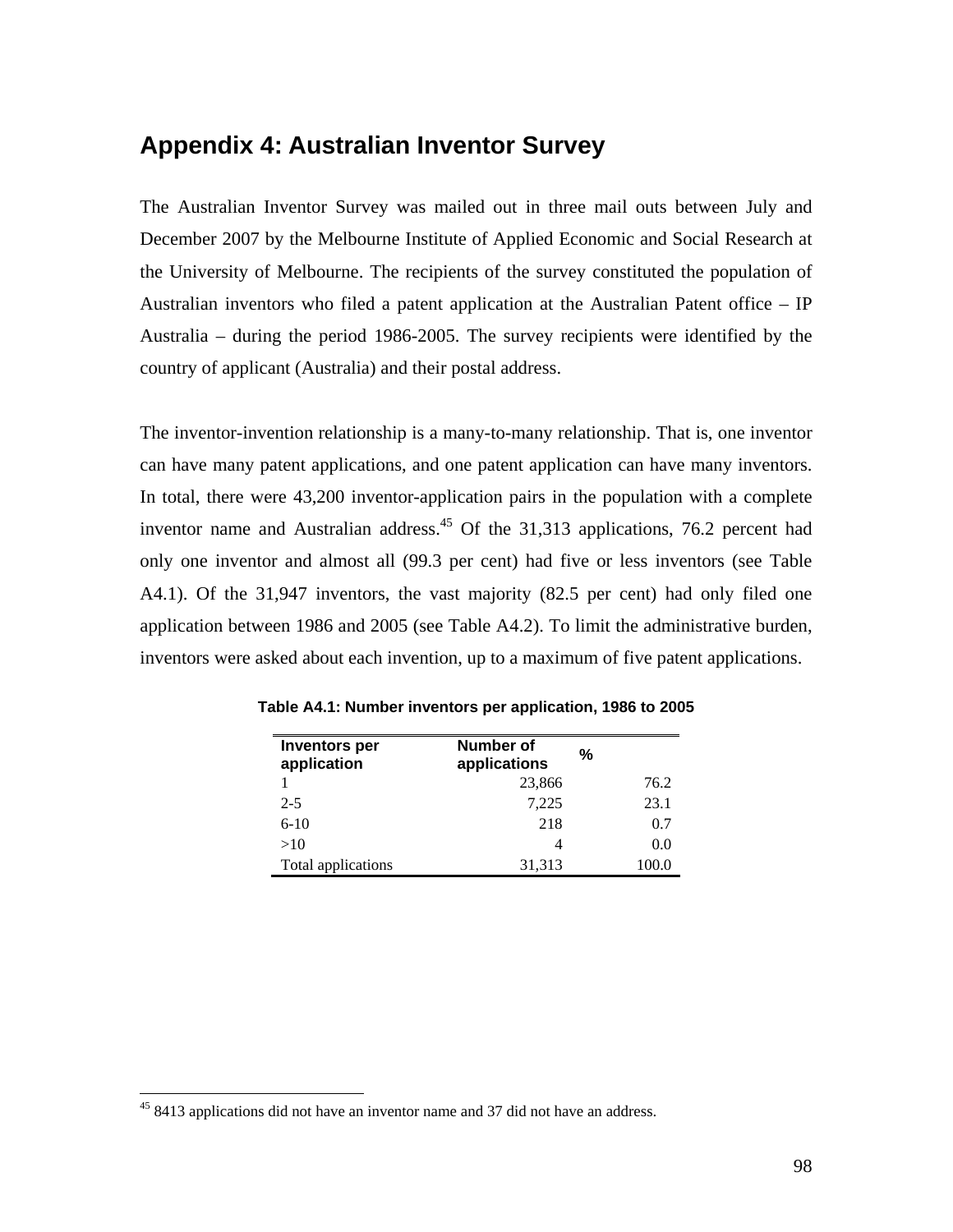# Appendix 4: Australian Inventor Survey

The Australian Inventor Survey was mailed out in three mail outs between July and December 2007 by the Melbourne Institute of Applied Economic and Social Research at the University of Melbourne. The recipients of the survey constituted the population of Australian inventors who filed a patent application at the Australian Patent office – IP Australia – during the period 1986-2005. The survey recipients were identified by the country of applicant (Australia) and their postal address.

The inventor-invention relationship is a many-to-many relationship. That is, one inventor can have many patent applications, and one patent application can have many inventors. In total, there were 43,200 inventor-application pairs in the population with a complete inventor name and Australian address.[45] Of the 31,313 applications, 76.2 percent had only one inventor and almost all (99.3 per cent) had five or less inventors (see Table A4.1). Of the 31,947 inventors, the vast majority (82.5 per cent) had only filed one application between 1986 and 2005 (see Table A4.2). To limit the administrative burden, inventors were asked about each invention, up to a maximum of five patent applications.

**Table A4.1: Number inventors per application, 1986 to 2005**

| Inventors per application | Number of applications | % |
|---|---|---|
| 1 | 23,866 | 76.2 |
| 2-5 | 7,225 | 23.1 |
| 6-10 | 218 | 0.7 |
| >10 | 4 | 0.0 |
| Total applications | 31,313 | 100.0 |

[45] 8413 applications did not have an inventor name and 37 did not have an address.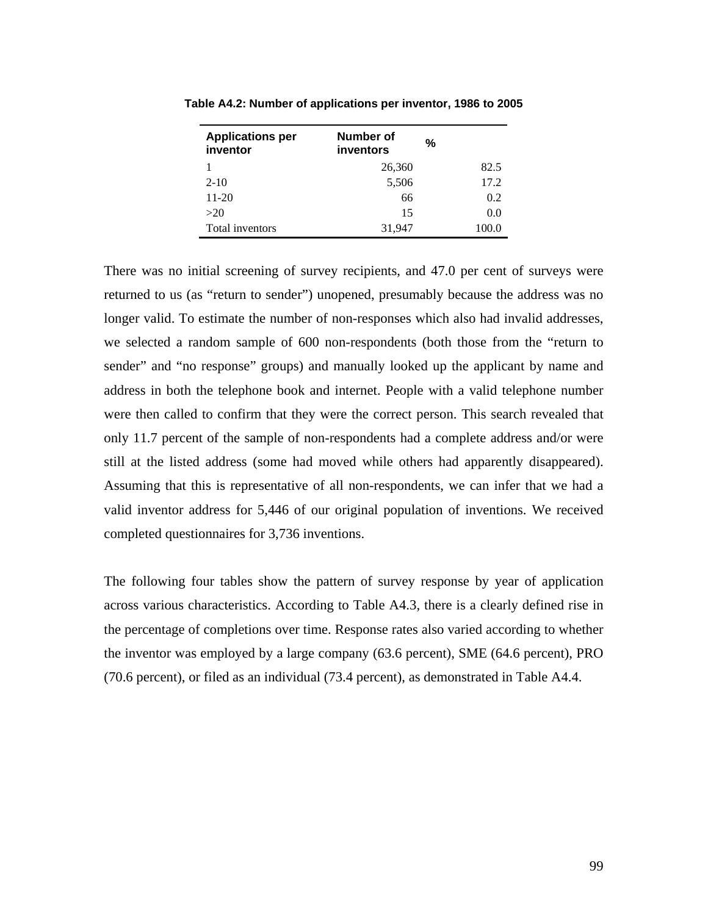**Table A4.2: Number of applications per inventor, 1986 to 2005**

| Applications per inventor | Number of inventors | % |
|---|---|---|
| 1 | 26,360 | 82.5 |
| 2-10 | 5,506 | 17.2 |
| 11-20 | 66 | 0.2 |
| >20 | 15 | 0.0 |
| Total inventors | 31,947 | 100.0 |

There was no initial screening of survey recipients, and 47.0 per cent of surveys were returned to us (as "return to sender") unopened, presumably because the address was no longer valid. To estimate the number of non-responses which also had invalid addresses, we selected a random sample of 600 non-respondents (both those from the "return to sender" and "no response" groups) and manually looked up the applicant by name and address in both the telephone book and internet. People with a valid telephone number were then called to confirm that they were the correct person. This search revealed that only 11.7 percent of the sample of non-respondents had a complete address and/or were still at the listed address (some had moved while others had apparently disappeared). Assuming that this is representative of all non-respondents, we can infer that we had a valid inventor address for 5,446 of our original population of inventions. We received completed questionnaires for 3,736 inventions.

The following four tables show the pattern of survey response by year of application across various characteristics. According to Table A4.3, there is a clearly defined rise in the percentage of completions over time. Response rates also varied according to whether the inventor was employed by a large company (63.6 percent), SME (64.6 percent), PRO (70.6 percent), or filed as an individual (73.4 percent), as demonstrated in Table A4.4.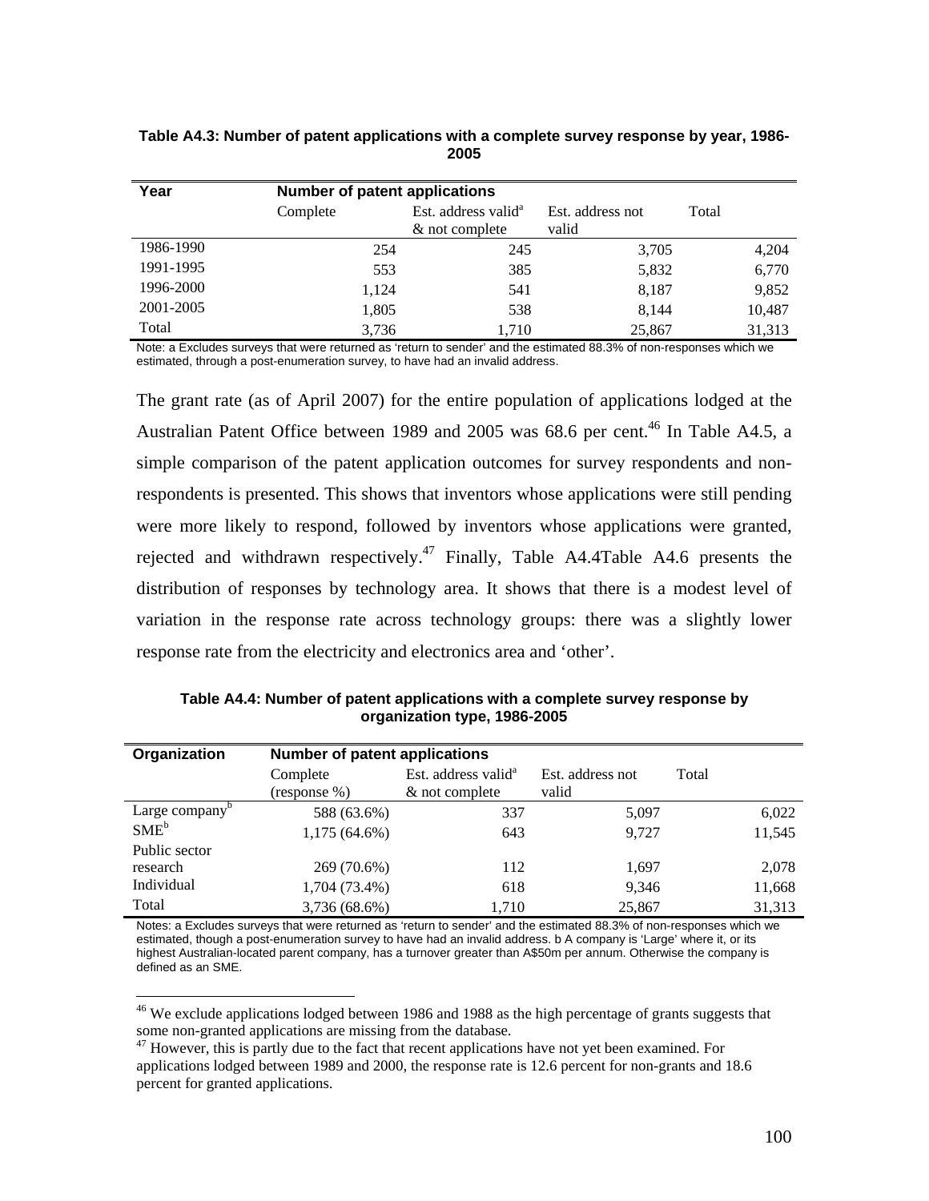**Table A4.3: Number of patent applications with a complete survey response by year, 1986-2005**

| Year | Number of patent applications | | | |
|---|---|---|---|---|
| | Complete | Est. address valid[a] & not complete | Est. address not valid | Total |
| 1986-1990 | 254 | 245 | 3,705 | 4,204 |
| 1991-1995 | 553 | 385 | 5,832 | 6,770 |
| 1996-2000 | 1,124 | 541 | 8,187 | 9,852 |
| 2001-2005 | 1,805 | 538 | 8,144 | 10,487 |
| Total | 3,736 | 1,710 | 25,867 | 31,313 |

Note: a Excludes surveys that were returned as 'return to sender' and the estimated 88.3% of non-responses which we estimated, through a post-enumeration survey, to have had an invalid address.

The grant rate (as of April 2007) for the entire population of applications lodged at the Australian Patent Office between 1989 and 2005 was 68.6 per cent.[46] In Table A4.5, a simple comparison of the patent application outcomes for survey respondents and non-respondents is presented. This shows that inventors whose applications were still pending were more likely to respond, followed by inventors whose applications were granted, rejected and withdrawn respectively.[47] Finally, Table A4.4Table A4.6 presents the distribution of responses by technology area. It shows that there is a modest level of variation in the response rate across technology groups: there was a slightly lower response rate from the electricity and electronics area and 'other'.

**Table A4.4: Number of patent applications with a complete survey response by organization type, 1986-2005**

| Organization | Number of patent applications | | | |
|---|---|---|---|---|
| | Complete (response %) | Est. address valid[a] & not complete | Est. address not valid | Total |
| Large company[b] | 588 (63.6%) | 337 | 5,097 | 6,022 |
| SME[b] | 1,175 (64.6%) | 643 | 9,727 | 11,545 |
| Public sector research | 269 (70.6%) | 112 | 1,697 | 2,078 |
| Individual | 1,704 (73.4%) | 618 | 9,346 | 11,668 |
| Total | 3,736 (68.6%) | 1,710 | 25,867 | 31,313 |

Notes: a Excludes surveys that were returned as 'return to sender' and the estimated 88.3% of non-responses which we estimated, though a post-enumeration survey to have had an invalid address. b A company is 'Large' where it, or its highest Australian-located parent company, has a turnover greater than A$50m per annum. Otherwise the company is defined as an SME.

[46] We exclude applications lodged between 1986 and 1988 as the high percentage of grants suggests that some non-granted applications are missing from the database.

[47] However, this is partly due to the fact that recent applications have not yet been examined. For applications lodged between 1989 and 2000, the response rate is 12.6 percent for non-grants and 18.6 percent for granted applications.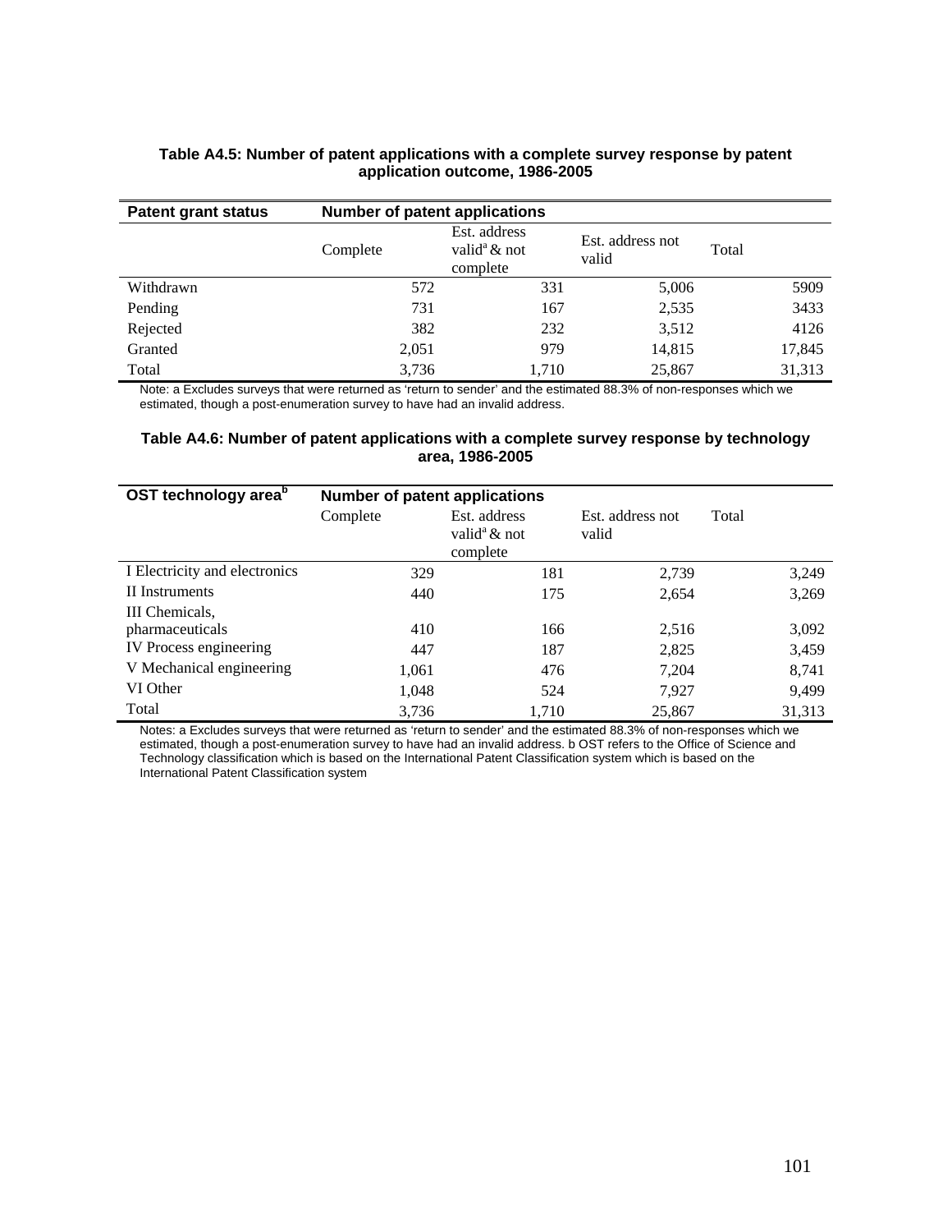**Table A4.5: Number of patent applications with a complete survey response by patent application outcome, 1986-2005**

| Patent grant status | Number of patent applications | | | |
|---|---|---|---|---|
| | Complete | Est. address valid[a] & not complete | Est. address not valid | Total |
| Withdrawn | 572 | 331 | 5,006 | 5909 |
| Pending | 731 | 167 | 2,535 | 3433 |
| Rejected | 382 | 232 | 3,512 | 4126 |
| Granted | 2,051 | 979 | 14,815 | 17,845 |
| Total | 3,736 | 1,710 | 25,867 | 31,313 |

Note: a Excludes surveys that were returned as 'return to sender' and the estimated 88.3% of non-responses which we estimated, though a post-enumeration survey to have had an invalid address.

**Table A4.6: Number of patent applications with a complete survey response by technology area, 1986-2005**

| OST technology area[b] | Number of patent applications | | | |
|---|---|---|---|---|
| | Complete | Est. address valid[a] & not complete | Est. address not valid | Total |
| I Electricity and electronics | 329 | 181 | 2,739 | 3,249 |
| II Instruments | 440 | 175 | 2,654 | 3,269 |
| III Chemicals, pharmaceuticals | 410 | 166 | 2,516 | 3,092 |
| IV Process engineering | 447 | 187 | 2,825 | 3,459 |
| V Mechanical engineering | 1,061 | 476 | 7,204 | 8,741 |
| VI Other | 1,048 | 524 | 7,927 | 9,499 |
| Total | 3,736 | 1,710 | 25,867 | 31,313 |

Notes: a Excludes surveys that were returned as 'return to sender' and the estimated 88.3% of non-responses which we estimated, though a post-enumeration survey to have had an invalid address. b OST refers to the Office of Science and Technology classification which is based on the International Patent Classification system which is based on the International Patent Classification system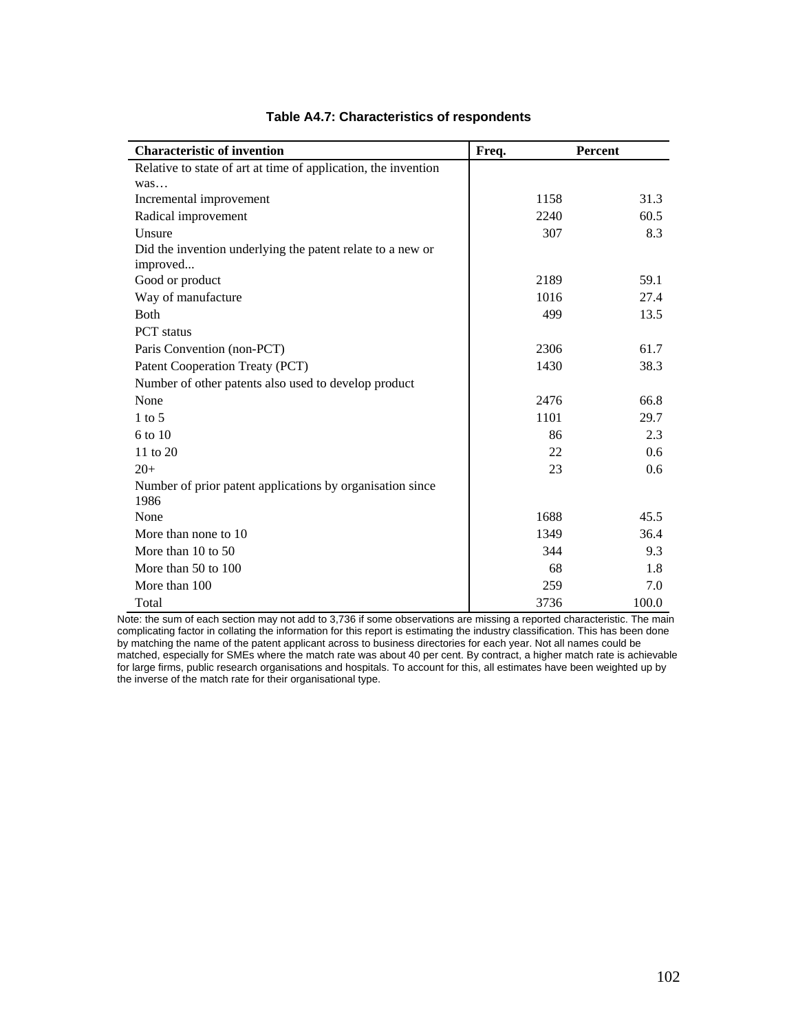**Table A4.7: Characteristics of respondents**

| Characteristic of invention | Freq. | Percent |
|---|---|---|
| Relative to state of art at time of application, the invention was… | | |
| Incremental improvement | 1158 | 31.3 |
| Radical improvement | 2240 | 60.5 |
| Unsure | 307 | 8.3 |
| Did the invention underlying the patent relate to a new or improved... | | |
| Good or product | 2189 | 59.1 |
| Way of manufacture | 1016 | 27.4 |
| Both | 499 | 13.5 |
| PCT status | | |
| Paris Convention (non-PCT) | 2306 | 61.7 |
| Patent Cooperation Treaty (PCT) | 1430 | 38.3 |
| Number of other patents also used to develop product | | |
| None | 2476 | 66.8 |
| 1 to 5 | 1101 | 29.7 |
| 6 to 10 | 86 | 2.3 |
| 11 to 20 | 22 | 0.6 |
| 20+ | 23 | 0.6 |
| Number of prior patent applications by organisation since 1986 | | |
| None | 1688 | 45.5 |
| More than none to 10 | 1349 | 36.4 |
| More than 10 to 50 | 344 | 9.3 |
| More than 50 to 100 | 68 | 1.8 |
| More than 100 | 259 | 7.0 |
| Total | 3736 | 100.0 |

Note: the sum of each section may not add to 3,736 if some observations are missing a reported characteristic. The main complicating factor in collating the information for this report is estimating the industry classification. This has been done by matching the name of the patent applicant across to business directories for each year. Not all names could be matched, especially for SMEs where the match rate was about 40 per cent. By contract, a higher match rate is achievable for large firms, public research organisations and hospitals. To account for this, all estimates have been weighted up by the inverse of the match rate for their organisational type.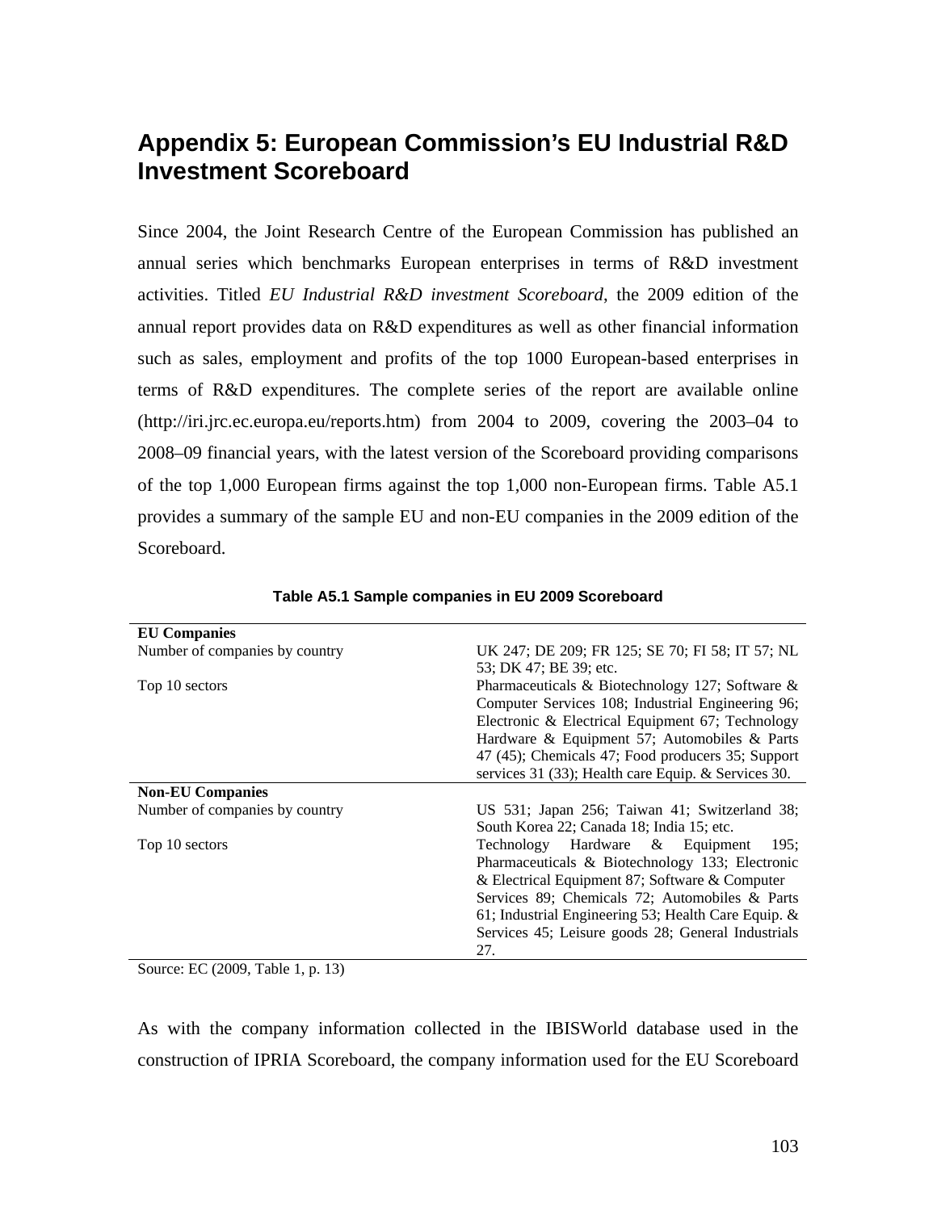# Appendix 5: European Commission's EU Industrial R&D Investment Scoreboard

Since 2004, the Joint Research Centre of the European Commission has published an annual series which benchmarks European enterprises in terms of R&D investment activities. Titled *EU Industrial R&D investment Scoreboard*, the 2009 edition of the annual report provides data on R&D expenditures as well as other financial information such as sales, employment and profits of the top 1000 European-based enterprises in terms of R&D expenditures. The complete series of the report are available online (http://iri.jrc.ec.europa.eu/reports.htm) from 2004 to 2009, covering the 2003–04 to 2008–09 financial years, with the latest version of the Scoreboard providing comparisons of the top 1,000 European firms against the top 1,000 non-European firms. Table A5.1 provides a summary of the sample EU and non-EU companies in the 2009 edition of the Scoreboard.

**Table A5.1 Sample companies in EU 2009 Scoreboard**

| | |
|---|---|
| **EU Companies** | |
| Number of companies by country | UK 247; DE 209; FR 125; SE 70; FI 58; IT 57; NL 53; DK 47; BE 39; etc. |
| Top 10 sectors | Pharmaceuticals & Biotechnology 127; Software & Computer Services 108; Industrial Engineering 96; Electronic & Electrical Equipment 67; Technology Hardware & Equipment 57; Automobiles & Parts 47 (45); Chemicals 47; Food producers 35; Support services 31 (33); Health care Equip. & Services 30. |
| **Non-EU Companies** | |
| Number of companies by country | US 531; Japan 256; Taiwan 41; Switzerland 38; South Korea 22; Canada 18; India 15; etc. |
| Top 10 sectors | Technology Hardware & Equipment 195; Pharmaceuticals & Biotechnology 133; Electronic & Electrical Equipment 87; Software & Computer Services 89; Chemicals 72; Automobiles & Parts 61; Industrial Engineering 53; Health Care Equip. & Services 45; Leisure goods 28; General Industrials 27. |

Source: EC (2009, Table 1, p. 13)

As with the company information collected in the IBISWorld database used in the construction of IPRIA Scoreboard, the company information used for the EU Scoreboard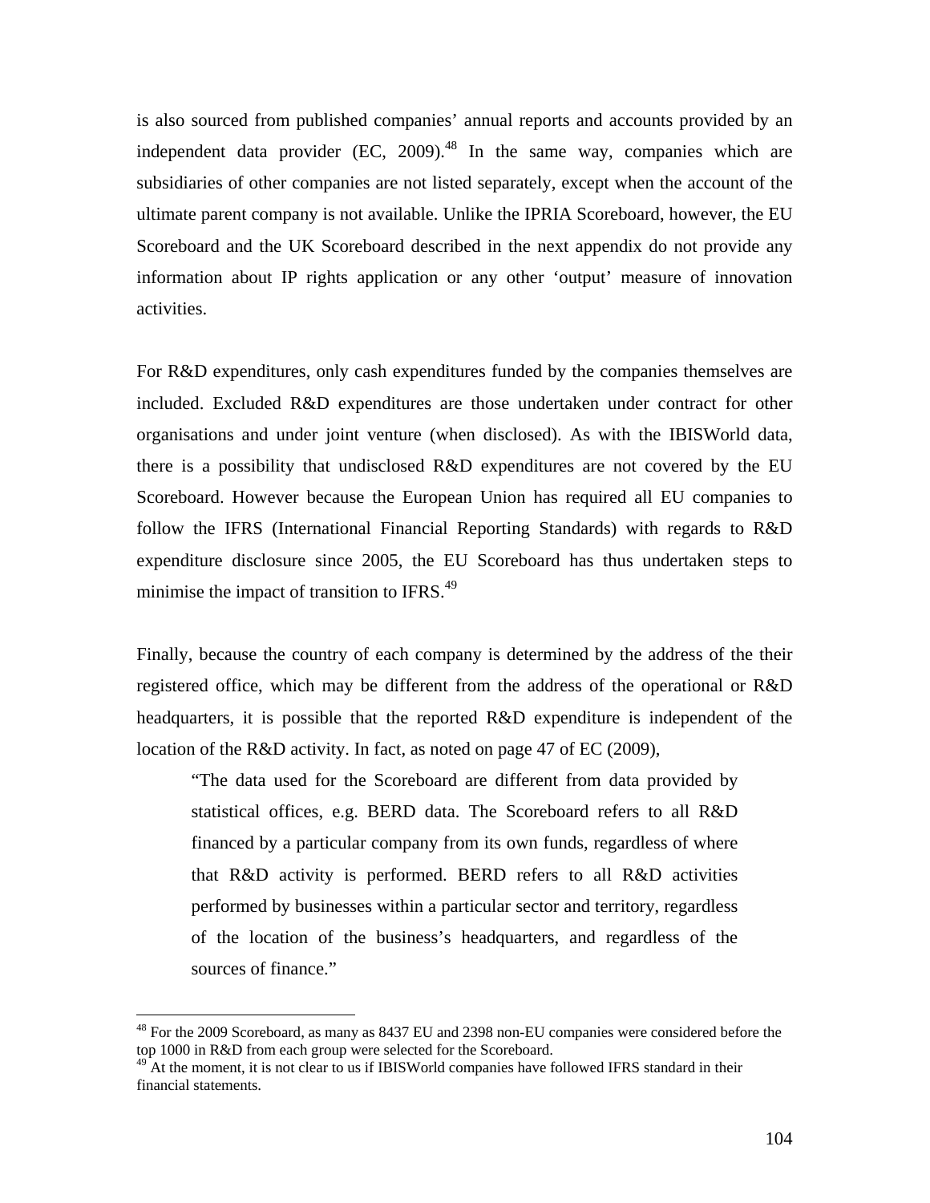is also sourced from published companies' annual reports and accounts provided by an independent data provider (EC, 2009).[48] In the same way, companies which are subsidiaries of other companies are not listed separately, except when the account of the ultimate parent company is not available. Unlike the IPRIA Scoreboard, however, the EU Scoreboard and the UK Scoreboard described in the next appendix do not provide any information about IP rights application or any other 'output' measure of innovation activities.

For R&D expenditures, only cash expenditures funded by the companies themselves are included. Excluded R&D expenditures are those undertaken under contract for other organisations and under joint venture (when disclosed). As with the IBISWorld data, there is a possibility that undisclosed R&D expenditures are not covered by the EU Scoreboard. However because the European Union has required all EU companies to follow the IFRS (International Financial Reporting Standards) with regards to R&D expenditure disclosure since 2005, the EU Scoreboard has thus undertaken steps to minimise the impact of transition to IFRS.[49]

Finally, because the country of each company is determined by the address of the their registered office, which may be different from the address of the operational or R&D headquarters, it is possible that the reported R&D expenditure is independent of the location of the R&D activity. In fact, as noted on page 47 of EC (2009),

> "The data used for the Scoreboard are different from data provided by statistical offices, e.g. BERD data. The Scoreboard refers to all R&D financed by a particular company from its own funds, regardless of where that R&D activity is performed. BERD refers to all R&D activities performed by businesses within a particular sector and territory, regardless of the location of the business's headquarters, and regardless of the sources of finance."

---

[48] For the 2009 Scoreboard, as many as 8437 EU and 2398 non-EU companies were considered before the top 1000 in R&D from each group were selected for the Scoreboard.

[49] At the moment, it is not clear to us if IBISWorld companies have followed IFRS standard in their financial statements.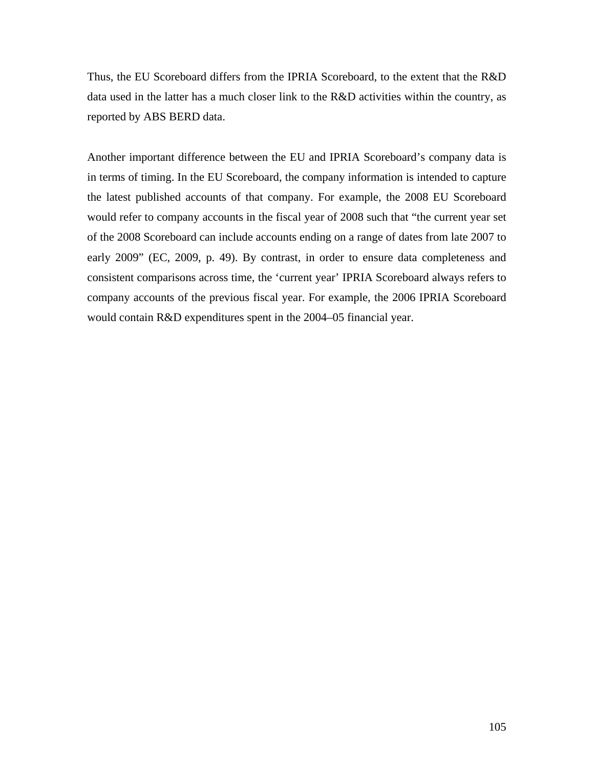Thus, the EU Scoreboard differs from the IPRIA Scoreboard, to the extent that the R&D data used in the latter has a much closer link to the R&D activities within the country, as reported by ABS BERD data.

Another important difference between the EU and IPRIA Scoreboard's company data is in terms of timing. In the EU Scoreboard, the company information is intended to capture the latest published accounts of that company. For example, the 2008 EU Scoreboard would refer to company accounts in the fiscal year of 2008 such that "the current year set of the 2008 Scoreboard can include accounts ending on a range of dates from late 2007 to early 2009" (EC, 2009, p. 49). By contrast, in order to ensure data completeness and consistent comparisons across time, the 'current year' IPRIA Scoreboard always refers to company accounts of the previous fiscal year. For example, the 2006 IPRIA Scoreboard would contain R&D expenditures spent in the 2004–05 financial year.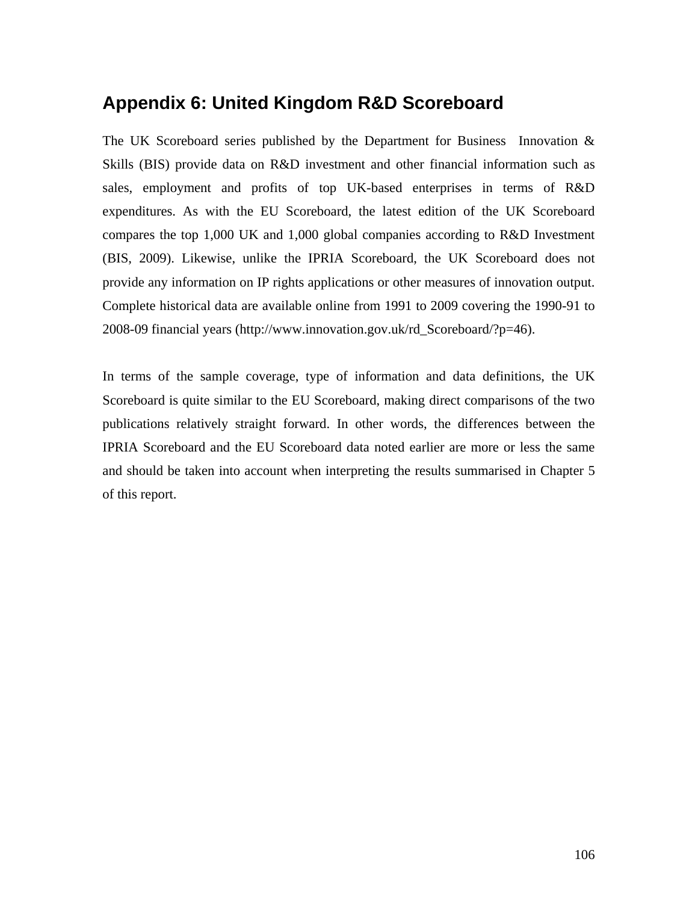## Appendix 6: United Kingdom R&D Scoreboard

The UK Scoreboard series published by the Department for Business Innovation & Skills (BIS) provide data on R&D investment and other financial information such as sales, employment and profits of top UK-based enterprises in terms of R&D expenditures. As with the EU Scoreboard, the latest edition of the UK Scoreboard compares the top 1,000 UK and 1,000 global companies according to R&D Investment (BIS, 2009). Likewise, unlike the IPRIA Scoreboard, the UK Scoreboard does not provide any information on IP rights applications or other measures of innovation output. Complete historical data are available online from 1991 to 2009 covering the 1990-91 to 2008-09 financial years (http://www.innovation.gov.uk/rd_Scoreboard/?p=46).

In terms of the sample coverage, type of information and data definitions, the UK Scoreboard is quite similar to the EU Scoreboard, making direct comparisons of the two publications relatively straight forward. In other words, the differences between the IPRIA Scoreboard and the EU Scoreboard data noted earlier are more or less the same and should be taken into account when interpreting the results summarised in Chapter 5 of this report.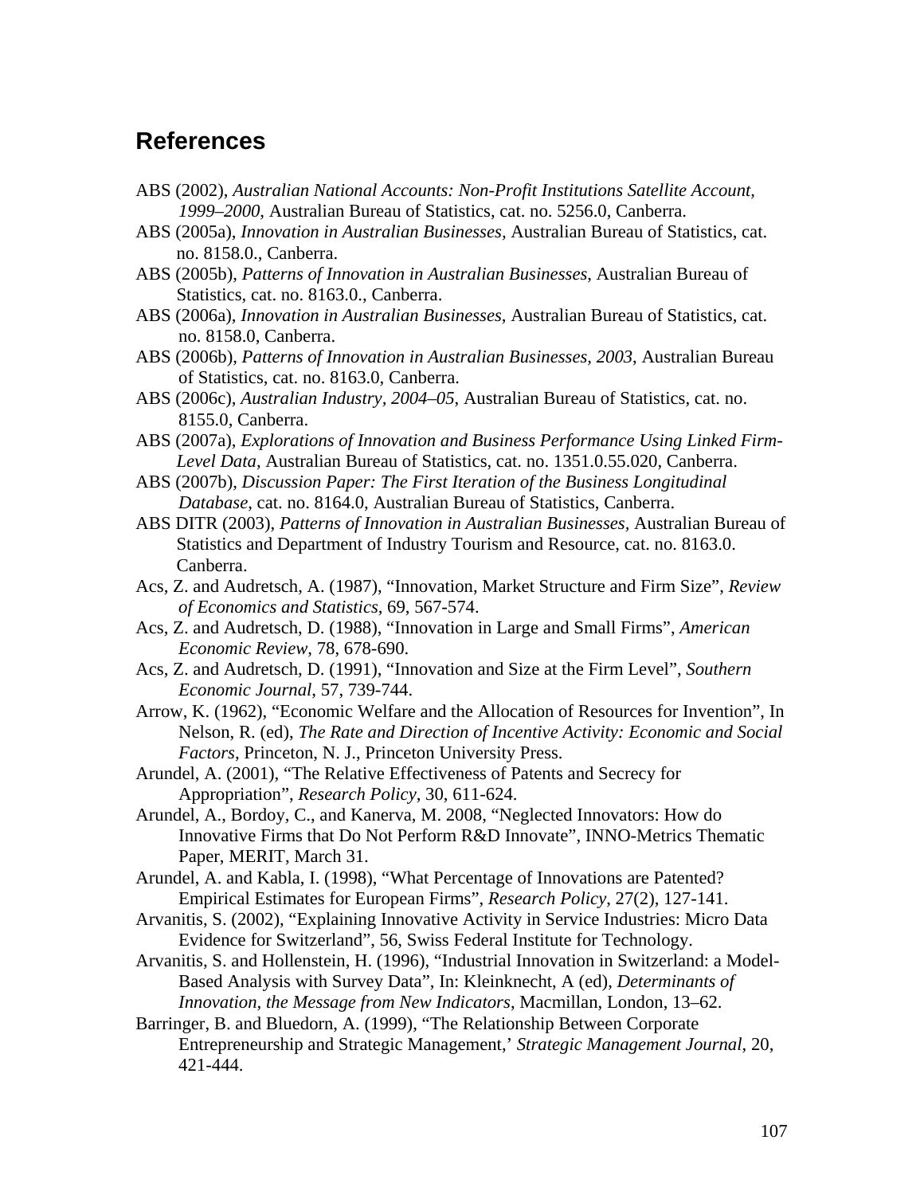## References

ABS (2002), *Australian National Accounts: Non-Profit Institutions Satellite Account, 1999–2000*, Australian Bureau of Statistics, cat. no. 5256.0, Canberra.

ABS (2005a), *Innovation in Australian Businesses*, Australian Bureau of Statistics, cat. no. 8158.0., Canberra.

ABS (2005b), *Patterns of Innovation in Australian Businesses*, Australian Bureau of Statistics, cat. no. 8163.0., Canberra.

ABS (2006a), *Innovation in Australian Businesses*, Australian Bureau of Statistics, cat. no. 8158.0, Canberra.

ABS (2006b), *Patterns of Innovation in Australian Businesses, 2003*, Australian Bureau of Statistics, cat. no. 8163.0, Canberra.

ABS (2006c), *Australian Industry, 2004–05*, Australian Bureau of Statistics, cat. no. 8155.0, Canberra.

ABS (2007a), *Explorations of Innovation and Business Performance Using Linked Firm-Level Data*, Australian Bureau of Statistics, cat. no. 1351.0.55.020, Canberra.

ABS (2007b), *Discussion Paper: The First Iteration of the Business Longitudinal Database*, cat. no. 8164.0, Australian Bureau of Statistics, Canberra.

ABS DITR (2003), *Patterns of Innovation in Australian Businesses*, Australian Bureau of Statistics and Department of Industry Tourism and Resource, cat. no. 8163.0. Canberra.

Acs, Z. and Audretsch, A. (1987), "Innovation, Market Structure and Firm Size", *Review of Economics and Statistics*, 69, 567-574.

Acs, Z. and Audretsch, D. (1988), "Innovation in Large and Small Firms", *American Economic Review*, 78, 678-690.

Acs, Z. and Audretsch, D. (1991), "Innovation and Size at the Firm Level", *Southern Economic Journal*, 57, 739-744.

Arrow, K. (1962), "Economic Welfare and the Allocation of Resources for Invention", In Nelson, R. (ed), *The Rate and Direction of Incentive Activity: Economic and Social Factors*, Princeton, N. J., Princeton University Press.

Arundel, A. (2001), "The Relative Effectiveness of Patents and Secrecy for Appropriation", *Research Policy*, 30, 611-624.

Arundel, A., Bordoy, C., and Kanerva, M. 2008, "Neglected Innovators: How do Innovative Firms that Do Not Perform R&D Innovate", INNO-Metrics Thematic Paper, MERIT, March 31.

Arundel, A. and Kabla, I. (1998), "What Percentage of Innovations are Patented? Empirical Estimates for European Firms", *Research Policy*, 27(2), 127-141.

Arvanitis, S. (2002), "Explaining Innovative Activity in Service Industries: Micro Data Evidence for Switzerland", 56, Swiss Federal Institute for Technology.

Arvanitis, S. and Hollenstein, H. (1996), "Industrial Innovation in Switzerland: a Model-Based Analysis with Survey Data", In: Kleinknecht, A (ed), *Determinants of Innovation, the Message from New Indicators*, Macmillan, London, 13–62.

Barringer, B. and Bluedorn, A. (1999), "The Relationship Between Corporate Entrepreneurship and Strategic Management,' *Strategic Management Journal*, 20, 421-444.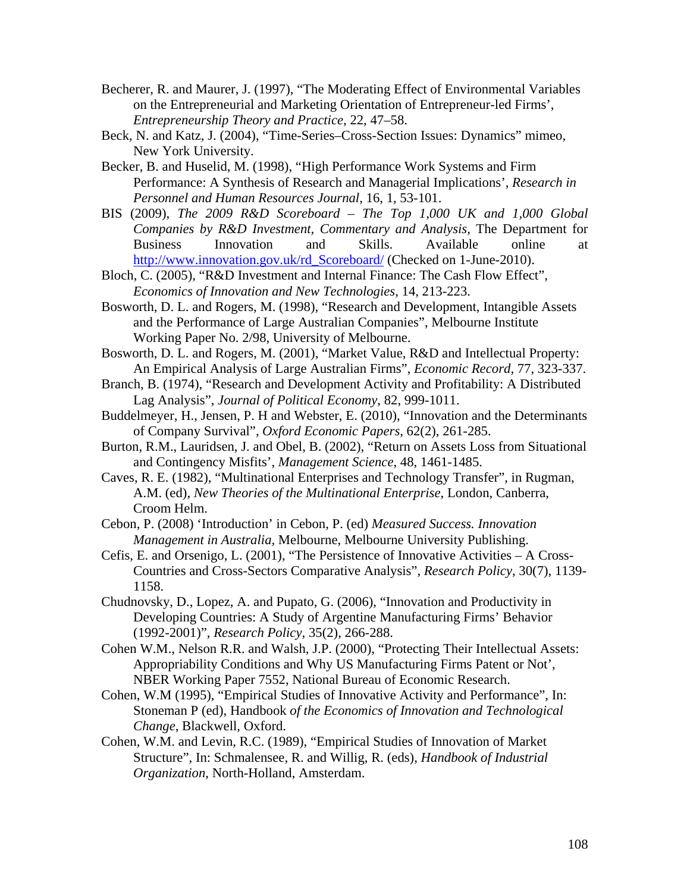Becherer, R. and Maurer, J. (1997), "The Moderating Effect of Environmental Variables on the Entrepreneurial and Marketing Orientation of Entrepreneur-led Firms', *Entrepreneurship Theory and Practice*, 22, 47–58.

Beck, N. and Katz, J. (2004), "Time-Series–Cross-Section Issues: Dynamics" mimeo, New York University.

Becker, B. and Huselid, M. (1998), "High Performance Work Systems and Firm Performance: A Synthesis of Research and Managerial Implications', *Research in Personnel and Human Resources Journal*, 16, 1, 53-101.

BIS (2009), *The 2009 R&D Scoreboard – The Top 1,000 UK and 1,000 Global Companies by R&D Investment, Commentary and Analysis*, The Department for Business Innovation and Skills. Available online at http://www.innovation.gov.uk/rd_Scoreboard/ (Checked on 1-June-2010).

Bloch, C. (2005), "R&D Investment and Internal Finance: The Cash Flow Effect", *Economics of Innovation and New Technologies*, 14, 213-223.

Bosworth, D. L. and Rogers, M. (1998), "Research and Development, Intangible Assets and the Performance of Large Australian Companies", Melbourne Institute Working Paper No. 2/98, University of Melbourne.

Bosworth, D. L. and Rogers, M. (2001), "Market Value, R&D and Intellectual Property: An Empirical Analysis of Large Australian Firms", *Economic Record*, 77, 323-337.

Branch, B. (1974), "Research and Development Activity and Profitability: A Distributed Lag Analysis", *Journal of Political Economy*, 82, 999-1011.

Buddelmeyer, H., Jensen, P. H and Webster, E. (2010), "Innovation and the Determinants of Company Survival", *Oxford Economic Papers*, 62(2), 261-285.

Burton, R.M., Lauridsen, J. and Obel, B. (2002), "Return on Assets Loss from Situational and Contingency Misfits', *Management Science*, 48, 1461-1485.

Caves, R. E. (1982), "Multinational Enterprises and Technology Transfer", in Rugman, A.M. (ed), *New Theories of the Multinational Enterprise*, London, Canberra, Croom Helm.

Cebon, P. (2008) 'Introduction' in Cebon, P. (ed) *Measured Success. Innovation Management in Australia*, Melbourne, Melbourne University Publishing.

Cefis, E. and Orsenigo, L. (2001), "The Persistence of Innovative Activities – A Cross-Countries and Cross-Sectors Comparative Analysis", *Research Policy*, 30(7), 1139-1158.

Chudnovsky, D., Lopez, A. and Pupato, G. (2006), "Innovation and Productivity in Developing Countries: A Study of Argentine Manufacturing Firms' Behavior (1992-2001)", *Research Policy*, 35(2), 266-288.

Cohen W.M., Nelson R.R. and Walsh, J.P. (2000), "Protecting Their Intellectual Assets: Appropriability Conditions and Why US Manufacturing Firms Patent or Not', NBER Working Paper 7552, National Bureau of Economic Research.

Cohen, W.M (1995), "Empirical Studies of Innovative Activity and Performance", In: Stoneman P (ed), Handbook *of the Economics of Innovation and Technological Change*, Blackwell, Oxford.

Cohen, W.M. and Levin, R.C. (1989), "Empirical Studies of Innovation of Market Structure", In: Schmalensee, R. and Willig, R. (eds), *Handbook of Industrial Organization*, North-Holland, Amsterdam.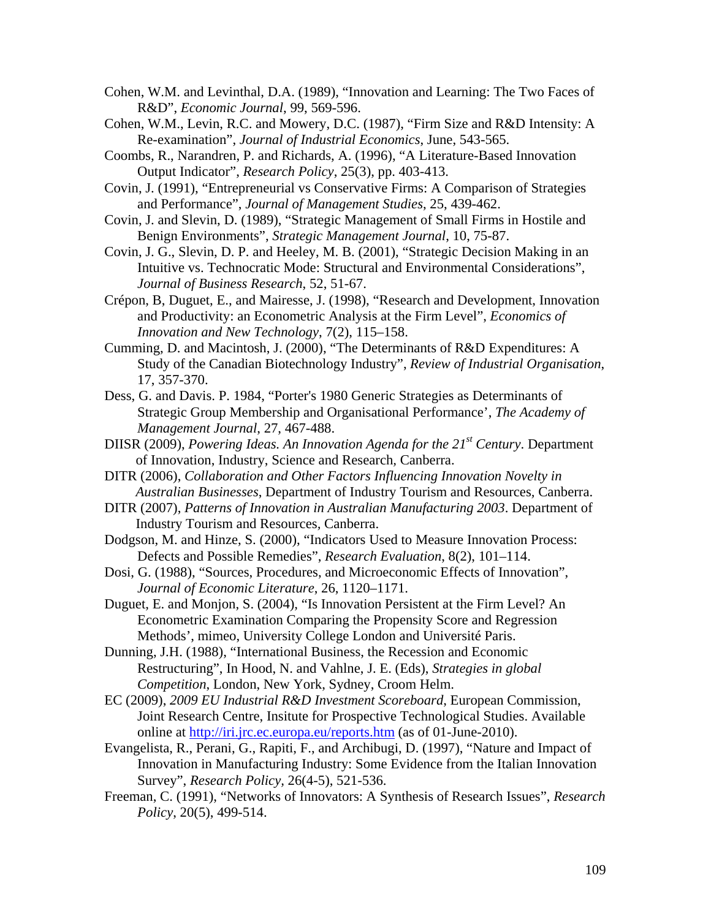Cohen, W.M. and Levinthal, D.A. (1989), "Innovation and Learning: The Two Faces of R&D", *Economic Journal*, 99, 569-596.

Cohen, W.M., Levin, R.C. and Mowery, D.C. (1987), "Firm Size and R&D Intensity: A Re-examination", *Journal of Industrial Economics*, June, 543-565.

Coombs, R., Narandren, P. and Richards, A. (1996), "A Literature-Based Innovation Output Indicator", *Research Policy*, 25(3), pp. 403-413.

Covin, J. (1991), "Entrepreneurial vs Conservative Firms: A Comparison of Strategies and Performance", *Journal of Management Studies*, 25, 439-462.

Covin, J. and Slevin, D. (1989), "Strategic Management of Small Firms in Hostile and Benign Environments", *Strategic Management Journal*, 10, 75-87.

Covin, J. G., Slevin, D. P. and Heeley, M. B. (2001), "Strategic Decision Making in an Intuitive vs. Technocratic Mode: Structural and Environmental Considerations", *Journal of Business Research*, 52, 51-67.

Crépon, B, Duguet, E., and Mairesse, J. (1998), "Research and Development, Innovation and Productivity: an Econometric Analysis at the Firm Level", *Economics of Innovation and New Technology*, 7(2), 115–158.

Cumming, D. and Macintosh, J. (2000), "The Determinants of R&D Expenditures: A Study of the Canadian Biotechnology Industry", *Review of Industrial Organisation*, 17, 357-370.

Dess, G. and Davis. P. 1984, "Porter's 1980 Generic Strategies as Determinants of Strategic Group Membership and Organisational Performance', *The Academy of Management Journal*, 27, 467-488.

DIISR (2009), *Powering Ideas. An Innovation Agenda for the 21st Century*. Department of Innovation, Industry, Science and Research, Canberra.

DITR (2006), *Collaboration and Other Factors Influencing Innovation Novelty in Australian Businesses*, Department of Industry Tourism and Resources, Canberra.

DITR (2007), *Patterns of Innovation in Australian Manufacturing 2003*. Department of Industry Tourism and Resources, Canberra.

Dodgson, M. and Hinze, S. (2000), "Indicators Used to Measure Innovation Process: Defects and Possible Remedies", *Research Evaluation*, 8(2), 101–114.

Dosi, G. (1988), "Sources, Procedures, and Microeconomic Effects of Innovation", *Journal of Economic Literature*, 26, 1120–1171.

Duguet, E. and Monjon, S. (2004), "Is Innovation Persistent at the Firm Level? An Econometric Examination Comparing the Propensity Score and Regression Methods', mimeo, University College London and Université Paris.

Dunning, J.H. (1988), "International Business, the Recession and Economic Restructuring", In Hood, N. and Vahlne, J. E. (Eds), *Strategies in global Competition*, London, New York, Sydney, Croom Helm.

EC (2009), *2009 EU Industrial R&D Investment Scoreboard*, European Commission, Joint Research Centre, Insitute for Prospective Technological Studies. Available online at http://iri.jrc.ec.europa.eu/reports.htm (as of 01-June-2010).

Evangelista, R., Perani, G., Rapiti, F., and Archibugi, D. (1997), "Nature and Impact of Innovation in Manufacturing Industry: Some Evidence from the Italian Innovation Survey", *Research Policy*, 26(4-5), 521-536.

Freeman, C. (1991), "Networks of Innovators: A Synthesis of Research Issues", *Research Policy*, 20(5), 499-514.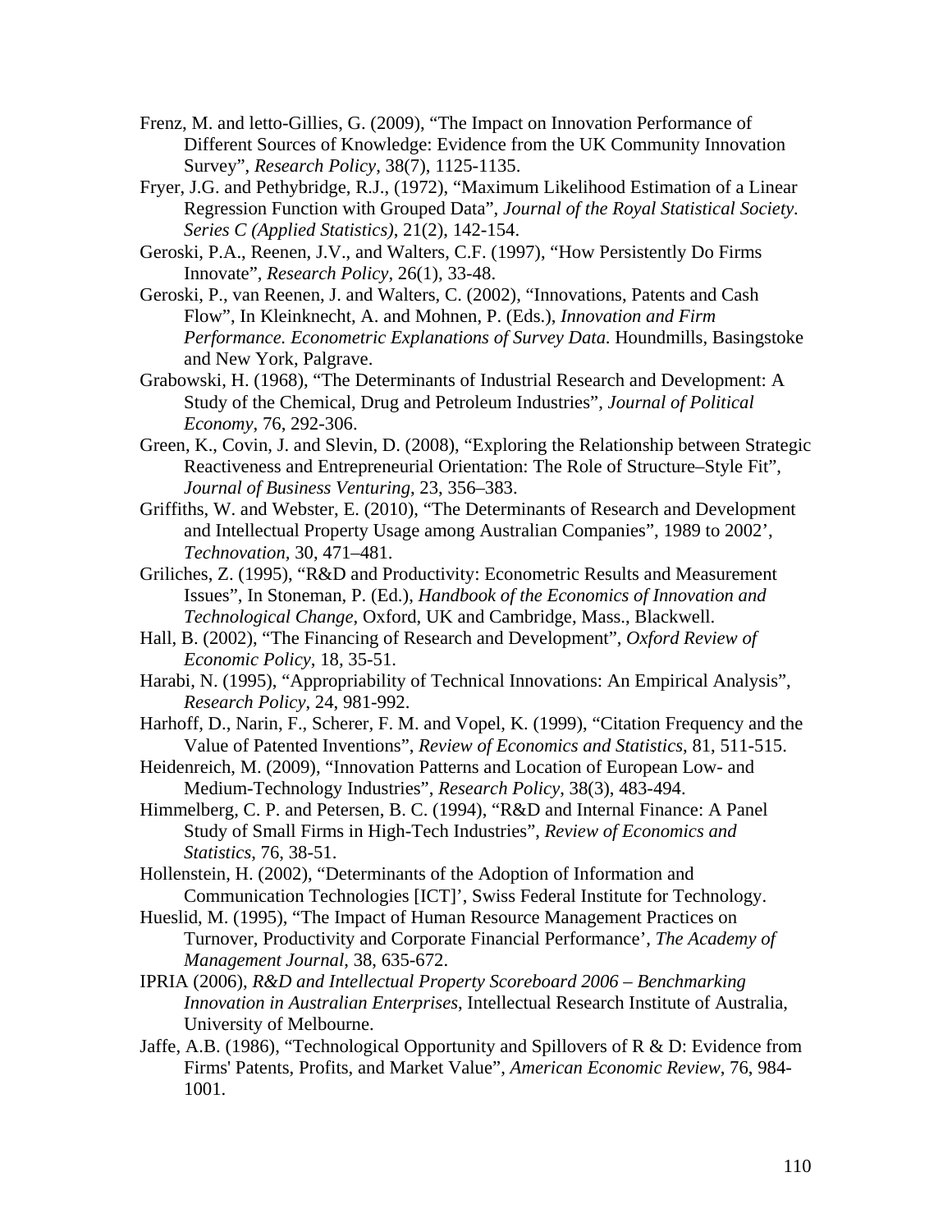Frenz, M. and letto-Gillies, G. (2009), "The Impact on Innovation Performance of Different Sources of Knowledge: Evidence from the UK Community Innovation Survey", *Research Policy*, 38(7), 1125-1135.

Fryer, J.G. and Pethybridge, R.J., (1972), "Maximum Likelihood Estimation of a Linear Regression Function with Grouped Data", *Journal of the Royal Statistical Society. Series C (Applied Statistics)*, 21(2), 142-154.

Geroski, P.A., Reenen, J.V., and Walters, C.F. (1997), "How Persistently Do Firms Innovate", *Research Policy*, 26(1), 33-48.

Geroski, P., van Reenen, J. and Walters, C. (2002), "Innovations, Patents and Cash Flow", In Kleinknecht, A. and Mohnen, P. (Eds.), *Innovation and Firm Performance. Econometric Explanations of Survey Data.* Houndmills, Basingstoke and New York, Palgrave.

Grabowski, H. (1968), "The Determinants of Industrial Research and Development: A Study of the Chemical, Drug and Petroleum Industries", *Journal of Political Economy*, 76, 292-306.

Green, K., Covin, J. and Slevin, D. (2008), "Exploring the Relationship between Strategic Reactiveness and Entrepreneurial Orientation: The Role of Structure–Style Fit", *Journal of Business Venturing*, 23, 356–383.

Griffiths, W. and Webster, E. (2010), "The Determinants of Research and Development and Intellectual Property Usage among Australian Companies", 1989 to 2002', *Technovation,* 30, 471–481.

Griliches, Z. (1995), "R&D and Productivity: Econometric Results and Measurement Issues", In Stoneman, P. (Ed.), *Handbook of the Economics of Innovation and Technological Change*, Oxford, UK and Cambridge, Mass., Blackwell.

Hall, B. (2002), "The Financing of Research and Development", *Oxford Review of Economic Policy*, 18, 35-51.

Harabi, N. (1995), "Appropriability of Technical Innovations: An Empirical Analysis", *Research Policy*, 24, 981-992.

Harhoff, D., Narin, F., Scherer, F. M. and Vopel, K. (1999), "Citation Frequency and the Value of Patented Inventions", *Review of Economics and Statistics*, 81, 511-515.

Heidenreich, M. (2009), "Innovation Patterns and Location of European Low- and Medium-Technology Industries", *Research Policy*, 38(3), 483-494.

Himmelberg, C. P. and Petersen, B. C. (1994), "R&D and Internal Finance: A Panel Study of Small Firms in High-Tech Industries", *Review of Economics and Statistics*, 76, 38-51.

Hollenstein, H. (2002), "Determinants of the Adoption of Information and Communication Technologies [ICT]', Swiss Federal Institute for Technology.

Hueslid, M. (1995), "The Impact of Human Resource Management Practices on Turnover, Productivity and Corporate Financial Performance', *The Academy of Management Journal*, 38, 635-672.

IPRIA (2006), *R&D and Intellectual Property Scoreboard 2006 – Benchmarking Innovation in Australian Enterprises*, Intellectual Research Institute of Australia, University of Melbourne.

Jaffe, A.B. (1986), "Technological Opportunity and Spillovers of R & D: Evidence from Firms' Patents, Profits, and Market Value", *American Economic Review*, 76, 984-1001.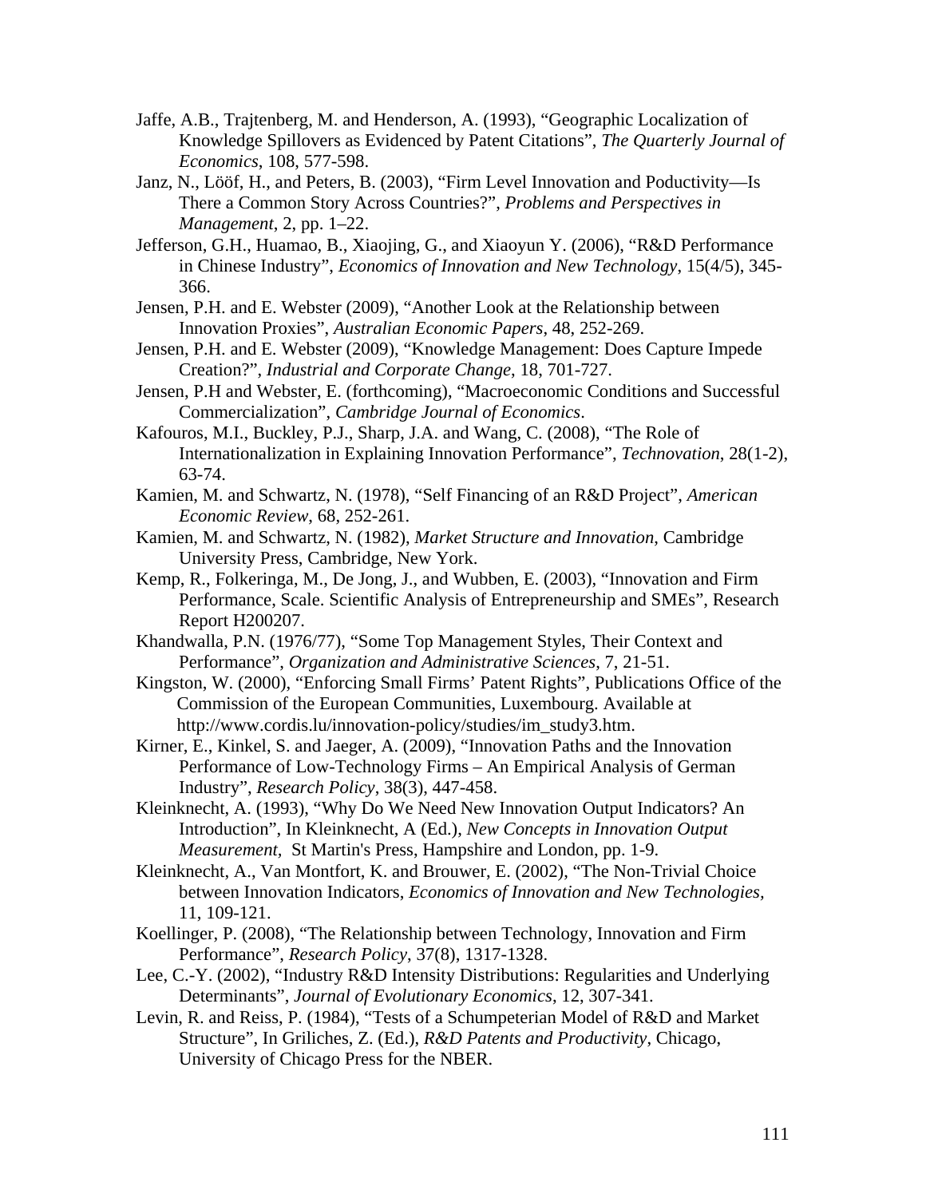Jaffe, A.B., Trajtenberg, M. and Henderson, A. (1993), "Geographic Localization of Knowledge Spillovers as Evidenced by Patent Citations", *The Quarterly Journal of Economics*, 108, 577-598.

Janz, N., Lööf, H., and Peters, B. (2003), "Firm Level Innovation and Poductivity—Is There a Common Story Across Countries?", *Problems and Perspectives in Management*, 2, pp. 1–22.

Jefferson, G.H., Huamao, B., Xiaojing, G., and Xiaoyun Y. (2006), "R&D Performance in Chinese Industry", *Economics of Innovation and New Technology*, 15(4/5), 345-366.

Jensen, P.H. and E. Webster (2009), "Another Look at the Relationship between Innovation Proxies", *Australian Economic Papers*, 48, 252-269.

Jensen, P.H. and E. Webster (2009), "Knowledge Management: Does Capture Impede Creation?", *Industrial and Corporate Change*, 18, 701-727.

Jensen, P.H and Webster, E. (forthcoming), "Macroeconomic Conditions and Successful Commercialization", *Cambridge Journal of Economics*.

Kafouros, M.I., Buckley, P.J., Sharp, J.A. and Wang, C. (2008), "The Role of Internationalization in Explaining Innovation Performance", *Technovation*, 28(1-2), 63-74.

Kamien, M. and Schwartz, N. (1978), "Self Financing of an R&D Project", *American Economic Review*, 68, 252-261.

Kamien, M. and Schwartz, N. (1982), *Market Structure and Innovation*, Cambridge University Press, Cambridge, New York.

Kemp, R., Folkeringa, M., De Jong, J., and Wubben, E. (2003), "Innovation and Firm Performance, Scale. Scientific Analysis of Entrepreneurship and SMEs", Research Report H200207.

Khandwalla, P.N. (1976/77), "Some Top Management Styles, Their Context and Performance", *Organization and Administrative Sciences*, 7, 21-51.

Kingston, W. (2000), "Enforcing Small Firms' Patent Rights", Publications Office of the Commission of the European Communities, Luxembourg. Available at http://www.cordis.lu/innovation-policy/studies/im_study3.htm.

Kirner, E., Kinkel, S. and Jaeger, A. (2009), "Innovation Paths and the Innovation Performance of Low-Technology Firms – An Empirical Analysis of German Industry", *Research Policy*, 38(3), 447-458.

Kleinknecht, A. (1993), "Why Do We Need New Innovation Output Indicators? An Introduction", In Kleinknecht, A (Ed.), *New Concepts in Innovation Output Measurement*, St Martin's Press, Hampshire and London, pp. 1-9.

Kleinknecht, A., Van Montfort, K. and Brouwer, E. (2002), "The Non-Trivial Choice between Innovation Indicators, *Economics of Innovation and New Technologies*, 11, 109-121.

Koellinger, P. (2008), "The Relationship between Technology, Innovation and Firm Performance", *Research Policy*, 37(8), 1317-1328.

Lee, C.-Y. (2002), "Industry R&D Intensity Distributions: Regularities and Underlying Determinants", *Journal of Evolutionary Economics*, 12, 307-341.

Levin, R. and Reiss, P. (1984), "Tests of a Schumpeterian Model of R&D and Market Structure", In Griliches, Z. (Ed.), *R&D Patents and Productivity*, Chicago, University of Chicago Press for the NBER.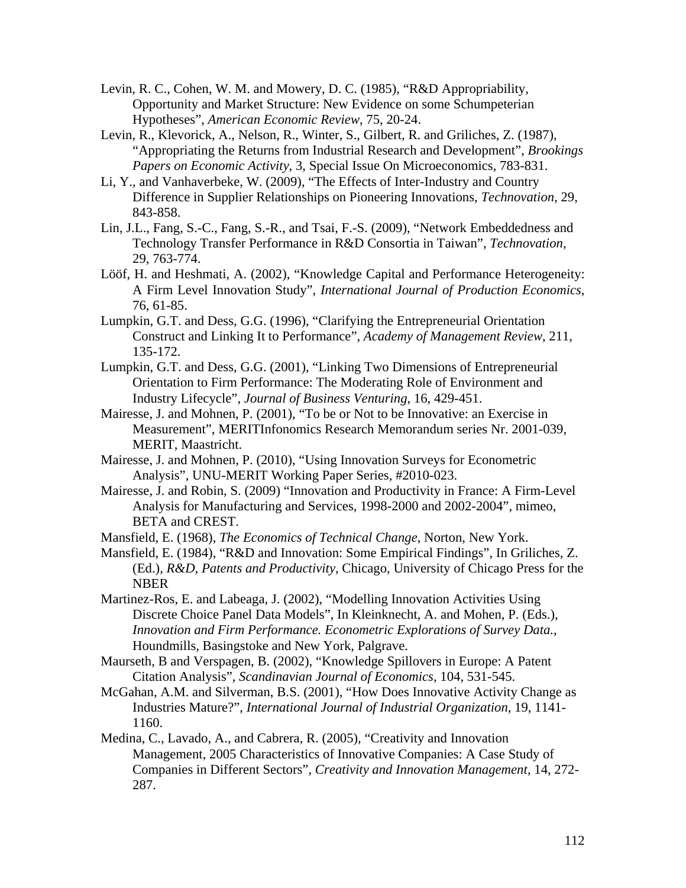Levin, R. C., Cohen, W. M. and Mowery, D. C. (1985), "R&D Appropriability, Opportunity and Market Structure: New Evidence on some Schumpeterian Hypotheses", *American Economic Review*, 75, 20-24.

Levin, R., Klevorick, A., Nelson, R., Winter, S., Gilbert, R. and Griliches, Z. (1987), "Appropriating the Returns from Industrial Research and Development", *Brookings Papers on Economic Activity*, 3, Special Issue On Microeconomics, 783-831.

Li, Y., and Vanhaverbeke, W. (2009), "The Effects of Inter-Industry and Country Difference in Supplier Relationships on Pioneering Innovations, *Technovation*, 29, 843-858.

Lin, J.L., Fang, S.-C., Fang, S.-R., and Tsai, F.-S. (2009), "Network Embeddedness and Technology Transfer Performance in R&D Consortia in Taiwan", *Technovation*, 29, 763-774.

Lööf, H. and Heshmati, A. (2002), "Knowledge Capital and Performance Heterogeneity: A Firm Level Innovation Study", *International Journal of Production Economics*, 76, 61-85.

Lumpkin, G.T. and Dess, G.G. (1996), "Clarifying the Entrepreneurial Orientation Construct and Linking It to Performance", *Academy of Management Review*, 211, 135-172.

Lumpkin, G.T. and Dess, G.G. (2001), "Linking Two Dimensions of Entrepreneurial Orientation to Firm Performance: The Moderating Role of Environment and Industry Lifecycle", *Journal of Business Venturing*, 16, 429-451.

Mairesse, J. and Mohnen, P. (2001), "To be or Not to be Innovative: an Exercise in Measurement", MERITInfonomics Research Memorandum series Nr. 2001-039, MERIT, Maastricht.

Mairesse, J. and Mohnen, P. (2010), "Using Innovation Surveys for Econometric Analysis", UNU-MERIT Working Paper Series, #2010-023.

Mairesse, J. and Robin, S. (2009) "Innovation and Productivity in France: A Firm-Level Analysis for Manufacturing and Services, 1998-2000 and 2002-2004", mimeo, BETA and CREST.

Mansfield, E. (1968), *The Economics of Technical Change*, Norton, New York.

Mansfield, E. (1984), "R&D and Innovation: Some Empirical Findings", In Griliches, Z. (Ed.), *R&D, Patents and Productivity*, Chicago, University of Chicago Press for the NBER

Martinez-Ros, E. and Labeaga, J. (2002), "Modelling Innovation Activities Using Discrete Choice Panel Data Models", In Kleinknecht, A. and Mohen, P. (Eds.), *Innovation and Firm Performance. Econometric Explorations of Survey Data.*, Houndmills, Basingstoke and New York, Palgrave.

Maurseth, B and Verspagen, B. (2002), "Knowledge Spillovers in Europe: A Patent Citation Analysis", *Scandinavian Journal of Economics*, 104, 531-545.

McGahan, A.M. and Silverman, B.S. (2001), "How Does Innovative Activity Change as Industries Mature?", *International Journal of Industrial Organization*, 19, 1141-1160.

Medina, C., Lavado, A., and Cabrera, R. (2005), "Creativity and Innovation Management, 2005 Characteristics of Innovative Companies: A Case Study of Companies in Different Sectors", *Creativity and Innovation Management*, 14, 272-287.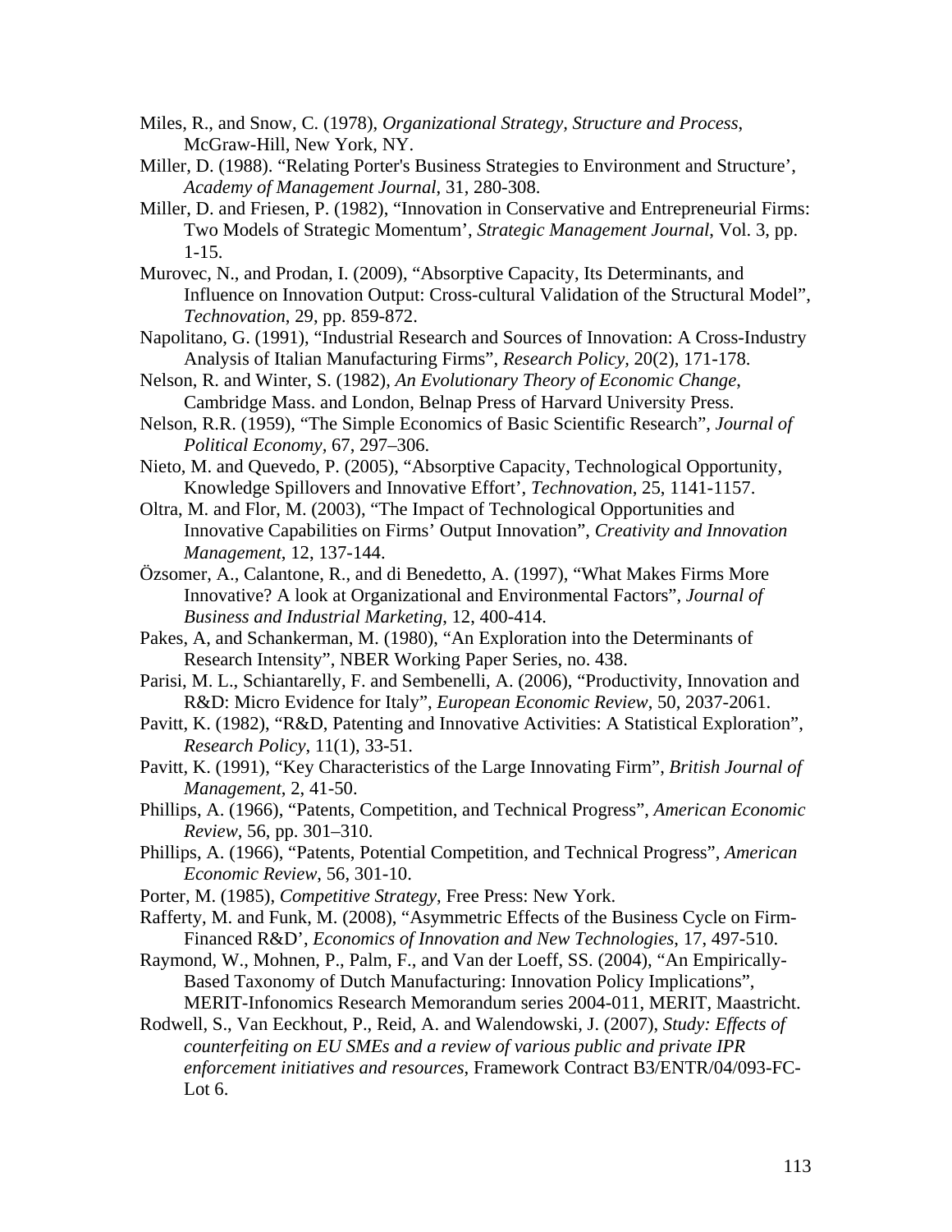Miles, R., and Snow, C. (1978), *Organizational Strategy, Structure and Process*, McGraw-Hill, New York, NY.

Miller, D. (1988). "Relating Porter's Business Strategies to Environment and Structure', *Academy of Management Journal*, 31, 280-308.

Miller, D. and Friesen, P. (1982), "Innovation in Conservative and Entrepreneurial Firms: Two Models of Strategic Momentum', *Strategic Management Journal*, Vol. 3, pp. 1-15.

Murovec, N., and Prodan, I. (2009), "Absorptive Capacity, Its Determinants, and Influence on Innovation Output: Cross-cultural Validation of the Structural Model", *Technovation*, 29, pp. 859-872.

Napolitano, G. (1991), "Industrial Research and Sources of Innovation: A Cross-Industry Analysis of Italian Manufacturing Firms", *Research Policy*, 20(2), 171-178.

Nelson, R. and Winter, S. (1982), *An Evolutionary Theory of Economic Change*, Cambridge Mass. and London, Belnap Press of Harvard University Press.

Nelson, R.R. (1959), "The Simple Economics of Basic Scientific Research", *Journal of Political Economy*, 67, 297–306.

Nieto, M. and Quevedo, P. (2005), "Absorptive Capacity, Technological Opportunity, Knowledge Spillovers and Innovative Effort', *Technovation*, 25, 1141-1157.

Oltra, M. and Flor, M. (2003), "The Impact of Technological Opportunities and Innovative Capabilities on Firms' Output Innovation", *Creativity and Innovation Management*, 12, 137-144.

Özsomer, A., Calantone, R., and di Benedetto, A. (1997), "What Makes Firms More Innovative? A look at Organizational and Environmental Factors", *Journal of Business and Industrial Marketing*, 12, 400-414.

Pakes, A, and Schankerman, M. (1980), "An Exploration into the Determinants of Research Intensity", NBER Working Paper Series, no. 438.

Parisi, M. L., Schiantarelly, F. and Sembenelli, A. (2006), "Productivity, Innovation and R&D: Micro Evidence for Italy", *European Economic Review*, 50, 2037-2061.

Pavitt, K. (1982), "R&D, Patenting and Innovative Activities: A Statistical Exploration", *Research Policy*, 11(1), 33-51.

Pavitt, K. (1991), "Key Characteristics of the Large Innovating Firm", *British Journal of Management*, 2, 41-50.

Phillips, A. (1966), "Patents, Competition, and Technical Progress", *American Economic Review*, 56, pp. 301–310.

Phillips, A. (1966), "Patents, Potential Competition, and Technical Progress", *American Economic Review*, 56, 301-10.

Porter, M. (1985), *Competitive Strategy*, Free Press: New York.

Rafferty, M. and Funk, M. (2008), "Asymmetric Effects of the Business Cycle on Firm-Financed R&D', *Economics of Innovation and New Technologies*, 17, 497-510.

Raymond, W., Mohnen, P., Palm, F., and Van der Loeff, SS. (2004), "An Empirically-Based Taxonomy of Dutch Manufacturing: Innovation Policy Implications", MERIT-Infonomics Research Memorandum series 2004-011, MERIT, Maastricht.

Rodwell, S., Van Eeckhout, P., Reid, A. and Walendowski, J. (2007), *Study: Effects of counterfeiting on EU SMEs and a review of various public and private IPR enforcement initiatives and resources*, Framework Contract B3/ENTR/04/093-FC-Lot 6.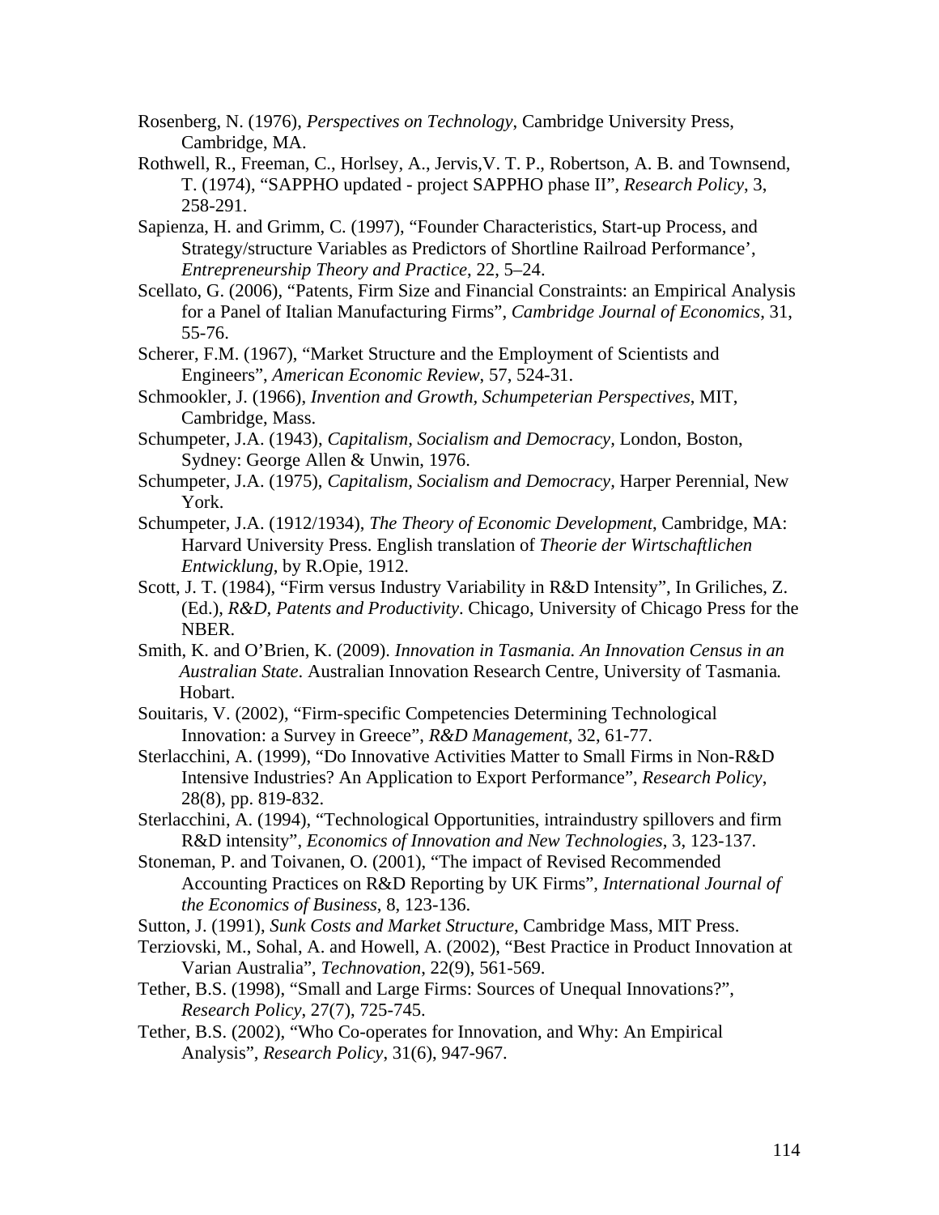Rosenberg, N. (1976), *Perspectives on Technology*, Cambridge University Press, Cambridge, MA.

Rothwell, R., Freeman, C., Horlsey, A., Jervis,V. T. P., Robertson, A. B. and Townsend, T. (1974), "SAPPHO updated - project SAPPHO phase II", *Research Policy*, 3, 258-291.

Sapienza, H. and Grimm, C. (1997), "Founder Characteristics, Start-up Process, and Strategy/structure Variables as Predictors of Shortline Railroad Performance', *Entrepreneurship Theory and Practice*, 22, 5–24.

Scellato, G. (2006), "Patents, Firm Size and Financial Constraints: an Empirical Analysis for a Panel of Italian Manufacturing Firms", *Cambridge Journal of Economics*, 31, 55-76.

Scherer, F.M. (1967), "Market Structure and the Employment of Scientists and Engineers", *American Economic Review*, 57, 524-31.

Schmookler, J. (1966), *Invention and Growth, Schumpeterian Perspectives*, MIT, Cambridge, Mass.

Schumpeter, J.A. (1943), *Capitalism, Socialism and Democracy*, London, Boston, Sydney: George Allen & Unwin, 1976.

Schumpeter, J.A. (1975), *Capitalism, Socialism and Democracy*, Harper Perennial, New York.

Schumpeter, J.A. (1912/1934), *The Theory of Economic Development*, Cambridge, MA: Harvard University Press. English translation of *Theorie der Wirtschaftlichen Entwicklung*, by R.Opie, 1912.

Scott, J. T. (1984), "Firm versus Industry Variability in R&D Intensity", In Griliches, Z. (Ed.), *R&D, Patents and Productivity*. Chicago, University of Chicago Press for the NBER.

Smith, K. and O'Brien, K. (2009). *Innovation in Tasmania. An Innovation Census in an Australian State*. Australian Innovation Research Centre, University of Tasmania*.* Hobart.

Souitaris, V. (2002), "Firm-specific Competencies Determining Technological Innovation: a Survey in Greece", *R&D Management*, 32, 61-77.

Sterlacchini, A. (1999), "Do Innovative Activities Matter to Small Firms in Non-R&D Intensive Industries? An Application to Export Performance", *Research Policy*, 28(8), pp. 819-832.

Sterlacchini, A. (1994), "Technological Opportunities, intraindustry spillovers and firm R&D intensity", *Economics of Innovation and New Technologies*, 3, 123-137.

Stoneman, P. and Toivanen, O. (2001), "The impact of Revised Recommended Accounting Practices on R&D Reporting by UK Firms", *International Journal of the Economics of Business*, 8, 123-136.

Sutton, J. (1991), *Sunk Costs and Market Structure*, Cambridge Mass, MIT Press.

Terziovski, M., Sohal, A. and Howell, A. (2002), "Best Practice in Product Innovation at Varian Australia", *Technovation*, 22(9), 561-569.

Tether, B.S. (1998), "Small and Large Firms: Sources of Unequal Innovations?", *Research Policy*, 27(7), 725-745.

Tether, B.S. (2002), "Who Co-operates for Innovation, and Why: An Empirical Analysis", *Research Policy*, 31(6), 947-967.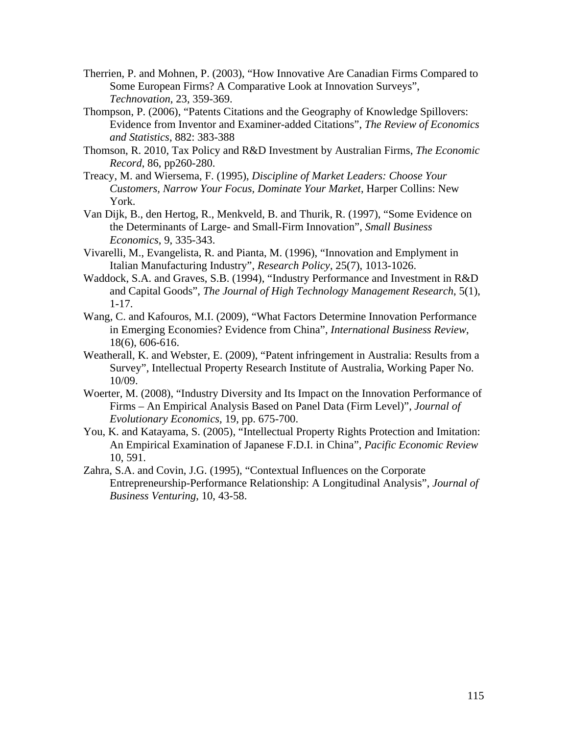Therrien, P. and Mohnen, P. (2003), "How Innovative Are Canadian Firms Compared to Some European Firms? A Comparative Look at Innovation Surveys", *Technovation*, 23, 359-369.

Thompson, P. (2006), "Patents Citations and the Geography of Knowledge Spillovers: Evidence from Inventor and Examiner-added Citations", *The Review of Economics and Statistics*, 882: 383-388

Thomson, R. 2010, Tax Policy and R&D Investment by Australian Firms, *The Economic Record*, 86, pp260-280.

Treacy, M. and Wiersema, F. (1995), *Discipline of Market Leaders: Choose Your Customers, Narrow Your Focus, Dominate Your Market*, Harper Collins: New York.

Van Dijk, B., den Hertog, R., Menkveld, B. and Thurik, R. (1997), "Some Evidence on the Determinants of Large- and Small-Firm Innovation", *Small Business Economics*, 9, 335-343.

Vivarelli, M., Evangelista, R. and Pianta, M. (1996), "Innovation and Emplyment in Italian Manufacturing Industry", *Research Policy*, 25(7), 1013-1026.

Waddock, S.A. and Graves, S.B. (1994), "Industry Performance and Investment in R&D and Capital Goods", *The Journal of High Technology Management Research*, 5(1), 1-17.

Wang, C. and Kafouros, M.I. (2009), "What Factors Determine Innovation Performance in Emerging Economies? Evidence from China", *International Business Review*, 18(6), 606-616.

Weatherall, K. and Webster, E. (2009), "Patent infringement in Australia: Results from a Survey", Intellectual Property Research Institute of Australia, Working Paper No. 10/09.

Woerter, M. (2008), "Industry Diversity and Its Impact on the Innovation Performance of Firms – An Empirical Analysis Based on Panel Data (Firm Level)", *Journal of Evolutionary Economics*, 19, pp. 675-700.

You, K. and Katayama, S. (2005), "Intellectual Property Rights Protection and Imitation: An Empirical Examination of Japanese F.D.I. in China", *Pacific Economic Review* 10, 591.

Zahra, S.A. and Covin, J.G. (1995), "Contextual Influences on the Corporate Entrepreneurship-Performance Relationship: A Longitudinal Analysis", *Journal of Business Venturing*, 10, 43-58.